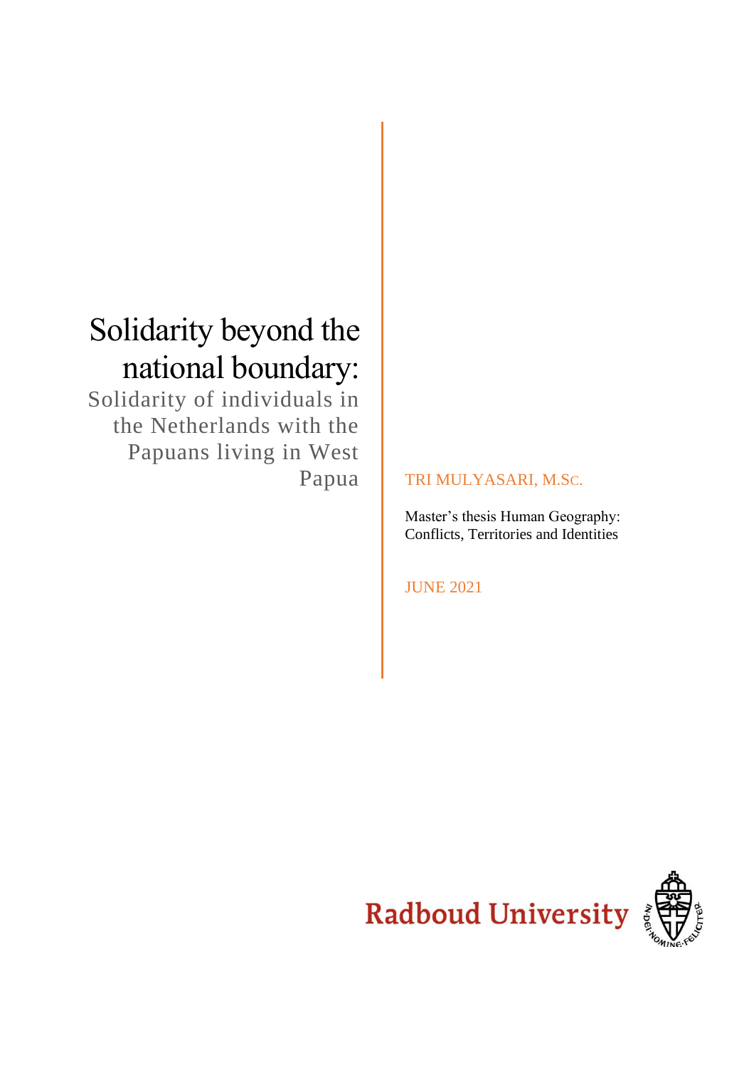# Solidarity beyond the national boundary:

## Solidarity of individuals in the Netherlands with the Papuans living in West Papua

TRI MULYASARI, M.SC.

Master's thesis Human Geography: Conflicts, Territories and Identities

JUNE 2021

Radboud University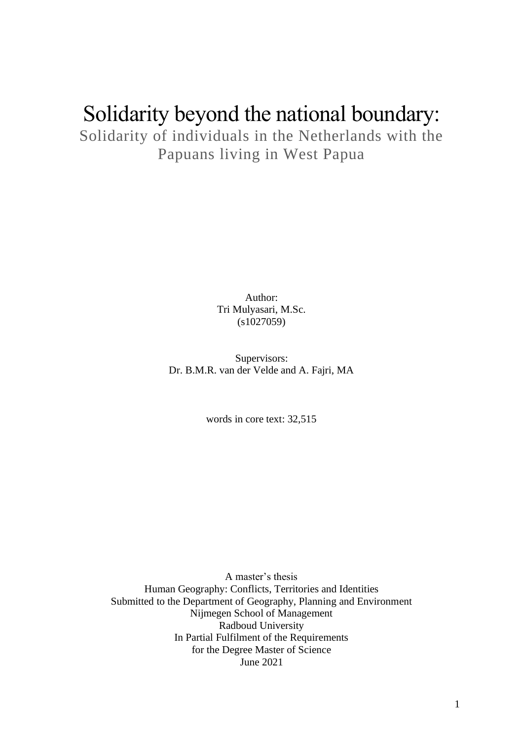# Solidarity beyond the national boundary:

## Solidarity of individuals in the Netherlands with the Papuans living in West Papua

Author:
Tri Mulyasari, M.Sc.
(s1027059)

Supervisors:
Dr. B.M.R. van der Velde and A. Fajri, MA

words in core text: 32,515

A master's thesis
Human Geography: Conflicts, Territories and Identities
Submitted to the Department of Geography, Planning and Environment
Nijmegen School of Management
Radboud University
In Partial Fulfilment of the Requirements
for the Degree Master of Science
June 2021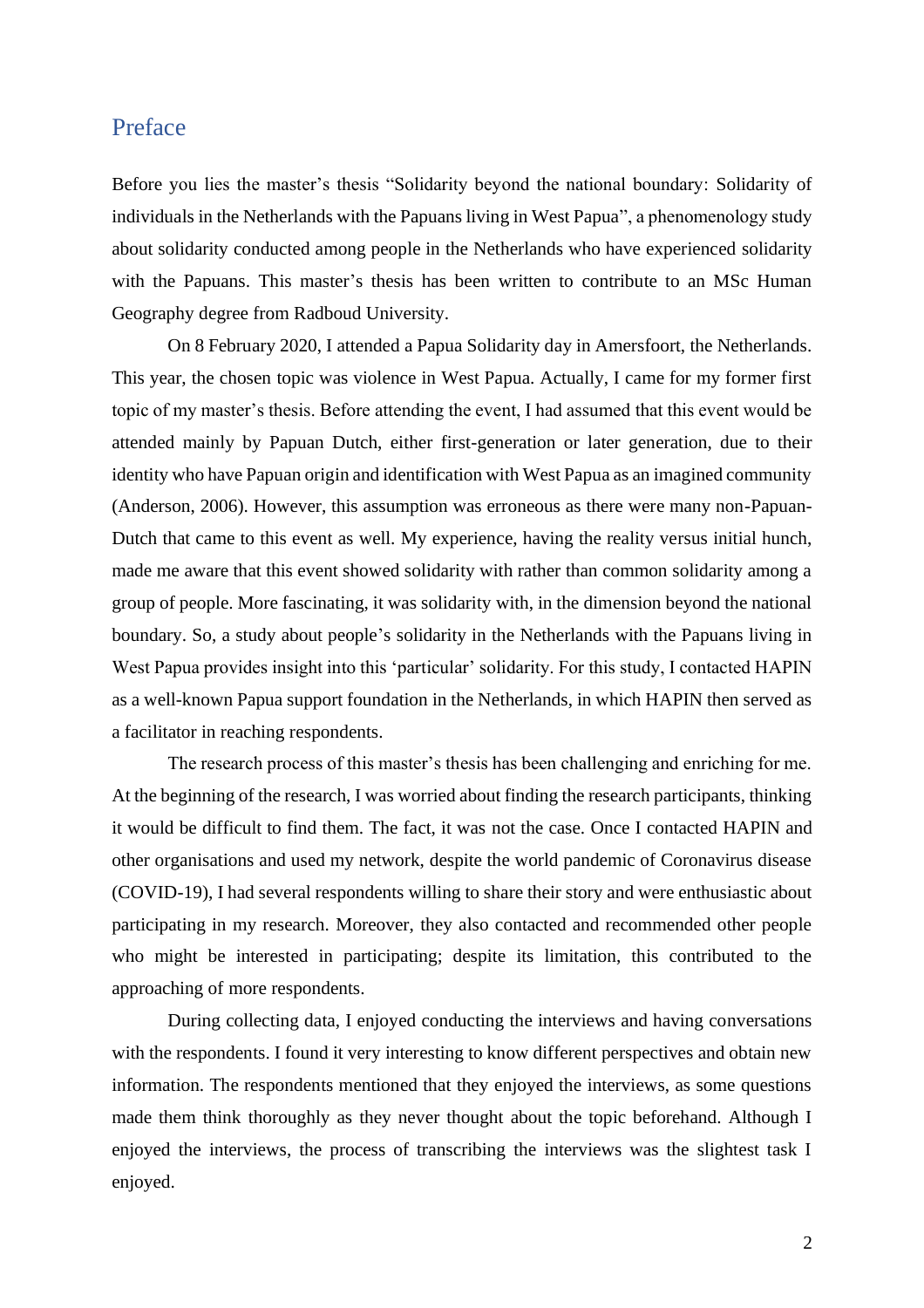# Preface

Before you lies the master's thesis "Solidarity beyond the national boundary: Solidarity of individuals in the Netherlands with the Papuans living in West Papua", a phenomenology study about solidarity conducted among people in the Netherlands who have experienced solidarity with the Papuans. This master's thesis has been written to contribute to an MSc Human Geography degree from Radboud University.

On 8 February 2020, I attended a Papua Solidarity day in Amersfoort, the Netherlands. This year, the chosen topic was violence in West Papua. Actually, I came for my former first topic of my master's thesis. Before attending the event, I had assumed that this event would be attended mainly by Papuan Dutch, either first-generation or later generation, due to their identity who have Papuan origin and identification with West Papua as an imagined community (Anderson, 2006). However, this assumption was erroneous as there were many non-Papuan-Dutch that came to this event as well. My experience, having the reality versus initial hunch, made me aware that this event showed solidarity with rather than common solidarity among a group of people. More fascinating, it was solidarity with, in the dimension beyond the national boundary. So, a study about people's solidarity in the Netherlands with the Papuans living in West Papua provides insight into this 'particular' solidarity. For this study, I contacted HAPIN as a well-known Papua support foundation in the Netherlands, in which HAPIN then served as a facilitator in reaching respondents.

The research process of this master's thesis has been challenging and enriching for me. At the beginning of the research, I was worried about finding the research participants, thinking it would be difficult to find them. The fact, it was not the case. Once I contacted HAPIN and other organisations and used my network, despite the world pandemic of Coronavirus disease (COVID-19), I had several respondents willing to share their story and were enthusiastic about participating in my research. Moreover, they also contacted and recommended other people who might be interested in participating; despite its limitation, this contributed to the approaching of more respondents.

During collecting data, I enjoyed conducting the interviews and having conversations with the respondents. I found it very interesting to know different perspectives and obtain new information. The respondents mentioned that they enjoyed the interviews, as some questions made them think thoroughly as they never thought about the topic beforehand. Although I enjoyed the interviews, the process of transcribing the interviews was the slightest task I enjoyed.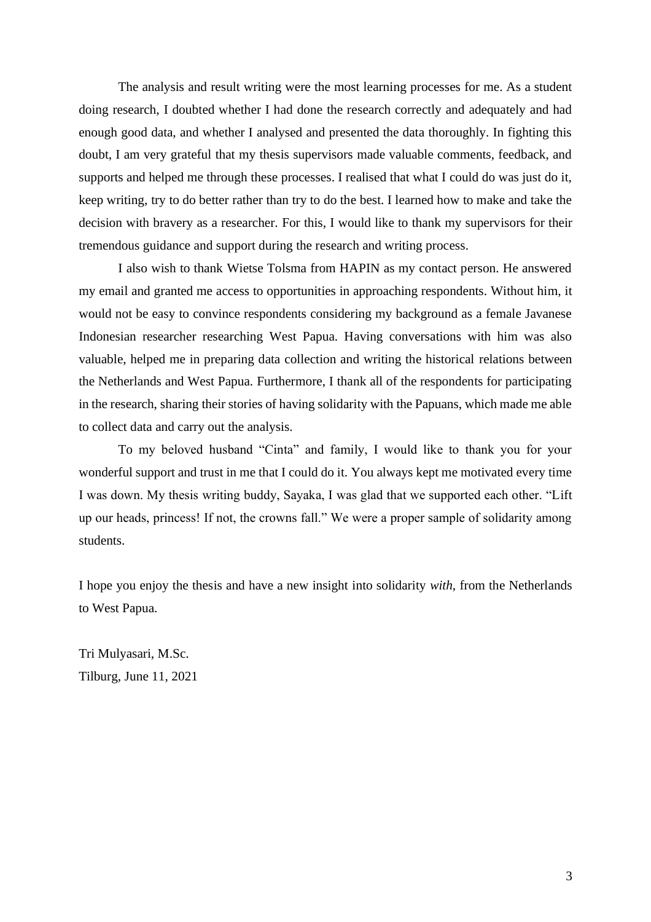The analysis and result writing were the most learning processes for me. As a student doing research, I doubted whether I had done the research correctly and adequately and had enough good data, and whether I analysed and presented the data thoroughly. In fighting this doubt, I am very grateful that my thesis supervisors made valuable comments, feedback, and supports and helped me through these processes. I realised that what I could do was just do it, keep writing, try to do better rather than try to do the best. I learned how to make and take the decision with bravery as a researcher. For this, I would like to thank my supervisors for their tremendous guidance and support during the research and writing process.

I also wish to thank Wietse Tolsma from HAPIN as my contact person. He answered my email and granted me access to opportunities in approaching respondents. Without him, it would not be easy to convince respondents considering my background as a female Javanese Indonesian researcher researching West Papua. Having conversations with him was also valuable, helped me in preparing data collection and writing the historical relations between the Netherlands and West Papua. Furthermore, I thank all of the respondents for participating in the research, sharing their stories of having solidarity with the Papuans, which made me able to collect data and carry out the analysis.

To my beloved husband "Cinta" and family, I would like to thank you for your wonderful support and trust in me that I could do it. You always kept me motivated every time I was down. My thesis writing buddy, Sayaka, I was glad that we supported each other. "Lift up our heads, princess! If not, the crowns fall." We were a proper sample of solidarity among students.

I hope you enjoy the thesis and have a new insight into solidarity *with*, from the Netherlands to West Papua.

Tri Mulyasari, M.Sc.
Tilburg, June 11, 2021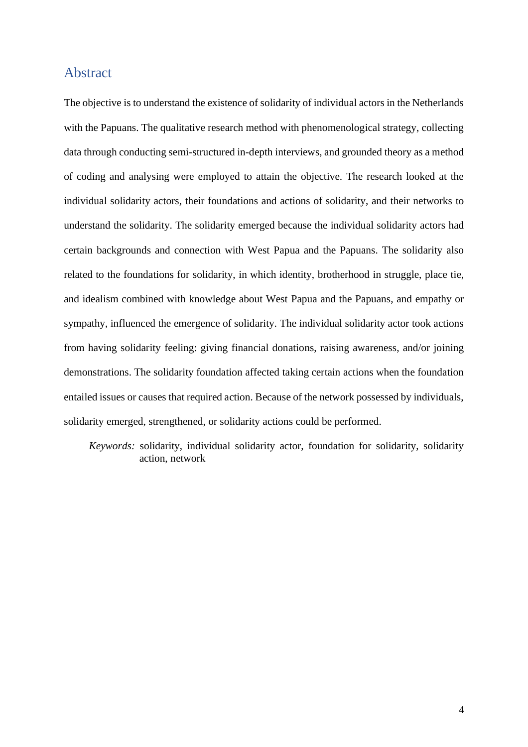## Abstract

The objective is to understand the existence of solidarity of individual actors in the Netherlands with the Papuans. The qualitative research method with phenomenological strategy, collecting data through conducting semi-structured in-depth interviews, and grounded theory as a method of coding and analysing were employed to attain the objective. The research looked at the individual solidarity actors, their foundations and actions of solidarity, and their networks to understand the solidarity. The solidarity emerged because the individual solidarity actors had certain backgrounds and connection with West Papua and the Papuans. The solidarity also related to the foundations for solidarity, in which identity, brotherhood in struggle, place tie, and idealism combined with knowledge about West Papua and the Papuans, and empathy or sympathy, influenced the emergence of solidarity. The individual solidarity actor took actions from having solidarity feeling: giving financial donations, raising awareness, and/or joining demonstrations. The solidarity foundation affected taking certain actions when the foundation entailed issues or causes that required action. Because of the network possessed by individuals, solidarity emerged, strengthened, or solidarity actions could be performed.

*Keywords:* solidarity, individual solidarity actor, foundation for solidarity, solidarity action, network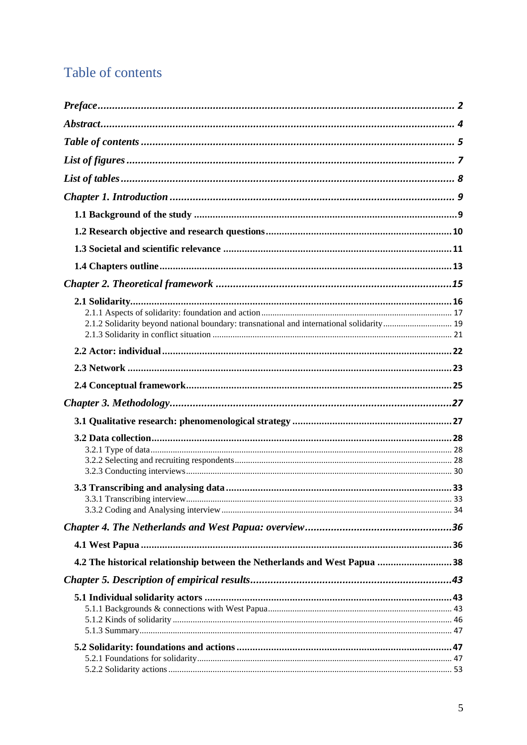# Table of contents

*Preface* ..... 2

*Abstract* ..... 4

*Table of contents* ..... 5

*List of figures* ..... 7

*List of tables* ..... 8

*Chapter 1. Introduction* ..... 9

**1.1 Background of the study** ..... 9

**1.2 Research objective and research questions** ..... 10

**1.3 Societal and scientific relevance** ..... 11

**1.4 Chapters outline** ..... 13

*Chapter 2. Theoretical framework* ..... 15

**2.1 Solidarity** ..... 16

2.1.1 Aspects of solidarity: foundation and action ..... 17

2.1.2 Solidarity beyond national boundary: transnational and international solidarity ..... 19

2.1.3 Solidarity in conflict situation ..... 21

**2.2 Actor: individual** ..... 22

**2.3 Network** ..... 23

**2.4 Conceptual framework** ..... 25

*Chapter 3. Methodology* ..... 27

**3.1 Qualitative research: phenomenological strategy** ..... 27

**3.2 Data collection** ..... 28

3.2.1 Type of data ..... 28

3.2.2 Selecting and recruiting respondents ..... 28

3.2.3 Conducting interviews ..... 30

**3.3 Transcribing and analysing data** ..... 33

3.3.1 Transcribing interview ..... 33

3.3.2 Coding and Analysing interview ..... 34

*Chapter 4. The Netherlands and West Papua: overview* ..... 36

**4.1 West Papua** ..... 36

**4.2 The historical relationship between the Netherlands and West Papua** ..... 38

*Chapter 5. Description of empirical results* ..... 43

**5.1 Individual solidarity actors** ..... 43

5.1.1 Backgrounds & connections with West Papua ..... 43

5.1.2 Kinds of solidarity ..... 46

5.1.3 Summary ..... 47

**5.2 Solidarity: foundations and actions** ..... 47

5.2.1 Foundations for solidarity ..... 47

5.2.2 Solidarity actions ..... 53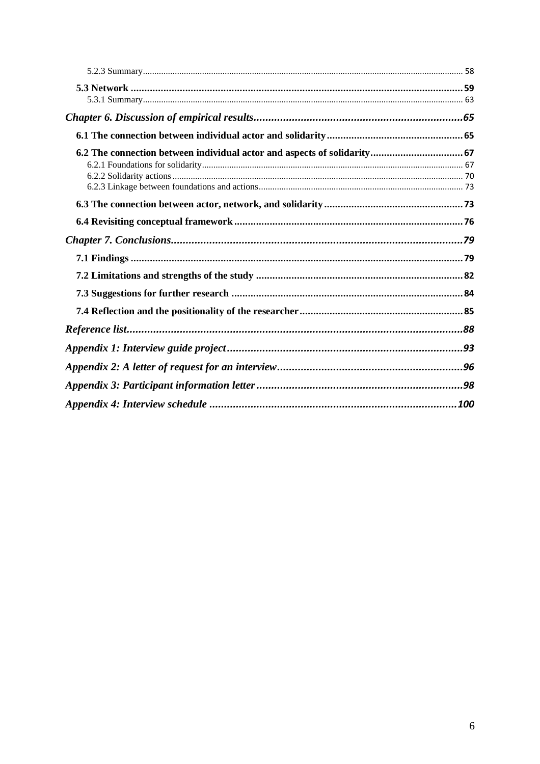5.2.3 Summary ........................................................................ 58

**5.3 Network** ........................................................................ **59**

5.3.1 Summary ........................................................................ 63

***Chapter 6. Discussion of empirical results*** ........................................................................ ***65***

**6.1 The connection between individual actor and solidarity** ........................................................................ **65**

**6.2 The connection between individual actor and aspects of solidarity** ........................................................................ **67**

6.2.1 Foundations for solidarity ........................................................................ 67

6.2.2 Solidarity actions ........................................................................ 70

6.2.3 Linkage between foundations and actions ........................................................................ 73

**6.3 The connection between actor, network, and solidarity** ........................................................................ **73**

**6.4 Revisiting conceptual framework** ........................................................................ **76**

***Chapter 7. Conclusions*** ........................................................................ ***79***

**7.1 Findings** ........................................................................ **79**

**7.2 Limitations and strengths of the study** ........................................................................ **82**

**7.3 Suggestions for further research** ........................................................................ **84**

**7.4 Reflection and the positionality of the researcher** ........................................................................ **85**

***Reference list*** ........................................................................ ***88***

***Appendix 1: Interview guide project*** ........................................................................ ***93***

***Appendix 2: A letter of request for an interview*** ........................................................................ ***96***

***Appendix 3: Participant information letter*** ........................................................................ ***98***

***Appendix 4: Interview schedule*** ........................................................................ ***100***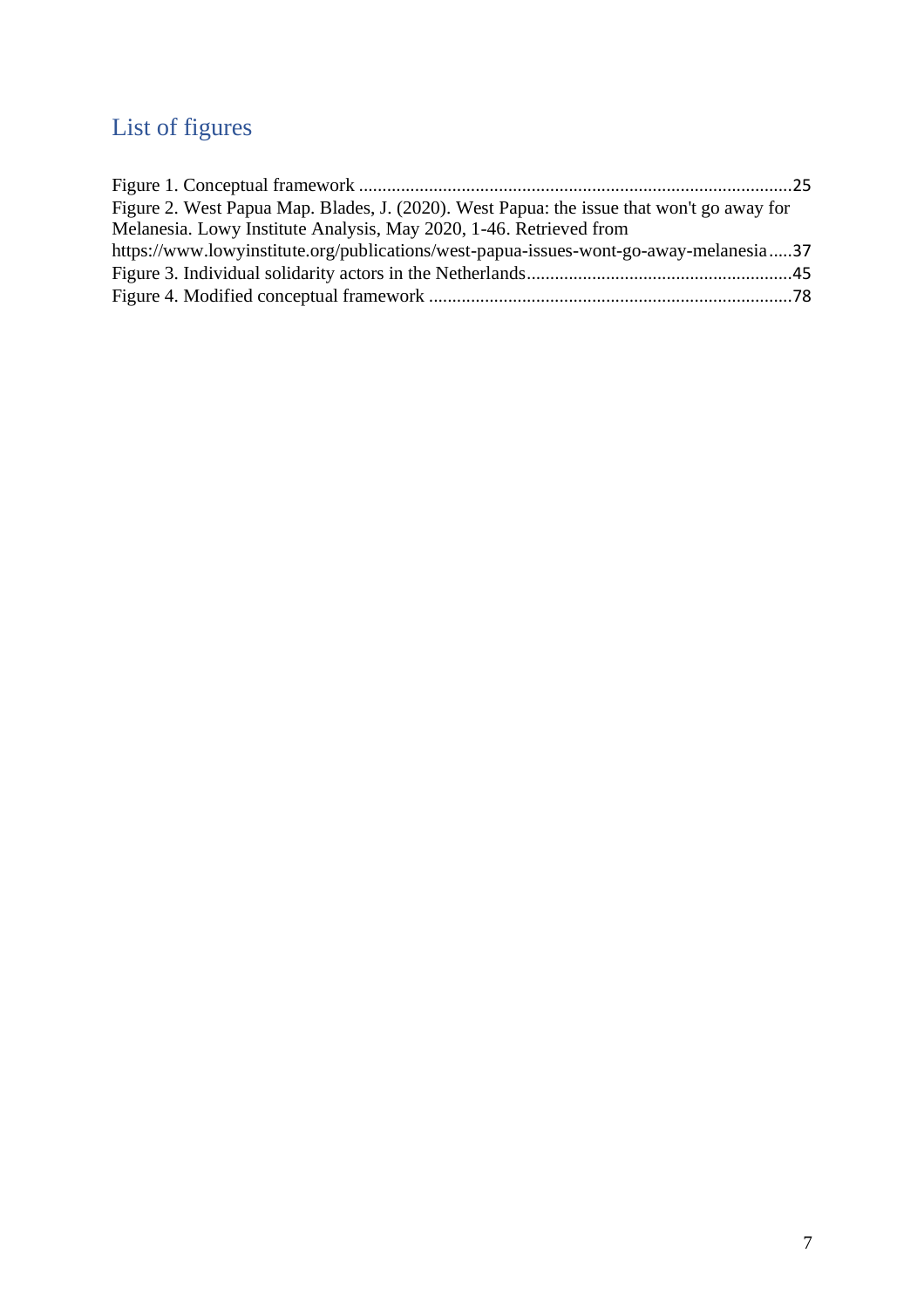# List of figures

Figure 1. Conceptual framework ............................................................................................25
Figure 2. West Papua Map. Blades, J. (2020). West Papua: the issue that won't go away for Melanesia. Lowy Institute Analysis, May 2020, 1-46. Retrieved from https://www.lowyinstitute.org/publications/west-papua-issues-wont-go-away-melanesia.....37
Figure 3. Individual solidarity actors in the Netherlands.........................................................45
Figure 4. Modified conceptual framework .............................................................................78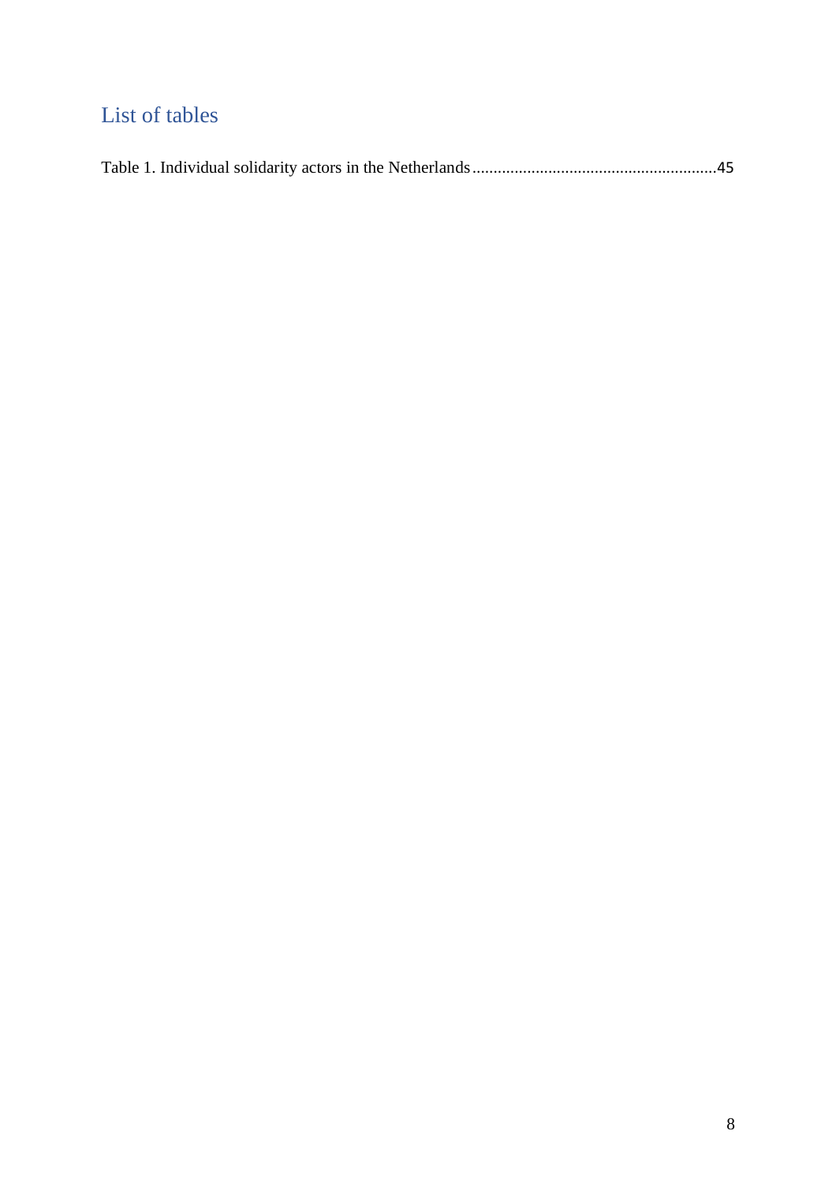# List of tables

Table 1. Individual solidarity actors in the Netherlands ......................................................45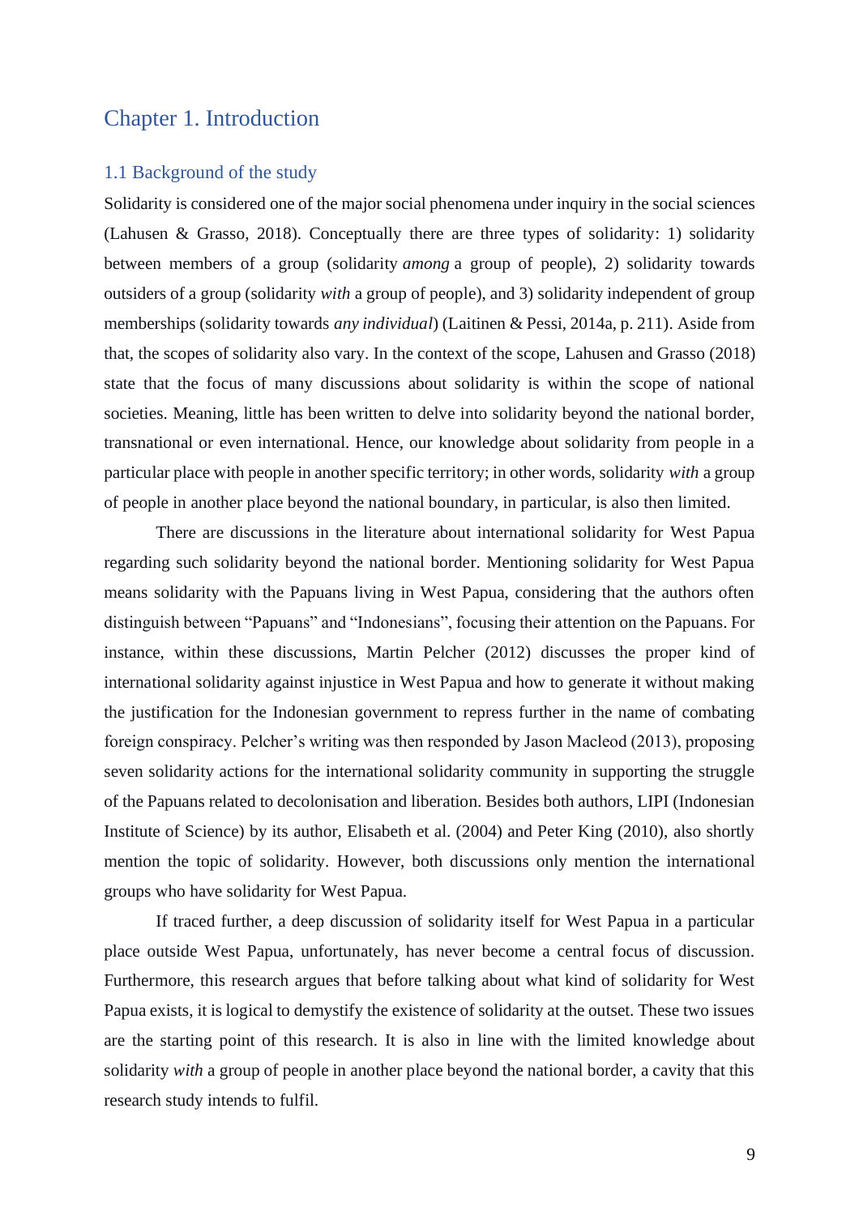# Chapter 1. Introduction

## 1.1 Background of the study

Solidarity is considered one of the major social phenomena under inquiry in the social sciences (Lahusen & Grasso, 2018). Conceptually there are three types of solidarity: 1) solidarity between members of a group (solidarity *among* a group of people), 2) solidarity towards outsiders of a group (solidarity *with* a group of people), and 3) solidarity independent of group memberships (solidarity towards *any individual*) (Laitinen & Pessi, 2014a, p. 211). Aside from that, the scopes of solidarity also vary. In the context of the scope, Lahusen and Grasso (2018) state that the focus of many discussions about solidarity is within the scope of national societies. Meaning, little has been written to delve into solidarity beyond the national border, transnational or even international. Hence, our knowledge about solidarity from people in a particular place with people in another specific territory; in other words, solidarity *with* a group of people in another place beyond the national boundary, in particular, is also then limited.

There are discussions in the literature about international solidarity for West Papua regarding such solidarity beyond the national border. Mentioning solidarity for West Papua means solidarity with the Papuans living in West Papua, considering that the authors often distinguish between "Papuans" and "Indonesians", focusing their attention on the Papuans. For instance, within these discussions, Martin Pelcher (2012) discusses the proper kind of international solidarity against injustice in West Papua and how to generate it without making the justification for the Indonesian government to repress further in the name of combating foreign conspiracy. Pelcher's writing was then responded by Jason Macleod (2013), proposing seven solidarity actions for the international solidarity community in supporting the struggle of the Papuans related to decolonisation and liberation. Besides both authors, LIPI (Indonesian Institute of Science) by its author, Elisabeth et al. (2004) and Peter King (2010), also shortly mention the topic of solidarity. However, both discussions only mention the international groups who have solidarity for West Papua.

If traced further, a deep discussion of solidarity itself for West Papua in a particular place outside West Papua, unfortunately, has never become a central focus of discussion. Furthermore, this research argues that before talking about what kind of solidarity for West Papua exists, it is logical to demystify the existence of solidarity at the outset. These two issues are the starting point of this research. It is also in line with the limited knowledge about solidarity *with* a group of people in another place beyond the national border, a cavity that this research study intends to fulfil.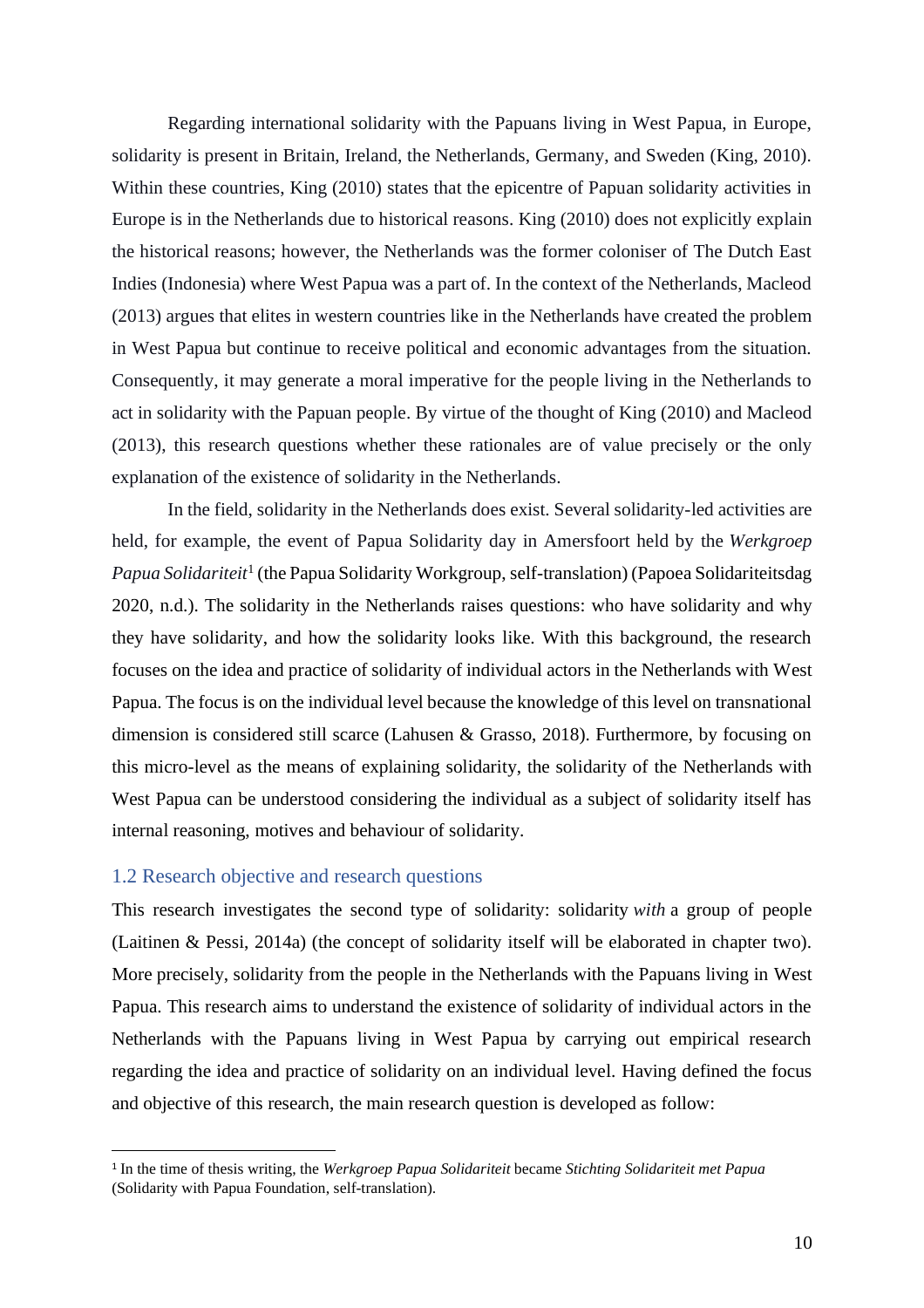Regarding international solidarity with the Papuans living in West Papua, in Europe, solidarity is present in Britain, Ireland, the Netherlands, Germany, and Sweden (King, 2010). Within these countries, King (2010) states that the epicentre of Papuan solidarity activities in Europe is in the Netherlands due to historical reasons. King (2010) does not explicitly explain the historical reasons; however, the Netherlands was the former coloniser of The Dutch East Indies (Indonesia) where West Papua was a part of. In the context of the Netherlands, Macleod (2013) argues that elites in western countries like in the Netherlands have created the problem in West Papua but continue to receive political and economic advantages from the situation. Consequently, it may generate a moral imperative for the people living in the Netherlands to act in solidarity with the Papuan people. By virtue of the thought of King (2010) and Macleod (2013), this research questions whether these rationales are of value precisely or the only explanation of the existence of solidarity in the Netherlands.

In the field, solidarity in the Netherlands does exist. Several solidarity-led activities are held, for example, the event of Papua Solidarity day in Amersfoort held by the *Werkgroep Papua Solidariteit*[1] (the Papua Solidarity Workgroup, self-translation) (Papoea Solidariteitsdag 2020, n.d.). The solidarity in the Netherlands raises questions: who have solidarity and why they have solidarity, and how the solidarity looks like. With this background, the research focuses on the idea and practice of solidarity of individual actors in the Netherlands with West Papua. The focus is on the individual level because the knowledge of this level on transnational dimension is considered still scarce (Lahusen & Grasso, 2018). Furthermore, by focusing on this micro-level as the means of explaining solidarity, the solidarity of the Netherlands with West Papua can be understood considering the individual as a subject of solidarity itself has internal reasoning, motives and behaviour of solidarity.

## 1.2 Research objective and research questions

This research investigates the second type of solidarity: solidarity *with* a group of people (Laitinen & Pessi, 2014a) (the concept of solidarity itself will be elaborated in chapter two). More precisely, solidarity from the people in the Netherlands with the Papuans living in West Papua. This research aims to understand the existence of solidarity of individual actors in the Netherlands with the Papuans living in West Papua by carrying out empirical research regarding the idea and practice of solidarity on an individual level. Having defined the focus and objective of this research, the main research question is developed as follow:

[1] In the time of thesis writing, the *Werkgroep Papua Solidariteit* became *Stichting Solidariteit met Papua* (Solidarity with Papua Foundation, self-translation).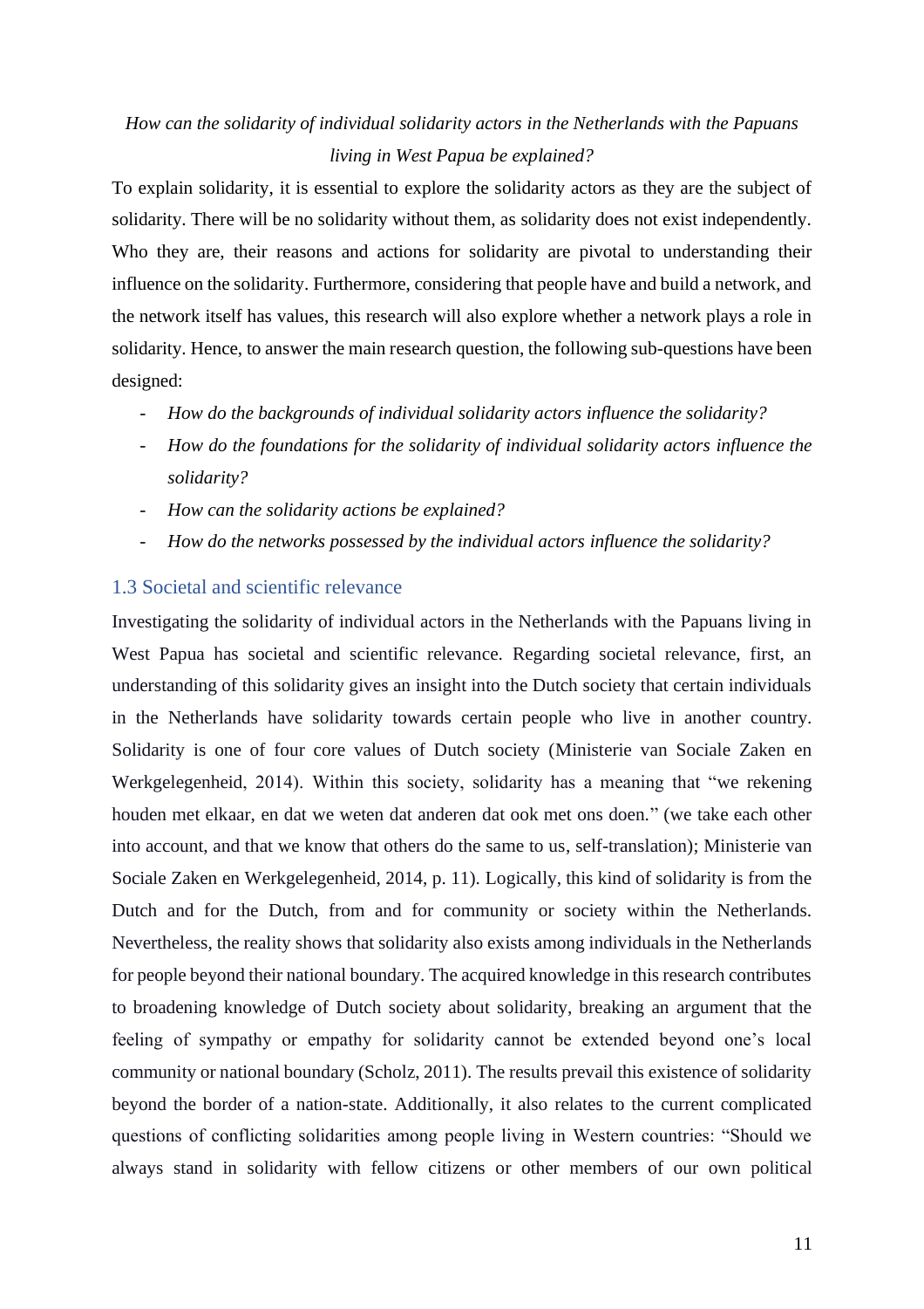*How can the solidarity of individual solidarity actors in the Netherlands with the Papuans living in West Papua be explained?*

To explain solidarity, it is essential to explore the solidarity actors as they are the subject of solidarity. There will be no solidarity without them, as solidarity does not exist independently. Who they are, their reasons and actions for solidarity are pivotal to understanding their influence on the solidarity. Furthermore, considering that people have and build a network, and the network itself has values, this research will also explore whether a network plays a role in solidarity. Hence, to answer the main research question, the following sub-questions have been designed:

- *How do the backgrounds of individual solidarity actors influence the solidarity?*
- *How do the foundations for the solidarity of individual solidarity actors influence the solidarity?*
- *How can the solidarity actions be explained?*
- *How do the networks possessed by the individual actors influence the solidarity?*

## 1.3 Societal and scientific relevance

Investigating the solidarity of individual actors in the Netherlands with the Papuans living in West Papua has societal and scientific relevance. Regarding societal relevance, first, an understanding of this solidarity gives an insight into the Dutch society that certain individuals in the Netherlands have solidarity towards certain people who live in another country. Solidarity is one of four core values of Dutch society (Ministerie van Sociale Zaken en Werkgelegenheid, 2014). Within this society, solidarity has a meaning that "we rekening houden met elkaar, en dat we weten dat anderen dat ook met ons doen." (we take each other into account, and that we know that others do the same to us, self-translation); Ministerie van Sociale Zaken en Werkgelegenheid, 2014, p. 11). Logically, this kind of solidarity is from the Dutch and for the Dutch, from and for community or society within the Netherlands. Nevertheless, the reality shows that solidarity also exists among individuals in the Netherlands for people beyond their national boundary. The acquired knowledge in this research contributes to broadening knowledge of Dutch society about solidarity, breaking an argument that the feeling of sympathy or empathy for solidarity cannot be extended beyond one's local community or national boundary (Scholz, 2011). The results prevail this existence of solidarity beyond the border of a nation-state. Additionally, it also relates to the current complicated questions of conflicting solidarities among people living in Western countries: "Should we always stand in solidarity with fellow citizens or other members of our own political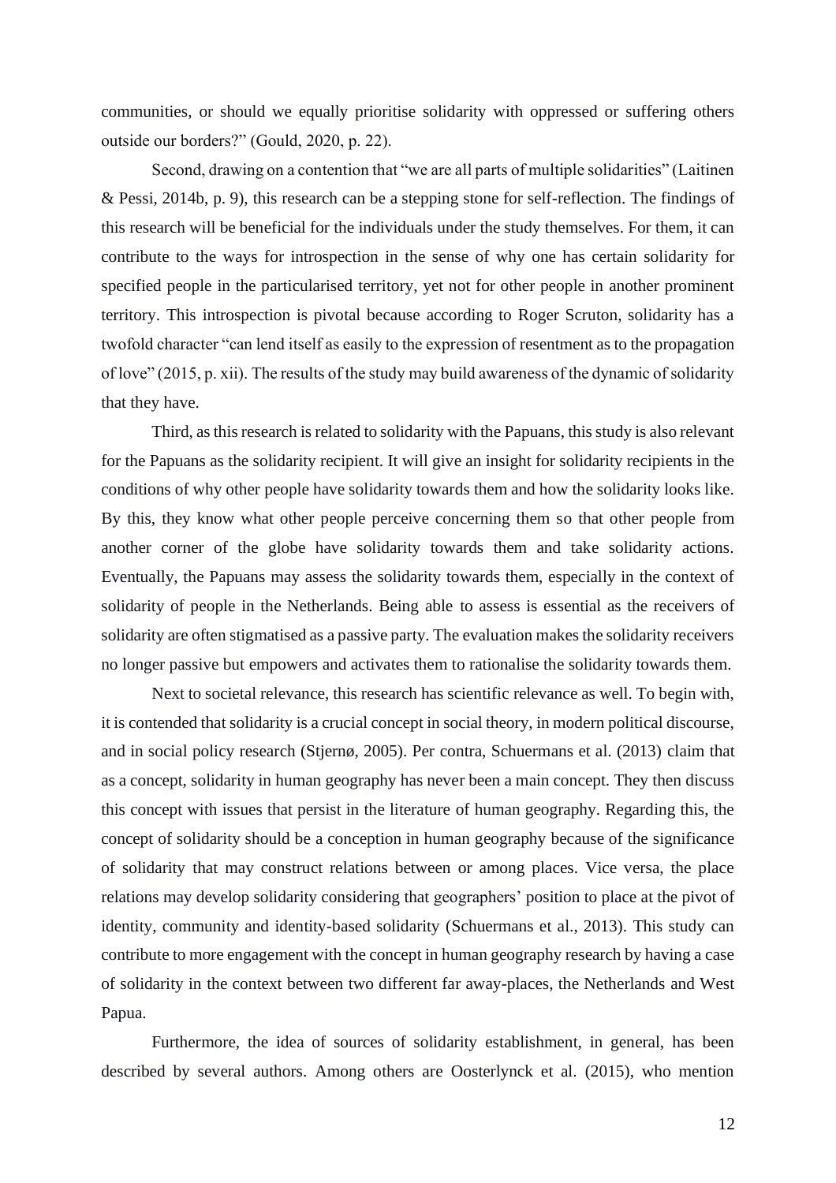communities, or should we equally prioritise solidarity with oppressed or suffering others outside our borders?" (Gould, 2020, p. 22).

Second, drawing on a contention that "we are all parts of multiple solidarities" (Laitinen & Pessi, 2014b, p. 9), this research can be a stepping stone for self-reflection. The findings of this research will be beneficial for the individuals under the study themselves. For them, it can contribute to the ways for introspection in the sense of why one has certain solidarity for specified people in the particularised territory, yet not for other people in another prominent territory. This introspection is pivotal because according to Roger Scruton, solidarity has a twofold character "can lend itself as easily to the expression of resentment as to the propagation of love" (2015, p. xii). The results of the study may build awareness of the dynamic of solidarity that they have.

Third, as this research is related to solidarity with the Papuans, this study is also relevant for the Papuans as the solidarity recipient. It will give an insight for solidarity recipients in the conditions of why other people have solidarity towards them and how the solidarity looks like. By this, they know what other people perceive concerning them so that other people from another corner of the globe have solidarity towards them and take solidarity actions. Eventually, the Papuans may assess the solidarity towards them, especially in the context of solidarity of people in the Netherlands. Being able to assess is essential as the receivers of solidarity are often stigmatised as a passive party. The evaluation makes the solidarity receivers no longer passive but empowers and activates them to rationalise the solidarity towards them.

Next to societal relevance, this research has scientific relevance as well. To begin with, it is contended that solidarity is a crucial concept in social theory, in modern political discourse, and in social policy research (Stjernø, 2005). Per contra, Schuermans et al. (2013) claim that as a concept, solidarity in human geography has never been a main concept. They then discuss this concept with issues that persist in the literature of human geography. Regarding this, the concept of solidarity should be a conception in human geography because of the significance of solidarity that may construct relations between or among places. Vice versa, the place relations may develop solidarity considering that geographers' position to place at the pivot of identity, community and identity-based solidarity (Schuermans et al., 2013). This study can contribute to more engagement with the concept in human geography research by having a case of solidarity in the context between two different far away-places, the Netherlands and West Papua.

Furthermore, the idea of sources of solidarity establishment, in general, has been described by several authors. Among others are Oosterlynck et al. (2015), who mention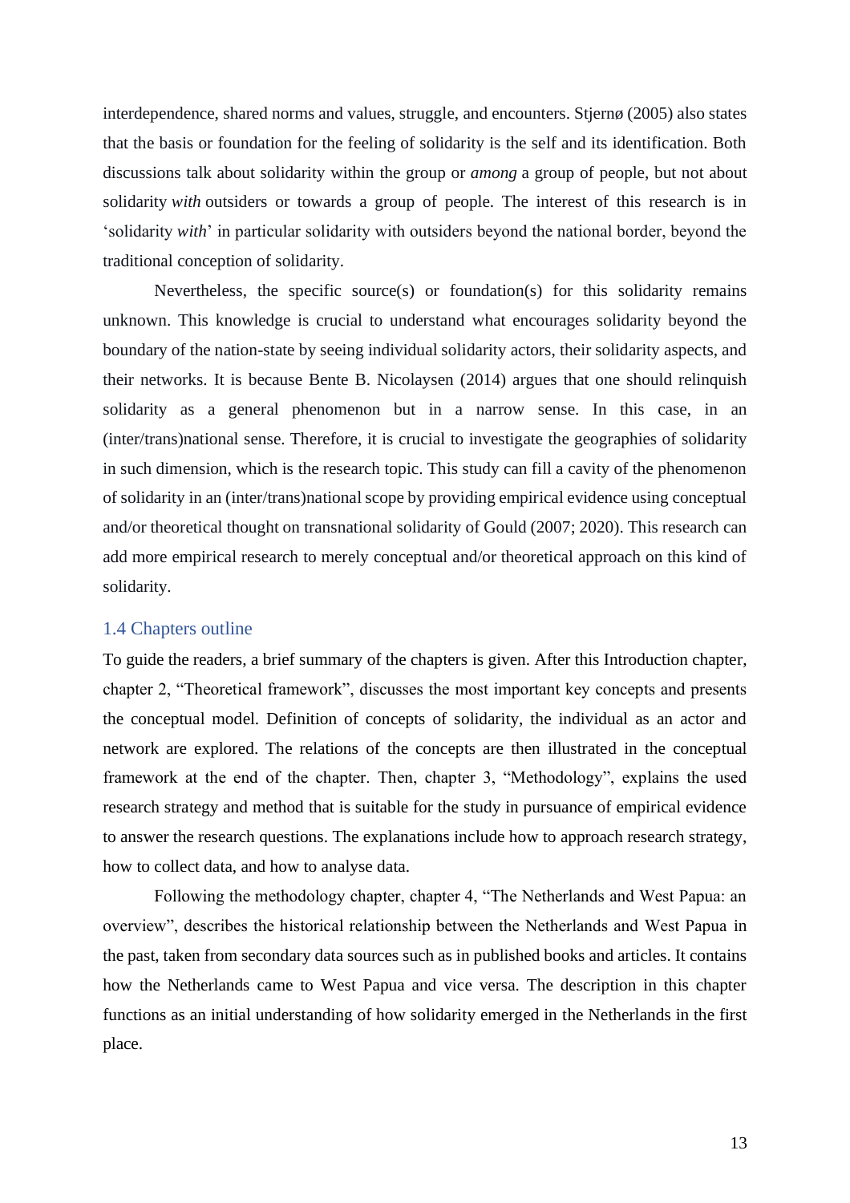interdependence, shared norms and values, struggle, and encounters. Stjernø (2005) also states that the basis or foundation for the feeling of solidarity is the self and its identification. Both discussions talk about solidarity within the group or *among* a group of people, but not about solidarity *with* outsiders or towards a group of people. The interest of this research is in 'solidarity *with*' in particular solidarity with outsiders beyond the national border, beyond the traditional conception of solidarity.

Nevertheless, the specific source(s) or foundation(s) for this solidarity remains unknown. This knowledge is crucial to understand what encourages solidarity beyond the boundary of the nation-state by seeing individual solidarity actors, their solidarity aspects, and their networks. It is because Bente B. Nicolaysen (2014) argues that one should relinquish solidarity as a general phenomenon but in a narrow sense. In this case, in an (inter/trans)national sense. Therefore, it is crucial to investigate the geographies of solidarity in such dimension, which is the research topic. This study can fill a cavity of the phenomenon of solidarity in an (inter/trans)national scope by providing empirical evidence using conceptual and/or theoretical thought on transnational solidarity of Gould (2007; 2020). This research can add more empirical research to merely conceptual and/or theoretical approach on this kind of solidarity.

### 1.4 Chapters outline

To guide the readers, a brief summary of the chapters is given. After this Introduction chapter, chapter 2, "Theoretical framework", discusses the most important key concepts and presents the conceptual model. Definition of concepts of solidarity, the individual as an actor and network are explored. The relations of the concepts are then illustrated in the conceptual framework at the end of the chapter. Then, chapter 3, "Methodology", explains the used research strategy and method that is suitable for the study in pursuance of empirical evidence to answer the research questions. The explanations include how to approach research strategy, how to collect data, and how to analyse data.

Following the methodology chapter, chapter 4, "The Netherlands and West Papua: an overview", describes the historical relationship between the Netherlands and West Papua in the past, taken from secondary data sources such as in published books and articles. It contains how the Netherlands came to West Papua and vice versa. The description in this chapter functions as an initial understanding of how solidarity emerged in the Netherlands in the first place.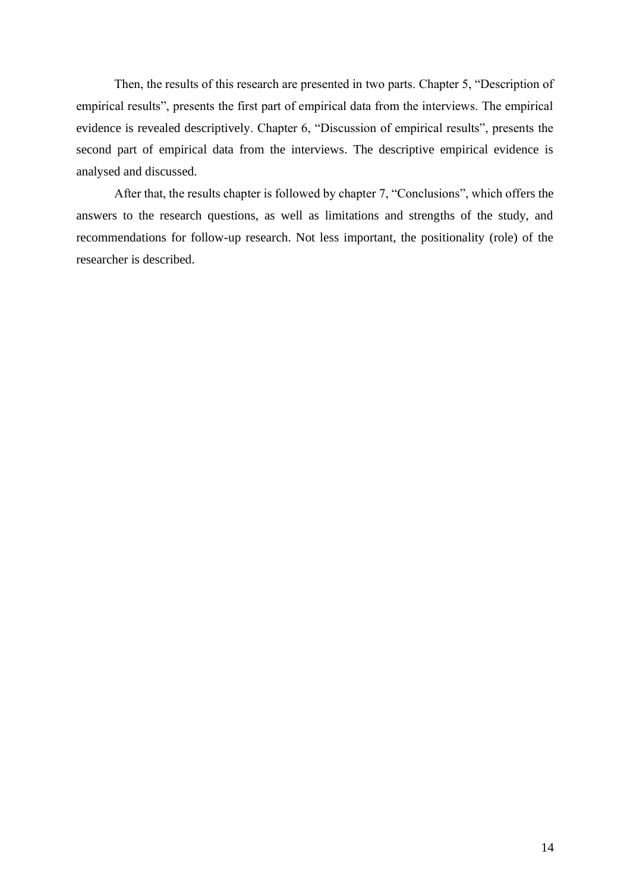Then, the results of this research are presented in two parts. Chapter 5, “Description of empirical results”, presents the first part of empirical data from the interviews. The empirical evidence is revealed descriptively. Chapter 6, “Discussion of empirical results”, presents the second part of empirical data from the interviews. The descriptive empirical evidence is analysed and discussed.

After that, the results chapter is followed by chapter 7, “Conclusions”, which offers the answers to the research questions, as well as limitations and strengths of the study, and recommendations for follow-up research. Not less important, the positionality (role) of the researcher is described.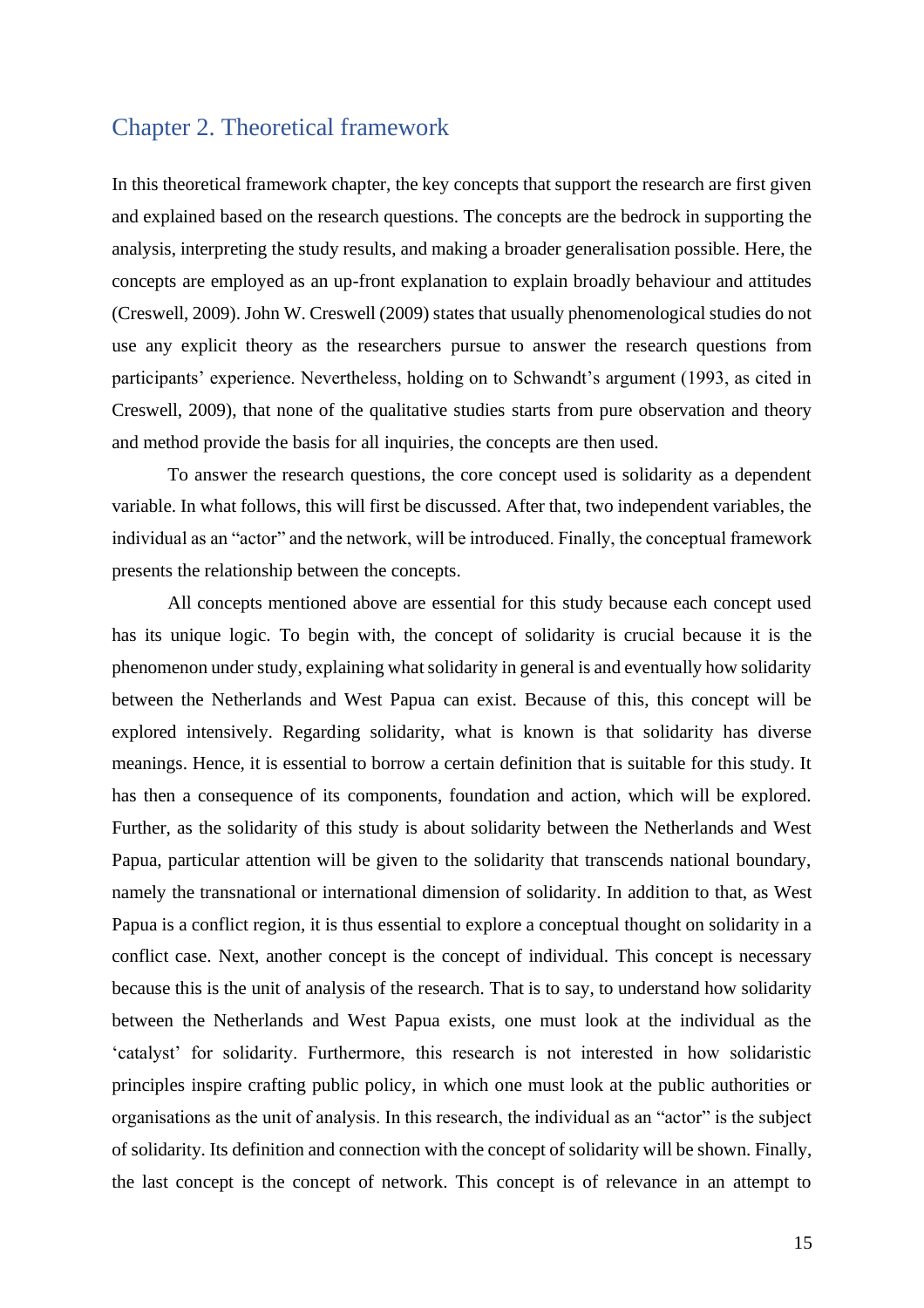# Chapter 2. Theoretical framework

In this theoretical framework chapter, the key concepts that support the research are first given and explained based on the research questions. The concepts are the bedrock in supporting the analysis, interpreting the study results, and making a broader generalisation possible. Here, the concepts are employed as an up-front explanation to explain broadly behaviour and attitudes (Creswell, 2009). John W. Creswell (2009) states that usually phenomenological studies do not use any explicit theory as the researchers pursue to answer the research questions from participants' experience. Nevertheless, holding on to Schwandt's argument (1993, as cited in Creswell, 2009), that none of the qualitative studies starts from pure observation and theory and method provide the basis for all inquiries, the concepts are then used.

To answer the research questions, the core concept used is solidarity as a dependent variable. In what follows, this will first be discussed. After that, two independent variables, the individual as an "actor" and the network, will be introduced. Finally, the conceptual framework presents the relationship between the concepts.

All concepts mentioned above are essential for this study because each concept used has its unique logic. To begin with, the concept of solidarity is crucial because it is the phenomenon under study, explaining what solidarity in general is and eventually how solidarity between the Netherlands and West Papua can exist. Because of this, this concept will be explored intensively. Regarding solidarity, what is known is that solidarity has diverse meanings. Hence, it is essential to borrow a certain definition that is suitable for this study. It has then a consequence of its components, foundation and action, which will be explored. Further, as the solidarity of this study is about solidarity between the Netherlands and West Papua, particular attention will be given to the solidarity that transcends national boundary, namely the transnational or international dimension of solidarity. In addition to that, as West Papua is a conflict region, it is thus essential to explore a conceptual thought on solidarity in a conflict case. Next, another concept is the concept of individual. This concept is necessary because this is the unit of analysis of the research. That is to say, to understand how solidarity between the Netherlands and West Papua exists, one must look at the individual as the 'catalyst' for solidarity. Furthermore, this research is not interested in how solidaristic principles inspire crafting public policy, in which one must look at the public authorities or organisations as the unit of analysis. In this research, the individual as an "actor" is the subject of solidarity. Its definition and connection with the concept of solidarity will be shown. Finally, the last concept is the concept of network. This concept is of relevance in an attempt to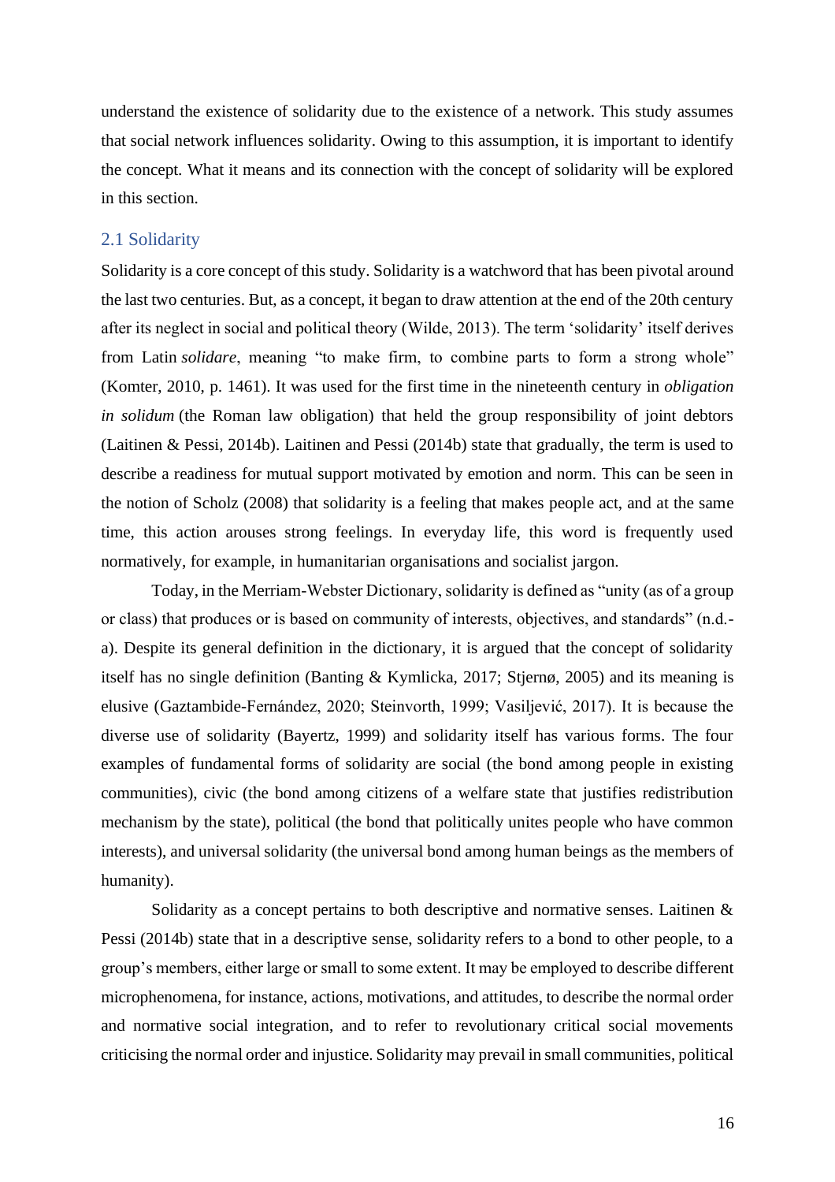understand the existence of solidarity due to the existence of a network. This study assumes that social network influences solidarity. Owing to this assumption, it is important to identify the concept. What it means and its connection with the concept of solidarity will be explored in this section.

## 2.1 Solidarity

Solidarity is a core concept of this study. Solidarity is a watchword that has been pivotal around the last two centuries. But, as a concept, it began to draw attention at the end of the 20th century after its neglect in social and political theory (Wilde, 2013). The term 'solidarity' itself derives from Latin *solidare*, meaning "to make firm, to combine parts to form a strong whole" (Komter, 2010, p. 1461). It was used for the first time in the nineteenth century in *obligation in solidum* (the Roman law obligation) that held the group responsibility of joint debtors (Laitinen & Pessi, 2014b). Laitinen and Pessi (2014b) state that gradually, the term is used to describe a readiness for mutual support motivated by emotion and norm. This can be seen in the notion of Scholz (2008) that solidarity is a feeling that makes people act, and at the same time, this action arouses strong feelings. In everyday life, this word is frequently used normatively, for example, in humanitarian organisations and socialist jargon.

Today, in the Merriam-Webster Dictionary, solidarity is defined as "unity (as of a group or class) that produces or is based on community of interests, objectives, and standards" (n.d.-a). Despite its general definition in the dictionary, it is argued that the concept of solidarity itself has no single definition (Banting & Kymlicka, 2017; Stjernø, 2005) and its meaning is elusive (Gaztambide-Fernández, 2020; Steinvorth, 1999; Vasiljević, 2017). It is because the diverse use of solidarity (Bayertz, 1999) and solidarity itself has various forms. The four examples of fundamental forms of solidarity are social (the bond among people in existing communities), civic (the bond among citizens of a welfare state that justifies redistribution mechanism by the state), political (the bond that politically unites people who have common interests), and universal solidarity (the universal bond among human beings as the members of humanity).

Solidarity as a concept pertains to both descriptive and normative senses. Laitinen & Pessi (2014b) state that in a descriptive sense, solidarity refers to a bond to other people, to a group's members, either large or small to some extent. It may be employed to describe different microphenomena, for instance, actions, motivations, and attitudes, to describe the normal order and normative social integration, and to refer to revolutionary critical social movements criticising the normal order and injustice. Solidarity may prevail in small communities, political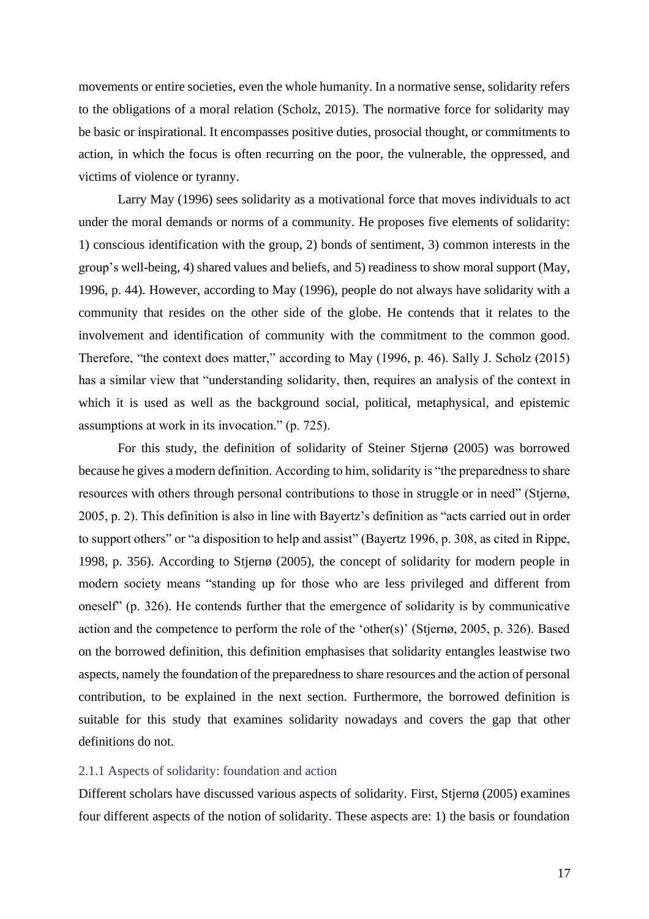movements or entire societies, even the whole humanity. In a normative sense, solidarity refers to the obligations of a moral relation (Scholz, 2015). The normative force for solidarity may be basic or inspirational. It encompasses positive duties, prosocial thought, or commitments to action, in which the focus is often recurring on the poor, the vulnerable, the oppressed, and victims of violence or tyranny.

Larry May (1996) sees solidarity as a motivational force that moves individuals to act under the moral demands or norms of a community. He proposes five elements of solidarity: 1) conscious identification with the group, 2) bonds of sentiment, 3) common interests in the group's well-being, 4) shared values and beliefs, and 5) readiness to show moral support (May, 1996, p. 44). However, according to May (1996), people do not always have solidarity with a community that resides on the other side of the globe. He contends that it relates to the involvement and identification of community with the commitment to the common good. Therefore, "the context does matter," according to May (1996, p. 46). Sally J. Scholz (2015) has a similar view that "understanding solidarity, then, requires an analysis of the context in which it is used as well as the background social, political, metaphysical, and epistemic assumptions at work in its invocation." (p. 725).

For this study, the definition of solidarity of Steiner Stjernø (2005) was borrowed because he gives a modern definition. According to him, solidarity is "the preparedness to share resources with others through personal contributions to those in struggle or in need" (Stjernø, 2005, p. 2). This definition is also in line with Bayertz's definition as "acts carried out in order to support others" or "a disposition to help and assist" (Bayertz 1996, p. 308, as cited in Rippe, 1998, p. 356). According to Stjernø (2005), the concept of solidarity for modern people in modern society means "standing up for those who are less privileged and different from oneself" (p. 326). He contends further that the emergence of solidarity is by communicative action and the competence to perform the role of the 'other(s)' (Stjernø, 2005, p. 326). Based on the borrowed definition, this definition emphasises that solidarity entangles leastwise two aspects, namely the foundation of the preparedness to share resources and the action of personal contribution, to be explained in the next section. Furthermore, the borrowed definition is suitable for this study that examines solidarity nowadays and covers the gap that other definitions do not.

### 2.1.1 Aspects of solidarity: foundation and action

Different scholars have discussed various aspects of solidarity. First, Stjernø (2005) examines four different aspects of the notion of solidarity. These aspects are: 1) the basis or foundation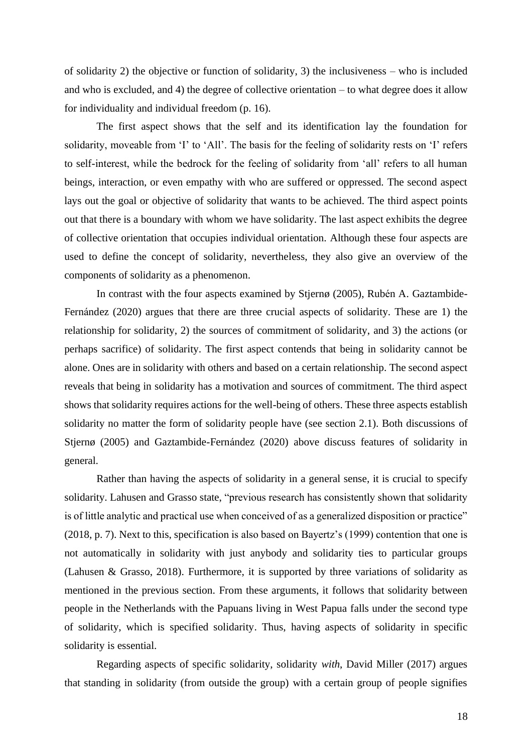of solidarity 2) the objective or function of solidarity, 3) the inclusiveness – who is included and who is excluded, and 4) the degree of collective orientation – to what degree does it allow for individuality and individual freedom (p. 16).

The first aspect shows that the self and its identification lay the foundation for solidarity, moveable from 'I' to 'All'. The basis for the feeling of solidarity rests on 'I' refers to self-interest, while the bedrock for the feeling of solidarity from 'all' refers to all human beings, interaction, or even empathy with who are suffered or oppressed. The second aspect lays out the goal or objective of solidarity that wants to be achieved. The third aspect points out that there is a boundary with whom we have solidarity. The last aspect exhibits the degree of collective orientation that occupies individual orientation. Although these four aspects are used to define the concept of solidarity, nevertheless, they also give an overview of the components of solidarity as a phenomenon.

In contrast with the four aspects examined by Stjernø (2005), Rubén A. Gaztambide-Fernández (2020) argues that there are three crucial aspects of solidarity. These are 1) the relationship for solidarity, 2) the sources of commitment of solidarity, and 3) the actions (or perhaps sacrifice) of solidarity. The first aspect contends that being in solidarity cannot be alone. Ones are in solidarity with others and based on a certain relationship. The second aspect reveals that being in solidarity has a motivation and sources of commitment. The third aspect shows that solidarity requires actions for the well-being of others. These three aspects establish solidarity no matter the form of solidarity people have (see section 2.1). Both discussions of Stjernø (2005) and Gaztambide-Fernández (2020) above discuss features of solidarity in general.

Rather than having the aspects of solidarity in a general sense, it is crucial to specify solidarity. Lahusen and Grasso state, "previous research has consistently shown that solidarity is of little analytic and practical use when conceived of as a generalized disposition or practice" (2018, p. 7). Next to this, specification is also based on Bayertz's (1999) contention that one is not automatically in solidarity with just anybody and solidarity ties to particular groups (Lahusen & Grasso, 2018). Furthermore, it is supported by three variations of solidarity as mentioned in the previous section. From these arguments, it follows that solidarity between people in the Netherlands with the Papuans living in West Papua falls under the second type of solidarity, which is specified solidarity. Thus, having aspects of solidarity in specific solidarity is essential.

Regarding aspects of specific solidarity, solidarity *with*, David Miller (2017) argues that standing in solidarity (from outside the group) with a certain group of people signifies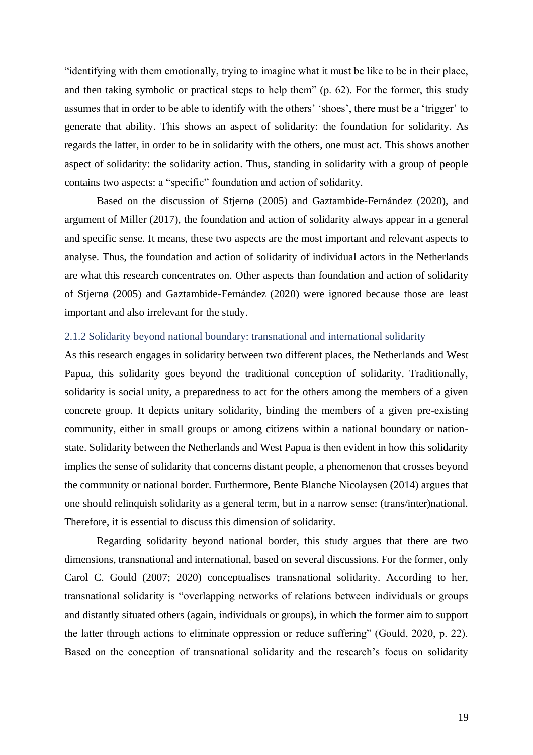"identifying with them emotionally, trying to imagine what it must be like to be in their place, and then taking symbolic or practical steps to help them" (p. 62). For the former, this study assumes that in order to be able to identify with the others' 'shoes', there must be a 'trigger' to generate that ability. This shows an aspect of solidarity: the foundation for solidarity. As regards the latter, in order to be in solidarity with the others, one must act. This shows another aspect of solidarity: the solidarity action. Thus, standing in solidarity with a group of people contains two aspects: a "specific" foundation and action of solidarity.

Based on the discussion of Stjernø (2005) and Gaztambide-Fernández (2020), and argument of Miller (2017), the foundation and action of solidarity always appear in a general and specific sense. It means, these two aspects are the most important and relevant aspects to analyse. Thus, the foundation and action of solidarity of individual actors in the Netherlands are what this research concentrates on. Other aspects than foundation and action of solidarity of Stjernø (2005) and Gaztambide-Fernández (2020) were ignored because those are least important and also irrelevant for the study.

### 2.1.2 Solidarity beyond national boundary: transnational and international solidarity

As this research engages in solidarity between two different places, the Netherlands and West Papua, this solidarity goes beyond the traditional conception of solidarity. Traditionally, solidarity is social unity, a preparedness to act for the others among the members of a given concrete group. It depicts unitary solidarity, binding the members of a given pre-existing community, either in small groups or among citizens within a national boundary or nation-state. Solidarity between the Netherlands and West Papua is then evident in how this solidarity implies the sense of solidarity that concerns distant people, a phenomenon that crosses beyond the community or national border. Furthermore, Bente Blanche Nicolaysen (2014) argues that one should relinquish solidarity as a general term, but in a narrow sense: (trans/inter)national. Therefore, it is essential to discuss this dimension of solidarity.

Regarding solidarity beyond national border, this study argues that there are two dimensions, transnational and international, based on several discussions. For the former, only Carol C. Gould (2007; 2020) conceptualises transnational solidarity. According to her, transnational solidarity is "overlapping networks of relations between individuals or groups and distantly situated others (again, individuals or groups), in which the former aim to support the latter through actions to eliminate oppression or reduce suffering" (Gould, 2020, p. 22). Based on the conception of transnational solidarity and the research's focus on solidarity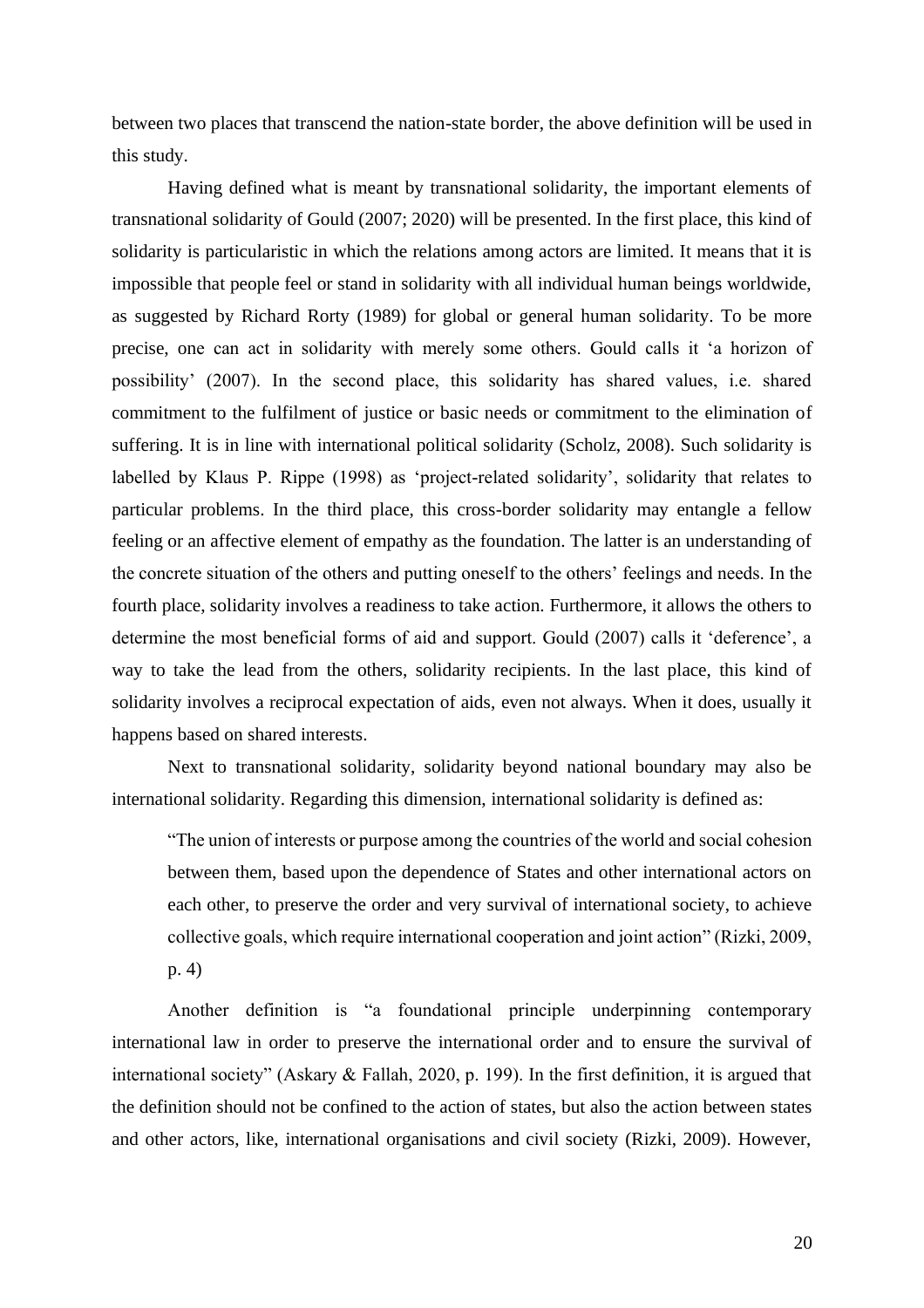between two places that transcend the nation-state border, the above definition will be used in this study.

Having defined what is meant by transnational solidarity, the important elements of transnational solidarity of Gould (2007; 2020) will be presented. In the first place, this kind of solidarity is particularistic in which the relations among actors are limited. It means that it is impossible that people feel or stand in solidarity with all individual human beings worldwide, as suggested by Richard Rorty (1989) for global or general human solidarity. To be more precise, one can act in solidarity with merely some others. Gould calls it 'a horizon of possibility' (2007). In the second place, this solidarity has shared values, i.e. shared commitment to the fulfilment of justice or basic needs or commitment to the elimination of suffering. It is in line with international political solidarity (Scholz, 2008). Such solidarity is labelled by Klaus P. Rippe (1998) as 'project-related solidarity', solidarity that relates to particular problems. In the third place, this cross-border solidarity may entangle a fellow feeling or an affective element of empathy as the foundation. The latter is an understanding of the concrete situation of the others and putting oneself to the others' feelings and needs. In the fourth place, solidarity involves a readiness to take action. Furthermore, it allows the others to determine the most beneficial forms of aid and support. Gould (2007) calls it 'deference', a way to take the lead from the others, solidarity recipients. In the last place, this kind of solidarity involves a reciprocal expectation of aids, even not always. When it does, usually it happens based on shared interests.

Next to transnational solidarity, solidarity beyond national boundary may also be international solidarity. Regarding this dimension, international solidarity is defined as:

> "The union of interests or purpose among the countries of the world and social cohesion between them, based upon the dependence of States and other international actors on each other, to preserve the order and very survival of international society, to achieve collective goals, which require international cooperation and joint action" (Rizki, 2009, p. 4)

Another definition is "a foundational principle underpinning contemporary international law in order to preserve the international order and to ensure the survival of international society" (Askary & Fallah, 2020, p. 199). In the first definition, it is argued that the definition should not be confined to the action of states, but also the action between states and other actors, like, international organisations and civil society (Rizki, 2009). However,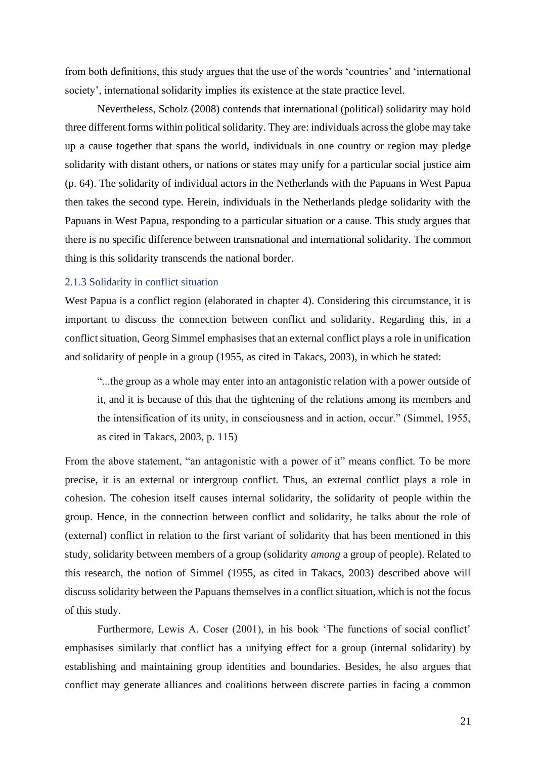from both definitions, this study argues that the use of the words 'countries' and 'international society', international solidarity implies its existence at the state practice level.

Nevertheless, Scholz (2008) contends that international (political) solidarity may hold three different forms within political solidarity. They are: individuals across the globe may take up a cause together that spans the world, individuals in one country or region may pledge solidarity with distant others, or nations or states may unify for a particular social justice aim (p. 64). The solidarity of individual actors in the Netherlands with the Papuans in West Papua then takes the second type. Herein, individuals in the Netherlands pledge solidarity with the Papuans in West Papua, responding to a particular situation or a cause. This study argues that there is no specific difference between transnational and international solidarity. The common thing is this solidarity transcends the national border.

### 2.1.3 Solidarity in conflict situation

West Papua is a conflict region (elaborated in chapter 4). Considering this circumstance, it is important to discuss the connection between conflict and solidarity. Regarding this, in a conflict situation, Georg Simmel emphasises that an external conflict plays a role in unification and solidarity of people in a group (1955, as cited in Takacs, 2003), in which he stated:

> "...the group as a whole may enter into an antagonistic relation with a power outside of it, and it is because of this that the tightening of the relations among its members and the intensification of its unity, in consciousness and in action, occur." (Simmel, 1955, as cited in Takacs, 2003, p. 115)

From the above statement, "an antagonistic with a power of it" means conflict. To be more precise, it is an external or intergroup conflict. Thus, an external conflict plays a role in cohesion. The cohesion itself causes internal solidarity, the solidarity of people within the group. Hence, in the connection between conflict and solidarity, he talks about the role of (external) conflict in relation to the first variant of solidarity that has been mentioned in this study, solidarity between members of a group (solidarity *among* a group of people). Related to this research, the notion of Simmel (1955, as cited in Takacs, 2003) described above will discuss solidarity between the Papuans themselves in a conflict situation, which is not the focus of this study.

Furthermore, Lewis A. Coser (2001), in his book 'The functions of social conflict' emphasises similarly that conflict has a unifying effect for a group (internal solidarity) by establishing and maintaining group identities and boundaries. Besides, he also argues that conflict may generate alliances and coalitions between discrete parties in facing a common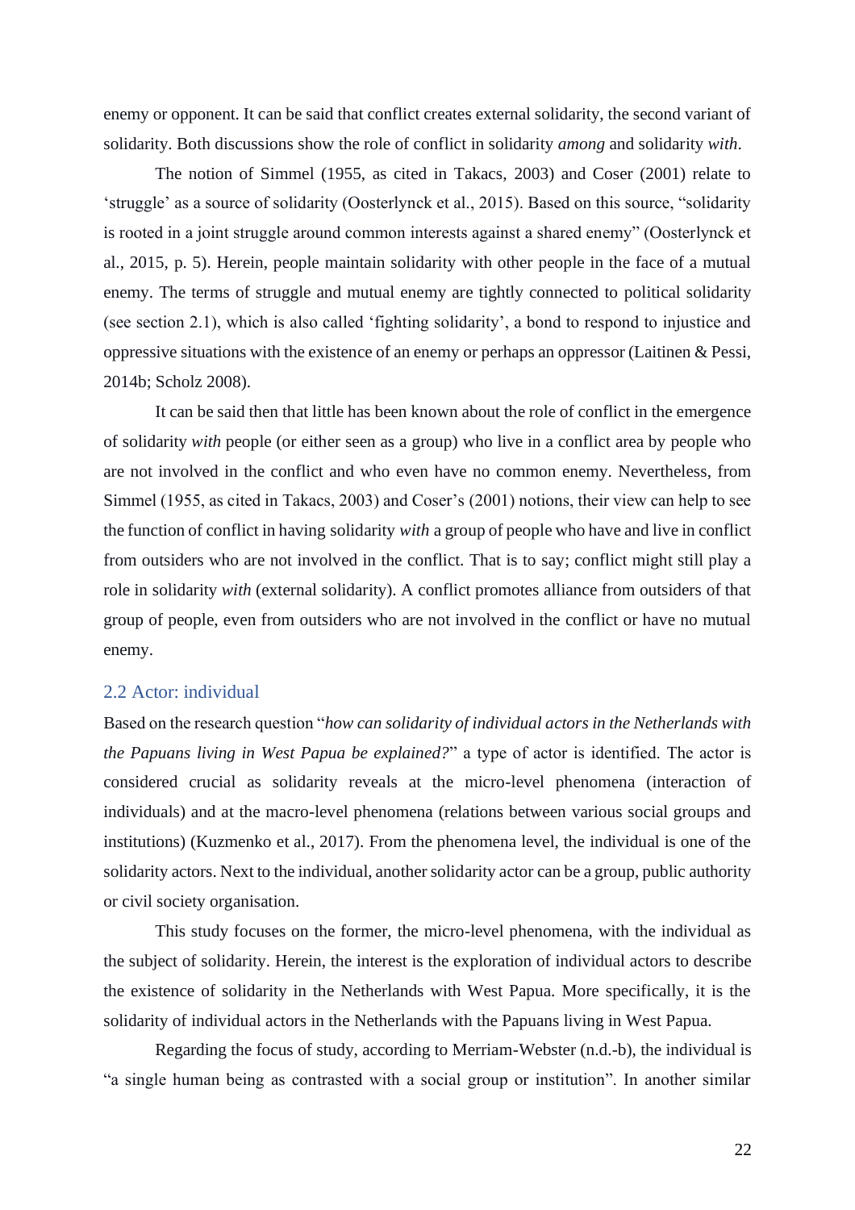enemy or opponent. It can be said that conflict creates external solidarity, the second variant of solidarity. Both discussions show the role of conflict in solidarity *among* and solidarity *with*.

The notion of Simmel (1955, as cited in Takacs, 2003) and Coser (2001) relate to 'struggle' as a source of solidarity (Oosterlynck et al., 2015). Based on this source, "solidarity is rooted in a joint struggle around common interests against a shared enemy" (Oosterlynck et al., 2015, p. 5). Herein, people maintain solidarity with other people in the face of a mutual enemy. The terms of struggle and mutual enemy are tightly connected to political solidarity (see section 2.1), which is also called 'fighting solidarity', a bond to respond to injustice and oppressive situations with the existence of an enemy or perhaps an oppressor (Laitinen & Pessi, 2014b; Scholz 2008).

It can be said then that little has been known about the role of conflict in the emergence of solidarity *with* people (or either seen as a group) who live in a conflict area by people who are not involved in the conflict and who even have no common enemy. Nevertheless, from Simmel (1955, as cited in Takacs, 2003) and Coser's (2001) notions, their view can help to see the function of conflict in having solidarity *with* a group of people who have and live in conflict from outsiders who are not involved in the conflict. That is to say; conflict might still play a role in solidarity *with* (external solidarity). A conflict promotes alliance from outsiders of that group of people, even from outsiders who are not involved in the conflict or have no mutual enemy.

## 2.2 Actor: individual

Based on the research question "*how can solidarity of individual actors in the Netherlands with the Papuans living in West Papua be explained?*" a type of actor is identified. The actor is considered crucial as solidarity reveals at the micro-level phenomena (interaction of individuals) and at the macro-level phenomena (relations between various social groups and institutions) (Kuzmenko et al., 2017). From the phenomena level, the individual is one of the solidarity actors. Next to the individual, another solidarity actor can be a group, public authority or civil society organisation.

This study focuses on the former, the micro-level phenomena, with the individual as the subject of solidarity. Herein, the interest is the exploration of individual actors to describe the existence of solidarity in the Netherlands with West Papua. More specifically, it is the solidarity of individual actors in the Netherlands with the Papuans living in West Papua.

Regarding the focus of study, according to Merriam-Webster (n.d.-b), the individual is "a single human being as contrasted with a social group or institution". In another similar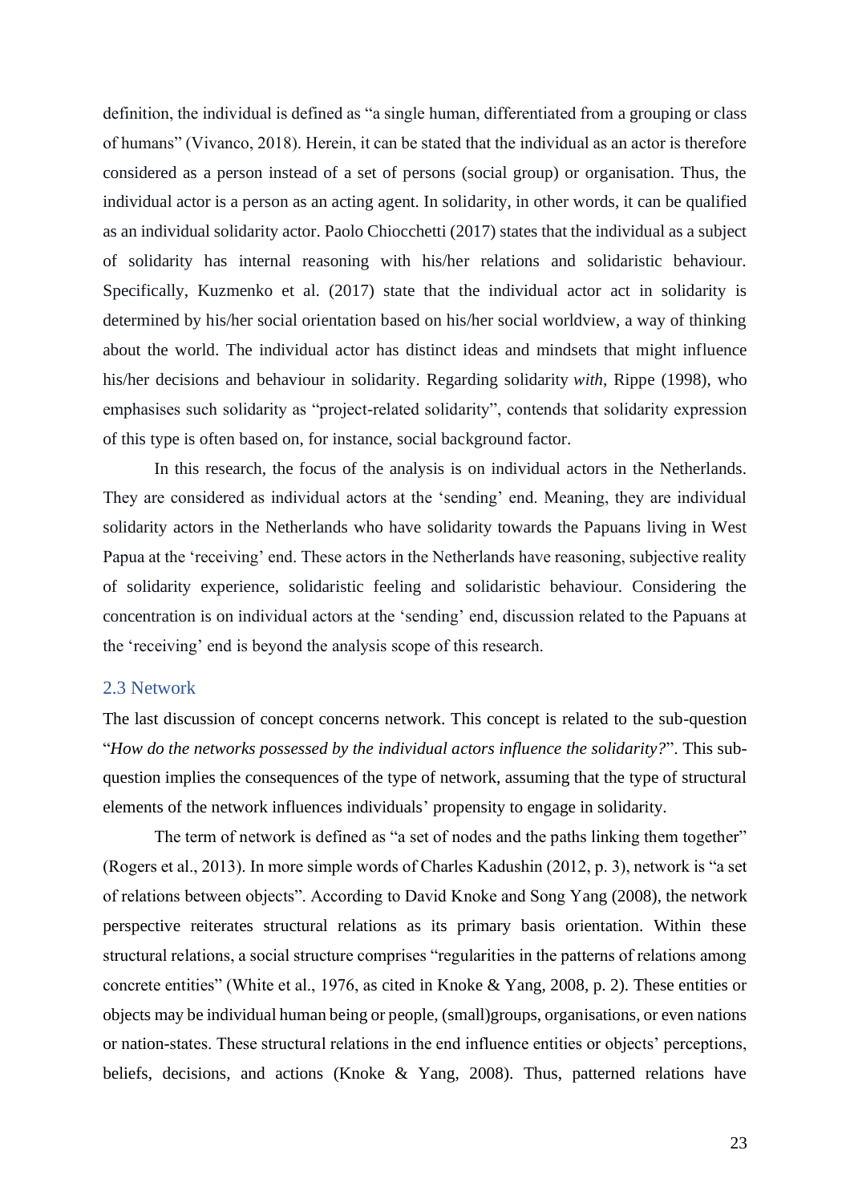definition, the individual is defined as "a single human, differentiated from a grouping or class of humans" (Vivanco, 2018). Herein, it can be stated that the individual as an actor is therefore considered as a person instead of a set of persons (social group) or organisation. Thus, the individual actor is a person as an acting agent. In solidarity, in other words, it can be qualified as an individual solidarity actor. Paolo Chiocchetti (2017) states that the individual as a subject of solidarity has internal reasoning with his/her relations and solidaristic behaviour. Specifically, Kuzmenko et al. (2017) state that the individual actor act in solidarity is determined by his/her social orientation based on his/her social worldview, a way of thinking about the world. The individual actor has distinct ideas and mindsets that might influence his/her decisions and behaviour in solidarity. Regarding solidarity *with*, Rippe (1998), who emphasises such solidarity as "project-related solidarity", contends that solidarity expression of this type is often based on, for instance, social background factor.

In this research, the focus of the analysis is on individual actors in the Netherlands. They are considered as individual actors at the 'sending' end. Meaning, they are individual solidarity actors in the Netherlands who have solidarity towards the Papuans living in West Papua at the 'receiving' end. These actors in the Netherlands have reasoning, subjective reality of solidarity experience, solidaristic feeling and solidaristic behaviour. Considering the concentration is on individual actors at the 'sending' end, discussion related to the Papuans at the 'receiving' end is beyond the analysis scope of this research.

## 2.3 Network

The last discussion of concept concerns network. This concept is related to the sub-question "*How do the networks possessed by the individual actors influence the solidarity?*". This sub-question implies the consequences of the type of network, assuming that the type of structural elements of the network influences individuals' propensity to engage in solidarity.

The term of network is defined as "a set of nodes and the paths linking them together" (Rogers et al., 2013). In more simple words of Charles Kadushin (2012, p. 3), network is "a set of relations between objects". According to David Knoke and Song Yang (2008), the network perspective reiterates structural relations as its primary basis orientation. Within these structural relations, a social structure comprises "regularities in the patterns of relations among concrete entities" (White et al., 1976, as cited in Knoke & Yang, 2008, p. 2). These entities or objects may be individual human being or people, (small)groups, organisations, or even nations or nation-states. These structural relations in the end influence entities or objects' perceptions, beliefs, decisions, and actions (Knoke & Yang, 2008). Thus, patterned relations have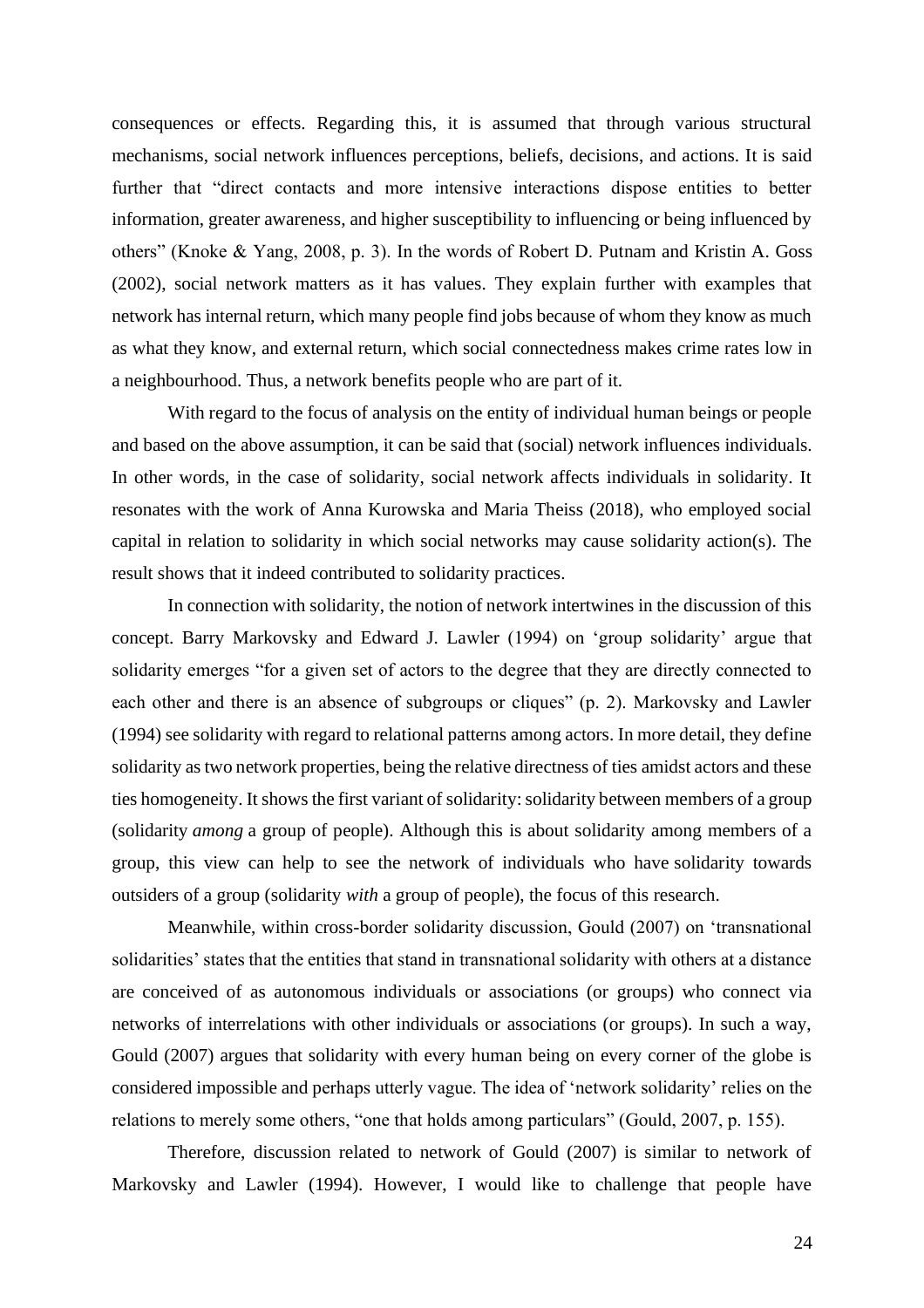consequences or effects. Regarding this, it is assumed that through various structural mechanisms, social network influences perceptions, beliefs, decisions, and actions. It is said further that "direct contacts and more intensive interactions dispose entities to better information, greater awareness, and higher susceptibility to influencing or being influenced by others" (Knoke & Yang, 2008, p. 3). In the words of Robert D. Putnam and Kristin A. Goss (2002), social network matters as it has values. They explain further with examples that network has internal return, which many people find jobs because of whom they know as much as what they know, and external return, which social connectedness makes crime rates low in a neighbourhood. Thus, a network benefits people who are part of it.

With regard to the focus of analysis on the entity of individual human beings or people and based on the above assumption, it can be said that (social) network influences individuals. In other words, in the case of solidarity, social network affects individuals in solidarity. It resonates with the work of Anna Kurowska and Maria Theiss (2018), who employed social capital in relation to solidarity in which social networks may cause solidarity action(s). The result shows that it indeed contributed to solidarity practices.

In connection with solidarity, the notion of network intertwines in the discussion of this concept. Barry Markovsky and Edward J. Lawler (1994) on 'group solidarity' argue that solidarity emerges "for a given set of actors to the degree that they are directly connected to each other and there is an absence of subgroups or cliques" (p. 2). Markovsky and Lawler (1994) see solidarity with regard to relational patterns among actors. In more detail, they define solidarity as two network properties, being the relative directness of ties amidst actors and these ties homogeneity. It shows the first variant of solidarity: solidarity between members of a group (solidarity *among* a group of people). Although this is about solidarity among members of a group, this view can help to see the network of individuals who have solidarity towards outsiders of a group (solidarity *with* a group of people), the focus of this research.

Meanwhile, within cross-border solidarity discussion, Gould (2007) on 'transnational solidarities' states that the entities that stand in transnational solidarity with others at a distance are conceived of as autonomous individuals or associations (or groups) who connect via networks of interrelations with other individuals or associations (or groups). In such a way, Gould (2007) argues that solidarity with every human being on every corner of the globe is considered impossible and perhaps utterly vague. The idea of 'network solidarity' relies on the relations to merely some others, "one that holds among particulars" (Gould, 2007, p. 155).

Therefore, discussion related to network of Gould (2007) is similar to network of Markovsky and Lawler (1994). However, I would like to challenge that people have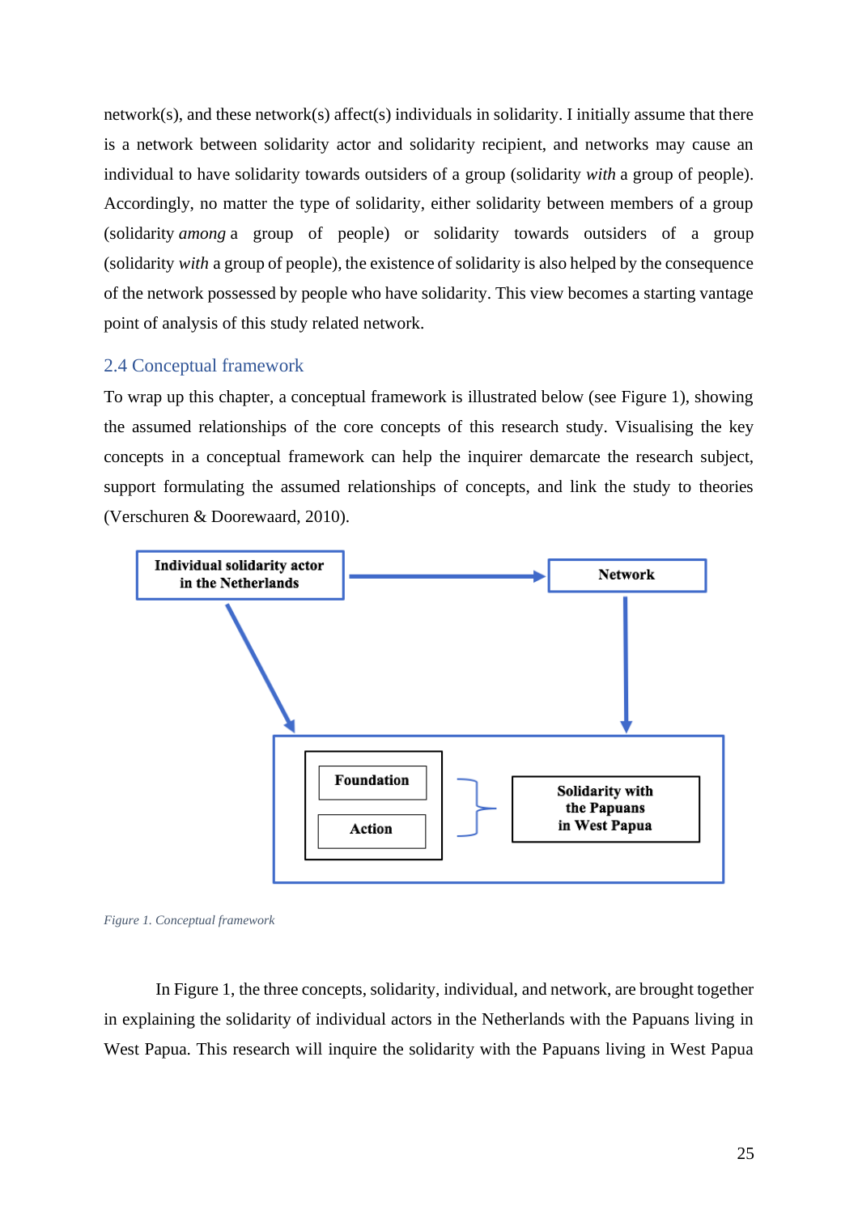network(s), and these network(s) affect(s) individuals in solidarity. I initially assume that there is a network between solidarity actor and solidarity recipient, and networks may cause an individual to have solidarity towards outsiders of a group (solidarity *with* a group of people). Accordingly, no matter the type of solidarity, either solidarity between members of a group (solidarity *among* a group of people) or solidarity towards outsiders of a group (solidarity *with* a group of people), the existence of solidarity is also helped by the consequence of the network possessed by people who have solidarity. This view becomes a starting vantage point of analysis of this study related network.

## 2.4 Conceptual framework

To wrap up this chapter, a conceptual framework is illustrated below (see Figure 1), showing the assumed relationships of the core concepts of this research study. Visualising the key concepts in a conceptual framework can help the inquirer demarcate the research subject, support formulating the assumed relationships of concepts, and link the study to theories (Verschuren & Doorewaard, 2010).

**Individual solidarity actor in the Netherlands** → **Network**

**Individual solidarity actor in the Netherlands** → [**Foundation** / **Action**] } **Solidarity with the Papuans in West Papua**

**Network** → [**Foundation** / **Action**] } **Solidarity with the Papuans in West Papua**

*Figure 1. Conceptual framework*

In Figure 1, the three concepts, solidarity, individual, and network, are brought together in explaining the solidarity of individual actors in the Netherlands with the Papuans living in West Papua. This research will inquire the solidarity with the Papuans living in West Papua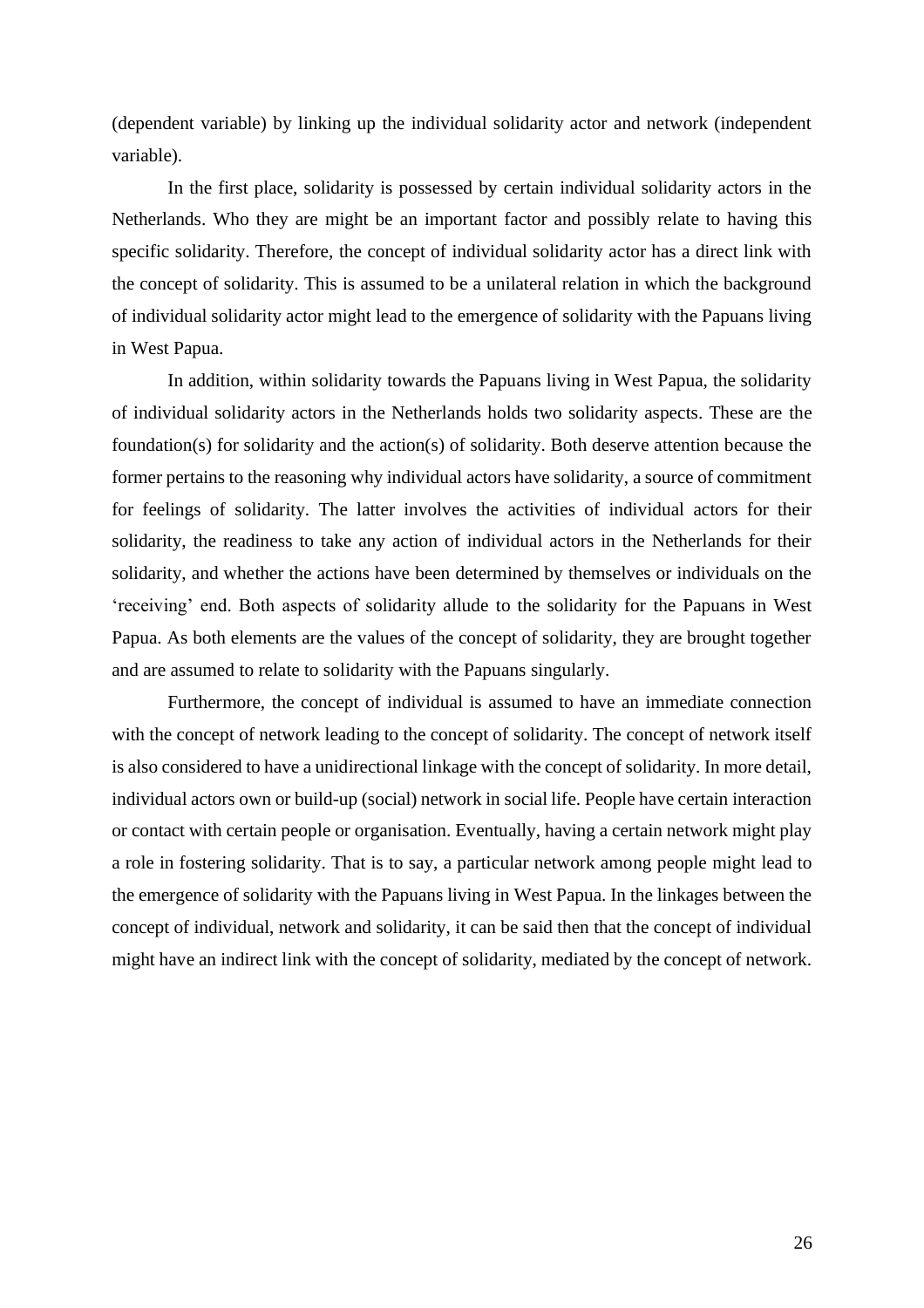(dependent variable) by linking up the individual solidarity actor and network (independent variable).

In the first place, solidarity is possessed by certain individual solidarity actors in the Netherlands. Who they are might be an important factor and possibly relate to having this specific solidarity. Therefore, the concept of individual solidarity actor has a direct link with the concept of solidarity. This is assumed to be a unilateral relation in which the background of individual solidarity actor might lead to the emergence of solidarity with the Papuans living in West Papua.

In addition, within solidarity towards the Papuans living in West Papua, the solidarity of individual solidarity actors in the Netherlands holds two solidarity aspects. These are the foundation(s) for solidarity and the action(s) of solidarity. Both deserve attention because the former pertains to the reasoning why individual actors have solidarity, a source of commitment for feelings of solidarity. The latter involves the activities of individual actors for their solidarity, the readiness to take any action of individual actors in the Netherlands for their solidarity, and whether the actions have been determined by themselves or individuals on the 'receiving' end. Both aspects of solidarity allude to the solidarity for the Papuans in West Papua. As both elements are the values of the concept of solidarity, they are brought together and are assumed to relate to solidarity with the Papuans singularly.

Furthermore, the concept of individual is assumed to have an immediate connection with the concept of network leading to the concept of solidarity. The concept of network itself is also considered to have a unidirectional linkage with the concept of solidarity. In more detail, individual actors own or build-up (social) network in social life. People have certain interaction or contact with certain people or organisation. Eventually, having a certain network might play a role in fostering solidarity. That is to say, a particular network among people might lead to the emergence of solidarity with the Papuans living in West Papua. In the linkages between the concept of individual, network and solidarity, it can be said then that the concept of individual might have an indirect link with the concept of solidarity, mediated by the concept of network.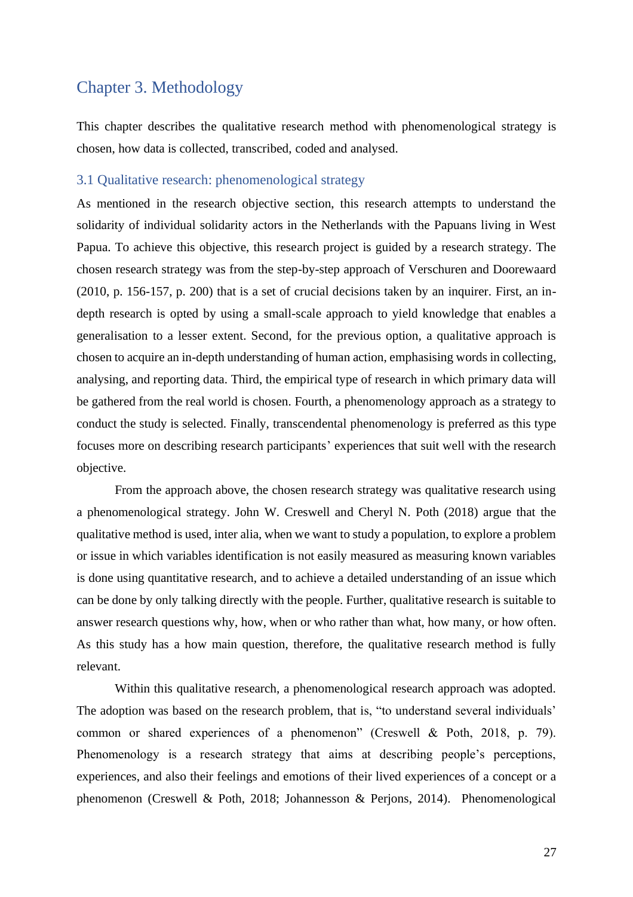# Chapter 3. Methodology

This chapter describes the qualitative research method with phenomenological strategy is chosen, how data is collected, transcribed, coded and analysed.

## 3.1 Qualitative research: phenomenological strategy

As mentioned in the research objective section, this research attempts to understand the solidarity of individual solidarity actors in the Netherlands with the Papuans living in West Papua. To achieve this objective, this research project is guided by a research strategy. The chosen research strategy was from the step-by-step approach of Verschuren and Doorewaard (2010, p. 156-157, p. 200) that is a set of crucial decisions taken by an inquirer. First, an in-depth research is opted by using a small-scale approach to yield knowledge that enables a generalisation to a lesser extent. Second, for the previous option, a qualitative approach is chosen to acquire an in-depth understanding of human action, emphasising words in collecting, analysing, and reporting data. Third, the empirical type of research in which primary data will be gathered from the real world is chosen. Fourth, a phenomenology approach as a strategy to conduct the study is selected. Finally, transcendental phenomenology is preferred as this type focuses more on describing research participants' experiences that suit well with the research objective.

From the approach above, the chosen research strategy was qualitative research using a phenomenological strategy. John W. Creswell and Cheryl N. Poth (2018) argue that the qualitative method is used, inter alia, when we want to study a population, to explore a problem or issue in which variables identification is not easily measured as measuring known variables is done using quantitative research, and to achieve a detailed understanding of an issue which can be done by only talking directly with the people. Further, qualitative research is suitable to answer research questions why, how, when or who rather than what, how many, or how often. As this study has a how main question, therefore, the qualitative research method is fully relevant.

Within this qualitative research, a phenomenological research approach was adopted. The adoption was based on the research problem, that is, "to understand several individuals' common or shared experiences of a phenomenon" (Creswell & Poth, 2018, p. 79). Phenomenology is a research strategy that aims at describing people's perceptions, experiences, and also their feelings and emotions of their lived experiences of a concept or a phenomenon (Creswell & Poth, 2018; Johannesson & Perjons, 2014). Phenomenological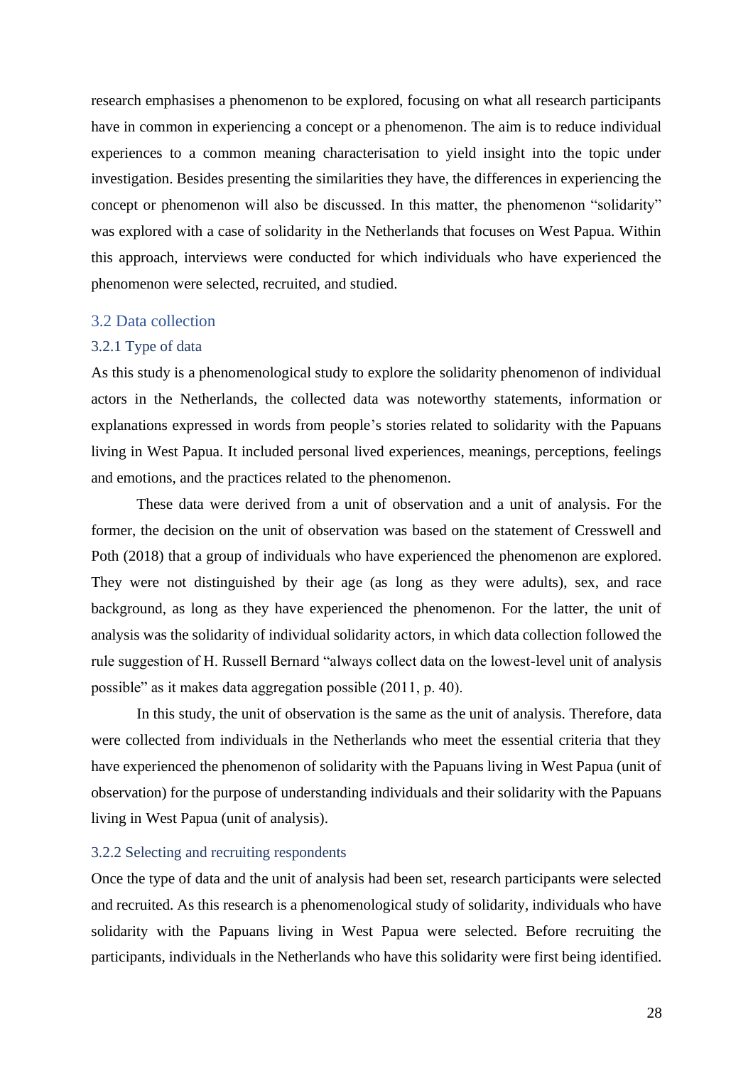research emphasises a phenomenon to be explored, focusing on what all research participants have in common in experiencing a concept or a phenomenon. The aim is to reduce individual experiences to a common meaning characterisation to yield insight into the topic under investigation. Besides presenting the similarities they have, the differences in experiencing the concept or phenomenon will also be discussed. In this matter, the phenomenon "solidarity" was explored with a case of solidarity in the Netherlands that focuses on West Papua. Within this approach, interviews were conducted for which individuals who have experienced the phenomenon were selected, recruited, and studied.

## 3.2 Data collection

### 3.2.1 Type of data

As this study is a phenomenological study to explore the solidarity phenomenon of individual actors in the Netherlands, the collected data was noteworthy statements, information or explanations expressed in words from people's stories related to solidarity with the Papuans living in West Papua. It included personal lived experiences, meanings, perceptions, feelings and emotions, and the practices related to the phenomenon.

These data were derived from a unit of observation and a unit of analysis. For the former, the decision on the unit of observation was based on the statement of Cresswell and Poth (2018) that a group of individuals who have experienced the phenomenon are explored. They were not distinguished by their age (as long as they were adults), sex, and race background, as long as they have experienced the phenomenon. For the latter, the unit of analysis was the solidarity of individual solidarity actors, in which data collection followed the rule suggestion of H. Russell Bernard "always collect data on the lowest-level unit of analysis possible" as it makes data aggregation possible (2011, p. 40).

In this study, the unit of observation is the same as the unit of analysis. Therefore, data were collected from individuals in the Netherlands who meet the essential criteria that they have experienced the phenomenon of solidarity with the Papuans living in West Papua (unit of observation) for the purpose of understanding individuals and their solidarity with the Papuans living in West Papua (unit of analysis).

### 3.2.2 Selecting and recruiting respondents

Once the type of data and the unit of analysis had been set, research participants were selected and recruited. As this research is a phenomenological study of solidarity, individuals who have solidarity with the Papuans living in West Papua were selected. Before recruiting the participants, individuals in the Netherlands who have this solidarity were first being identified.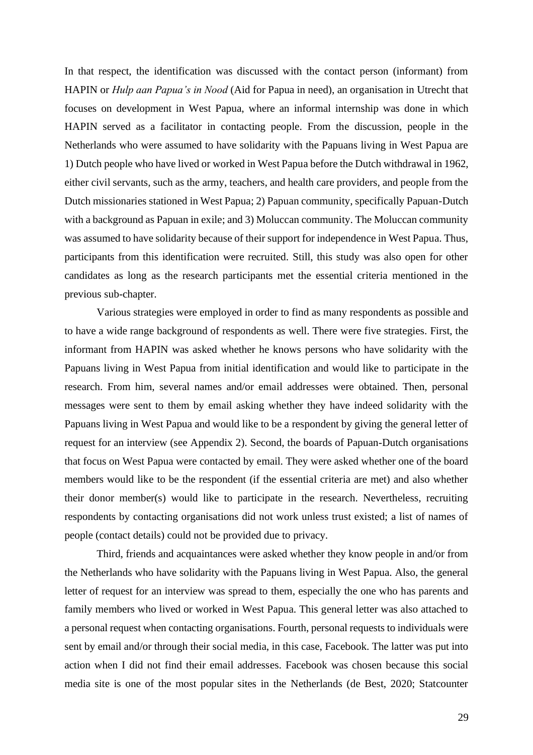In that respect, the identification was discussed with the contact person (informant) from HAPIN or *Hulp aan Papua's in Nood* (Aid for Papua in need), an organisation in Utrecht that focuses on development in West Papua, where an informal internship was done in which HAPIN served as a facilitator in contacting people. From the discussion, people in the Netherlands who were assumed to have solidarity with the Papuans living in West Papua are 1) Dutch people who have lived or worked in West Papua before the Dutch withdrawal in 1962, either civil servants, such as the army, teachers, and health care providers, and people from the Dutch missionaries stationed in West Papua; 2) Papuan community, specifically Papuan-Dutch with a background as Papuan in exile; and 3) Moluccan community. The Moluccan community was assumed to have solidarity because of their support for independence in West Papua. Thus, participants from this identification were recruited. Still, this study was also open for other candidates as long as the research participants met the essential criteria mentioned in the previous sub-chapter.

Various strategies were employed in order to find as many respondents as possible and to have a wide range background of respondents as well. There were five strategies. First, the informant from HAPIN was asked whether he knows persons who have solidarity with the Papuans living in West Papua from initial identification and would like to participate in the research. From him, several names and/or email addresses were obtained. Then, personal messages were sent to them by email asking whether they have indeed solidarity with the Papuans living in West Papua and would like to be a respondent by giving the general letter of request for an interview (see Appendix 2). Second, the boards of Papuan-Dutch organisations that focus on West Papua were contacted by email. They were asked whether one of the board members would like to be the respondent (if the essential criteria are met) and also whether their donor member(s) would like to participate in the research. Nevertheless, recruiting respondents by contacting organisations did not work unless trust existed; a list of names of people (contact details) could not be provided due to privacy.

Third, friends and acquaintances were asked whether they know people in and/or from the Netherlands who have solidarity with the Papuans living in West Papua. Also, the general letter of request for an interview was spread to them, especially the one who has parents and family members who lived or worked in West Papua. This general letter was also attached to a personal request when contacting organisations. Fourth, personal requests to individuals were sent by email and/or through their social media, in this case, Facebook. The latter was put into action when I did not find their email addresses. Facebook was chosen because this social media site is one of the most popular sites in the Netherlands (de Best, 2020; Statcounter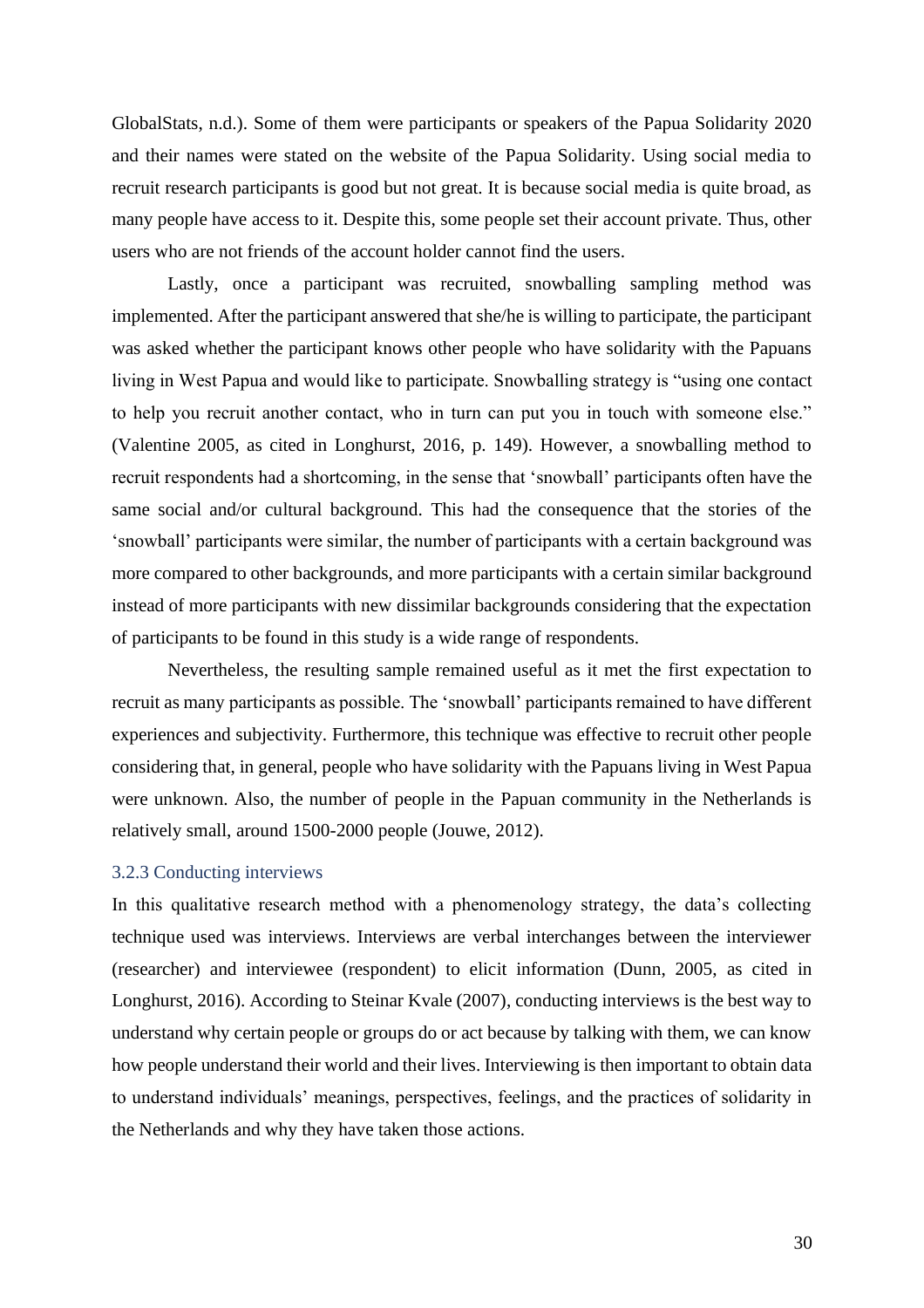GlobalStats, n.d.). Some of them were participants or speakers of the Papua Solidarity 2020 and their names were stated on the website of the Papua Solidarity. Using social media to recruit research participants is good but not great. It is because social media is quite broad, as many people have access to it. Despite this, some people set their account private. Thus, other users who are not friends of the account holder cannot find the users.

Lastly, once a participant was recruited, snowballing sampling method was implemented. After the participant answered that she/he is willing to participate, the participant was asked whether the participant knows other people who have solidarity with the Papuans living in West Papua and would like to participate. Snowballing strategy is "using one contact to help you recruit another contact, who in turn can put you in touch with someone else." (Valentine 2005, as cited in Longhurst, 2016, p. 149). However, a snowballing method to recruit respondents had a shortcoming, in the sense that 'snowball' participants often have the same social and/or cultural background. This had the consequence that the stories of the 'snowball' participants were similar, the number of participants with a certain background was more compared to other backgrounds, and more participants with a certain similar background instead of more participants with new dissimilar backgrounds considering that the expectation of participants to be found in this study is a wide range of respondents.

Nevertheless, the resulting sample remained useful as it met the first expectation to recruit as many participants as possible. The 'snowball' participants remained to have different experiences and subjectivity. Furthermore, this technique was effective to recruit other people considering that, in general, people who have solidarity with the Papuans living in West Papua were unknown. Also, the number of people in the Papuan community in the Netherlands is relatively small, around 1500-2000 people (Jouwe, 2012).

### 3.2.3 Conducting interviews

In this qualitative research method with a phenomenology strategy, the data's collecting technique used was interviews. Interviews are verbal interchanges between the interviewer (researcher) and interviewee (respondent) to elicit information (Dunn, 2005, as cited in Longhurst, 2016). According to Steinar Kvale (2007), conducting interviews is the best way to understand why certain people or groups do or act because by talking with them, we can know how people understand their world and their lives. Interviewing is then important to obtain data to understand individuals' meanings, perspectives, feelings, and the practices of solidarity in the Netherlands and why they have taken those actions.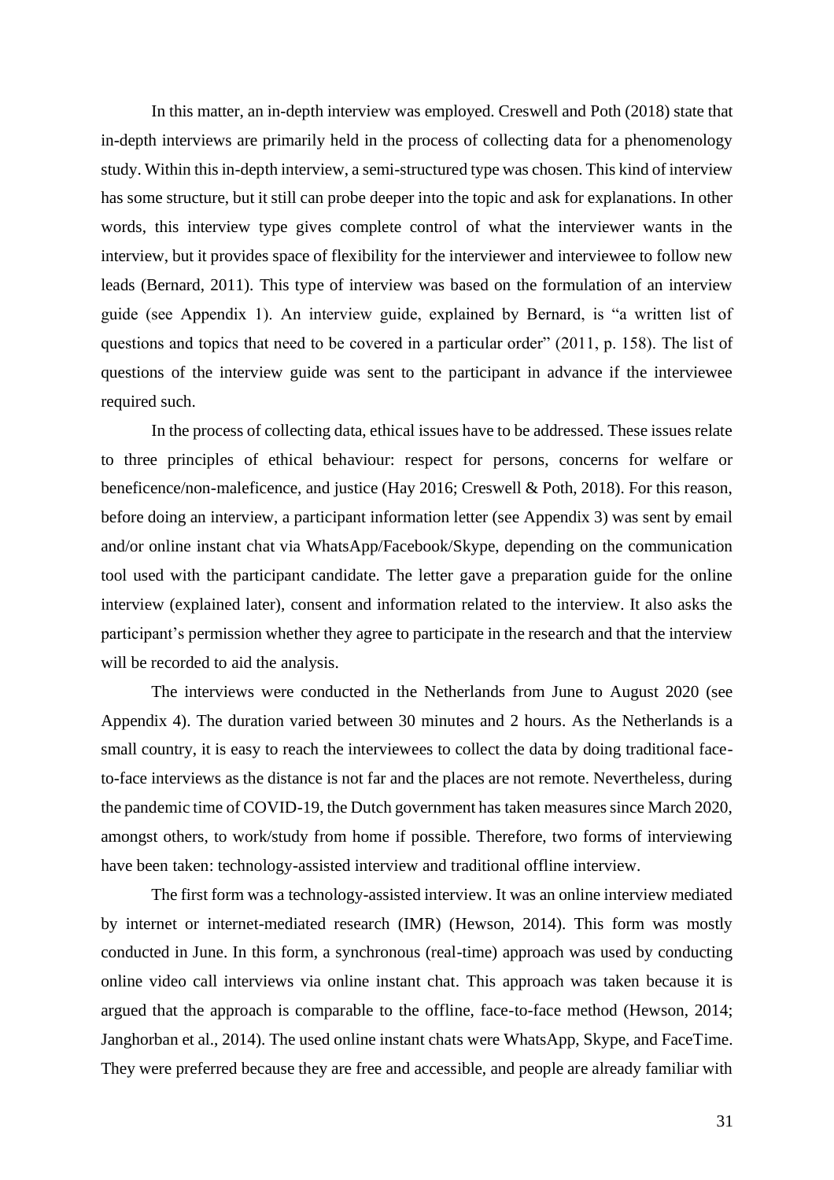In this matter, an in-depth interview was employed. Creswell and Poth (2018) state that in-depth interviews are primarily held in the process of collecting data for a phenomenology study. Within this in-depth interview, a semi-structured type was chosen. This kind of interview has some structure, but it still can probe deeper into the topic and ask for explanations. In other words, this interview type gives complete control of what the interviewer wants in the interview, but it provides space of flexibility for the interviewer and interviewee to follow new leads (Bernard, 2011). This type of interview was based on the formulation of an interview guide (see Appendix 1). An interview guide, explained by Bernard, is "a written list of questions and topics that need to be covered in a particular order" (2011, p. 158). The list of questions of the interview guide was sent to the participant in advance if the interviewee required such.

In the process of collecting data, ethical issues have to be addressed. These issues relate to three principles of ethical behaviour: respect for persons, concerns for welfare or beneficence/non-maleficence, and justice (Hay 2016; Creswell & Poth, 2018). For this reason, before doing an interview, a participant information letter (see Appendix 3) was sent by email and/or online instant chat via WhatsApp/Facebook/Skype, depending on the communication tool used with the participant candidate. The letter gave a preparation guide for the online interview (explained later), consent and information related to the interview. It also asks the participant's permission whether they agree to participate in the research and that the interview will be recorded to aid the analysis.

The interviews were conducted in the Netherlands from June to August 2020 (see Appendix 4). The duration varied between 30 minutes and 2 hours. As the Netherlands is a small country, it is easy to reach the interviewees to collect the data by doing traditional face-to-face interviews as the distance is not far and the places are not remote. Nevertheless, during the pandemic time of COVID-19, the Dutch government has taken measures since March 2020, amongst others, to work/study from home if possible. Therefore, two forms of interviewing have been taken: technology-assisted interview and traditional offline interview.

The first form was a technology-assisted interview. It was an online interview mediated by internet or internet-mediated research (IMR) (Hewson, 2014). This form was mostly conducted in June. In this form, a synchronous (real-time) approach was used by conducting online video call interviews via online instant chat. This approach was taken because it is argued that the approach is comparable to the offline, face-to-face method (Hewson, 2014; Janghorban et al., 2014). The used online instant chats were WhatsApp, Skype, and FaceTime. They were preferred because they are free and accessible, and people are already familiar with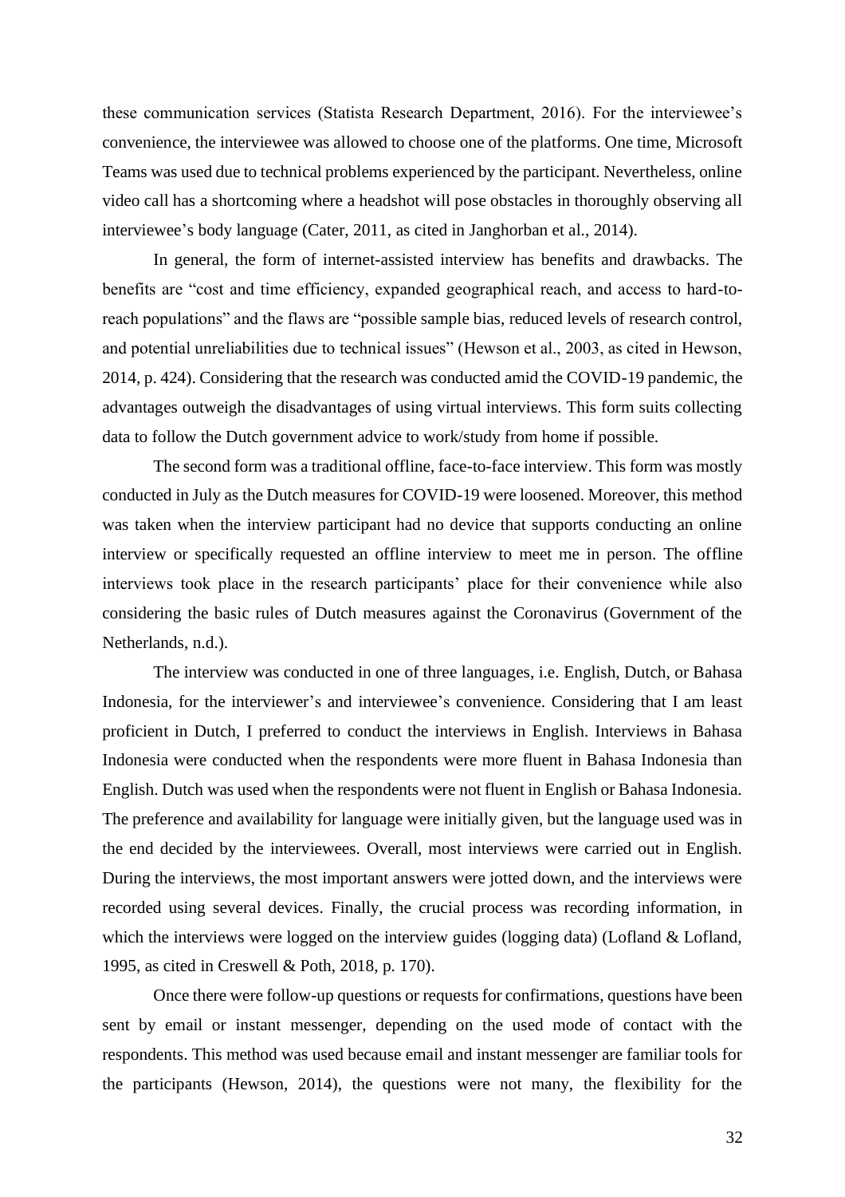these communication services (Statista Research Department, 2016). For the interviewee's convenience, the interviewee was allowed to choose one of the platforms. One time, Microsoft Teams was used due to technical problems experienced by the participant. Nevertheless, online video call has a shortcoming where a headshot will pose obstacles in thoroughly observing all interviewee's body language (Cater, 2011, as cited in Janghorban et al., 2014).

In general, the form of internet-assisted interview has benefits and drawbacks. The benefits are "cost and time efficiency, expanded geographical reach, and access to hard-to-reach populations" and the flaws are "possible sample bias, reduced levels of research control, and potential unreliabilities due to technical issues" (Hewson et al., 2003, as cited in Hewson, 2014, p. 424). Considering that the research was conducted amid the COVID-19 pandemic, the advantages outweigh the disadvantages of using virtual interviews. This form suits collecting data to follow the Dutch government advice to work/study from home if possible.

The second form was a traditional offline, face-to-face interview. This form was mostly conducted in July as the Dutch measures for COVID-19 were loosened. Moreover, this method was taken when the interview participant had no device that supports conducting an online interview or specifically requested an offline interview to meet me in person. The offline interviews took place in the research participants' place for their convenience while also considering the basic rules of Dutch measures against the Coronavirus (Government of the Netherlands, n.d.).

The interview was conducted in one of three languages, i.e. English, Dutch, or Bahasa Indonesia, for the interviewer's and interviewee's convenience. Considering that I am least proficient in Dutch, I preferred to conduct the interviews in English. Interviews in Bahasa Indonesia were conducted when the respondents were more fluent in Bahasa Indonesia than English. Dutch was used when the respondents were not fluent in English or Bahasa Indonesia. The preference and availability for language were initially given, but the language used was in the end decided by the interviewees. Overall, most interviews were carried out in English. During the interviews, the most important answers were jotted down, and the interviews were recorded using several devices. Finally, the crucial process was recording information, in which the interviews were logged on the interview guides (logging data) (Lofland & Lofland, 1995, as cited in Creswell & Poth, 2018, p. 170).

Once there were follow-up questions or requests for confirmations, questions have been sent by email or instant messenger, depending on the used mode of contact with the respondents. This method was used because email and instant messenger are familiar tools for the participants (Hewson, 2014), the questions were not many, the flexibility for the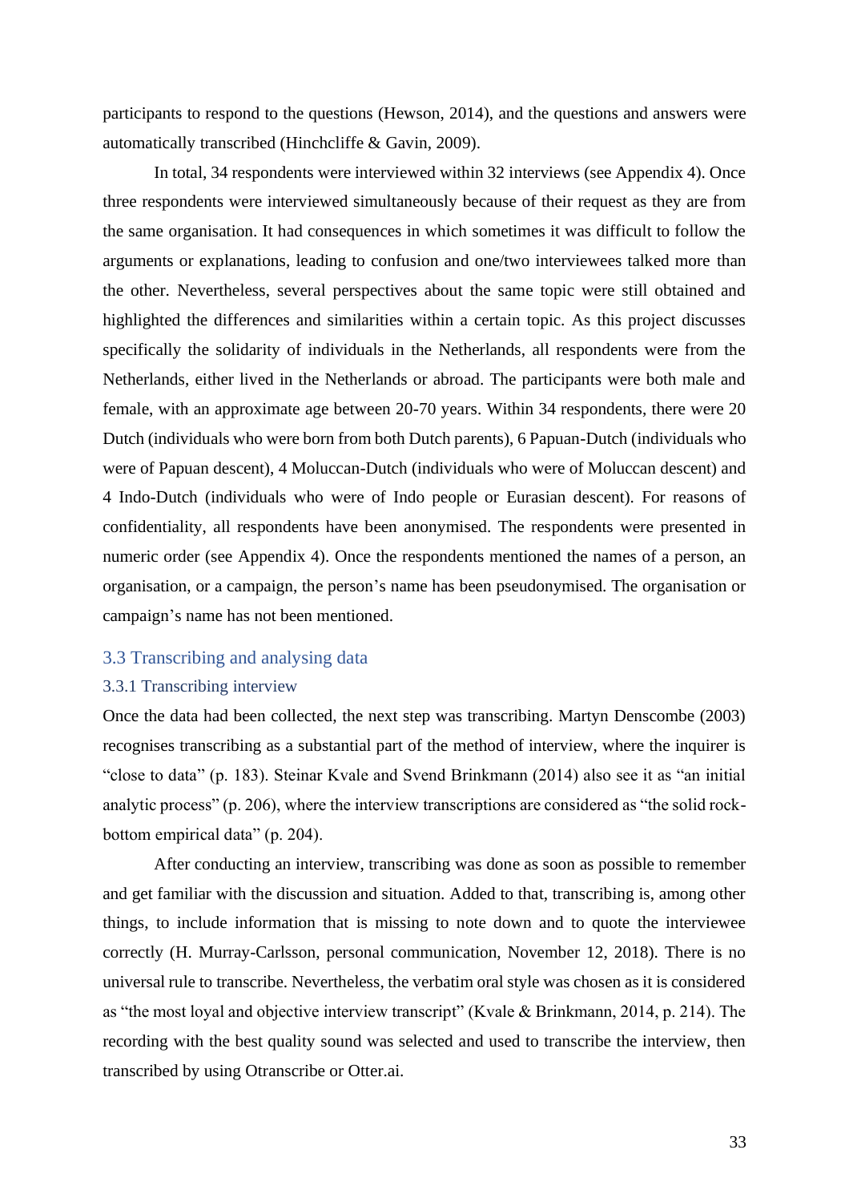participants to respond to the questions (Hewson, 2014), and the questions and answers were automatically transcribed (Hinchcliffe & Gavin, 2009).

In total, 34 respondents were interviewed within 32 interviews (see Appendix 4). Once three respondents were interviewed simultaneously because of their request as they are from the same organisation. It had consequences in which sometimes it was difficult to follow the arguments or explanations, leading to confusion and one/two interviewees talked more than the other. Nevertheless, several perspectives about the same topic were still obtained and highlighted the differences and similarities within a certain topic. As this project discusses specifically the solidarity of individuals in the Netherlands, all respondents were from the Netherlands, either lived in the Netherlands or abroad. The participants were both male and female, with an approximate age between 20-70 years. Within 34 respondents, there were 20 Dutch (individuals who were born from both Dutch parents), 6 Papuan-Dutch (individuals who were of Papuan descent), 4 Moluccan-Dutch (individuals who were of Moluccan descent) and 4 Indo-Dutch (individuals who were of Indo people or Eurasian descent). For reasons of confidentiality, all respondents have been anonymised. The respondents were presented in numeric order (see Appendix 4). Once the respondents mentioned the names of a person, an organisation, or a campaign, the person's name has been pseudonymised. The organisation or campaign's name has not been mentioned.

## 3.3 Transcribing and analysing data

### 3.3.1 Transcribing interview

Once the data had been collected, the next step was transcribing. Martyn Denscombe (2003) recognises transcribing as a substantial part of the method of interview, where the inquirer is "close to data" (p. 183). Steinar Kvale and Svend Brinkmann (2014) also see it as "an initial analytic process" (p. 206), where the interview transcriptions are considered as "the solid rock-bottom empirical data" (p. 204).

After conducting an interview, transcribing was done as soon as possible to remember and get familiar with the discussion and situation. Added to that, transcribing is, among other things, to include information that is missing to note down and to quote the interviewee correctly (H. Murray-Carlsson, personal communication, November 12, 2018). There is no universal rule to transcribe. Nevertheless, the verbatim oral style was chosen as it is considered as "the most loyal and objective interview transcript" (Kvale & Brinkmann, 2014, p. 214). The recording with the best quality sound was selected and used to transcribe the interview, then transcribed by using Otranscribe or Otter.ai.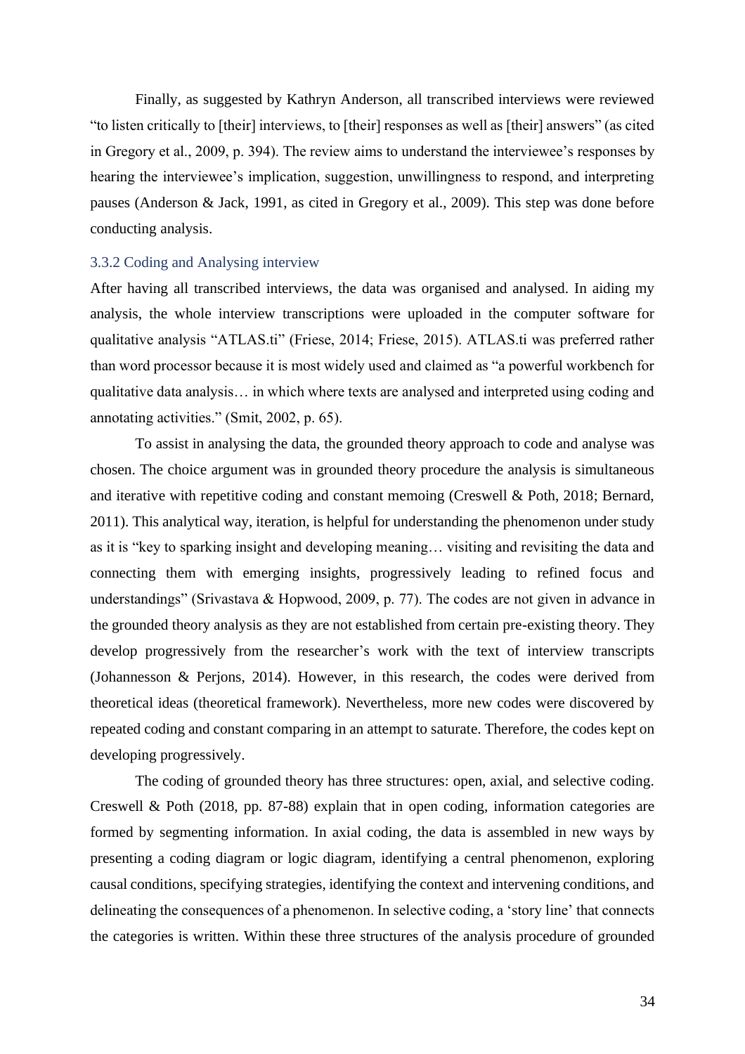Finally, as suggested by Kathryn Anderson, all transcribed interviews were reviewed "to listen critically to [their] interviews, to [their] responses as well as [their] answers" (as cited in Gregory et al., 2009, p. 394). The review aims to understand the interviewee's responses by hearing the interviewee's implication, suggestion, unwillingness to respond, and interpreting pauses (Anderson & Jack, 1991, as cited in Gregory et al., 2009). This step was done before conducting analysis.

### 3.3.2 Coding and Analysing interview

After having all transcribed interviews, the data was organised and analysed. In aiding my analysis, the whole interview transcriptions were uploaded in the computer software for qualitative analysis "ATLAS.ti" (Friese, 2014; Friese, 2015). ATLAS.ti was preferred rather than word processor because it is most widely used and claimed as "a powerful workbench for qualitative data analysis… in which where texts are analysed and interpreted using coding and annotating activities." (Smit, 2002, p. 65).

To assist in analysing the data, the grounded theory approach to code and analyse was chosen. The choice argument was in grounded theory procedure the analysis is simultaneous and iterative with repetitive coding and constant memoing (Creswell & Poth, 2018; Bernard, 2011). This analytical way, iteration, is helpful for understanding the phenomenon under study as it is "key to sparking insight and developing meaning… visiting and revisiting the data and connecting them with emerging insights, progressively leading to refined focus and understandings" (Srivastava & Hopwood, 2009, p. 77). The codes are not given in advance in the grounded theory analysis as they are not established from certain pre-existing theory. They develop progressively from the researcher's work with the text of interview transcripts (Johannesson & Perjons, 2014). However, in this research, the codes were derived from theoretical ideas (theoretical framework). Nevertheless, more new codes were discovered by repeated coding and constant comparing in an attempt to saturate. Therefore, the codes kept on developing progressively.

The coding of grounded theory has three structures: open, axial, and selective coding. Creswell & Poth (2018, pp. 87-88) explain that in open coding, information categories are formed by segmenting information. In axial coding, the data is assembled in new ways by presenting a coding diagram or logic diagram, identifying a central phenomenon, exploring causal conditions, specifying strategies, identifying the context and intervening conditions, and delineating the consequences of a phenomenon. In selective coding, a 'story line' that connects the categories is written. Within these three structures of the analysis procedure of grounded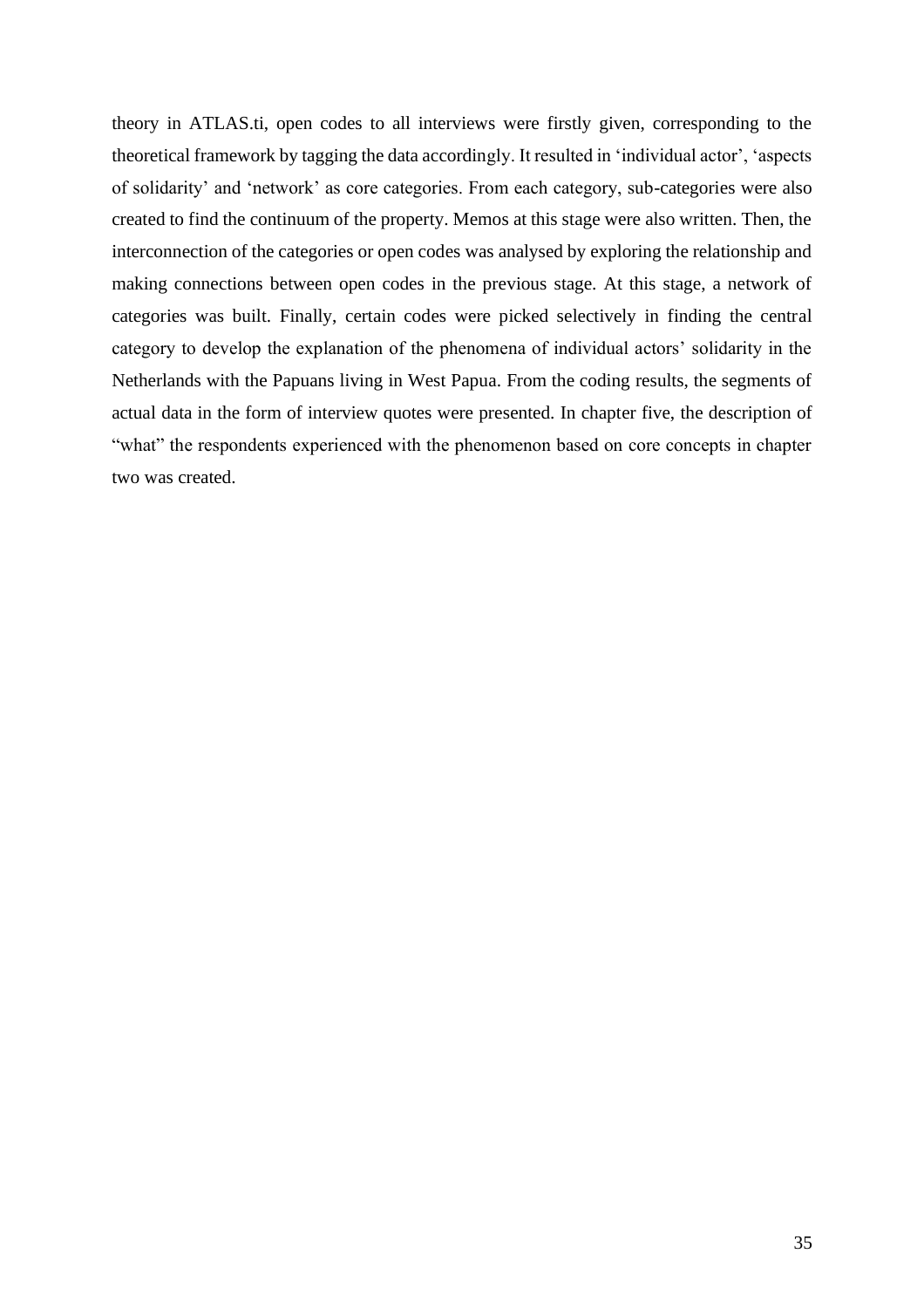theory in ATLAS.ti, open codes to all interviews were firstly given, corresponding to the theoretical framework by tagging the data accordingly. It resulted in 'individual actor', 'aspects of solidarity' and 'network' as core categories. From each category, sub-categories were also created to find the continuum of the property. Memos at this stage were also written. Then, the interconnection of the categories or open codes was analysed by exploring the relationship and making connections between open codes in the previous stage. At this stage, a network of categories was built. Finally, certain codes were picked selectively in finding the central category to develop the explanation of the phenomena of individual actors' solidarity in the Netherlands with the Papuans living in West Papua. From the coding results, the segments of actual data in the form of interview quotes were presented. In chapter five, the description of "what" the respondents experienced with the phenomenon based on core concepts in chapter two was created.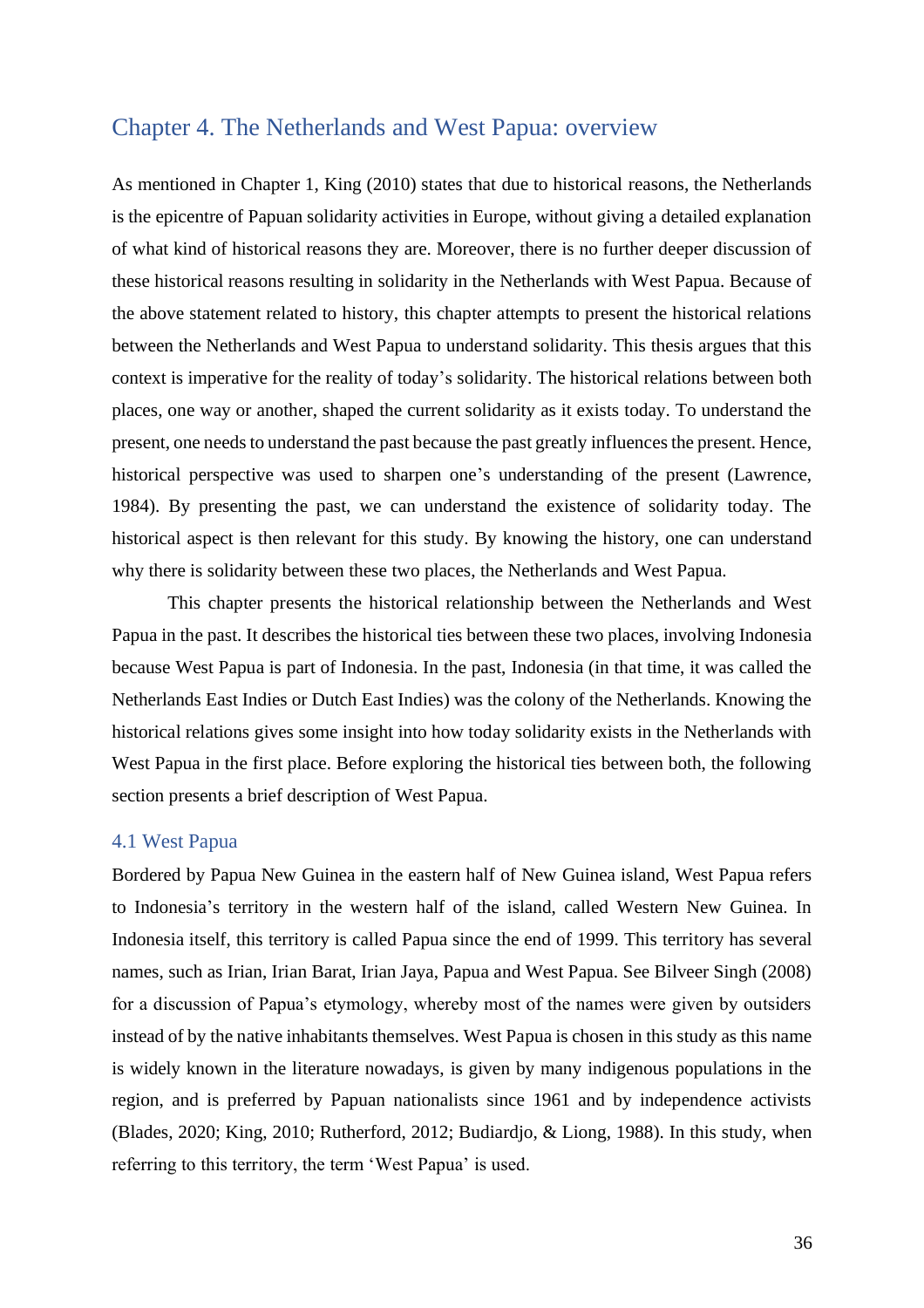# Chapter 4. The Netherlands and West Papua: overview

As mentioned in Chapter 1, King (2010) states that due to historical reasons, the Netherlands is the epicentre of Papuan solidarity activities in Europe, without giving a detailed explanation of what kind of historical reasons they are. Moreover, there is no further deeper discussion of these historical reasons resulting in solidarity in the Netherlands with West Papua. Because of the above statement related to history, this chapter attempts to present the historical relations between the Netherlands and West Papua to understand solidarity. This thesis argues that this context is imperative for the reality of today's solidarity. The historical relations between both places, one way or another, shaped the current solidarity as it exists today. To understand the present, one needs to understand the past because the past greatly influences the present. Hence, historical perspective was used to sharpen one's understanding of the present (Lawrence, 1984). By presenting the past, we can understand the existence of solidarity today. The historical aspect is then relevant for this study. By knowing the history, one can understand why there is solidarity between these two places, the Netherlands and West Papua.

This chapter presents the historical relationship between the Netherlands and West Papua in the past. It describes the historical ties between these two places, involving Indonesia because West Papua is part of Indonesia. In the past, Indonesia (in that time, it was called the Netherlands East Indies or Dutch East Indies) was the colony of the Netherlands. Knowing the historical relations gives some insight into how today solidarity exists in the Netherlands with West Papua in the first place. Before exploring the historical ties between both, the following section presents a brief description of West Papua.

## 4.1 West Papua

Bordered by Papua New Guinea in the eastern half of New Guinea island, West Papua refers to Indonesia's territory in the western half of the island, called Western New Guinea. In Indonesia itself, this territory is called Papua since the end of 1999. This territory has several names, such as Irian, Irian Barat, Irian Jaya, Papua and West Papua. See Bilveer Singh (2008) for a discussion of Papua's etymology, whereby most of the names were given by outsiders instead of by the native inhabitants themselves. West Papua is chosen in this study as this name is widely known in the literature nowadays, is given by many indigenous populations in the region, and is preferred by Papuan nationalists since 1961 and by independence activists (Blades, 2020; King, 2010; Rutherford, 2012; Budiardjo, & Liong, 1988). In this study, when referring to this territory, the term 'West Papua' is used.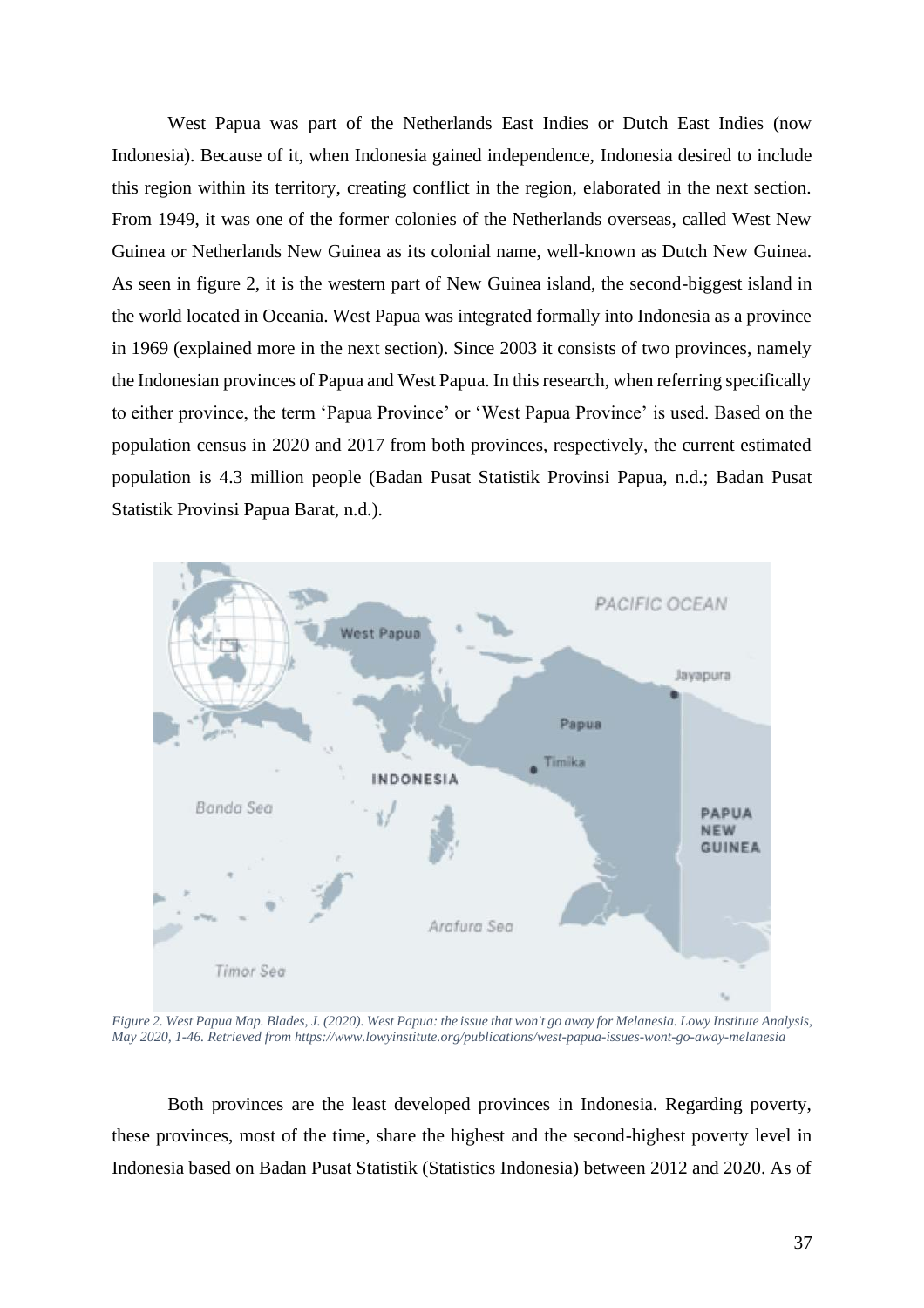West Papua was part of the Netherlands East Indies or Dutch East Indies (now Indonesia). Because of it, when Indonesia gained independence, Indonesia desired to include this region within its territory, creating conflict in the region, elaborated in the next section. From 1949, it was one of the former colonies of the Netherlands overseas, called West New Guinea or Netherlands New Guinea as its colonial name, well-known as Dutch New Guinea. As seen in figure 2, it is the western part of New Guinea island, the second-biggest island in the world located in Oceania. West Papua was integrated formally into Indonesia as a province in 1969 (explained more in the next section). Since 2003 it consists of two provinces, namely the Indonesian provinces of Papua and West Papua. In this research, when referring specifically to either province, the term 'Papua Province' or 'West Papua Province' is used. Based on the population census in 2020 and 2017 from both provinces, respectively, the current estimated population is 4.3 million people (Badan Pusat Statistik Provinsi Papua, n.d.; Badan Pusat Statistik Provinsi Papua Barat, n.d.).

*Figure 2. West Papua Map. Blades, J. (2020). West Papua: the issue that won't go away for Melanesia. Lowy Institute Analysis, May 2020, 1-46. Retrieved from https://www.lowyinstitute.org/publications/west-papua-issues-wont-go-away-melanesia*

Both provinces are the least developed provinces in Indonesia. Regarding poverty, these provinces, most of the time, share the highest and the second-highest poverty level in Indonesia based on Badan Pusat Statistik (Statistics Indonesia) between 2012 and 2020. As of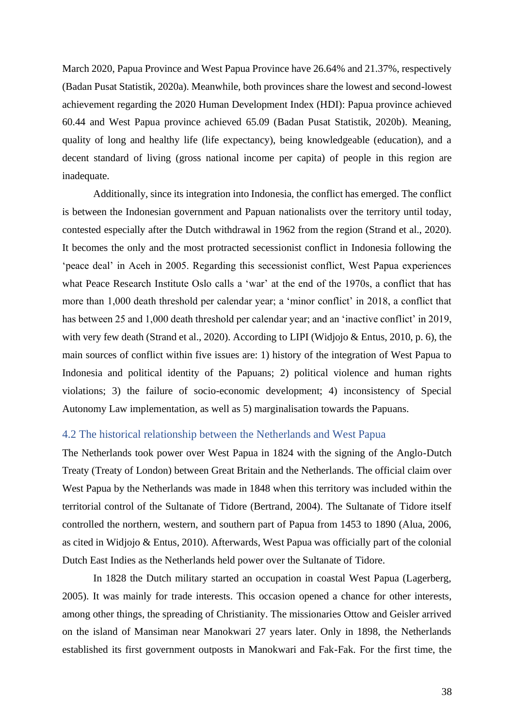March 2020, Papua Province and West Papua Province have 26.64% and 21.37%, respectively (Badan Pusat Statistik, 2020a). Meanwhile, both provinces share the lowest and second-lowest achievement regarding the 2020 Human Development Index (HDI): Papua province achieved 60.44 and West Papua province achieved 65.09 (Badan Pusat Statistik, 2020b). Meaning, quality of long and healthy life (life expectancy), being knowledgeable (education), and a decent standard of living (gross national income per capita) of people in this region are inadequate.

Additionally, since its integration into Indonesia, the conflict has emerged. The conflict is between the Indonesian government and Papuan nationalists over the territory until today, contested especially after the Dutch withdrawal in 1962 from the region (Strand et al., 2020). It becomes the only and the most protracted secessionist conflict in Indonesia following the 'peace deal' in Aceh in 2005. Regarding this secessionist conflict, West Papua experiences what Peace Research Institute Oslo calls a 'war' at the end of the 1970s, a conflict that has more than 1,000 death threshold per calendar year; a 'minor conflict' in 2018, a conflict that has between 25 and 1,000 death threshold per calendar year; and an 'inactive conflict' in 2019, with very few death (Strand et al., 2020). According to LIPI (Widjojo & Entus, 2010, p. 6), the main sources of conflict within five issues are: 1) history of the integration of West Papua to Indonesia and political identity of the Papuans; 2) political violence and human rights violations; 3) the failure of socio-economic development; 4) inconsistency of Special Autonomy Law implementation, as well as 5) marginalisation towards the Papuans.

## 4.2 The historical relationship between the Netherlands and West Papua

The Netherlands took power over West Papua in 1824 with the signing of the Anglo-Dutch Treaty (Treaty of London) between Great Britain and the Netherlands. The official claim over West Papua by the Netherlands was made in 1848 when this territory was included within the territorial control of the Sultanate of Tidore (Bertrand, 2004). The Sultanate of Tidore itself controlled the northern, western, and southern part of Papua from 1453 to 1890 (Alua, 2006, as cited in Widjojo & Entus, 2010). Afterwards, West Papua was officially part of the colonial Dutch East Indies as the Netherlands held power over the Sultanate of Tidore.

In 1828 the Dutch military started an occupation in coastal West Papua (Lagerberg, 2005). It was mainly for trade interests. This occasion opened a chance for other interests, among other things, the spreading of Christianity. The missionaries Ottow and Geisler arrived on the island of Mansiman near Manokwari 27 years later. Only in 1898, the Netherlands established its first government outposts in Manokwari and Fak-Fak. For the first time, the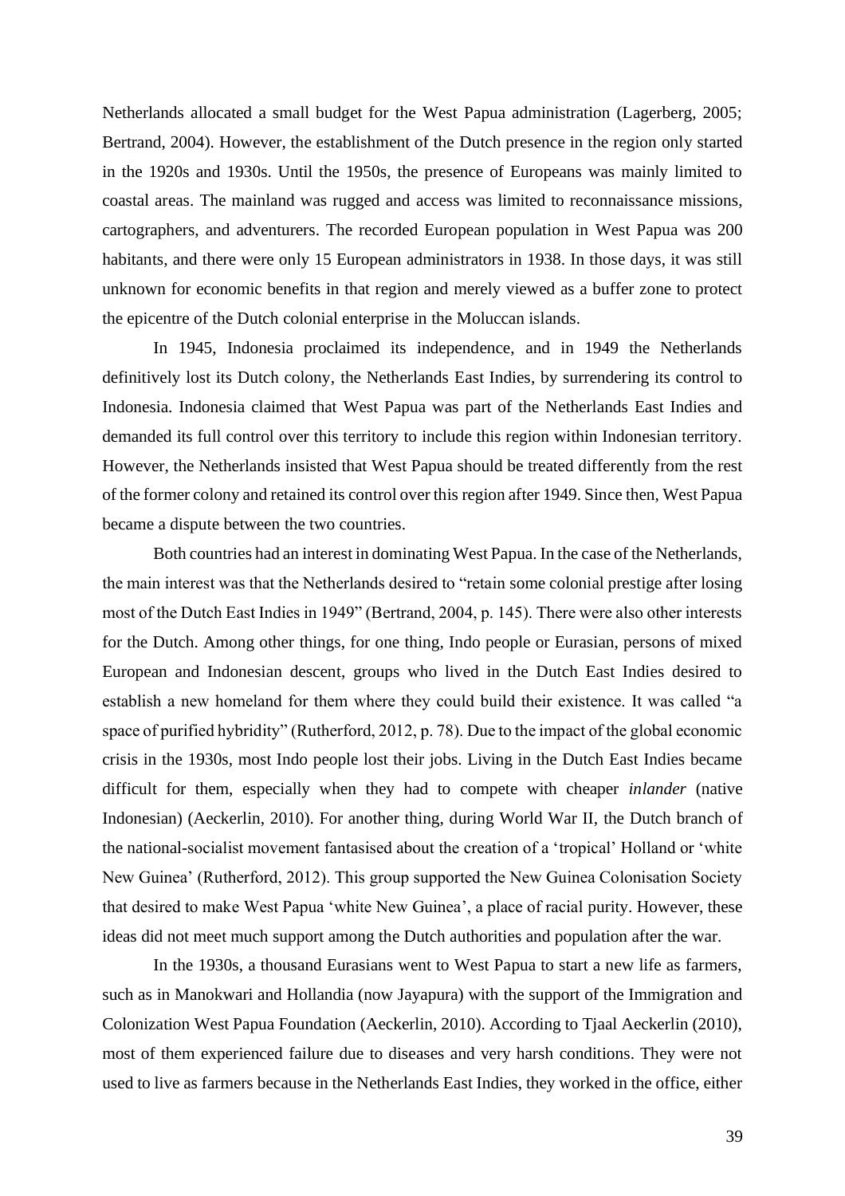Netherlands allocated a small budget for the West Papua administration (Lagerberg, 2005; Bertrand, 2004). However, the establishment of the Dutch presence in the region only started in the 1920s and 1930s. Until the 1950s, the presence of Europeans was mainly limited to coastal areas. The mainland was rugged and access was limited to reconnaissance missions, cartographers, and adventurers. The recorded European population in West Papua was 200 habitants, and there were only 15 European administrators in 1938. In those days, it was still unknown for economic benefits in that region and merely viewed as a buffer zone to protect the epicentre of the Dutch colonial enterprise in the Moluccan islands.

In 1945, Indonesia proclaimed its independence, and in 1949 the Netherlands definitively lost its Dutch colony, the Netherlands East Indies, by surrendering its control to Indonesia. Indonesia claimed that West Papua was part of the Netherlands East Indies and demanded its full control over this territory to include this region within Indonesian territory. However, the Netherlands insisted that West Papua should be treated differently from the rest of the former colony and retained its control over this region after 1949. Since then, West Papua became a dispute between the two countries.

Both countries had an interest in dominating West Papua. In the case of the Netherlands, the main interest was that the Netherlands desired to "retain some colonial prestige after losing most of the Dutch East Indies in 1949" (Bertrand, 2004, p. 145). There were also other interests for the Dutch. Among other things, for one thing, Indo people or Eurasian, persons of mixed European and Indonesian descent, groups who lived in the Dutch East Indies desired to establish a new homeland for them where they could build their existence. It was called "a space of purified hybridity" (Rutherford, 2012, p. 78). Due to the impact of the global economic crisis in the 1930s, most Indo people lost their jobs. Living in the Dutch East Indies became difficult for them, especially when they had to compete with cheaper *inlander* (native Indonesian) (Aeckerlin, 2010). For another thing, during World War II, the Dutch branch of the national-socialist movement fantasised about the creation of a 'tropical' Holland or 'white New Guinea' (Rutherford, 2012). This group supported the New Guinea Colonisation Society that desired to make West Papua 'white New Guinea', a place of racial purity. However, these ideas did not meet much support among the Dutch authorities and population after the war.

In the 1930s, a thousand Eurasians went to West Papua to start a new life as farmers, such as in Manokwari and Hollandia (now Jayapura) with the support of the Immigration and Colonization West Papua Foundation (Aeckerlin, 2010). According to Tjaal Aeckerlin (2010), most of them experienced failure due to diseases and very harsh conditions. They were not used to live as farmers because in the Netherlands East Indies, they worked in the office, either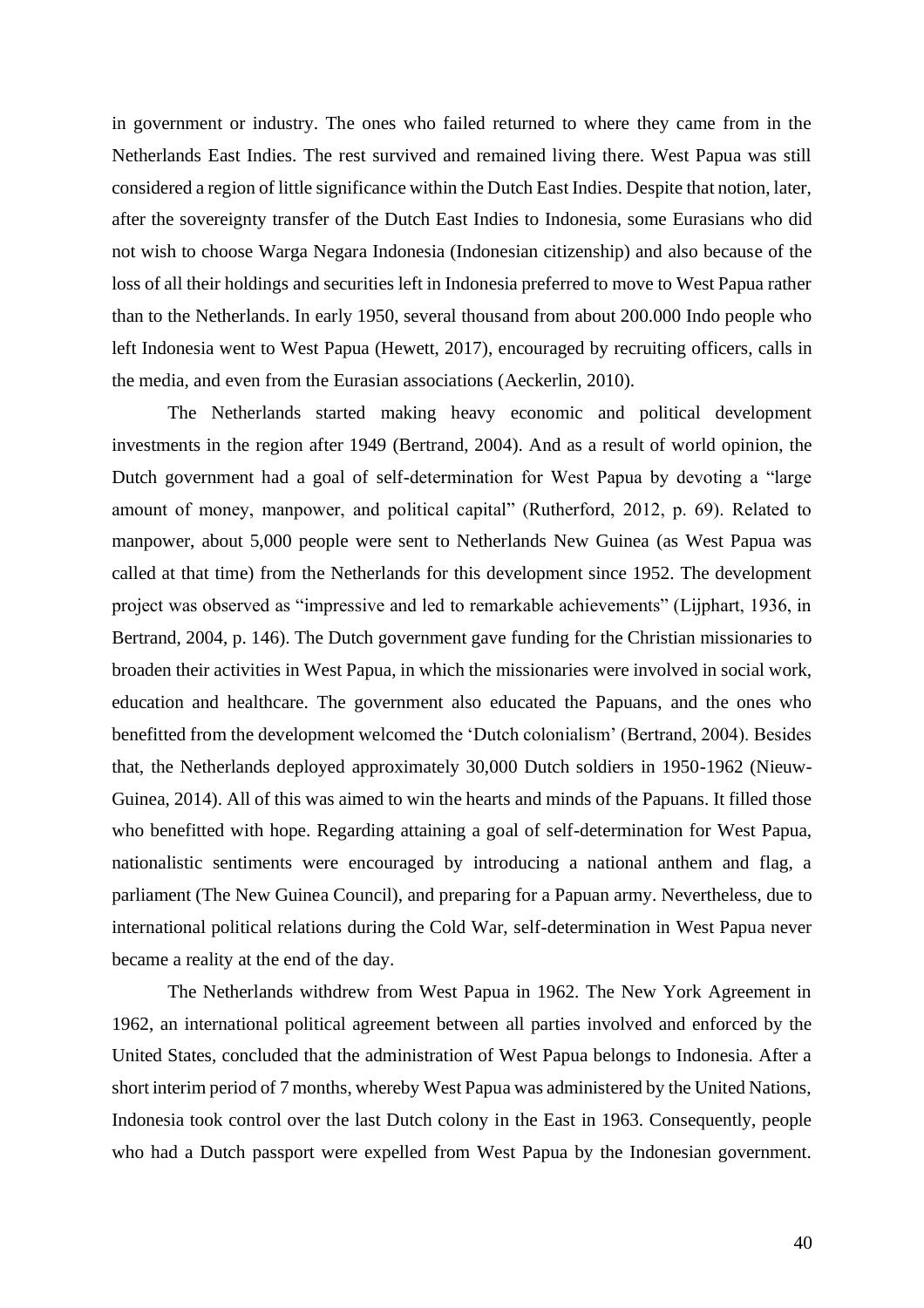in government or industry. The ones who failed returned to where they came from in the Netherlands East Indies. The rest survived and remained living there. West Papua was still considered a region of little significance within the Dutch East Indies. Despite that notion, later, after the sovereignty transfer of the Dutch East Indies to Indonesia, some Eurasians who did not wish to choose Warga Negara Indonesia (Indonesian citizenship) and also because of the loss of all their holdings and securities left in Indonesia preferred to move to West Papua rather than to the Netherlands. In early 1950, several thousand from about 200.000 Indo people who left Indonesia went to West Papua (Hewett, 2017), encouraged by recruiting officers, calls in the media, and even from the Eurasian associations (Aeckerlin, 2010).

The Netherlands started making heavy economic and political development investments in the region after 1949 (Bertrand, 2004). And as a result of world opinion, the Dutch government had a goal of self-determination for West Papua by devoting a "large amount of money, manpower, and political capital" (Rutherford, 2012, p. 69). Related to manpower, about 5,000 people were sent to Netherlands New Guinea (as West Papua was called at that time) from the Netherlands for this development since 1952. The development project was observed as "impressive and led to remarkable achievements" (Lijphart, 1936, in Bertrand, 2004, p. 146). The Dutch government gave funding for the Christian missionaries to broaden their activities in West Papua, in which the missionaries were involved in social work, education and healthcare. The government also educated the Papuans, and the ones who benefitted from the development welcomed the 'Dutch colonialism' (Bertrand, 2004). Besides that, the Netherlands deployed approximately 30,000 Dutch soldiers in 1950-1962 (Nieuw-Guinea, 2014). All of this was aimed to win the hearts and minds of the Papuans. It filled those who benefitted with hope. Regarding attaining a goal of self-determination for West Papua, nationalistic sentiments were encouraged by introducing a national anthem and flag, a parliament (The New Guinea Council), and preparing for a Papuan army. Nevertheless, due to international political relations during the Cold War, self-determination in West Papua never became a reality at the end of the day.

The Netherlands withdrew from West Papua in 1962. The New York Agreement in 1962, an international political agreement between all parties involved and enforced by the United States, concluded that the administration of West Papua belongs to Indonesia. After a short interim period of 7 months, whereby West Papua was administered by the United Nations, Indonesia took control over the last Dutch colony in the East in 1963. Consequently, people who had a Dutch passport were expelled from West Papua by the Indonesian government.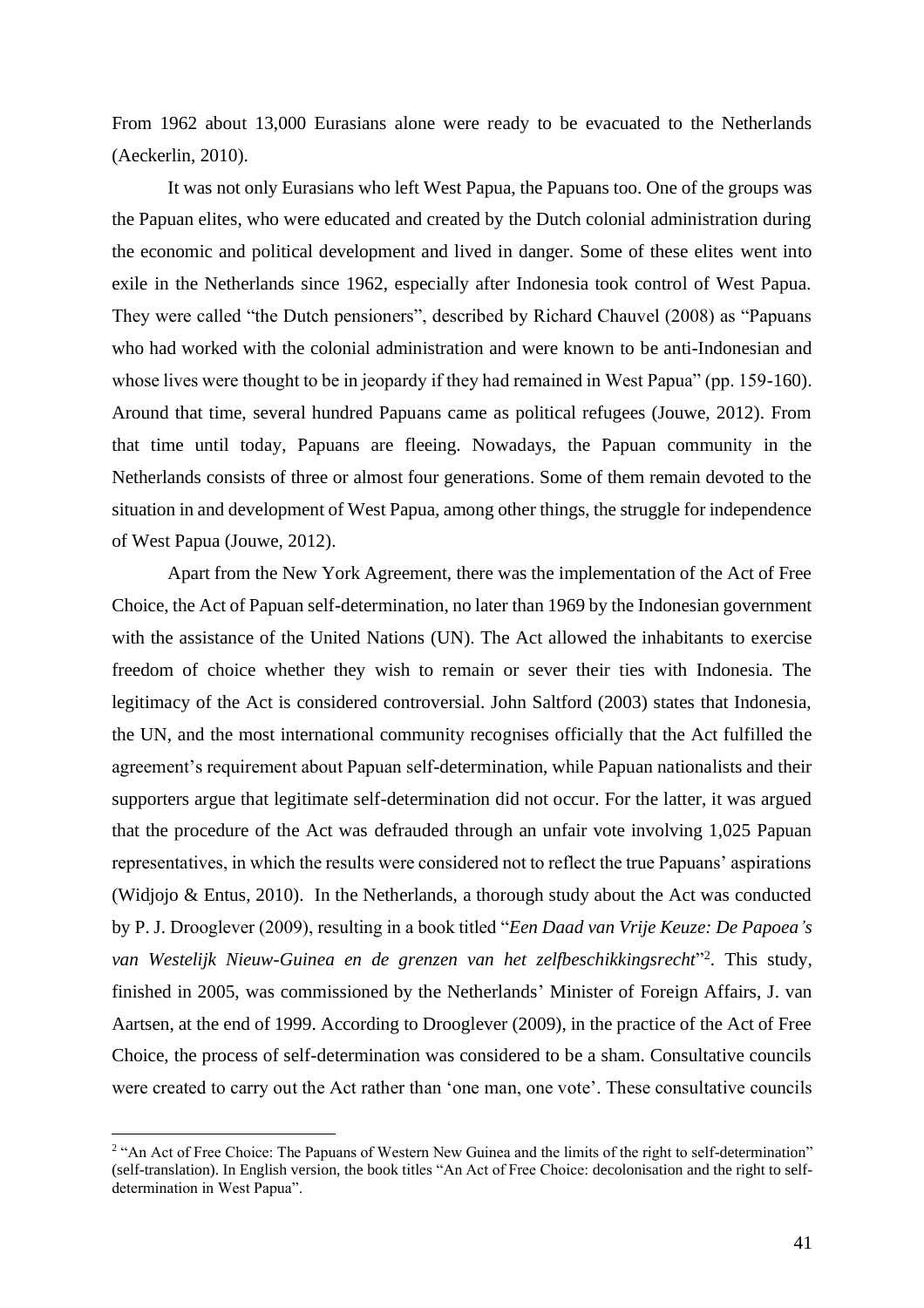From 1962 about 13,000 Eurasians alone were ready to be evacuated to the Netherlands (Aeckerlin, 2010).

It was not only Eurasians who left West Papua, the Papuans too. One of the groups was the Papuan elites, who were educated and created by the Dutch colonial administration during the economic and political development and lived in danger. Some of these elites went into exile in the Netherlands since 1962, especially after Indonesia took control of West Papua. They were called "the Dutch pensioners", described by Richard Chauvel (2008) as "Papuans who had worked with the colonial administration and were known to be anti-Indonesian and whose lives were thought to be in jeopardy if they had remained in West Papua" (pp. 159-160). Around that time, several hundred Papuans came as political refugees (Jouwe, 2012). From that time until today, Papuans are fleeing. Nowadays, the Papuan community in the Netherlands consists of three or almost four generations. Some of them remain devoted to the situation in and development of West Papua, among other things, the struggle for independence of West Papua (Jouwe, 2012).

Apart from the New York Agreement, there was the implementation of the Act of Free Choice, the Act of Papuan self-determination, no later than 1969 by the Indonesian government with the assistance of the United Nations (UN). The Act allowed the inhabitants to exercise freedom of choice whether they wish to remain or sever their ties with Indonesia. The legitimacy of the Act is considered controversial. John Saltford (2003) states that Indonesia, the UN, and the most international community recognises officially that the Act fulfilled the agreement's requirement about Papuan self-determination, while Papuan nationalists and their supporters argue that legitimate self-determination did not occur. For the latter, it was argued that the procedure of the Act was defrauded through an unfair vote involving 1,025 Papuan representatives, in which the results were considered not to reflect the true Papuans' aspirations (Widjojo & Entus, 2010). In the Netherlands, a thorough study about the Act was conducted by P. J. Drooglever (2009), resulting in a book titled "*Een Daad van Vrije Keuze: De Papoea's van Westelijk Nieuw-Guinea en de grenzen van het zelfbeschikkingsrecht*"[2]. This study, finished in 2005, was commissioned by the Netherlands' Minister of Foreign Affairs, J. van Aartsen, at the end of 1999. According to Drooglever (2009), in the practice of the Act of Free Choice, the process of self-determination was considered to be a sham. Consultative councils were created to carry out the Act rather than 'one man, one vote'. These consultative councils

[2] "An Act of Free Choice: The Papuans of Western New Guinea and the limits of the right to self-determination" (self-translation). In English version, the book titles "An Act of Free Choice: decolonisation and the right to self-determination in West Papua".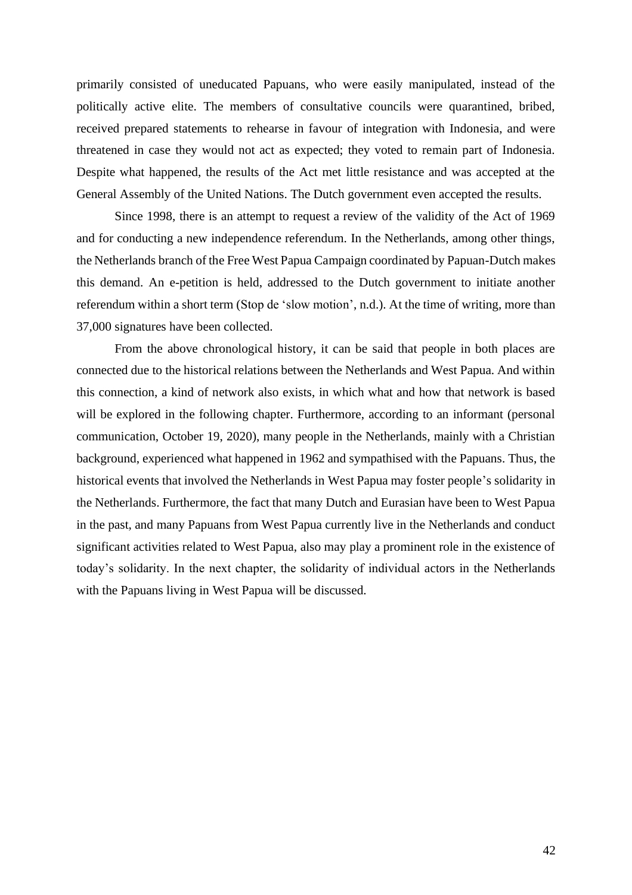primarily consisted of uneducated Papuans, who were easily manipulated, instead of the politically active elite. The members of consultative councils were quarantined, bribed, received prepared statements to rehearse in favour of integration with Indonesia, and were threatened in case they would not act as expected; they voted to remain part of Indonesia. Despite what happened, the results of the Act met little resistance and was accepted at the General Assembly of the United Nations. The Dutch government even accepted the results.

Since 1998, there is an attempt to request a review of the validity of the Act of 1969 and for conducting a new independence referendum. In the Netherlands, among other things, the Netherlands branch of the Free West Papua Campaign coordinated by Papuan-Dutch makes this demand. An e-petition is held, addressed to the Dutch government to initiate another referendum within a short term (Stop de 'slow motion', n.d.). At the time of writing, more than 37,000 signatures have been collected.

From the above chronological history, it can be said that people in both places are connected due to the historical relations between the Netherlands and West Papua. And within this connection, a kind of network also exists, in which what and how that network is based will be explored in the following chapter. Furthermore, according to an informant (personal communication, October 19, 2020), many people in the Netherlands, mainly with a Christian background, experienced what happened in 1962 and sympathised with the Papuans. Thus, the historical events that involved the Netherlands in West Papua may foster people's solidarity in the Netherlands. Furthermore, the fact that many Dutch and Eurasian have been to West Papua in the past, and many Papuans from West Papua currently live in the Netherlands and conduct significant activities related to West Papua, also may play a prominent role in the existence of today's solidarity. In the next chapter, the solidarity of individual actors in the Netherlands with the Papuans living in West Papua will be discussed.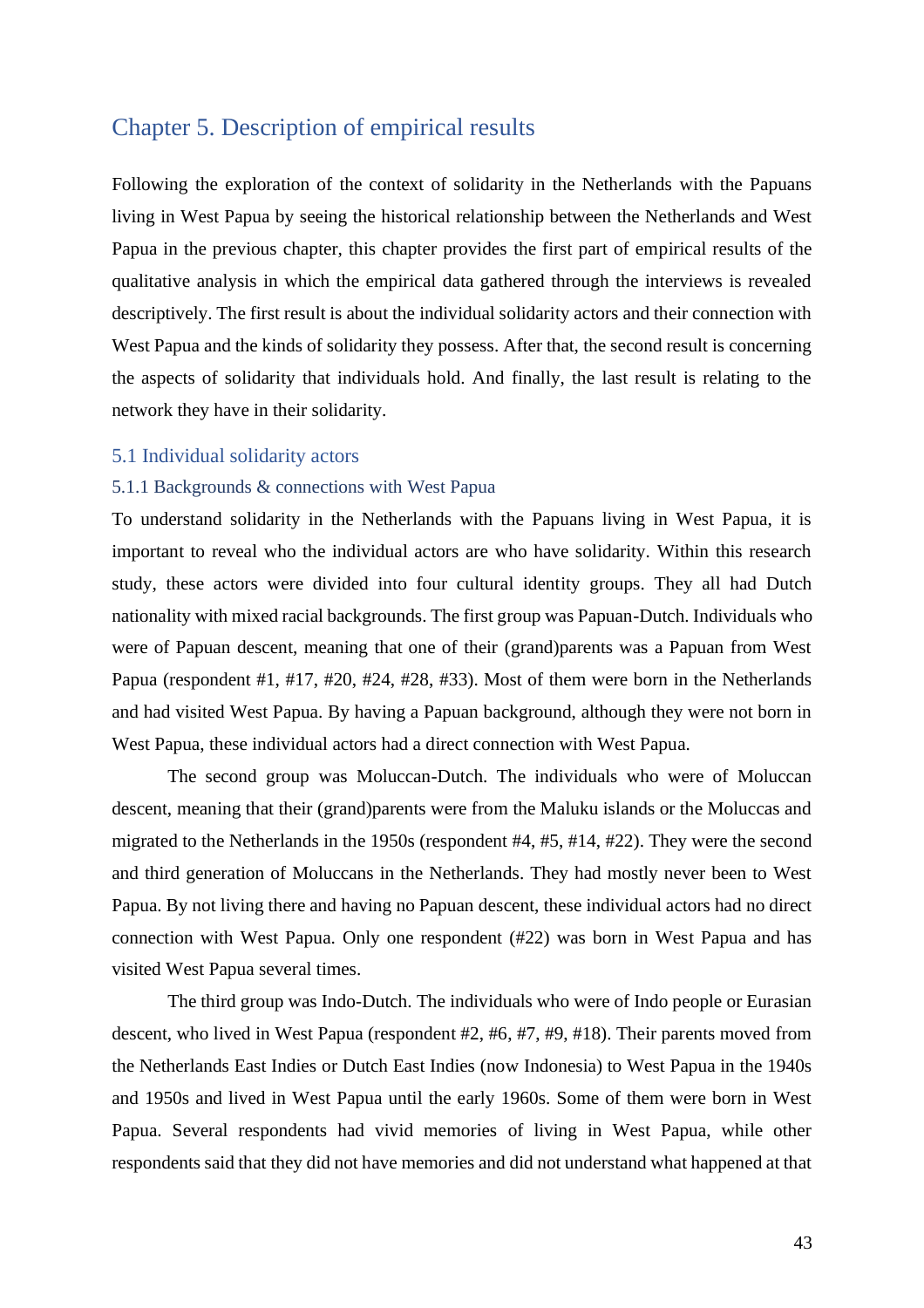# Chapter 5. Description of empirical results

Following the exploration of the context of solidarity in the Netherlands with the Papuans living in West Papua by seeing the historical relationship between the Netherlands and West Papua in the previous chapter, this chapter provides the first part of empirical results of the qualitative analysis in which the empirical data gathered through the interviews is revealed descriptively. The first result is about the individual solidarity actors and their connection with West Papua and the kinds of solidarity they possess. After that, the second result is concerning the aspects of solidarity that individuals hold. And finally, the last result is relating to the network they have in their solidarity.

## 5.1 Individual solidarity actors

### 5.1.1 Backgrounds & connections with West Papua

To understand solidarity in the Netherlands with the Papuans living in West Papua, it is important to reveal who the individual actors are who have solidarity. Within this research study, these actors were divided into four cultural identity groups. They all had Dutch nationality with mixed racial backgrounds. The first group was Papuan-Dutch. Individuals who were of Papuan descent, meaning that one of their (grand)parents was a Papuan from West Papua (respondent #1, #17, #20, #24, #28, #33). Most of them were born in the Netherlands and had visited West Papua. By having a Papuan background, although they were not born in West Papua, these individual actors had a direct connection with West Papua.

The second group was Moluccan-Dutch. The individuals who were of Moluccan descent, meaning that their (grand)parents were from the Maluku islands or the Moluccas and migrated to the Netherlands in the 1950s (respondent #4, #5, #14, #22). They were the second and third generation of Moluccans in the Netherlands. They had mostly never been to West Papua. By not living there and having no Papuan descent, these individual actors had no direct connection with West Papua. Only one respondent (#22) was born in West Papua and has visited West Papua several times.

The third group was Indo-Dutch. The individuals who were of Indo people or Eurasian descent, who lived in West Papua (respondent #2, #6, #7, #9, #18). Their parents moved from the Netherlands East Indies or Dutch East Indies (now Indonesia) to West Papua in the 1940s and 1950s and lived in West Papua until the early 1960s. Some of them were born in West Papua. Several respondents had vivid memories of living in West Papua, while other respondents said that they did not have memories and did not understand what happened at that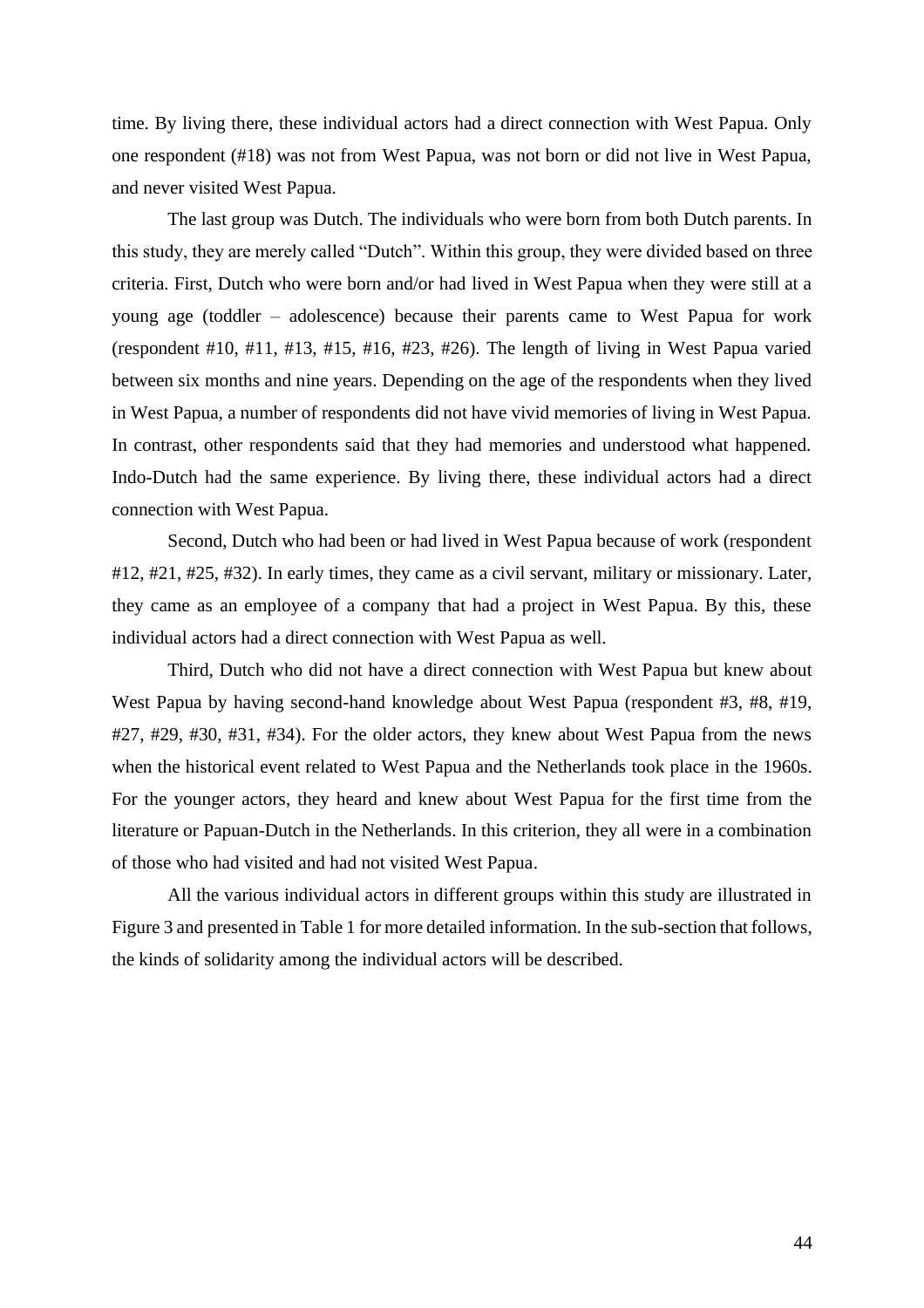time. By living there, these individual actors had a direct connection with West Papua. Only one respondent (#18) was not from West Papua, was not born or did not live in West Papua, and never visited West Papua.

The last group was Dutch. The individuals who were born from both Dutch parents. In this study, they are merely called "Dutch". Within this group, they were divided based on three criteria. First, Dutch who were born and/or had lived in West Papua when they were still at a young age (toddler – adolescence) because their parents came to West Papua for work (respondent #10, #11, #13, #15, #16, #23, #26). The length of living in West Papua varied between six months and nine years. Depending on the age of the respondents when they lived in West Papua, a number of respondents did not have vivid memories of living in West Papua. In contrast, other respondents said that they had memories and understood what happened. Indo-Dutch had the same experience. By living there, these individual actors had a direct connection with West Papua.

Second, Dutch who had been or had lived in West Papua because of work (respondent #12, #21, #25, #32). In early times, they came as a civil servant, military or missionary. Later, they came as an employee of a company that had a project in West Papua. By this, these individual actors had a direct connection with West Papua as well.

Third, Dutch who did not have a direct connection with West Papua but knew about West Papua by having second-hand knowledge about West Papua (respondent #3, #8, #19, #27, #29, #30, #31, #34). For the older actors, they knew about West Papua from the news when the historical event related to West Papua and the Netherlands took place in the 1960s. For the younger actors, they heard and knew about West Papua for the first time from the literature or Papuan-Dutch in the Netherlands. In this criterion, they all were in a combination of those who had visited and had not visited West Papua.

All the various individual actors in different groups within this study are illustrated in Figure 3 and presented in Table 1 for more detailed information. In the sub-section that follows, the kinds of solidarity among the individual actors will be described.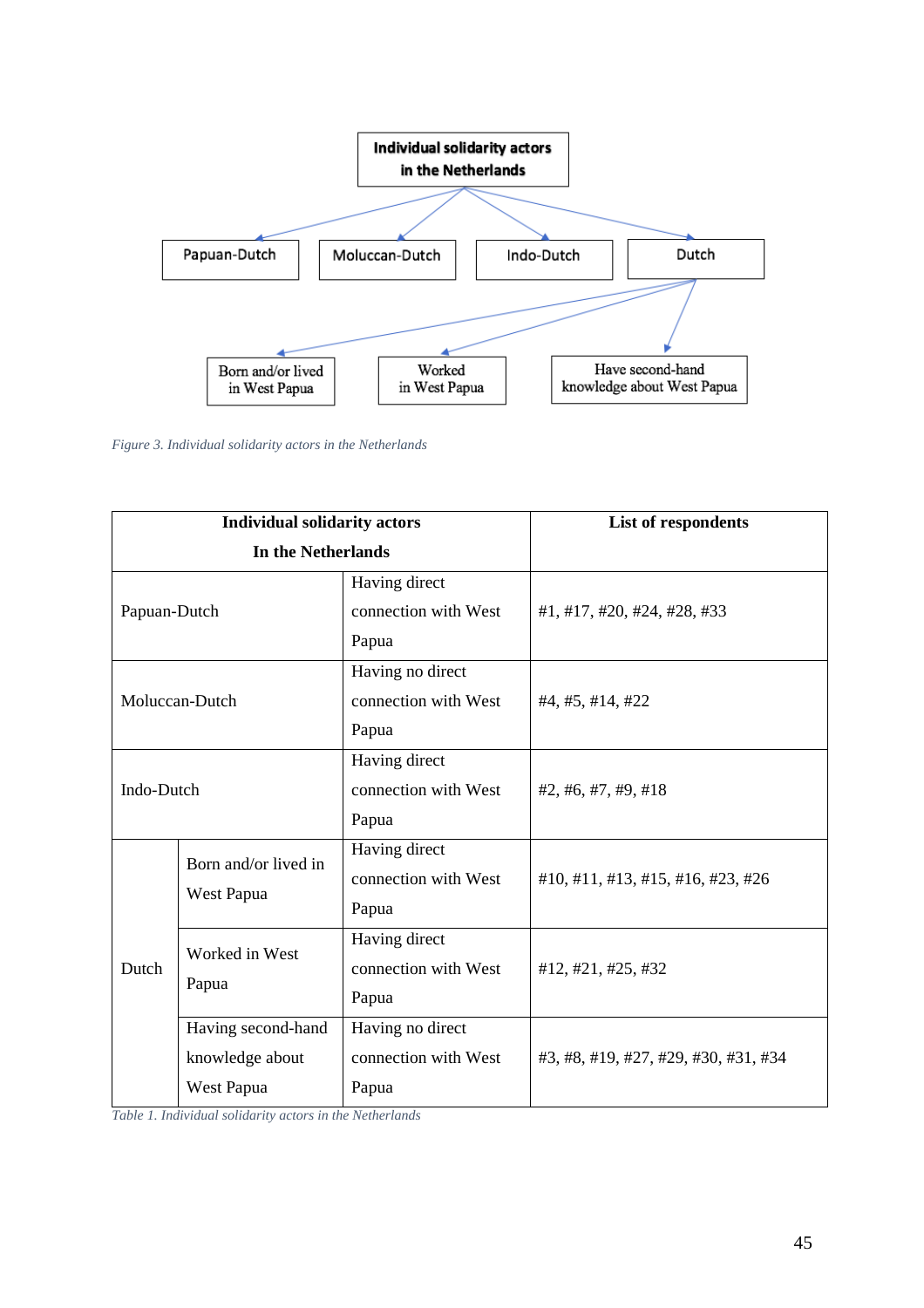Individual solidarity actors in the Netherlands

- Papuan-Dutch
- Moluccan-Dutch
- Indo-Dutch
- Dutch
  - Born and/or lived in West Papua
  - Worked in West Papua
  - Have second-hand knowledge about West Papua

*Figure 3. Individual solidarity actors in the Netherlands*

| Individual solidarity actors In the Netherlands | | | List of respondents |
|---|---|---|---|
| Papuan-Dutch | | Having direct connection with West Papua | #1, #17, #20, #24, #28, #33 |
| Moluccan-Dutch | | Having no direct connection with West Papua | #4, #5, #14, #22 |
| Indo-Dutch | | Having direct connection with West Papua | #2, #6, #7, #9, #18 |
| Dutch | Born and/or lived in West Papua | Having direct connection with West Papua | #10, #11, #13, #15, #16, #23, #26 |
| | Worked in West Papua | Having direct connection with West Papua | #12, #21, #25, #32 |
| | Having second-hand knowledge about West Papua | Having no direct connection with West Papua | #3, #8, #19, #27, #29, #30, #31, #34 |

*Table 1. Individual solidarity actors in the Netherlands*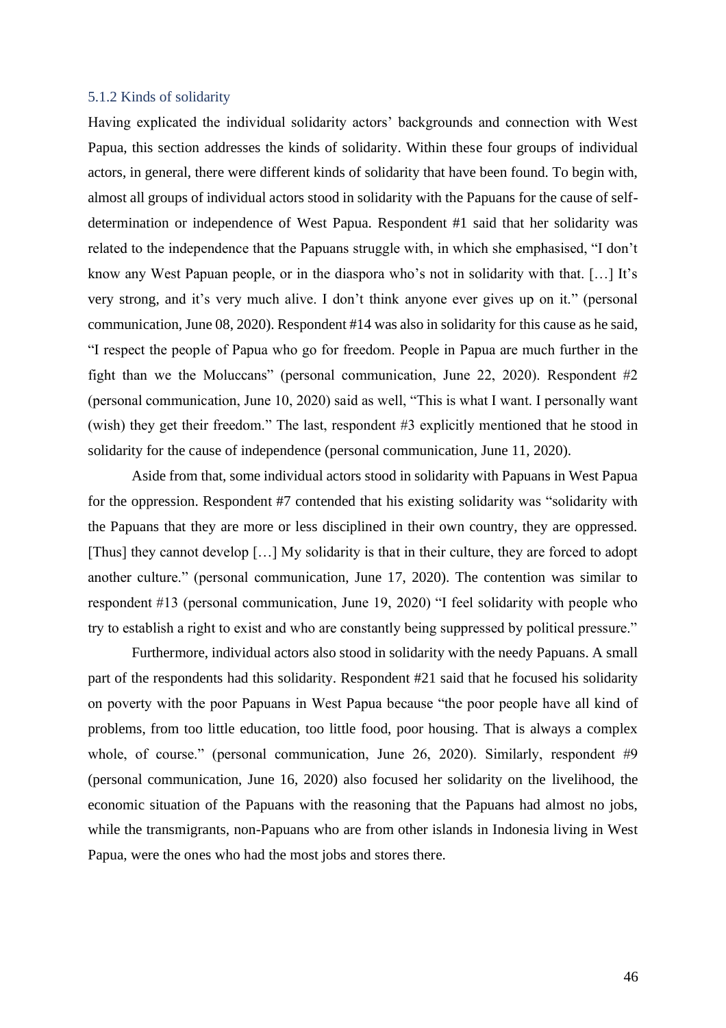### 5.1.2 Kinds of solidarity

Having explicated the individual solidarity actors' backgrounds and connection with West Papua, this section addresses the kinds of solidarity. Within these four groups of individual actors, in general, there were different kinds of solidarity that have been found. To begin with, almost all groups of individual actors stood in solidarity with the Papuans for the cause of self-determination or independence of West Papua. Respondent #1 said that her solidarity was related to the independence that the Papuans struggle with, in which she emphasised, "I don't know any West Papuan people, or in the diaspora who's not in solidarity with that. […] It's very strong, and it's very much alive. I don't think anyone ever gives up on it." (personal communication, June 08, 2020). Respondent #14 was also in solidarity for this cause as he said, "I respect the people of Papua who go for freedom. People in Papua are much further in the fight than we the Moluccans" (personal communication, June 22, 2020). Respondent #2 (personal communication, June 10, 2020) said as well, "This is what I want. I personally want (wish) they get their freedom." The last, respondent #3 explicitly mentioned that he stood in solidarity for the cause of independence (personal communication, June 11, 2020).

Aside from that, some individual actors stood in solidarity with Papuans in West Papua for the oppression. Respondent #7 contended that his existing solidarity was "solidarity with the Papuans that they are more or less disciplined in their own country, they are oppressed. [Thus] they cannot develop […] My solidarity is that in their culture, they are forced to adopt another culture." (personal communication, June 17, 2020). The contention was similar to respondent #13 (personal communication, June 19, 2020) "I feel solidarity with people who try to establish a right to exist and who are constantly being suppressed by political pressure."

Furthermore, individual actors also stood in solidarity with the needy Papuans. A small part of the respondents had this solidarity. Respondent #21 said that he focused his solidarity on poverty with the poor Papuans in West Papua because "the poor people have all kind of problems, from too little education, too little food, poor housing. That is always a complex whole, of course." (personal communication, June 26, 2020). Similarly, respondent #9 (personal communication, June 16, 2020) also focused her solidarity on the livelihood, the economic situation of the Papuans with the reasoning that the Papuans had almost no jobs, while the transmigrants, non-Papuans who are from other islands in Indonesia living in West Papua, were the ones who had the most jobs and stores there.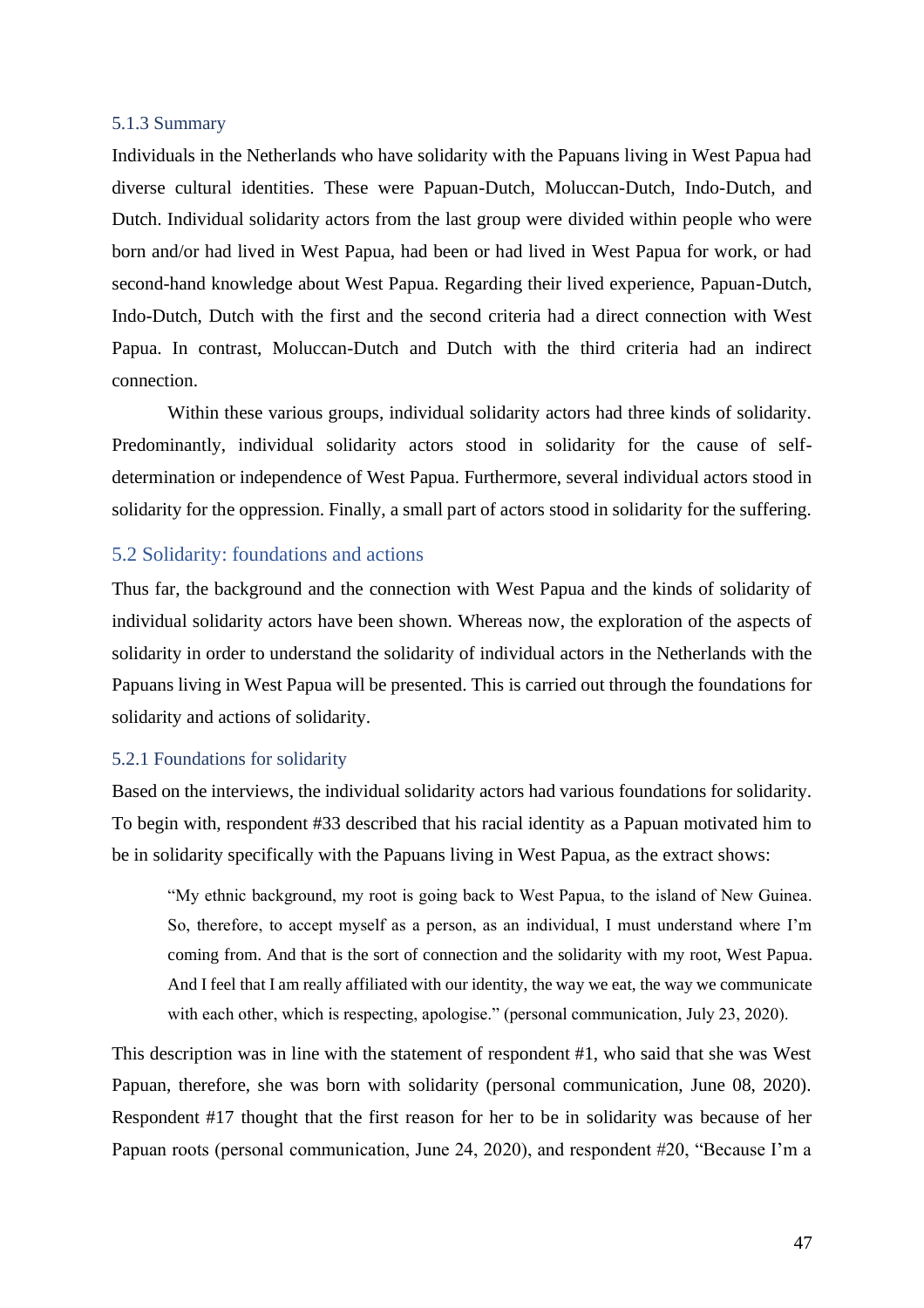### 5.1.3 Summary

Individuals in the Netherlands who have solidarity with the Papuans living in West Papua had diverse cultural identities. These were Papuan-Dutch, Moluccan-Dutch, Indo-Dutch, and Dutch. Individual solidarity actors from the last group were divided within people who were born and/or had lived in West Papua, had been or had lived in West Papua for work, or had second-hand knowledge about West Papua. Regarding their lived experience, Papuan-Dutch, Indo-Dutch, Dutch with the first and the second criteria had a direct connection with West Papua. In contrast, Moluccan-Dutch and Dutch with the third criteria had an indirect connection.

Within these various groups, individual solidarity actors had three kinds of solidarity. Predominantly, individual solidarity actors stood in solidarity for the cause of self-determination or independence of West Papua. Furthermore, several individual actors stood in solidarity for the oppression. Finally, a small part of actors stood in solidarity for the suffering.

## 5.2 Solidarity: foundations and actions

Thus far, the background and the connection with West Papua and the kinds of solidarity of individual solidarity actors have been shown. Whereas now, the exploration of the aspects of solidarity in order to understand the solidarity of individual actors in the Netherlands with the Papuans living in West Papua will be presented. This is carried out through the foundations for solidarity and actions of solidarity.

### 5.2.1 Foundations for solidarity

Based on the interviews, the individual solidarity actors had various foundations for solidarity. To begin with, respondent #33 described that his racial identity as a Papuan motivated him to be in solidarity specifically with the Papuans living in West Papua, as the extract shows:

> "My ethnic background, my root is going back to West Papua, to the island of New Guinea. So, therefore, to accept myself as a person, as an individual, I must understand where I'm coming from. And that is the sort of connection and the solidarity with my root, West Papua. And I feel that I am really affiliated with our identity, the way we eat, the way we communicate with each other, which is respecting, apologise." (personal communication, July 23, 2020).

This description was in line with the statement of respondent #1, who said that she was West Papuan, therefore, she was born with solidarity (personal communication, June 08, 2020). Respondent #17 thought that the first reason for her to be in solidarity was because of her Papuan roots (personal communication, June 24, 2020), and respondent #20, "Because I'm a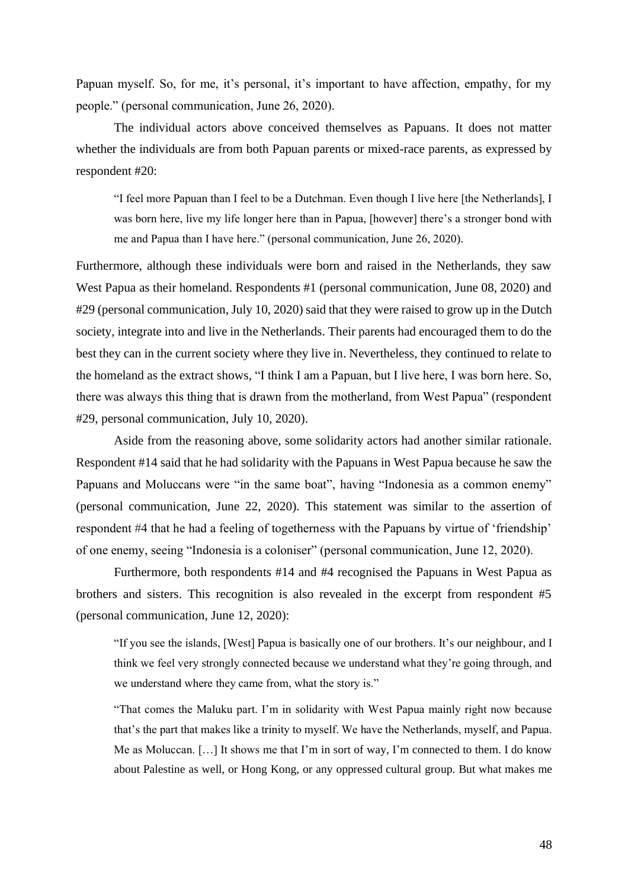Papuan myself. So, for me, it's personal, it's important to have affection, empathy, for my people." (personal communication, June 26, 2020).

The individual actors above conceived themselves as Papuans. It does not matter whether the individuals are from both Papuan parents or mixed-race parents, as expressed by respondent #20:

> "I feel more Papuan than I feel to be a Dutchman. Even though I live here [the Netherlands], I was born here, live my life longer here than in Papua, [however] there's a stronger bond with me and Papua than I have here." (personal communication, June 26, 2020).

Furthermore, although these individuals were born and raised in the Netherlands, they saw West Papua as their homeland. Respondents #1 (personal communication, June 08, 2020) and #29 (personal communication, July 10, 2020) said that they were raised to grow up in the Dutch society, integrate into and live in the Netherlands. Their parents had encouraged them to do the best they can in the current society where they live in. Nevertheless, they continued to relate to the homeland as the extract shows, "I think I am a Papuan, but I live here, I was born here. So, there was always this thing that is drawn from the motherland, from West Papua" (respondent #29, personal communication, July 10, 2020).

Aside from the reasoning above, some solidarity actors had another similar rationale. Respondent #14 said that he had solidarity with the Papuans in West Papua because he saw the Papuans and Moluccans were "in the same boat", having "Indonesia as a common enemy" (personal communication, June 22, 2020). This statement was similar to the assertion of respondent #4 that he had a feeling of togetherness with the Papuans by virtue of 'friendship' of one enemy, seeing "Indonesia is a coloniser" (personal communication, June 12, 2020).

Furthermore, both respondents #14 and #4 recognised the Papuans in West Papua as brothers and sisters. This recognition is also revealed in the excerpt from respondent #5 (personal communication, June 12, 2020):

> "If you see the islands, [West] Papua is basically one of our brothers. It's our neighbour, and I think we feel very strongly connected because we understand what they're going through, and we understand where they came from, what the story is."
>
> "That comes the Maluku part. I'm in solidarity with West Papua mainly right now because that's the part that makes like a trinity to myself. We have the Netherlands, myself, and Papua. Me as Moluccan. […] It shows me that I'm in sort of way, I'm connected to them. I do know about Palestine as well, or Hong Kong, or any oppressed cultural group. But what makes me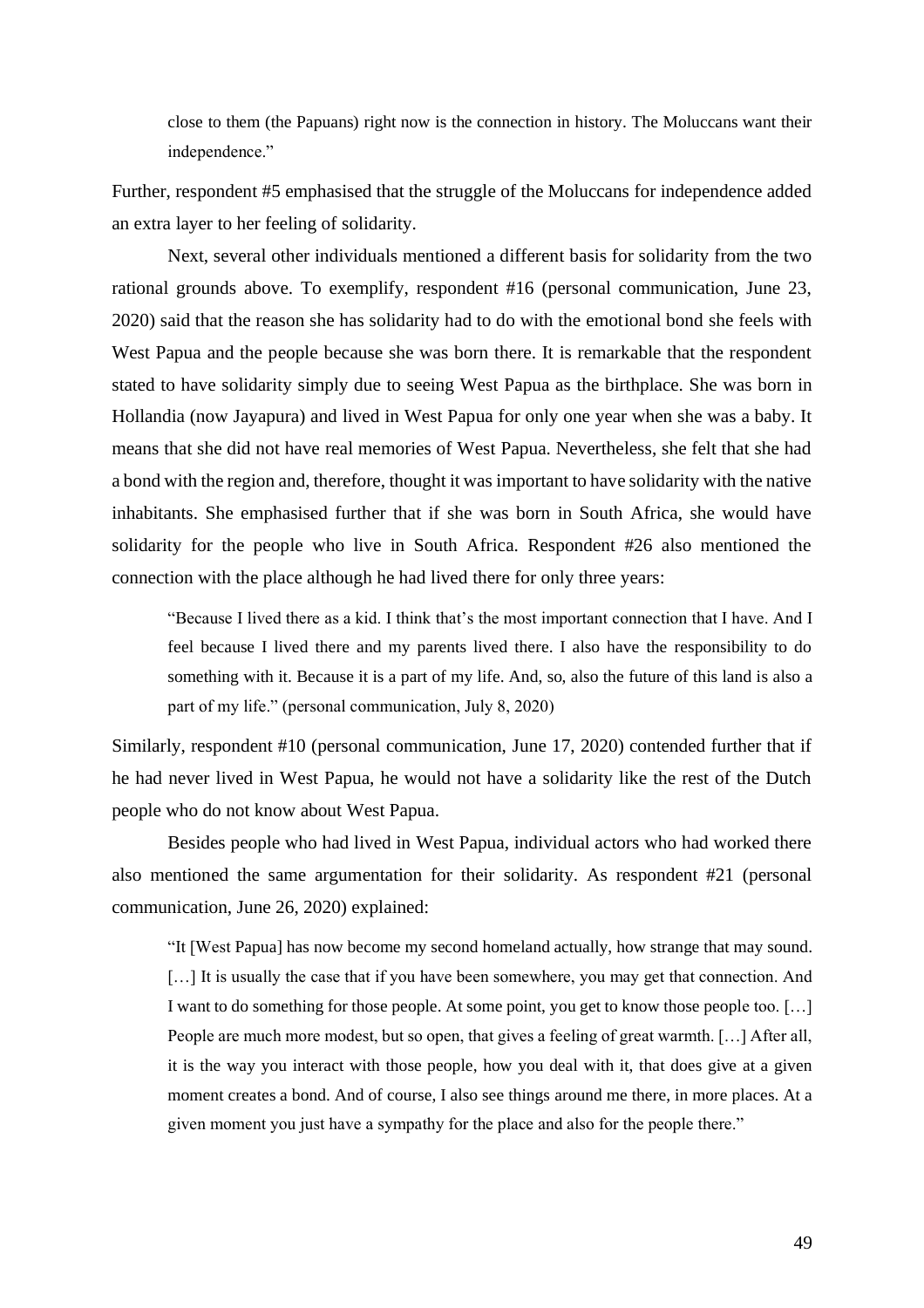> close to them (the Papuans) right now is the connection in history. The Moluccans want their independence."

Further, respondent #5 emphasised that the struggle of the Moluccans for independence added an extra layer to her feeling of solidarity.

Next, several other individuals mentioned a different basis for solidarity from the two rational grounds above. To exemplify, respondent #16 (personal communication, June 23, 2020) said that the reason she has solidarity had to do with the emotional bond she feels with West Papua and the people because she was born there. It is remarkable that the respondent stated to have solidarity simply due to seeing West Papua as the birthplace. She was born in Hollandia (now Jayapura) and lived in West Papua for only one year when she was a baby. It means that she did not have real memories of West Papua. Nevertheless, she felt that she had a bond with the region and, therefore, thought it was important to have solidarity with the native inhabitants. She emphasised further that if she was born in South Africa, she would have solidarity for the people who live in South Africa. Respondent #26 also mentioned the connection with the place although he had lived there for only three years:

> "Because I lived there as a kid. I think that's the most important connection that I have. And I feel because I lived there and my parents lived there. I also have the responsibility to do something with it. Because it is a part of my life. And, so, also the future of this land is also a part of my life." (personal communication, July 8, 2020)

Similarly, respondent #10 (personal communication, June 17, 2020) contended further that if he had never lived in West Papua, he would not have a solidarity like the rest of the Dutch people who do not know about West Papua.

Besides people who had lived in West Papua, individual actors who had worked there also mentioned the same argumentation for their solidarity. As respondent #21 (personal communication, June 26, 2020) explained:

> "It [West Papua] has now become my second homeland actually, how strange that may sound. […] It is usually the case that if you have been somewhere, you may get that connection. And I want to do something for those people. At some point, you get to know those people too. […] People are much more modest, but so open, that gives a feeling of great warmth. […] After all, it is the way you interact with those people, how you deal with it, that does give at a given moment creates a bond. And of course, I also see things around me there, in more places. At a given moment you just have a sympathy for the place and also for the people there."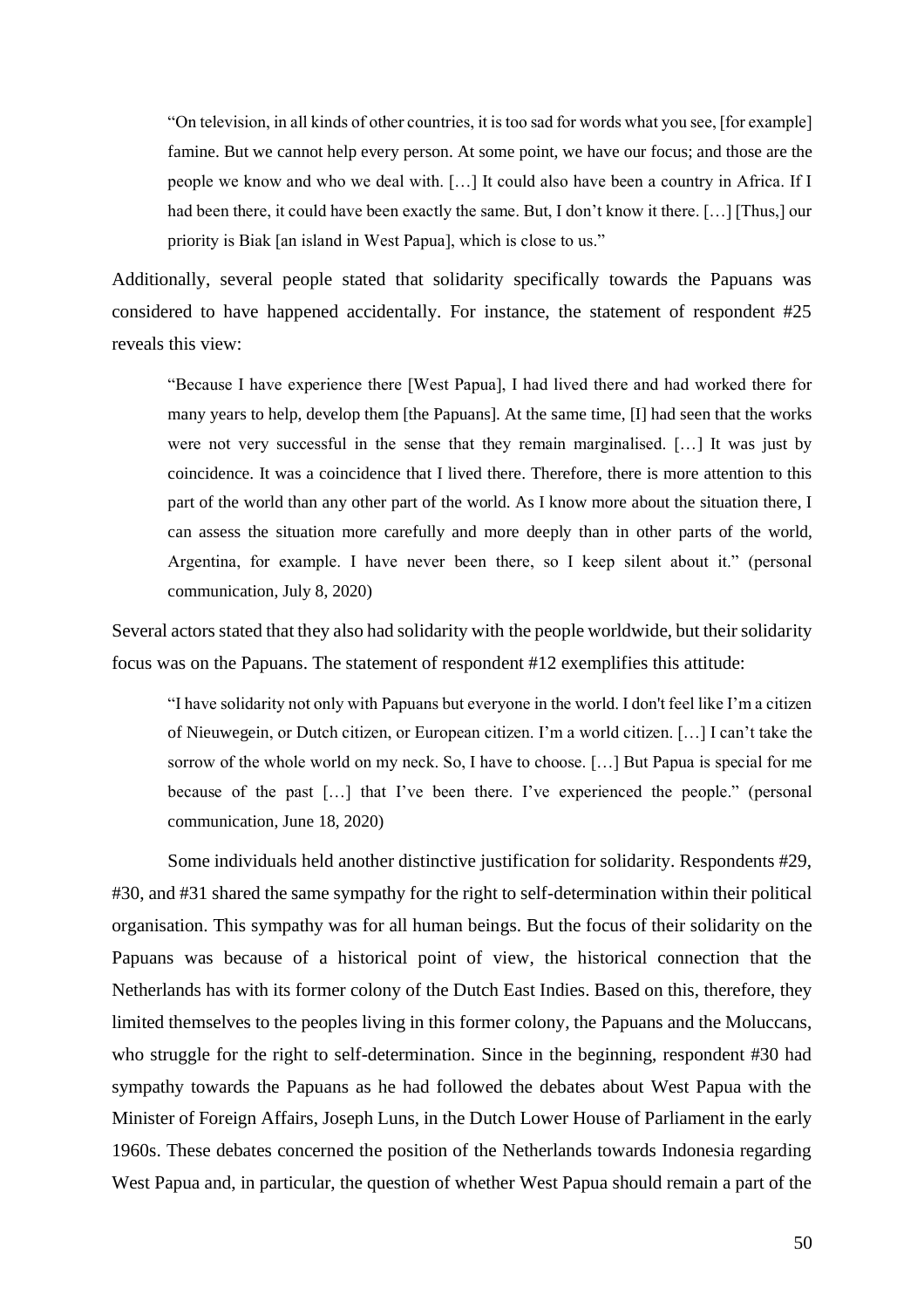> "On television, in all kinds of other countries, it is too sad for words what you see, [for example] famine. But we cannot help every person. At some point, we have our focus; and those are the people we know and who we deal with. […] It could also have been a country in Africa. If I had been there, it could have been exactly the same. But, I don't know it there. […] [Thus,] our priority is Biak [an island in West Papua], which is close to us."

Additionally, several people stated that solidarity specifically towards the Papuans was considered to have happened accidentally. For instance, the statement of respondent #25 reveals this view:

> "Because I have experience there [West Papua], I had lived there and had worked there for many years to help, develop them [the Papuans]. At the same time, [I] had seen that the works were not very successful in the sense that they remain marginalised. […] It was just by coincidence. It was a coincidence that I lived there. Therefore, there is more attention to this part of the world than any other part of the world. As I know more about the situation there, I can assess the situation more carefully and more deeply than in other parts of the world, Argentina, for example. I have never been there, so I keep silent about it." (personal communication, July 8, 2020)

Several actors stated that they also had solidarity with the people worldwide, but their solidarity focus was on the Papuans. The statement of respondent #12 exemplifies this attitude:

> "I have solidarity not only with Papuans but everyone in the world. I don't feel like I'm a citizen of Nieuwegein, or Dutch citizen, or European citizen. I'm a world citizen. […] I can't take the sorrow of the whole world on my neck. So, I have to choose. […] But Papua is special for me because of the past […] that I've been there. I've experienced the people." (personal communication, June 18, 2020)

Some individuals held another distinctive justification for solidarity. Respondents #29, #30, and #31 shared the same sympathy for the right to self-determination within their political organisation. This sympathy was for all human beings. But the focus of their solidarity on the Papuans was because of a historical point of view, the historical connection that the Netherlands has with its former colony of the Dutch East Indies. Based on this, therefore, they limited themselves to the peoples living in this former colony, the Papuans and the Moluccans, who struggle for the right to self-determination. Since in the beginning, respondent #30 had sympathy towards the Papuans as he had followed the debates about West Papua with the Minister of Foreign Affairs, Joseph Luns, in the Dutch Lower House of Parliament in the early 1960s. These debates concerned the position of the Netherlands towards Indonesia regarding West Papua and, in particular, the question of whether West Papua should remain a part of the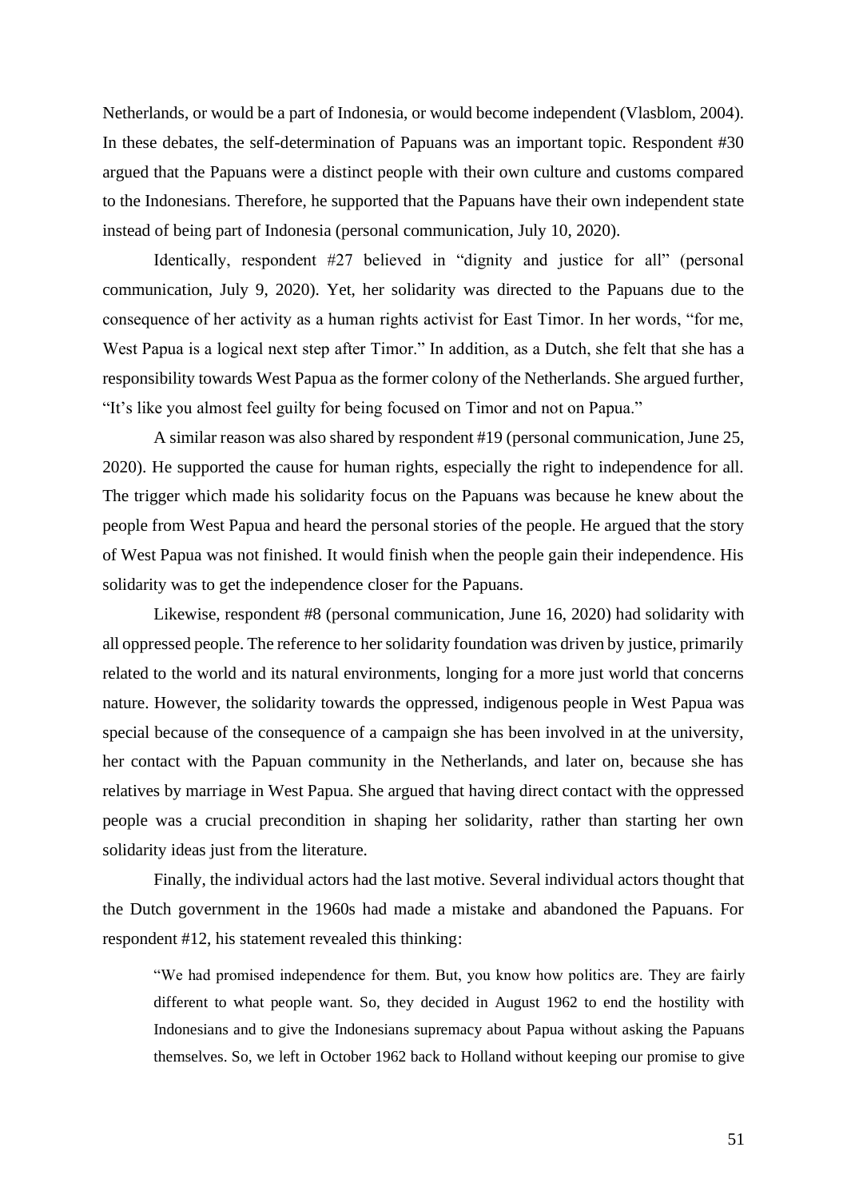Netherlands, or would be a part of Indonesia, or would become independent (Vlasblom, 2004). In these debates, the self-determination of Papuans was an important topic. Respondent #30 argued that the Papuans were a distinct people with their own culture and customs compared to the Indonesians. Therefore, he supported that the Papuans have their own independent state instead of being part of Indonesia (personal communication, July 10, 2020).

Identically, respondent #27 believed in "dignity and justice for all" (personal communication, July 9, 2020). Yet, her solidarity was directed to the Papuans due to the consequence of her activity as a human rights activist for East Timor. In her words, "for me, West Papua is a logical next step after Timor." In addition, as a Dutch, she felt that she has a responsibility towards West Papua as the former colony of the Netherlands. She argued further, "It's like you almost feel guilty for being focused on Timor and not on Papua."

A similar reason was also shared by respondent #19 (personal communication, June 25, 2020). He supported the cause for human rights, especially the right to independence for all. The trigger which made his solidarity focus on the Papuans was because he knew about the people from West Papua and heard the personal stories of the people. He argued that the story of West Papua was not finished. It would finish when the people gain their independence. His solidarity was to get the independence closer for the Papuans.

Likewise, respondent #8 (personal communication, June 16, 2020) had solidarity with all oppressed people. The reference to her solidarity foundation was driven by justice, primarily related to the world and its natural environments, longing for a more just world that concerns nature. However, the solidarity towards the oppressed, indigenous people in West Papua was special because of the consequence of a campaign she has been involved in at the university, her contact with the Papuan community in the Netherlands, and later on, because she has relatives by marriage in West Papua. She argued that having direct contact with the oppressed people was a crucial precondition in shaping her solidarity, rather than starting her own solidarity ideas just from the literature.

Finally, the individual actors had the last motive. Several individual actors thought that the Dutch government in the 1960s had made a mistake and abandoned the Papuans. For respondent #12, his statement revealed this thinking:

> "We had promised independence for them. But, you know how politics are. They are fairly different to what people want. So, they decided in August 1962 to end the hostility with Indonesians and to give the Indonesians supremacy about Papua without asking the Papuans themselves. So, we left in October 1962 back to Holland without keeping our promise to give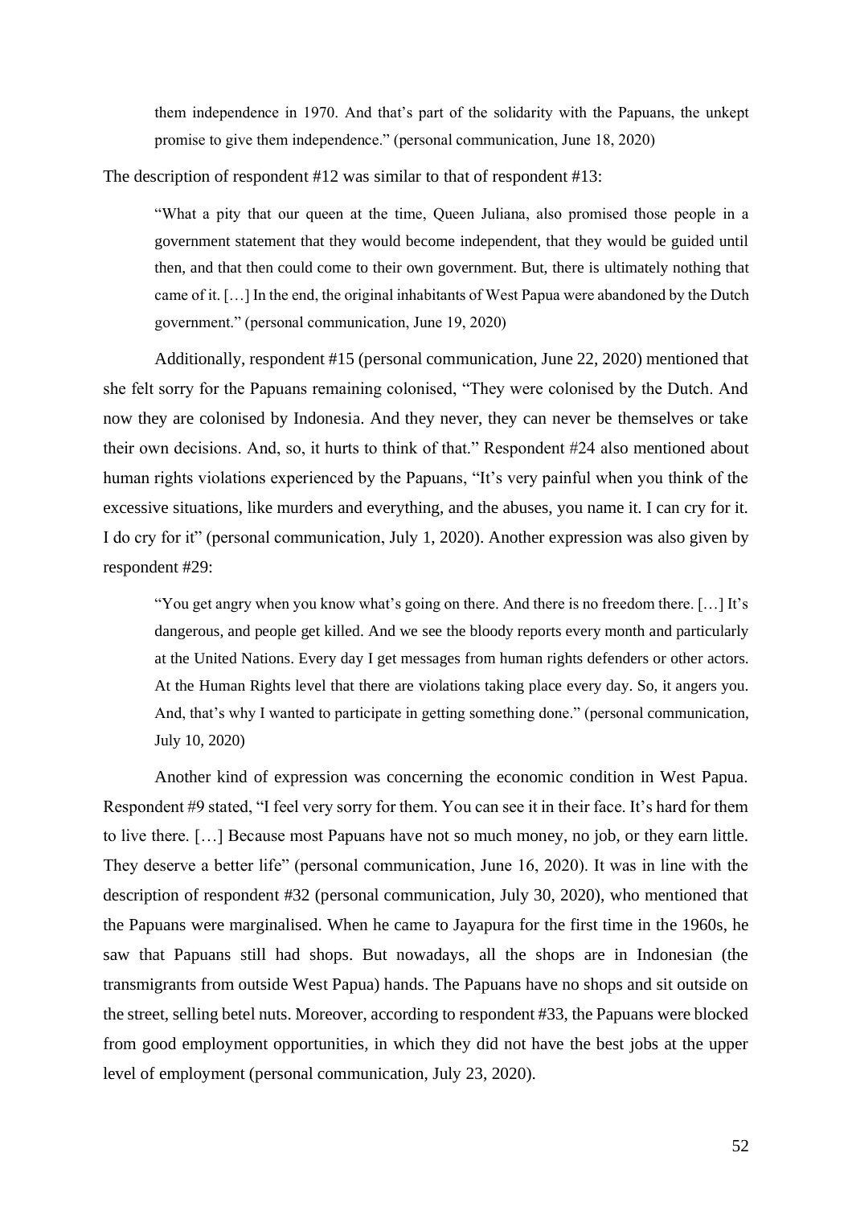> them independence in 1970. And that's part of the solidarity with the Papuans, the unkept promise to give them independence." (personal communication, June 18, 2020)

The description of respondent #12 was similar to that of respondent #13:

> "What a pity that our queen at the time, Queen Juliana, also promised those people in a government statement that they would become independent, that they would be guided until then, and that then could come to their own government. But, there is ultimately nothing that came of it. […] In the end, the original inhabitants of West Papua were abandoned by the Dutch government." (personal communication, June 19, 2020)

Additionally, respondent #15 (personal communication, June 22, 2020) mentioned that she felt sorry for the Papuans remaining colonised, "They were colonised by the Dutch. And now they are colonised by Indonesia. And they never, they can never be themselves or take their own decisions. And, so, it hurts to think of that." Respondent #24 also mentioned about human rights violations experienced by the Papuans, "It's very painful when you think of the excessive situations, like murders and everything, and the abuses, you name it. I can cry for it. I do cry for it" (personal communication, July 1, 2020). Another expression was also given by respondent #29:

> "You get angry when you know what's going on there. And there is no freedom there. […] It's dangerous, and people get killed. And we see the bloody reports every month and particularly at the United Nations. Every day I get messages from human rights defenders or other actors. At the Human Rights level that there are violations taking place every day. So, it angers you. And, that's why I wanted to participate in getting something done." (personal communication, July 10, 2020)

Another kind of expression was concerning the economic condition in West Papua. Respondent #9 stated, "I feel very sorry for them. You can see it in their face. It's hard for them to live there. […] Because most Papuans have not so much money, no job, or they earn little. They deserve a better life" (personal communication, June 16, 2020). It was in line with the description of respondent #32 (personal communication, July 30, 2020), who mentioned that the Papuans were marginalised. When he came to Jayapura for the first time in the 1960s, he saw that Papuans still had shops. But nowadays, all the shops are in Indonesian (the transmigrants from outside West Papua) hands. The Papuans have no shops and sit outside on the street, selling betel nuts. Moreover, according to respondent #33, the Papuans were blocked from good employment opportunities, in which they did not have the best jobs at the upper level of employment (personal communication, July 23, 2020).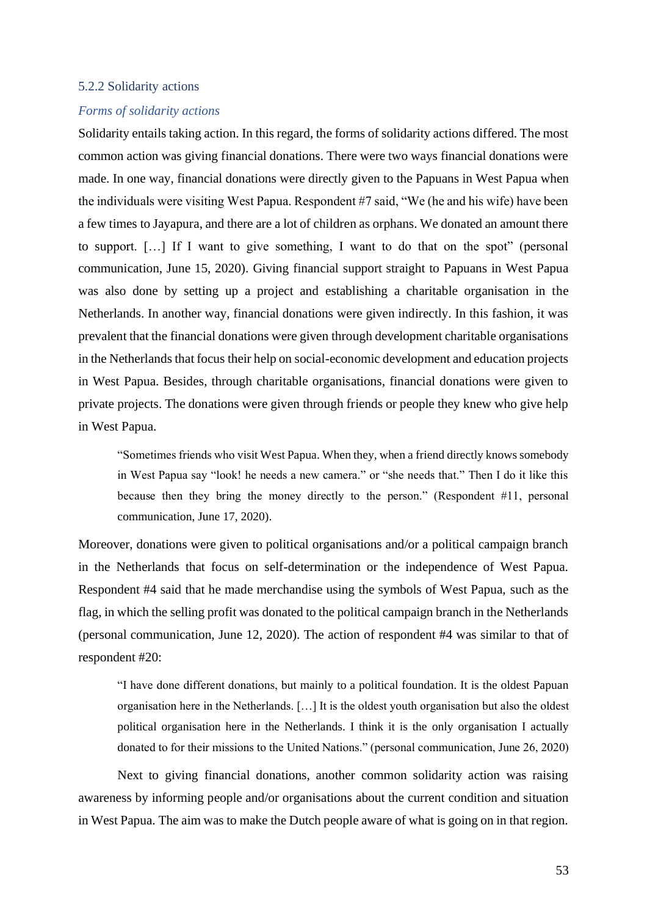### 5.2.2 Solidarity actions

*Forms of solidarity actions*

Solidarity entails taking action. In this regard, the forms of solidarity actions differed. The most common action was giving financial donations. There were two ways financial donations were made. In one way, financial donations were directly given to the Papuans in West Papua when the individuals were visiting West Papua. Respondent #7 said, "We (he and his wife) have been a few times to Jayapura, and there are a lot of children as orphans. We donated an amount there to support. […] If I want to give something, I want to do that on the spot" (personal communication, June 15, 2020). Giving financial support straight to Papuans in West Papua was also done by setting up a project and establishing a charitable organisation in the Netherlands. In another way, financial donations were given indirectly. In this fashion, it was prevalent that the financial donations were given through development charitable organisations in the Netherlands that focus their help on social-economic development and education projects in West Papua. Besides, through charitable organisations, financial donations were given to private projects. The donations were given through friends or people they knew who give help in West Papua.

> "Sometimes friends who visit West Papua. When they, when a friend directly knows somebody in West Papua say "look! he needs a new camera." or "she needs that." Then I do it like this because then they bring the money directly to the person." (Respondent #11, personal communication, June 17, 2020).

Moreover, donations were given to political organisations and/or a political campaign branch in the Netherlands that focus on self-determination or the independence of West Papua. Respondent #4 said that he made merchandise using the symbols of West Papua, such as the flag, in which the selling profit was donated to the political campaign branch in the Netherlands (personal communication, June 12, 2020). The action of respondent #4 was similar to that of respondent #20:

> "I have done different donations, but mainly to a political foundation. It is the oldest Papuan organisation here in the Netherlands. […] It is the oldest youth organisation but also the oldest political organisation here in the Netherlands. I think it is the only organisation I actually donated to for their missions to the United Nations." (personal communication, June 26, 2020)

Next to giving financial donations, another common solidarity action was raising awareness by informing people and/or organisations about the current condition and situation in West Papua. The aim was to make the Dutch people aware of what is going on in that region.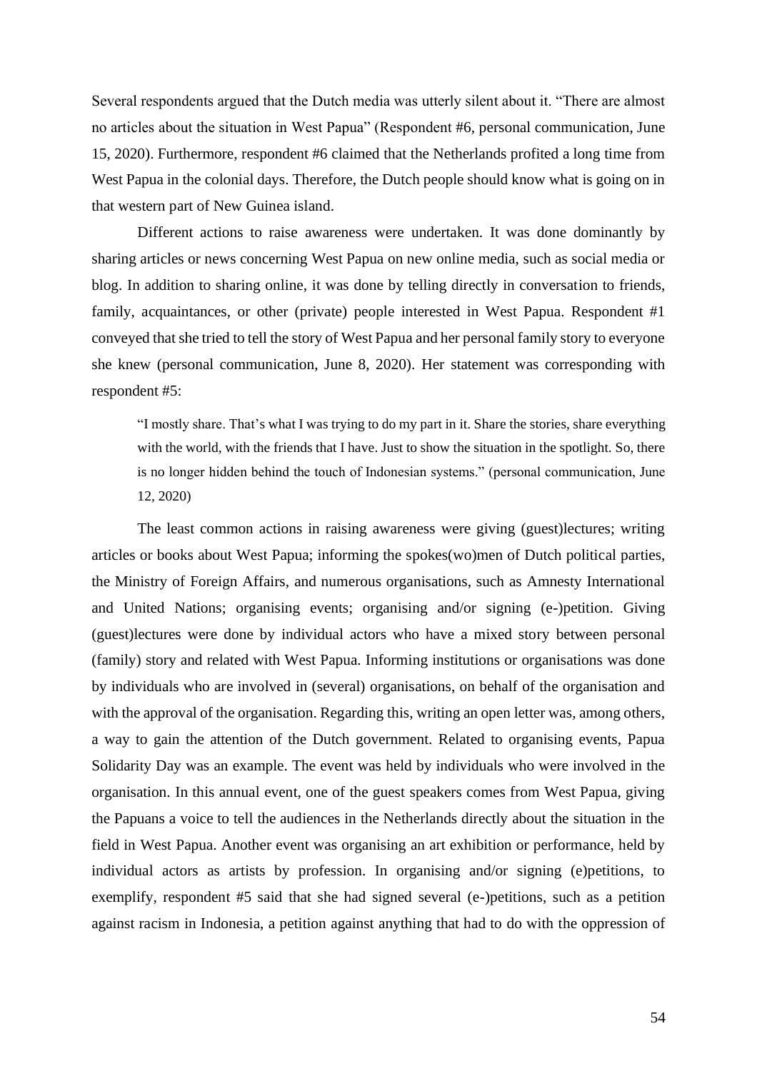Several respondents argued that the Dutch media was utterly silent about it. "There are almost no articles about the situation in West Papua" (Respondent #6, personal communication, June 15, 2020). Furthermore, respondent #6 claimed that the Netherlands profited a long time from West Papua in the colonial days. Therefore, the Dutch people should know what is going on in that western part of New Guinea island.

Different actions to raise awareness were undertaken. It was done dominantly by sharing articles or news concerning West Papua on new online media, such as social media or blog. In addition to sharing online, it was done by telling directly in conversation to friends, family, acquaintances, or other (private) people interested in West Papua. Respondent #1 conveyed that she tried to tell the story of West Papua and her personal family story to everyone she knew (personal communication, June 8, 2020). Her statement was corresponding with respondent #5:

> "I mostly share. That's what I was trying to do my part in it. Share the stories, share everything with the world, with the friends that I have. Just to show the situation in the spotlight. So, there is no longer hidden behind the touch of Indonesian systems." (personal communication, June 12, 2020)

The least common actions in raising awareness were giving (guest)lectures; writing articles or books about West Papua; informing the spokes(wo)men of Dutch political parties, the Ministry of Foreign Affairs, and numerous organisations, such as Amnesty International and United Nations; organising events; organising and/or signing (e-)petition. Giving (guest)lectures were done by individual actors who have a mixed story between personal (family) story and related with West Papua. Informing institutions or organisations was done by individuals who are involved in (several) organisations, on behalf of the organisation and with the approval of the organisation. Regarding this, writing an open letter was, among others, a way to gain the attention of the Dutch government. Related to organising events, Papua Solidarity Day was an example. The event was held by individuals who were involved in the organisation. In this annual event, one of the guest speakers comes from West Papua, giving the Papuans a voice to tell the audiences in the Netherlands directly about the situation in the field in West Papua. Another event was organising an art exhibition or performance, held by individual actors as artists by profession. In organising and/or signing (e)petitions, to exemplify, respondent #5 said that she had signed several (e-)petitions, such as a petition against racism in Indonesia, a petition against anything that had to do with the oppression of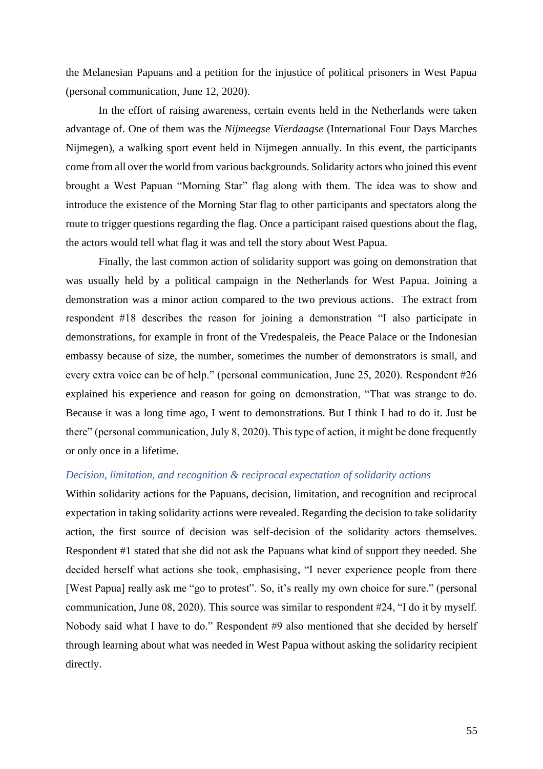the Melanesian Papuans and a petition for the injustice of political prisoners in West Papua (personal communication, June 12, 2020).

In the effort of raising awareness, certain events held in the Netherlands were taken advantage of. One of them was the *Nijmeegse Vierdaagse* (International Four Days Marches Nijmegen), a walking sport event held in Nijmegen annually. In this event, the participants come from all over the world from various backgrounds. Solidarity actors who joined this event brought a West Papuan "Morning Star" flag along with them. The idea was to show and introduce the existence of the Morning Star flag to other participants and spectators along the route to trigger questions regarding the flag. Once a participant raised questions about the flag, the actors would tell what flag it was and tell the story about West Papua.

Finally, the last common action of solidarity support was going on demonstration that was usually held by a political campaign in the Netherlands for West Papua. Joining a demonstration was a minor action compared to the two previous actions. The extract from respondent #18 describes the reason for joining a demonstration "I also participate in demonstrations, for example in front of the Vredespaleis, the Peace Palace or the Indonesian embassy because of size, the number, sometimes the number of demonstrators is small, and every extra voice can be of help." (personal communication, June 25, 2020). Respondent #26 explained his experience and reason for going on demonstration, "That was strange to do. Because it was a long time ago, I went to demonstrations. But I think I had to do it. Just be there" (personal communication, July 8, 2020). This type of action, it might be done frequently or only once in a lifetime.

### *Decision, limitation, and recognition & reciprocal expectation of solidarity actions*

Within solidarity actions for the Papuans, decision, limitation, and recognition and reciprocal expectation in taking solidarity actions were revealed. Regarding the decision to take solidarity action, the first source of decision was self-decision of the solidarity actors themselves. Respondent #1 stated that she did not ask the Papuans what kind of support they needed. She decided herself what actions she took, emphasising, "I never experience people from there [West Papua] really ask me "go to protest". So, it's really my own choice for sure." (personal communication, June 08, 2020). This source was similar to respondent #24, "I do it by myself. Nobody said what I have to do." Respondent #9 also mentioned that she decided by herself through learning about what was needed in West Papua without asking the solidarity recipient directly.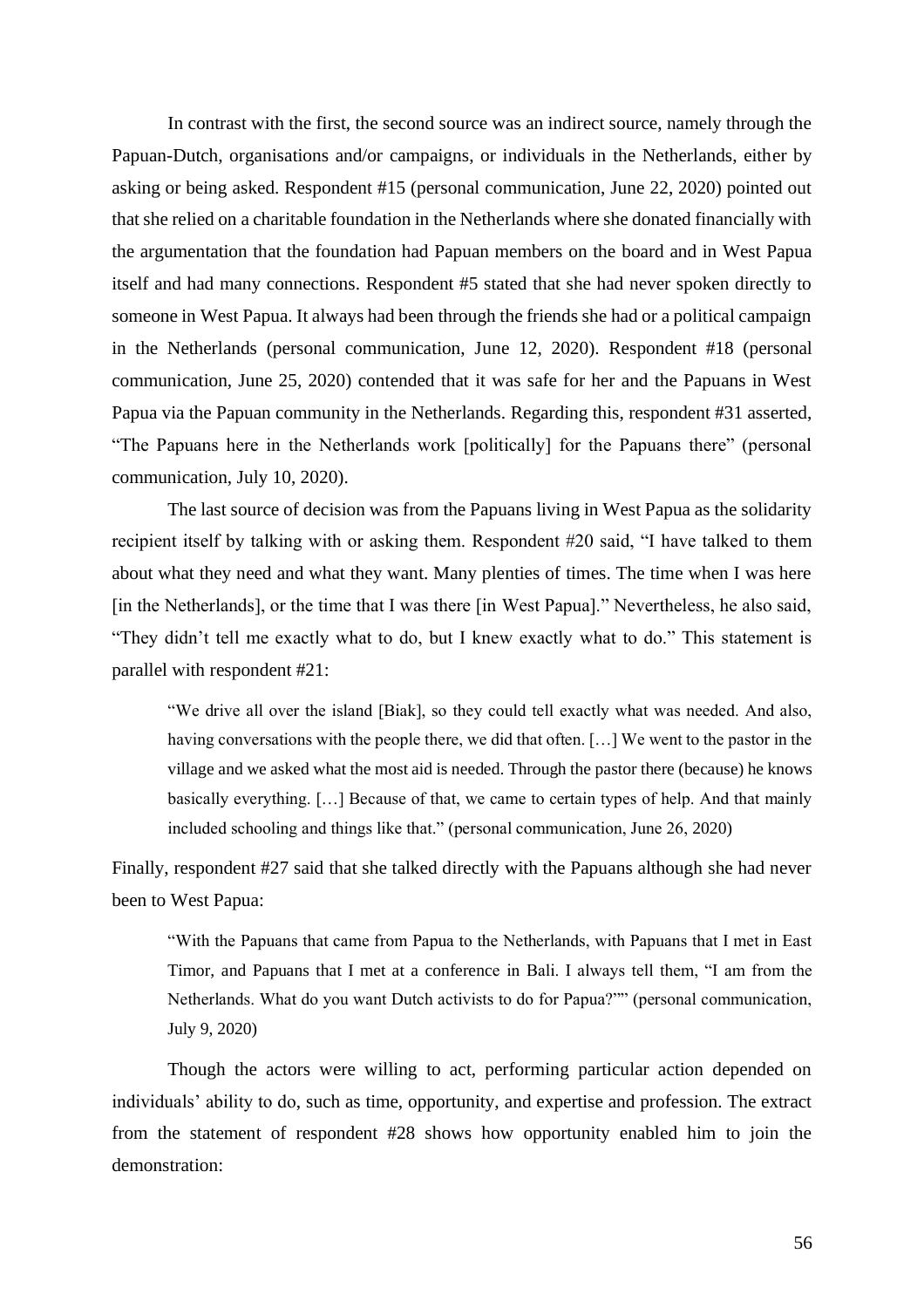In contrast with the first, the second source was an indirect source, namely through the Papuan-Dutch, organisations and/or campaigns, or individuals in the Netherlands, either by asking or being asked. Respondent #15 (personal communication, June 22, 2020) pointed out that she relied on a charitable foundation in the Netherlands where she donated financially with the argumentation that the foundation had Papuan members on the board and in West Papua itself and had many connections. Respondent #5 stated that she had never spoken directly to someone in West Papua. It always had been through the friends she had or a political campaign in the Netherlands (personal communication, June 12, 2020). Respondent #18 (personal communication, June 25, 2020) contended that it was safe for her and the Papuans in West Papua via the Papuan community in the Netherlands. Regarding this, respondent #31 asserted, "The Papuans here in the Netherlands work [politically] for the Papuans there" (personal communication, July 10, 2020).

The last source of decision was from the Papuans living in West Papua as the solidarity recipient itself by talking with or asking them. Respondent #20 said, "I have talked to them about what they need and what they want. Many plenties of times. The time when I was here [in the Netherlands], or the time that I was there [in West Papua]." Nevertheless, he also said, "They didn't tell me exactly what to do, but I knew exactly what to do." This statement is parallel with respondent #21:

> "We drive all over the island [Biak], so they could tell exactly what was needed. And also, having conversations with the people there, we did that often. […] We went to the pastor in the village and we asked what the most aid is needed. Through the pastor there (because) he knows basically everything. […] Because of that, we came to certain types of help. And that mainly included schooling and things like that." (personal communication, June 26, 2020)

Finally, respondent #27 said that she talked directly with the Papuans although she had never been to West Papua:

> "With the Papuans that came from Papua to the Netherlands, with Papuans that I met in East Timor, and Papuans that I met at a conference in Bali. I always tell them, "I am from the Netherlands. What do you want Dutch activists to do for Papua?"" (personal communication, July 9, 2020)

Though the actors were willing to act, performing particular action depended on individuals' ability to do, such as time, opportunity, and expertise and profession. The extract from the statement of respondent #28 shows how opportunity enabled him to join the demonstration: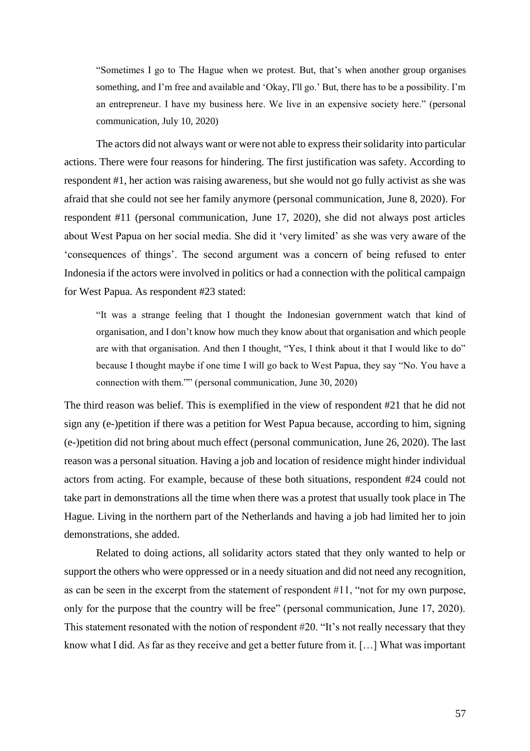> "Sometimes I go to The Hague when we protest. But, that's when another group organises something, and I'm free and available and 'Okay, I'll go.' But, there has to be a possibility. I'm an entrepreneur. I have my business here. We live in an expensive society here." (personal communication, July 10, 2020)

The actors did not always want or were not able to express their solidarity into particular actions. There were four reasons for hindering. The first justification was safety. According to respondent #1, her action was raising awareness, but she would not go fully activist as she was afraid that she could not see her family anymore (personal communication, June 8, 2020). For respondent #11 (personal communication, June 17, 2020), she did not always post articles about West Papua on her social media. She did it 'very limited' as she was very aware of the 'consequences of things'. The second argument was a concern of being refused to enter Indonesia if the actors were involved in politics or had a connection with the political campaign for West Papua. As respondent #23 stated:

> "It was a strange feeling that I thought the Indonesian government watch that kind of organisation, and I don't know how much they know about that organisation and which people are with that organisation. And then I thought, "Yes, I think about it that I would like to do" because I thought maybe if one time I will go back to West Papua, they say "No. You have a connection with them."" (personal communication, June 30, 2020)

The third reason was belief. This is exemplified in the view of respondent #21 that he did not sign any (e-)petition if there was a petition for West Papua because, according to him, signing (e-)petition did not bring about much effect (personal communication, June 26, 2020). The last reason was a personal situation. Having a job and location of residence might hinder individual actors from acting. For example, because of these both situations, respondent #24 could not take part in demonstrations all the time when there was a protest that usually took place in The Hague. Living in the northern part of the Netherlands and having a job had limited her to join demonstrations, she added.

Related to doing actions, all solidarity actors stated that they only wanted to help or support the others who were oppressed or in a needy situation and did not need any recognition, as can be seen in the excerpt from the statement of respondent #11, "not for my own purpose, only for the purpose that the country will be free" (personal communication, June 17, 2020). This statement resonated with the notion of respondent #20. "It's not really necessary that they know what I did. As far as they receive and get a better future from it. […] What was important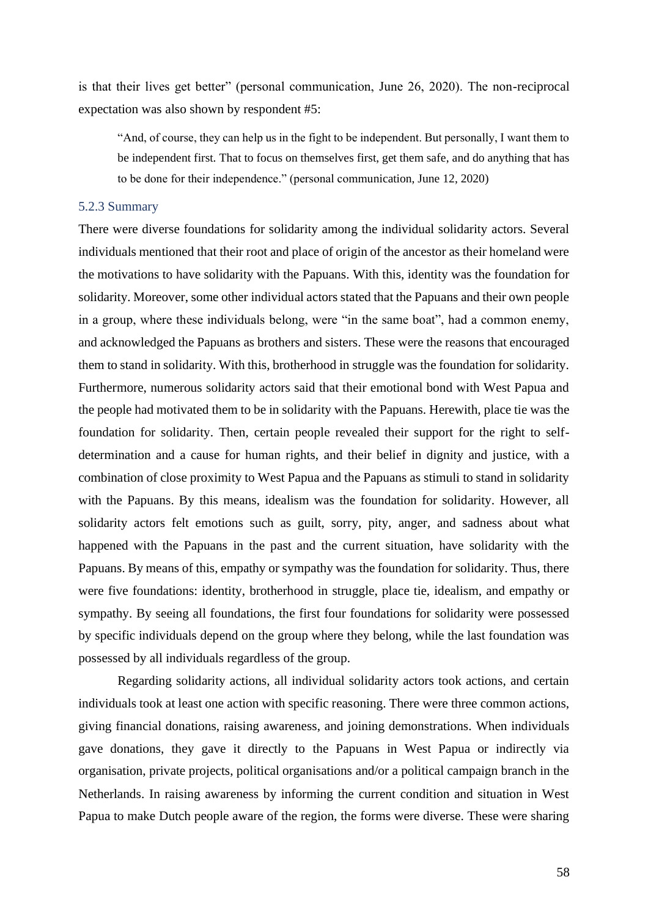is that their lives get better" (personal communication, June 26, 2020). The non-reciprocal expectation was also shown by respondent #5:

> "And, of course, they can help us in the fight to be independent. But personally, I want them to be independent first. That to focus on themselves first, get them safe, and do anything that has to be done for their independence." (personal communication, June 12, 2020)

### 5.2.3 Summary

There were diverse foundations for solidarity among the individual solidarity actors. Several individuals mentioned that their root and place of origin of the ancestor as their homeland were the motivations to have solidarity with the Papuans. With this, identity was the foundation for solidarity. Moreover, some other individual actors stated that the Papuans and their own people in a group, where these individuals belong, were "in the same boat", had a common enemy, and acknowledged the Papuans as brothers and sisters. These were the reasons that encouraged them to stand in solidarity. With this, brotherhood in struggle was the foundation for solidarity. Furthermore, numerous solidarity actors said that their emotional bond with West Papua and the people had motivated them to be in solidarity with the Papuans. Herewith, place tie was the foundation for solidarity. Then, certain people revealed their support for the right to self-determination and a cause for human rights, and their belief in dignity and justice, with a combination of close proximity to West Papua and the Papuans as stimuli to stand in solidarity with the Papuans. By this means, idealism was the foundation for solidarity. However, all solidarity actors felt emotions such as guilt, sorry, pity, anger, and sadness about what happened with the Papuans in the past and the current situation, have solidarity with the Papuans. By means of this, empathy or sympathy was the foundation for solidarity. Thus, there were five foundations: identity, brotherhood in struggle, place tie, idealism, and empathy or sympathy. By seeing all foundations, the first four foundations for solidarity were possessed by specific individuals depend on the group where they belong, while the last foundation was possessed by all individuals regardless of the group.

Regarding solidarity actions, all individual solidarity actors took actions, and certain individuals took at least one action with specific reasoning. There were three common actions, giving financial donations, raising awareness, and joining demonstrations. When individuals gave donations, they gave it directly to the Papuans in West Papua or indirectly via organisation, private projects, political organisations and/or a political campaign branch in the Netherlands. In raising awareness by informing the current condition and situation in West Papua to make Dutch people aware of the region, the forms were diverse. These were sharing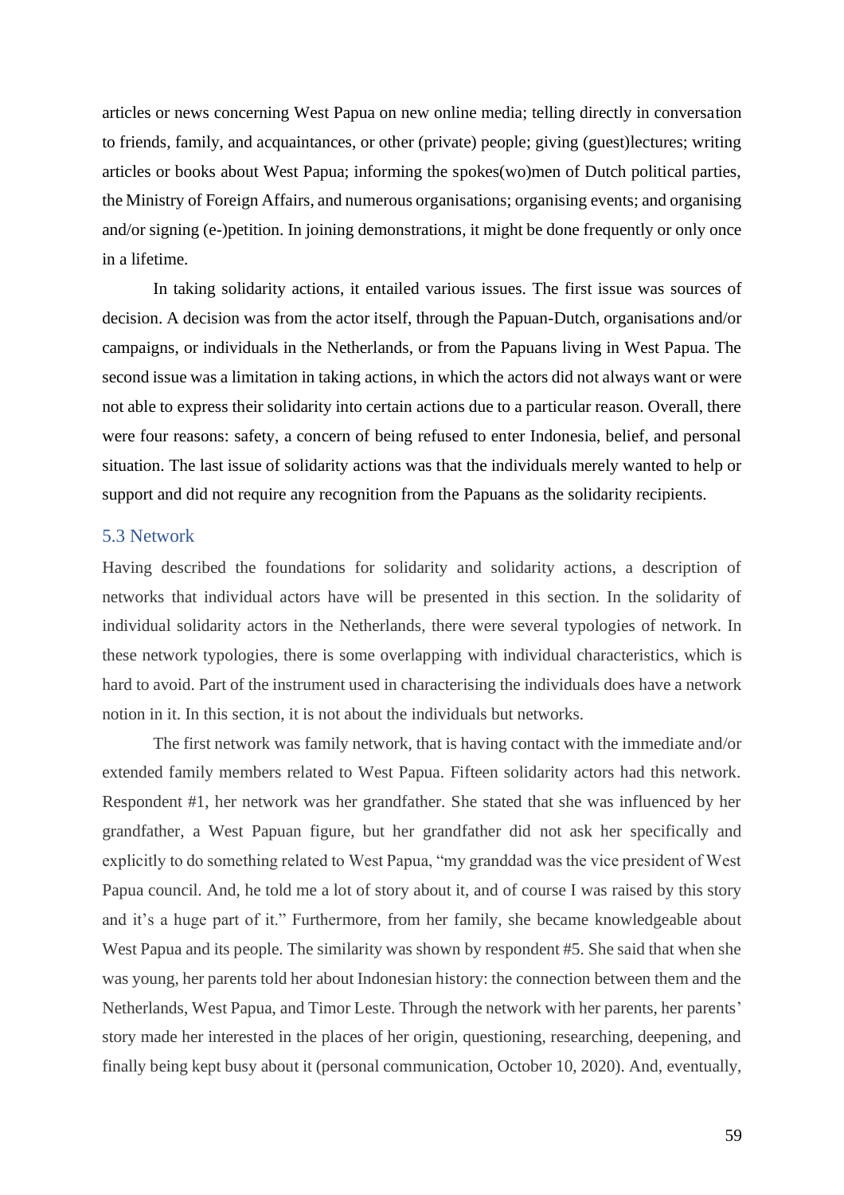articles or news concerning West Papua on new online media; telling directly in conversation to friends, family, and acquaintances, or other (private) people; giving (guest)lectures; writing articles or books about West Papua; informing the spokes(wo)men of Dutch political parties, the Ministry of Foreign Affairs, and numerous organisations; organising events; and organising and/or signing (e-)petition. In joining demonstrations, it might be done frequently or only once in a lifetime.

In taking solidarity actions, it entailed various issues. The first issue was sources of decision. A decision was from the actor itself, through the Papuan-Dutch, organisations and/or campaigns, or individuals in the Netherlands, or from the Papuans living in West Papua. The second issue was a limitation in taking actions, in which the actors did not always want or were not able to express their solidarity into certain actions due to a particular reason. Overall, there were four reasons: safety, a concern of being refused to enter Indonesia, belief, and personal situation. The last issue of solidarity actions was that the individuals merely wanted to help or support and did not require any recognition from the Papuans as the solidarity recipients.

### 5.3 Network

Having described the foundations for solidarity and solidarity actions, a description of networks that individual actors have will be presented in this section. In the solidarity of individual solidarity actors in the Netherlands, there were several typologies of network. In these network typologies, there is some overlapping with individual characteristics, which is hard to avoid. Part of the instrument used in characterising the individuals does have a network notion in it. In this section, it is not about the individuals but networks.

The first network was family network, that is having contact with the immediate and/or extended family members related to West Papua. Fifteen solidarity actors had this network. Respondent #1, her network was her grandfather. She stated that she was influenced by her grandfather, a West Papuan figure, but her grandfather did not ask her specifically and explicitly to do something related to West Papua, "my granddad was the vice president of West Papua council. And, he told me a lot of story about it, and of course I was raised by this story and it's a huge part of it." Furthermore, from her family, she became knowledgeable about West Papua and its people. The similarity was shown by respondent #5. She said that when she was young, her parents told her about Indonesian history: the connection between them and the Netherlands, West Papua, and Timor Leste. Through the network with her parents, her parents' story made her interested in the places of her origin, questioning, researching, deepening, and finally being kept busy about it (personal communication, October 10, 2020). And, eventually,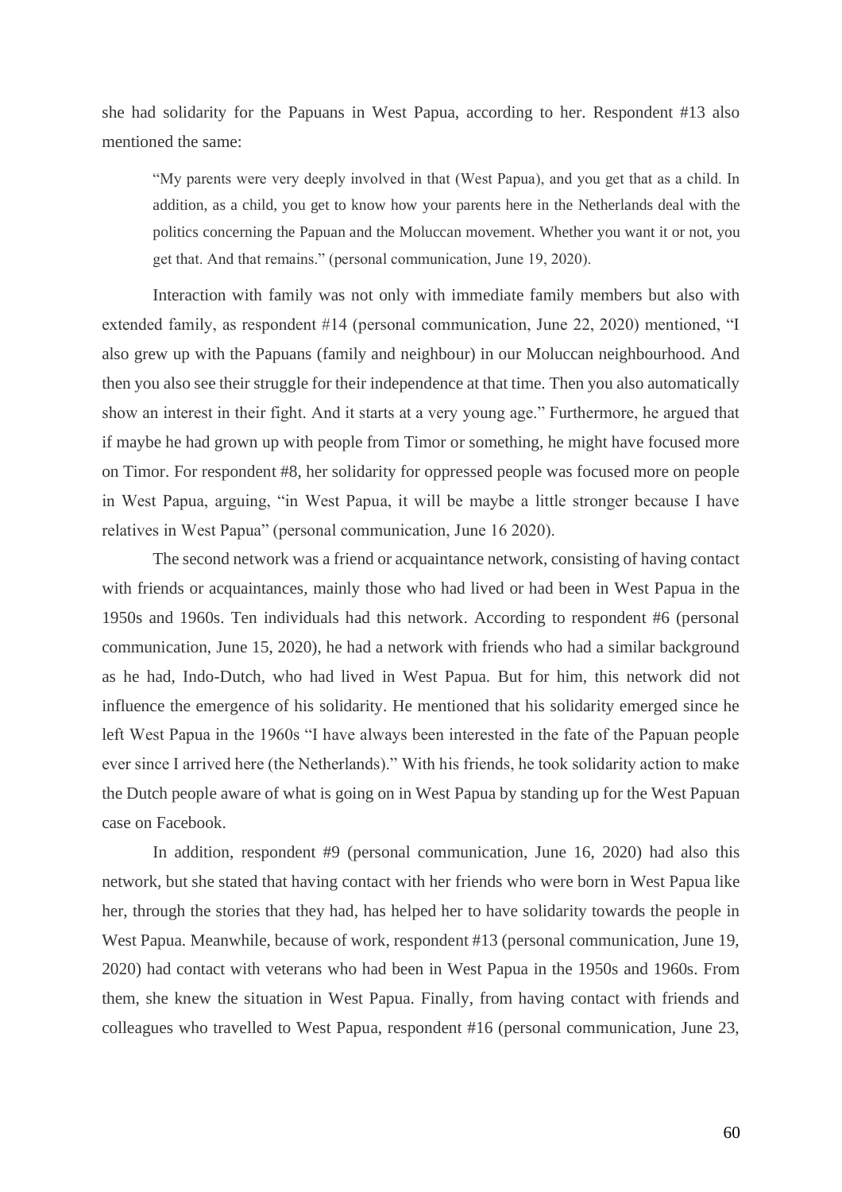she had solidarity for the Papuans in West Papua, according to her. Respondent #13 also mentioned the same:

> "My parents were very deeply involved in that (West Papua), and you get that as a child. In addition, as a child, you get to know how your parents here in the Netherlands deal with the politics concerning the Papuan and the Moluccan movement. Whether you want it or not, you get that. And that remains." (personal communication, June 19, 2020).

Interaction with family was not only with immediate family members but also with extended family, as respondent #14 (personal communication, June 22, 2020) mentioned, "I also grew up with the Papuans (family and neighbour) in our Moluccan neighbourhood. And then you also see their struggle for their independence at that time. Then you also automatically show an interest in their fight. And it starts at a very young age." Furthermore, he argued that if maybe he had grown up with people from Timor or something, he might have focused more on Timor. For respondent #8, her solidarity for oppressed people was focused more on people in West Papua, arguing, "in West Papua, it will be maybe a little stronger because I have relatives in West Papua" (personal communication, June 16 2020).

The second network was a friend or acquaintance network, consisting of having contact with friends or acquaintances, mainly those who had lived or had been in West Papua in the 1950s and 1960s. Ten individuals had this network. According to respondent #6 (personal communication, June 15, 2020), he had a network with friends who had a similar background as he had, Indo-Dutch, who had lived in West Papua. But for him, this network did not influence the emergence of his solidarity. He mentioned that his solidarity emerged since he left West Papua in the 1960s "I have always been interested in the fate of the Papuan people ever since I arrived here (the Netherlands)." With his friends, he took solidarity action to make the Dutch people aware of what is going on in West Papua by standing up for the West Papuan case on Facebook.

In addition, respondent #9 (personal communication, June 16, 2020) had also this network, but she stated that having contact with her friends who were born in West Papua like her, through the stories that they had, has helped her to have solidarity towards the people in West Papua. Meanwhile, because of work, respondent #13 (personal communication, June 19, 2020) had contact with veterans who had been in West Papua in the 1950s and 1960s. From them, she knew the situation in West Papua. Finally, from having contact with friends and colleagues who travelled to West Papua, respondent #16 (personal communication, June 23,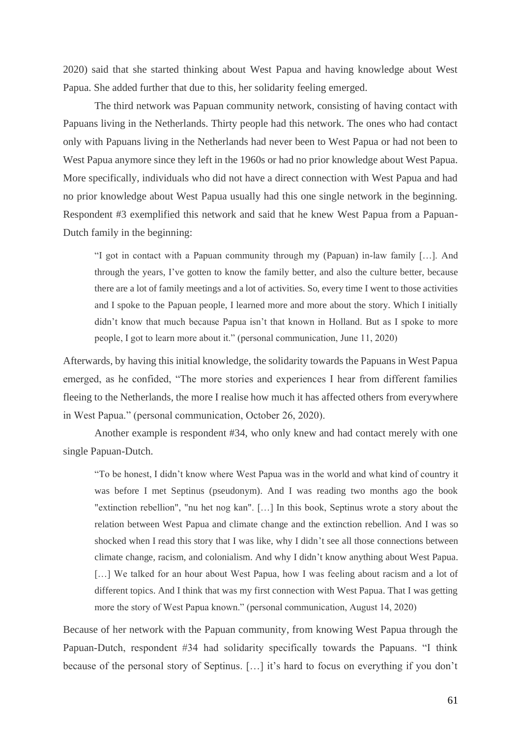2020) said that she started thinking about West Papua and having knowledge about West Papua. She added further that due to this, her solidarity feeling emerged.

The third network was Papuan community network, consisting of having contact with Papuans living in the Netherlands. Thirty people had this network. The ones who had contact only with Papuans living in the Netherlands had never been to West Papua or had not been to West Papua anymore since they left in the 1960s or had no prior knowledge about West Papua. More specifically, individuals who did not have a direct connection with West Papua and had no prior knowledge about West Papua usually had this one single network in the beginning. Respondent #3 exemplified this network and said that he knew West Papua from a Papuan-Dutch family in the beginning:

> "I got in contact with a Papuan community through my (Papuan) in-law family […]. And through the years, I've gotten to know the family better, and also the culture better, because there are a lot of family meetings and a lot of activities. So, every time I went to those activities and I spoke to the Papuan people, I learned more and more about the story. Which I initially didn't know that much because Papua isn't that known in Holland. But as I spoke to more people, I got to learn more about it." (personal communication, June 11, 2020)

Afterwards, by having this initial knowledge, the solidarity towards the Papuans in West Papua emerged, as he confided, "The more stories and experiences I hear from different families fleeing to the Netherlands, the more I realise how much it has affected others from everywhere in West Papua." (personal communication, October 26, 2020).

Another example is respondent #34, who only knew and had contact merely with one single Papuan-Dutch.

> "To be honest, I didn't know where West Papua was in the world and what kind of country it was before I met Septinus (pseudonym). And I was reading two months ago the book "extinction rebellion", "nu het nog kan". […] In this book, Septinus wrote a story about the relation between West Papua and climate change and the extinction rebellion. And I was so shocked when I read this story that I was like, why I didn't see all those connections between climate change, racism, and colonialism. And why I didn't know anything about West Papua. […] We talked for an hour about West Papua, how I was feeling about racism and a lot of different topics. And I think that was my first connection with West Papua. That I was getting more the story of West Papua known." (personal communication, August 14, 2020)

Because of her network with the Papuan community, from knowing West Papua through the Papuan-Dutch, respondent #34 had solidarity specifically towards the Papuans. "I think because of the personal story of Septinus. […] it's hard to focus on everything if you don't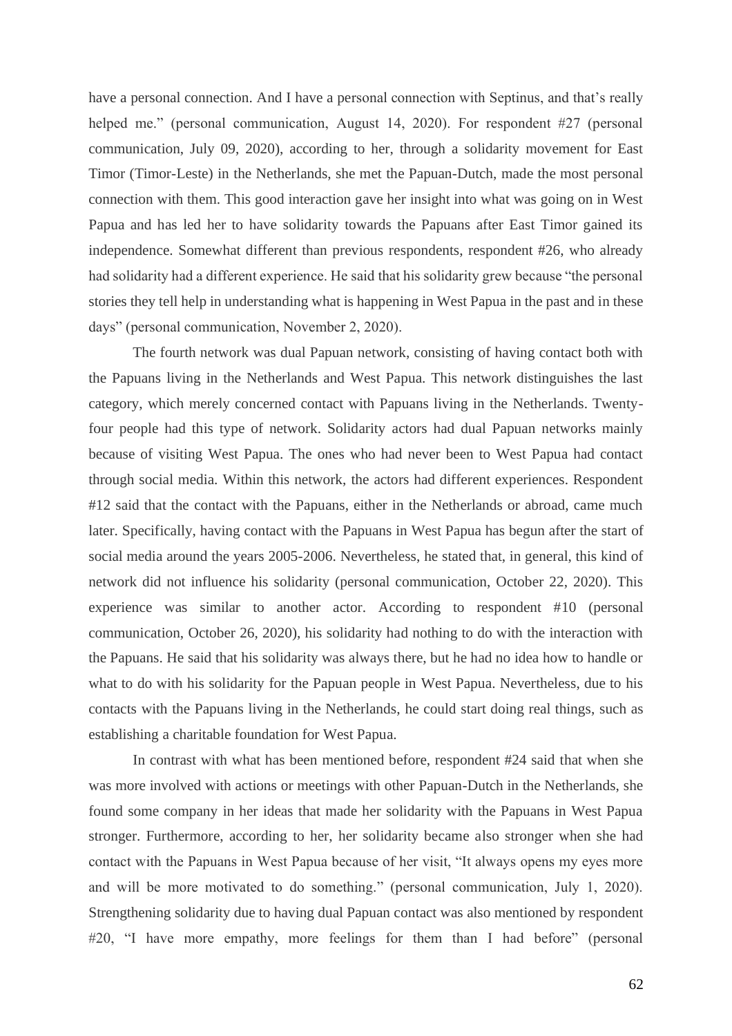have a personal connection. And I have a personal connection with Septinus, and that's really helped me." (personal communication, August 14, 2020). For respondent #27 (personal communication, July 09, 2020), according to her, through a solidarity movement for East Timor (Timor-Leste) in the Netherlands, she met the Papuan-Dutch, made the most personal connection with them. This good interaction gave her insight into what was going on in West Papua and has led her to have solidarity towards the Papuans after East Timor gained its independence. Somewhat different than previous respondents, respondent #26, who already had solidarity had a different experience. He said that his solidarity grew because "the personal stories they tell help in understanding what is happening in West Papua in the past and in these days" (personal communication, November 2, 2020).

The fourth network was dual Papuan network, consisting of having contact both with the Papuans living in the Netherlands and West Papua. This network distinguishes the last category, which merely concerned contact with Papuans living in the Netherlands. Twenty-four people had this type of network. Solidarity actors had dual Papuan networks mainly because of visiting West Papua. The ones who had never been to West Papua had contact through social media. Within this network, the actors had different experiences. Respondent #12 said that the contact with the Papuans, either in the Netherlands or abroad, came much later. Specifically, having contact with the Papuans in West Papua has begun after the start of social media around the years 2005-2006. Nevertheless, he stated that, in general, this kind of network did not influence his solidarity (personal communication, October 22, 2020). This experience was similar to another actor. According to respondent #10 (personal communication, October 26, 2020), his solidarity had nothing to do with the interaction with the Papuans. He said that his solidarity was always there, but he had no idea how to handle or what to do with his solidarity for the Papuan people in West Papua. Nevertheless, due to his contacts with the Papuans living in the Netherlands, he could start doing real things, such as establishing a charitable foundation for West Papua.

In contrast with what has been mentioned before, respondent #24 said that when she was more involved with actions or meetings with other Papuan-Dutch in the Netherlands, she found some company in her ideas that made her solidarity with the Papuans in West Papua stronger. Furthermore, according to her, her solidarity became also stronger when she had contact with the Papuans in West Papua because of her visit, "It always opens my eyes more and will be more motivated to do something." (personal communication, July 1, 2020). Strengthening solidarity due to having dual Papuan contact was also mentioned by respondent #20, "I have more empathy, more feelings for them than I had before" (personal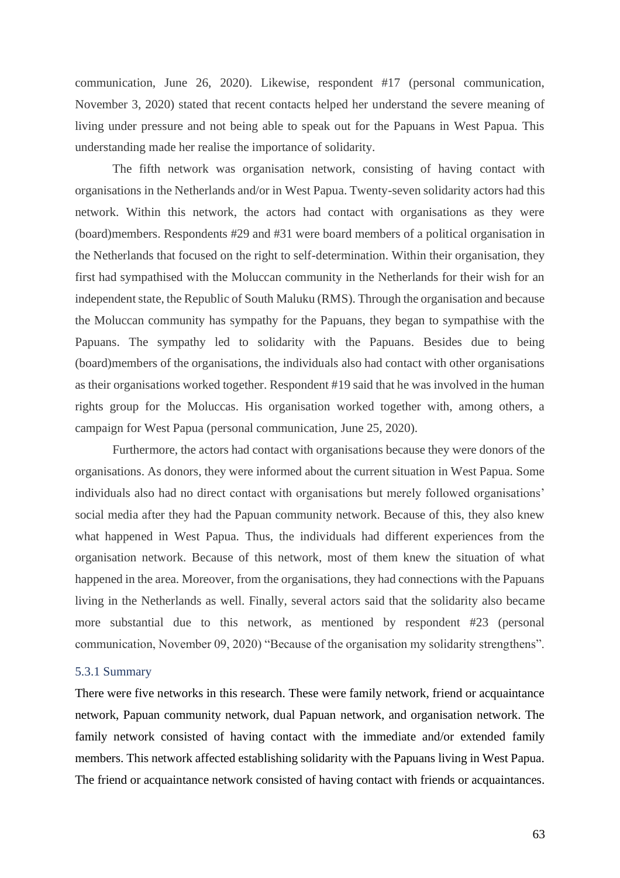communication, June 26, 2020). Likewise, respondent #17 (personal communication, November 3, 2020) stated that recent contacts helped her understand the severe meaning of living under pressure and not being able to speak out for the Papuans in West Papua. This understanding made her realise the importance of solidarity.

The fifth network was organisation network, consisting of having contact with organisations in the Netherlands and/or in West Papua. Twenty-seven solidarity actors had this network. Within this network, the actors had contact with organisations as they were (board)members. Respondents #29 and #31 were board members of a political organisation in the Netherlands that focused on the right to self-determination. Within their organisation, they first had sympathised with the Moluccan community in the Netherlands for their wish for an independent state, the Republic of South Maluku (RMS). Through the organisation and because the Moluccan community has sympathy for the Papuans, they began to sympathise with the Papuans. The sympathy led to solidarity with the Papuans. Besides due to being (board)members of the organisations, the individuals also had contact with other organisations as their organisations worked together. Respondent #19 said that he was involved in the human rights group for the Moluccas. His organisation worked together with, among others, a campaign for West Papua (personal communication, June 25, 2020).

Furthermore, the actors had contact with organisations because they were donors of the organisations. As donors, they were informed about the current situation in West Papua. Some individuals also had no direct contact with organisations but merely followed organisations' social media after they had the Papuan community network. Because of this, they also knew what happened in West Papua. Thus, the individuals had different experiences from the organisation network. Because of this network, most of them knew the situation of what happened in the area. Moreover, from the organisations, they had connections with the Papuans living in the Netherlands as well. Finally, several actors said that the solidarity also became more substantial due to this network, as mentioned by respondent #23 (personal communication, November 09, 2020) "Because of the organisation my solidarity strengthens".

### 5.3.1 Summary

There were five networks in this research. These were family network, friend or acquaintance network, Papuan community network, dual Papuan network, and organisation network. The family network consisted of having contact with the immediate and/or extended family members. This network affected establishing solidarity with the Papuans living in West Papua. The friend or acquaintance network consisted of having contact with friends or acquaintances.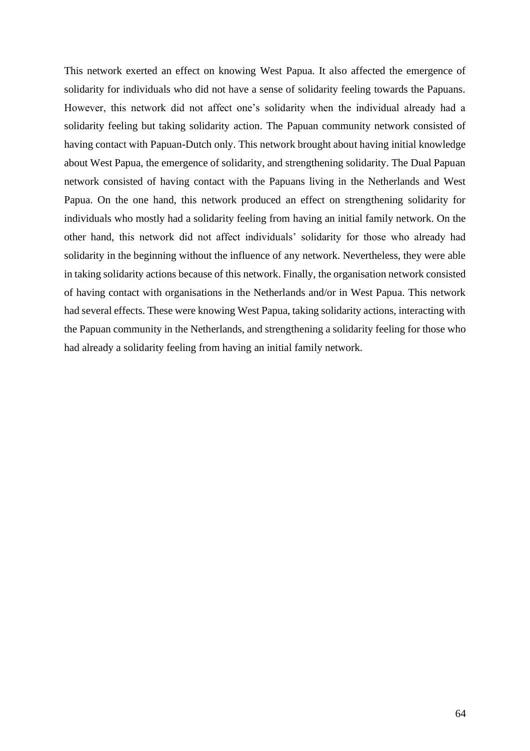This network exerted an effect on knowing West Papua. It also affected the emergence of solidarity for individuals who did not have a sense of solidarity feeling towards the Papuans. However, this network did not affect one's solidarity when the individual already had a solidarity feeling but taking solidarity action. The Papuan community network consisted of having contact with Papuan-Dutch only. This network brought about having initial knowledge about West Papua, the emergence of solidarity, and strengthening solidarity. The Dual Papuan network consisted of having contact with the Papuans living in the Netherlands and West Papua. On the one hand, this network produced an effect on strengthening solidarity for individuals who mostly had a solidarity feeling from having an initial family network. On the other hand, this network did not affect individuals' solidarity for those who already had solidarity in the beginning without the influence of any network. Nevertheless, they were able in taking solidarity actions because of this network. Finally, the organisation network consisted of having contact with organisations in the Netherlands and/or in West Papua. This network had several effects. These were knowing West Papua, taking solidarity actions, interacting with the Papuan community in the Netherlands, and strengthening a solidarity feeling for those who had already a solidarity feeling from having an initial family network.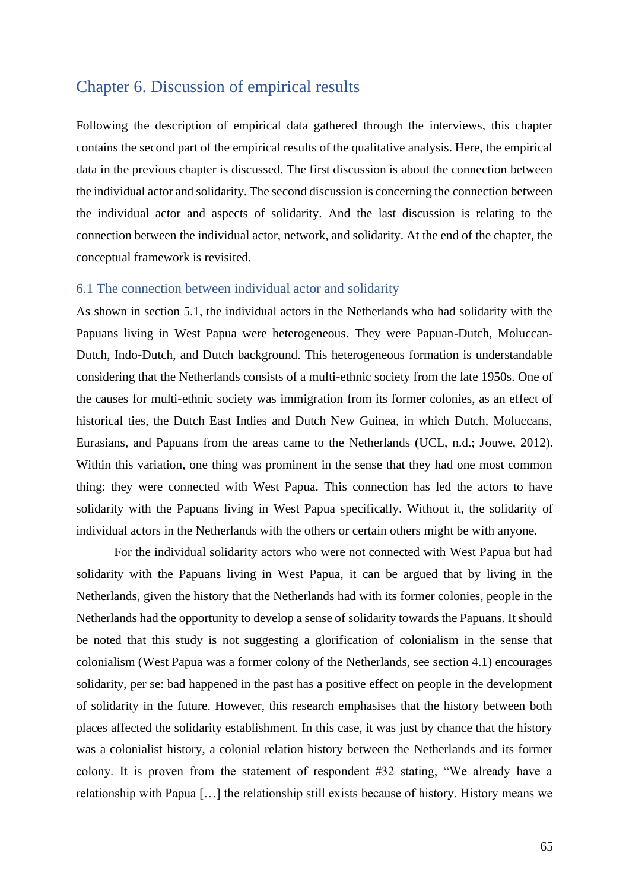# Chapter 6. Discussion of empirical results

Following the description of empirical data gathered through the interviews, this chapter contains the second part of the empirical results of the qualitative analysis. Here, the empirical data in the previous chapter is discussed. The first discussion is about the connection between the individual actor and solidarity. The second discussion is concerning the connection between the individual actor and aspects of solidarity. And the last discussion is relating to the connection between the individual actor, network, and solidarity. At the end of the chapter, the conceptual framework is revisited.

## 6.1 The connection between individual actor and solidarity

As shown in section 5.1, the individual actors in the Netherlands who had solidarity with the Papuans living in West Papua were heterogeneous. They were Papuan-Dutch, Moluccan-Dutch, Indo-Dutch, and Dutch background. This heterogeneous formation is understandable considering that the Netherlands consists of a multi-ethnic society from the late 1950s. One of the causes for multi-ethnic society was immigration from its former colonies, as an effect of historical ties, the Dutch East Indies and Dutch New Guinea, in which Dutch, Moluccans, Eurasians, and Papuans from the areas came to the Netherlands (UCL, n.d.; Jouwe, 2012). Within this variation, one thing was prominent in the sense that they had one most common thing: they were connected with West Papua. This connection has led the actors to have solidarity with the Papuans living in West Papua specifically. Without it, the solidarity of individual actors in the Netherlands with the others or certain others might be with anyone.

For the individual solidarity actors who were not connected with West Papua but had solidarity with the Papuans living in West Papua, it can be argued that by living in the Netherlands, given the history that the Netherlands had with its former colonies, people in the Netherlands had the opportunity to develop a sense of solidarity towards the Papuans. It should be noted that this study is not suggesting a glorification of colonialism in the sense that colonialism (West Papua was a former colony of the Netherlands, see section 4.1) encourages solidarity, per se: bad happened in the past has a positive effect on people in the development of solidarity in the future. However, this research emphasises that the history between both places affected the solidarity establishment. In this case, it was just by chance that the history was a colonialist history, a colonial relation history between the Netherlands and its former colony. It is proven from the statement of respondent #32 stating, "We already have a relationship with Papua […] the relationship still exists because of history. History means we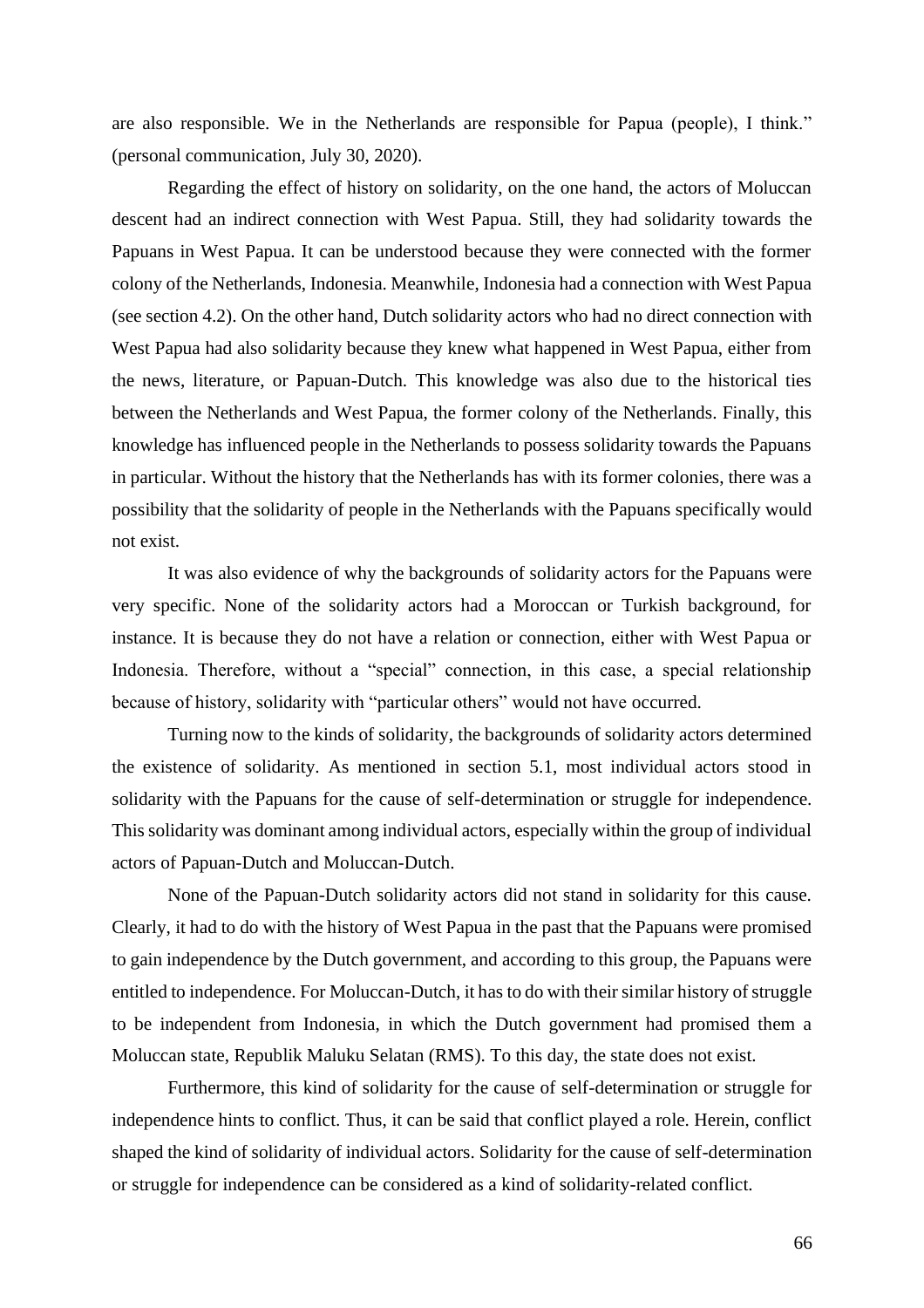are also responsible. We in the Netherlands are responsible for Papua (people), I think." (personal communication, July 30, 2020).

Regarding the effect of history on solidarity, on the one hand, the actors of Moluccan descent had an indirect connection with West Papua. Still, they had solidarity towards the Papuans in West Papua. It can be understood because they were connected with the former colony of the Netherlands, Indonesia. Meanwhile, Indonesia had a connection with West Papua (see section 4.2). On the other hand, Dutch solidarity actors who had no direct connection with West Papua had also solidarity because they knew what happened in West Papua, either from the news, literature, or Papuan-Dutch. This knowledge was also due to the historical ties between the Netherlands and West Papua, the former colony of the Netherlands. Finally, this knowledge has influenced people in the Netherlands to possess solidarity towards the Papuans in particular. Without the history that the Netherlands has with its former colonies, there was a possibility that the solidarity of people in the Netherlands with the Papuans specifically would not exist.

It was also evidence of why the backgrounds of solidarity actors for the Papuans were very specific. None of the solidarity actors had a Moroccan or Turkish background, for instance. It is because they do not have a relation or connection, either with West Papua or Indonesia. Therefore, without a "special" connection, in this case, a special relationship because of history, solidarity with "particular others" would not have occurred.

Turning now to the kinds of solidarity, the backgrounds of solidarity actors determined the existence of solidarity. As mentioned in section 5.1, most individual actors stood in solidarity with the Papuans for the cause of self-determination or struggle for independence. This solidarity was dominant among individual actors, especially within the group of individual actors of Papuan-Dutch and Moluccan-Dutch.

None of the Papuan-Dutch solidarity actors did not stand in solidarity for this cause. Clearly, it had to do with the history of West Papua in the past that the Papuans were promised to gain independence by the Dutch government, and according to this group, the Papuans were entitled to independence. For Moluccan-Dutch, it has to do with their similar history of struggle to be independent from Indonesia, in which the Dutch government had promised them a Moluccan state, Republik Maluku Selatan (RMS). To this day, the state does not exist.

Furthermore, this kind of solidarity for the cause of self-determination or struggle for independence hints to conflict. Thus, it can be said that conflict played a role. Herein, conflict shaped the kind of solidarity of individual actors. Solidarity for the cause of self-determination or struggle for independence can be considered as a kind of solidarity-related conflict.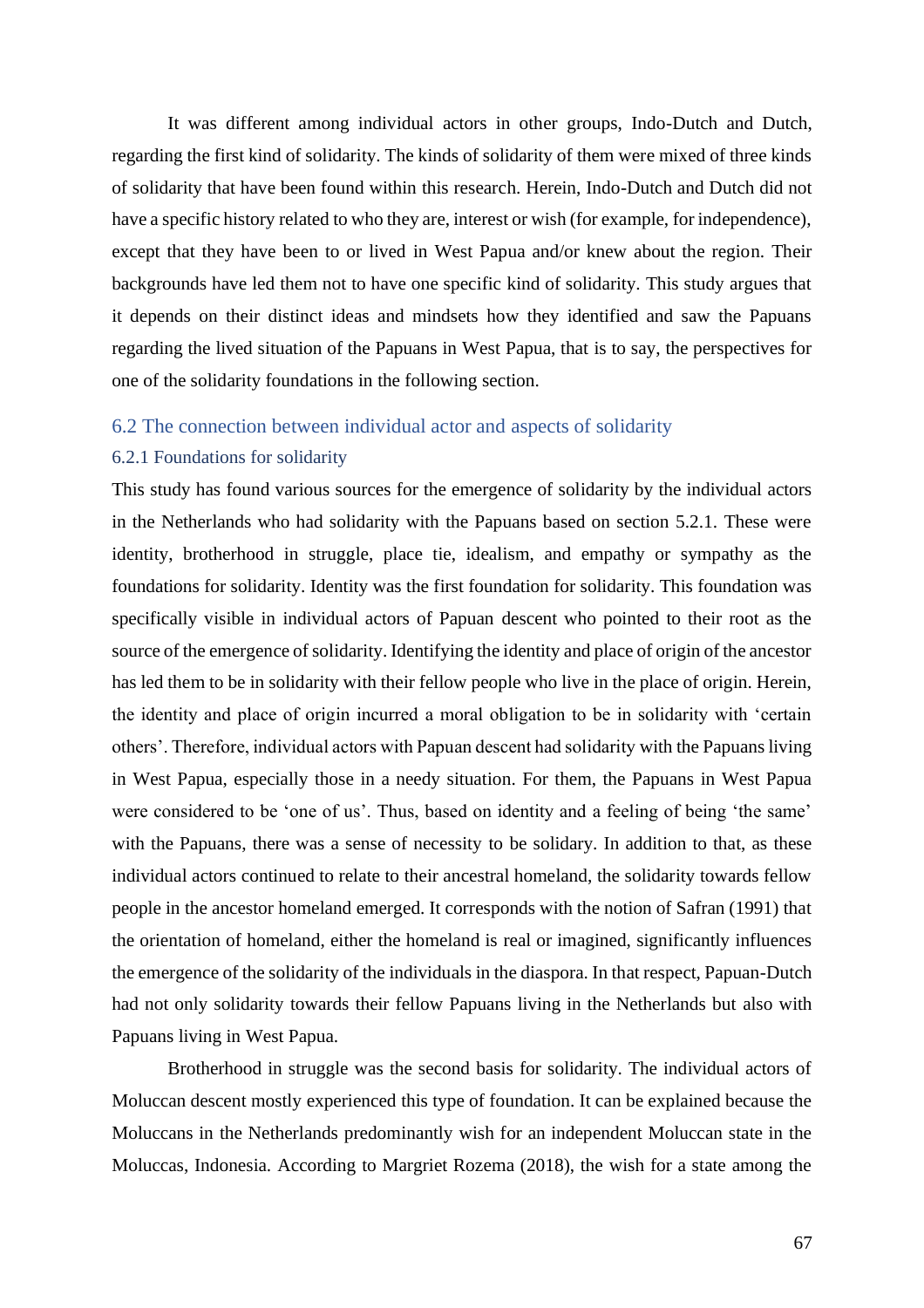It was different among individual actors in other groups, Indo-Dutch and Dutch, regarding the first kind of solidarity. The kinds of solidarity of them were mixed of three kinds of solidarity that have been found within this research. Herein, Indo-Dutch and Dutch did not have a specific history related to who they are, interest or wish (for example, for independence), except that they have been to or lived in West Papua and/or knew about the region. Their backgrounds have led them not to have one specific kind of solidarity. This study argues that it depends on their distinct ideas and mindsets how they identified and saw the Papuans regarding the lived situation of the Papuans in West Papua, that is to say, the perspectives for one of the solidarity foundations in the following section.

## 6.2 The connection between individual actor and aspects of solidarity

### 6.2.1 Foundations for solidarity

This study has found various sources for the emergence of solidarity by the individual actors in the Netherlands who had solidarity with the Papuans based on section 5.2.1. These were identity, brotherhood in struggle, place tie, idealism, and empathy or sympathy as the foundations for solidarity. Identity was the first foundation for solidarity. This foundation was specifically visible in individual actors of Papuan descent who pointed to their root as the source of the emergence of solidarity. Identifying the identity and place of origin of the ancestor has led them to be in solidarity with their fellow people who live in the place of origin. Herein, the identity and place of origin incurred a moral obligation to be in solidarity with 'certain others'. Therefore, individual actors with Papuan descent had solidarity with the Papuans living in West Papua, especially those in a needy situation. For them, the Papuans in West Papua were considered to be 'one of us'. Thus, based on identity and a feeling of being 'the same' with the Papuans, there was a sense of necessity to be solidary. In addition to that, as these individual actors continued to relate to their ancestral homeland, the solidarity towards fellow people in the ancestor homeland emerged. It corresponds with the notion of Safran (1991) that the orientation of homeland, either the homeland is real or imagined, significantly influences the emergence of the solidarity of the individuals in the diaspora. In that respect, Papuan-Dutch had not only solidarity towards their fellow Papuans living in the Netherlands but also with Papuans living in West Papua.

Brotherhood in struggle was the second basis for solidarity. The individual actors of Moluccan descent mostly experienced this type of foundation. It can be explained because the Moluccans in the Netherlands predominantly wish for an independent Moluccan state in the Moluccas, Indonesia. According to Margriet Rozema (2018), the wish for a state among the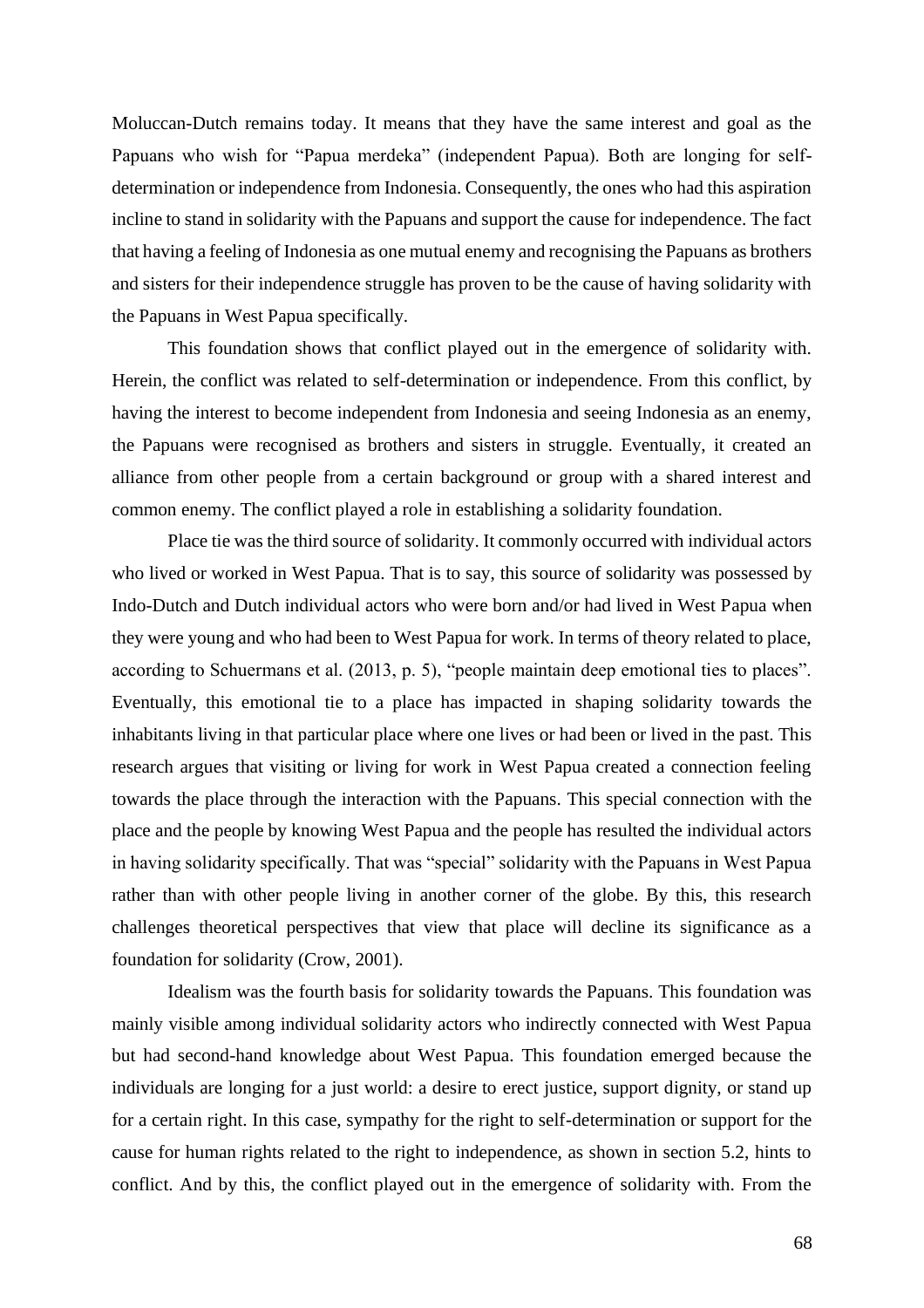Moluccan-Dutch remains today. It means that they have the same interest and goal as the Papuans who wish for "Papua merdeka" (independent Papua). Both are longing for self-determination or independence from Indonesia. Consequently, the ones who had this aspiration incline to stand in solidarity with the Papuans and support the cause for independence. The fact that having a feeling of Indonesia as one mutual enemy and recognising the Papuans as brothers and sisters for their independence struggle has proven to be the cause of having solidarity with the Papuans in West Papua specifically.

This foundation shows that conflict played out in the emergence of solidarity with. Herein, the conflict was related to self-determination or independence. From this conflict, by having the interest to become independent from Indonesia and seeing Indonesia as an enemy, the Papuans were recognised as brothers and sisters in struggle. Eventually, it created an alliance from other people from a certain background or group with a shared interest and common enemy. The conflict played a role in establishing a solidarity foundation.

Place tie was the third source of solidarity. It commonly occurred with individual actors who lived or worked in West Papua. That is to say, this source of solidarity was possessed by Indo-Dutch and Dutch individual actors who were born and/or had lived in West Papua when they were young and who had been to West Papua for work. In terms of theory related to place, according to Schuermans et al. (2013, p. 5), "people maintain deep emotional ties to places". Eventually, this emotional tie to a place has impacted in shaping solidarity towards the inhabitants living in that particular place where one lives or had been or lived in the past. This research argues that visiting or living for work in West Papua created a connection feeling towards the place through the interaction with the Papuans. This special connection with the place and the people by knowing West Papua and the people has resulted the individual actors in having solidarity specifically. That was "special" solidarity with the Papuans in West Papua rather than with other people living in another corner of the globe. By this, this research challenges theoretical perspectives that view that place will decline its significance as a foundation for solidarity (Crow, 2001).

Idealism was the fourth basis for solidarity towards the Papuans. This foundation was mainly visible among individual solidarity actors who indirectly connected with West Papua but had second-hand knowledge about West Papua. This foundation emerged because the individuals are longing for a just world: a desire to erect justice, support dignity, or stand up for a certain right. In this case, sympathy for the right to self-determination or support for the cause for human rights related to the right to independence, as shown in section 5.2, hints to conflict. And by this, the conflict played out in the emergence of solidarity with. From the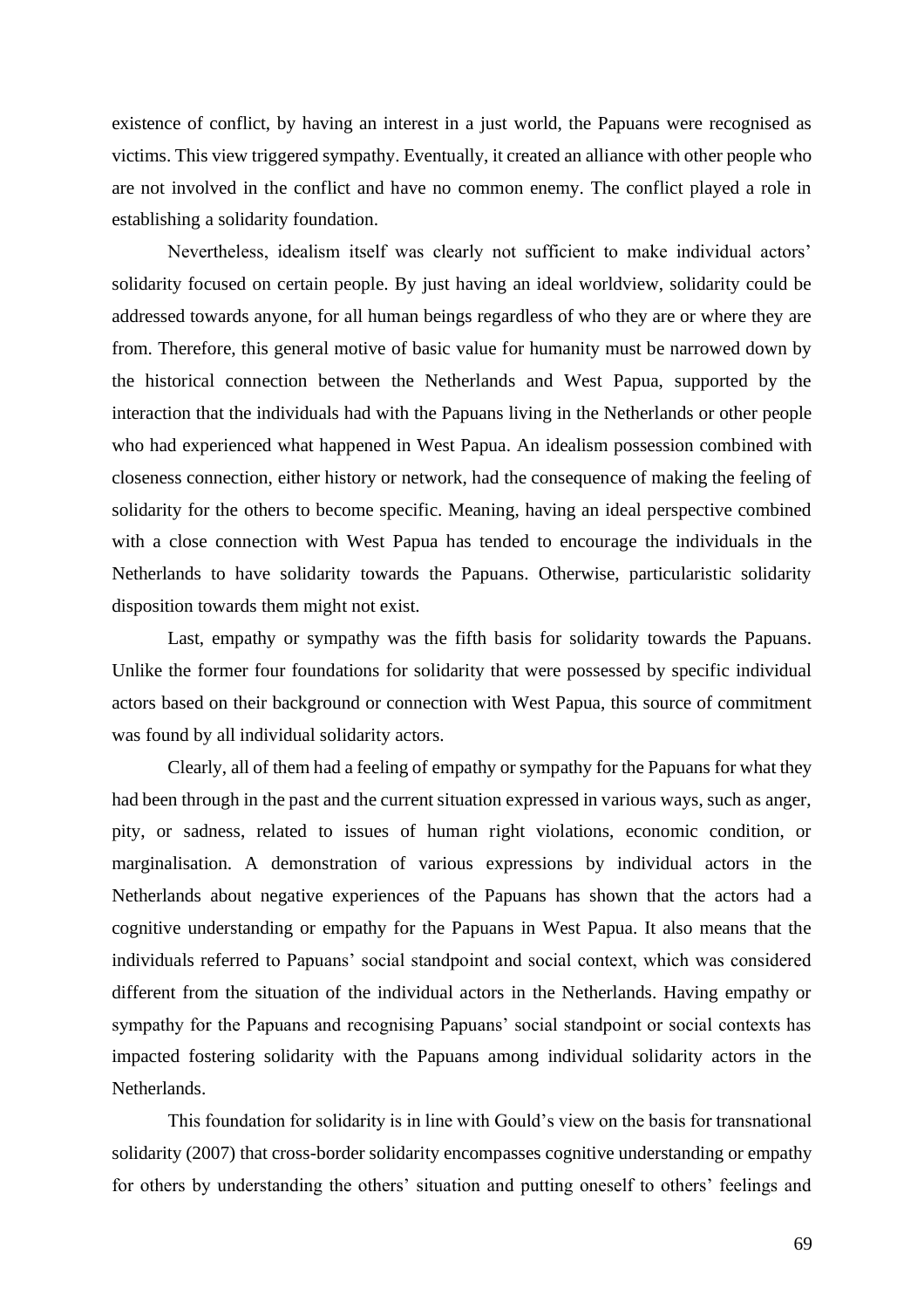existence of conflict, by having an interest in a just world, the Papuans were recognised as victims. This view triggered sympathy. Eventually, it created an alliance with other people who are not involved in the conflict and have no common enemy. The conflict played a role in establishing a solidarity foundation.

Nevertheless, idealism itself was clearly not sufficient to make individual actors' solidarity focused on certain people. By just having an ideal worldview, solidarity could be addressed towards anyone, for all human beings regardless of who they are or where they are from. Therefore, this general motive of basic value for humanity must be narrowed down by the historical connection between the Netherlands and West Papua, supported by the interaction that the individuals had with the Papuans living in the Netherlands or other people who had experienced what happened in West Papua. An idealism possession combined with closeness connection, either history or network, had the consequence of making the feeling of solidarity for the others to become specific. Meaning, having an ideal perspective combined with a close connection with West Papua has tended to encourage the individuals in the Netherlands to have solidarity towards the Papuans. Otherwise, particularistic solidarity disposition towards them might not exist.

Last, empathy or sympathy was the fifth basis for solidarity towards the Papuans. Unlike the former four foundations for solidarity that were possessed by specific individual actors based on their background or connection with West Papua, this source of commitment was found by all individual solidarity actors.

Clearly, all of them had a feeling of empathy or sympathy for the Papuans for what they had been through in the past and the current situation expressed in various ways, such as anger, pity, or sadness, related to issues of human right violations, economic condition, or marginalisation. A demonstration of various expressions by individual actors in the Netherlands about negative experiences of the Papuans has shown that the actors had a cognitive understanding or empathy for the Papuans in West Papua. It also means that the individuals referred to Papuans' social standpoint and social context, which was considered different from the situation of the individual actors in the Netherlands. Having empathy or sympathy for the Papuans and recognising Papuans' social standpoint or social contexts has impacted fostering solidarity with the Papuans among individual solidarity actors in the Netherlands.

This foundation for solidarity is in line with Gould's view on the basis for transnational solidarity (2007) that cross-border solidarity encompasses cognitive understanding or empathy for others by understanding the others' situation and putting oneself to others' feelings and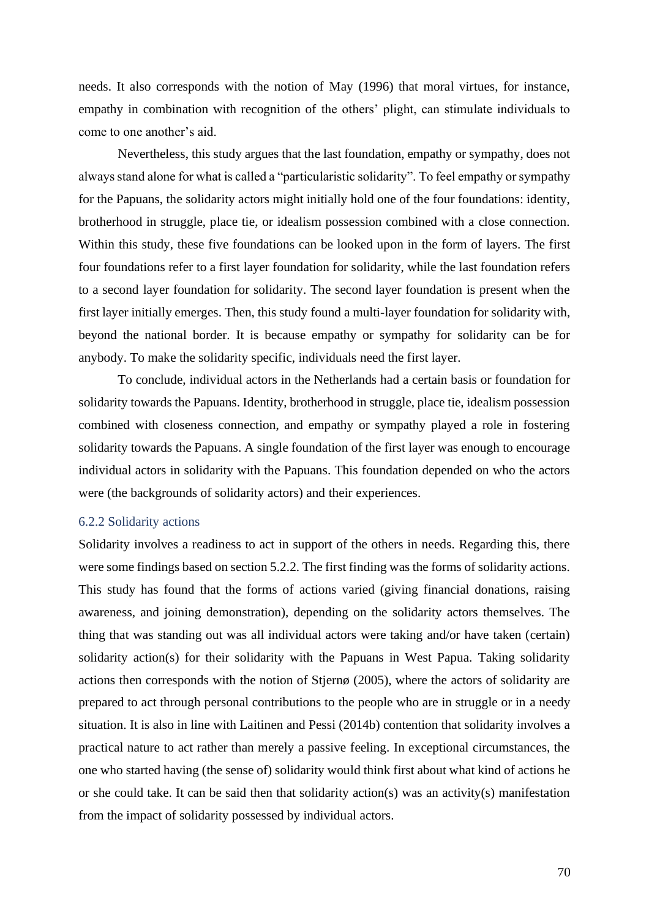needs. It also corresponds with the notion of May (1996) that moral virtues, for instance, empathy in combination with recognition of the others' plight, can stimulate individuals to come to one another's aid.

Nevertheless, this study argues that the last foundation, empathy or sympathy, does not always stand alone for what is called a "particularistic solidarity". To feel empathy or sympathy for the Papuans, the solidarity actors might initially hold one of the four foundations: identity, brotherhood in struggle, place tie, or idealism possession combined with a close connection. Within this study, these five foundations can be looked upon in the form of layers. The first four foundations refer to a first layer foundation for solidarity, while the last foundation refers to a second layer foundation for solidarity. The second layer foundation is present when the first layer initially emerges. Then, this study found a multi-layer foundation for solidarity with, beyond the national border. It is because empathy or sympathy for solidarity can be for anybody. To make the solidarity specific, individuals need the first layer.

To conclude, individual actors in the Netherlands had a certain basis or foundation for solidarity towards the Papuans. Identity, brotherhood in struggle, place tie, idealism possession combined with closeness connection, and empathy or sympathy played a role in fostering solidarity towards the Papuans. A single foundation of the first layer was enough to encourage individual actors in solidarity with the Papuans. This foundation depended on who the actors were (the backgrounds of solidarity actors) and their experiences.

### 6.2.2 Solidarity actions

Solidarity involves a readiness to act in support of the others in needs. Regarding this, there were some findings based on section 5.2.2. The first finding was the forms of solidarity actions. This study has found that the forms of actions varied (giving financial donations, raising awareness, and joining demonstration), depending on the solidarity actors themselves. The thing that was standing out was all individual actors were taking and/or have taken (certain) solidarity action(s) for their solidarity with the Papuans in West Papua. Taking solidarity actions then corresponds with the notion of Stjernø (2005), where the actors of solidarity are prepared to act through personal contributions to the people who are in struggle or in a needy situation. It is also in line with Laitinen and Pessi (2014b) contention that solidarity involves a practical nature to act rather than merely a passive feeling. In exceptional circumstances, the one who started having (the sense of) solidarity would think first about what kind of actions he or she could take. It can be said then that solidarity action(s) was an activity(s) manifestation from the impact of solidarity possessed by individual actors.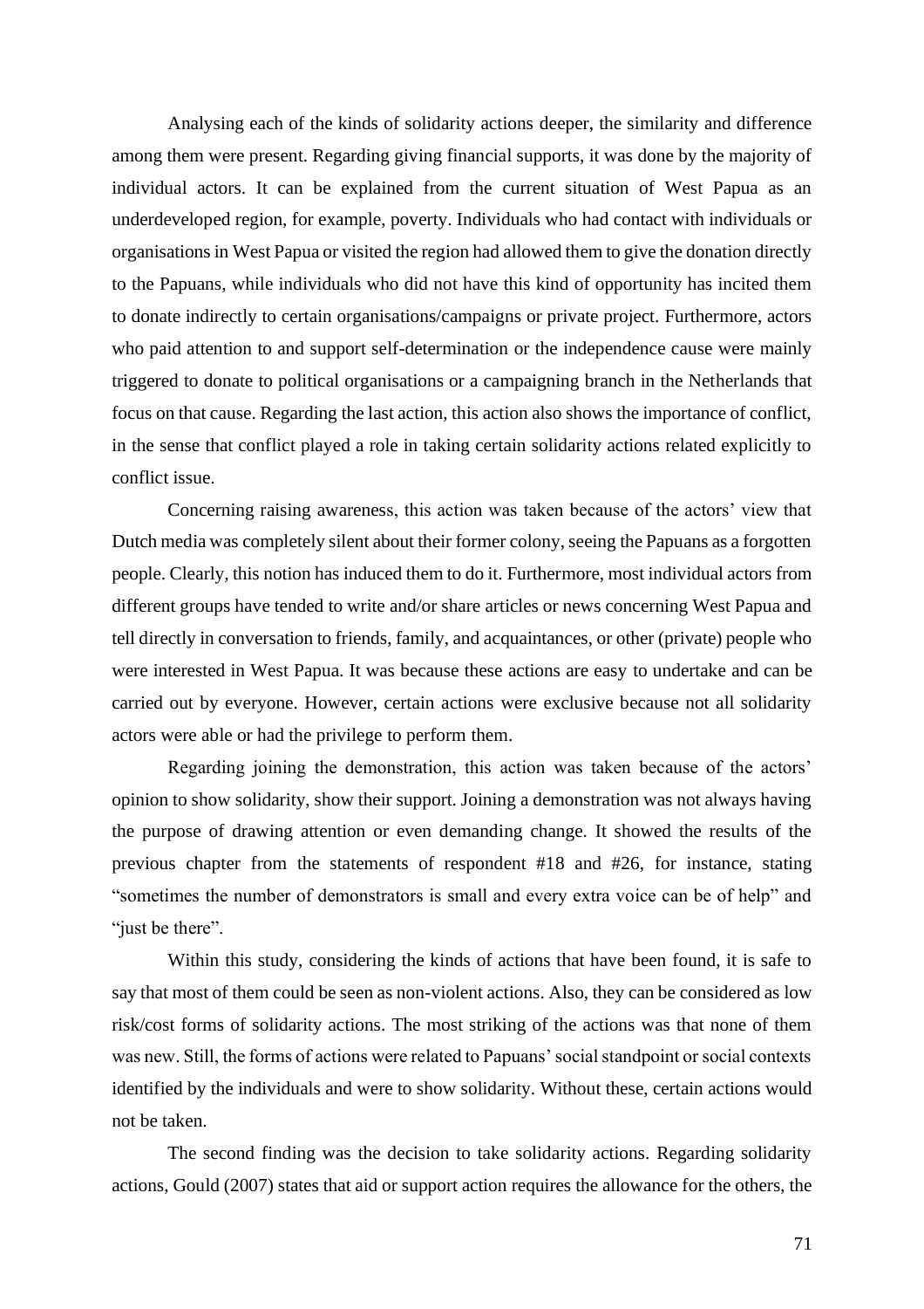Analysing each of the kinds of solidarity actions deeper, the similarity and difference among them were present. Regarding giving financial supports, it was done by the majority of individual actors. It can be explained from the current situation of West Papua as an underdeveloped region, for example, poverty. Individuals who had contact with individuals or organisations in West Papua or visited the region had allowed them to give the donation directly to the Papuans, while individuals who did not have this kind of opportunity has incited them to donate indirectly to certain organisations/campaigns or private project. Furthermore, actors who paid attention to and support self-determination or the independence cause were mainly triggered to donate to political organisations or a campaigning branch in the Netherlands that focus on that cause. Regarding the last action, this action also shows the importance of conflict, in the sense that conflict played a role in taking certain solidarity actions related explicitly to conflict issue.

Concerning raising awareness, this action was taken because of the actors' view that Dutch media was completely silent about their former colony, seeing the Papuans as a forgotten people. Clearly, this notion has induced them to do it. Furthermore, most individual actors from different groups have tended to write and/or share articles or news concerning West Papua and tell directly in conversation to friends, family, and acquaintances, or other (private) people who were interested in West Papua. It was because these actions are easy to undertake and can be carried out by everyone. However, certain actions were exclusive because not all solidarity actors were able or had the privilege to perform them.

Regarding joining the demonstration, this action was taken because of the actors' opinion to show solidarity, show their support. Joining a demonstration was not always having the purpose of drawing attention or even demanding change. It showed the results of the previous chapter from the statements of respondent #18 and #26, for instance, stating "sometimes the number of demonstrators is small and every extra voice can be of help" and "just be there".

Within this study, considering the kinds of actions that have been found, it is safe to say that most of them could be seen as non-violent actions. Also, they can be considered as low risk/cost forms of solidarity actions. The most striking of the actions was that none of them was new. Still, the forms of actions were related to Papuans' social standpoint or social contexts identified by the individuals and were to show solidarity. Without these, certain actions would not be taken.

The second finding was the decision to take solidarity actions. Regarding solidarity actions, Gould (2007) states that aid or support action requires the allowance for the others, the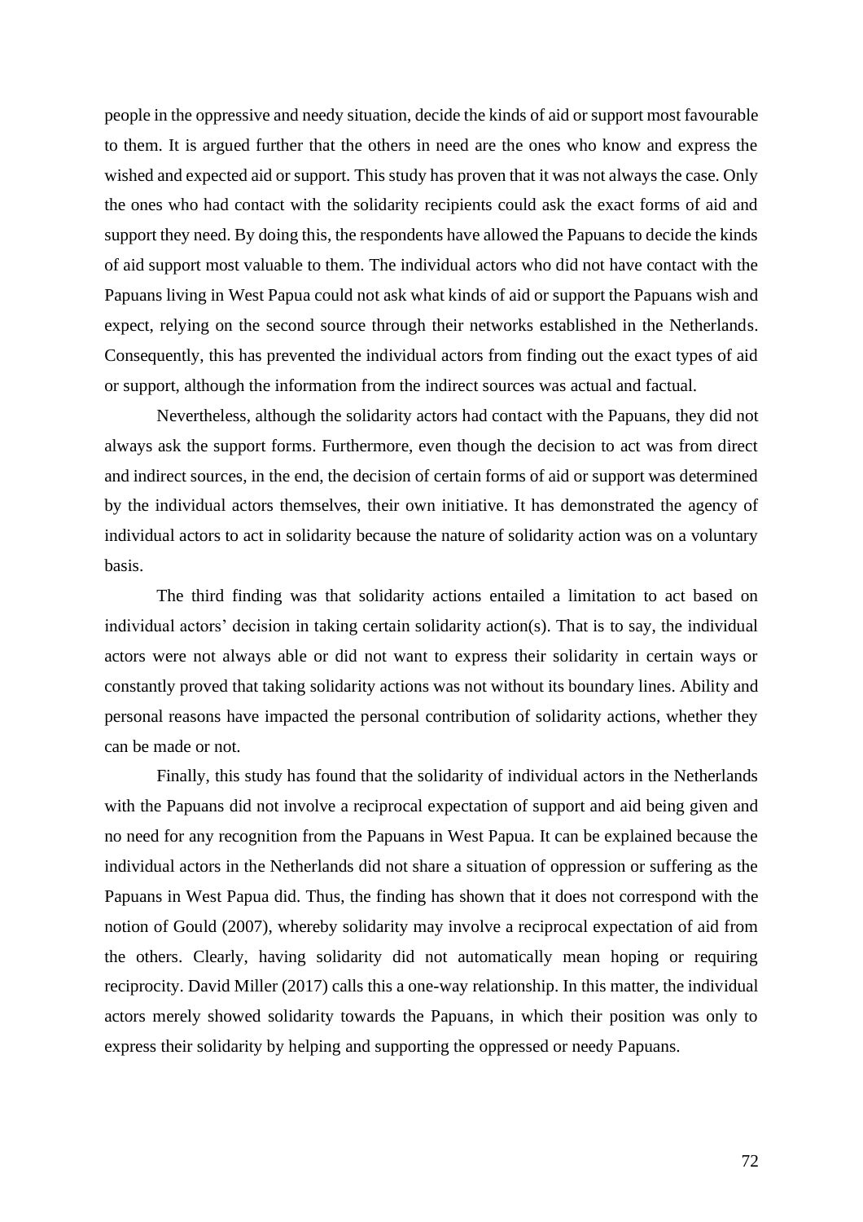people in the oppressive and needy situation, decide the kinds of aid or support most favourable to them. It is argued further that the others in need are the ones who know and express the wished and expected aid or support. This study has proven that it was not always the case. Only the ones who had contact with the solidarity recipients could ask the exact forms of aid and support they need. By doing this, the respondents have allowed the Papuans to decide the kinds of aid support most valuable to them. The individual actors who did not have contact with the Papuans living in West Papua could not ask what kinds of aid or support the Papuans wish and expect, relying on the second source through their networks established in the Netherlands. Consequently, this has prevented the individual actors from finding out the exact types of aid or support, although the information from the indirect sources was actual and factual.

Nevertheless, although the solidarity actors had contact with the Papuans, they did not always ask the support forms. Furthermore, even though the decision to act was from direct and indirect sources, in the end, the decision of certain forms of aid or support was determined by the individual actors themselves, their own initiative. It has demonstrated the agency of individual actors to act in solidarity because the nature of solidarity action was on a voluntary basis.

The third finding was that solidarity actions entailed a limitation to act based on individual actors' decision in taking certain solidarity action(s). That is to say, the individual actors were not always able or did not want to express their solidarity in certain ways or constantly proved that taking solidarity actions was not without its boundary lines. Ability and personal reasons have impacted the personal contribution of solidarity actions, whether they can be made or not.

Finally, this study has found that the solidarity of individual actors in the Netherlands with the Papuans did not involve a reciprocal expectation of support and aid being given and no need for any recognition from the Papuans in West Papua. It can be explained because the individual actors in the Netherlands did not share a situation of oppression or suffering as the Papuans in West Papua did. Thus, the finding has shown that it does not correspond with the notion of Gould (2007), whereby solidarity may involve a reciprocal expectation of aid from the others. Clearly, having solidarity did not automatically mean hoping or requiring reciprocity. David Miller (2017) calls this a one-way relationship. In this matter, the individual actors merely showed solidarity towards the Papuans, in which their position was only to express their solidarity by helping and supporting the oppressed or needy Papuans.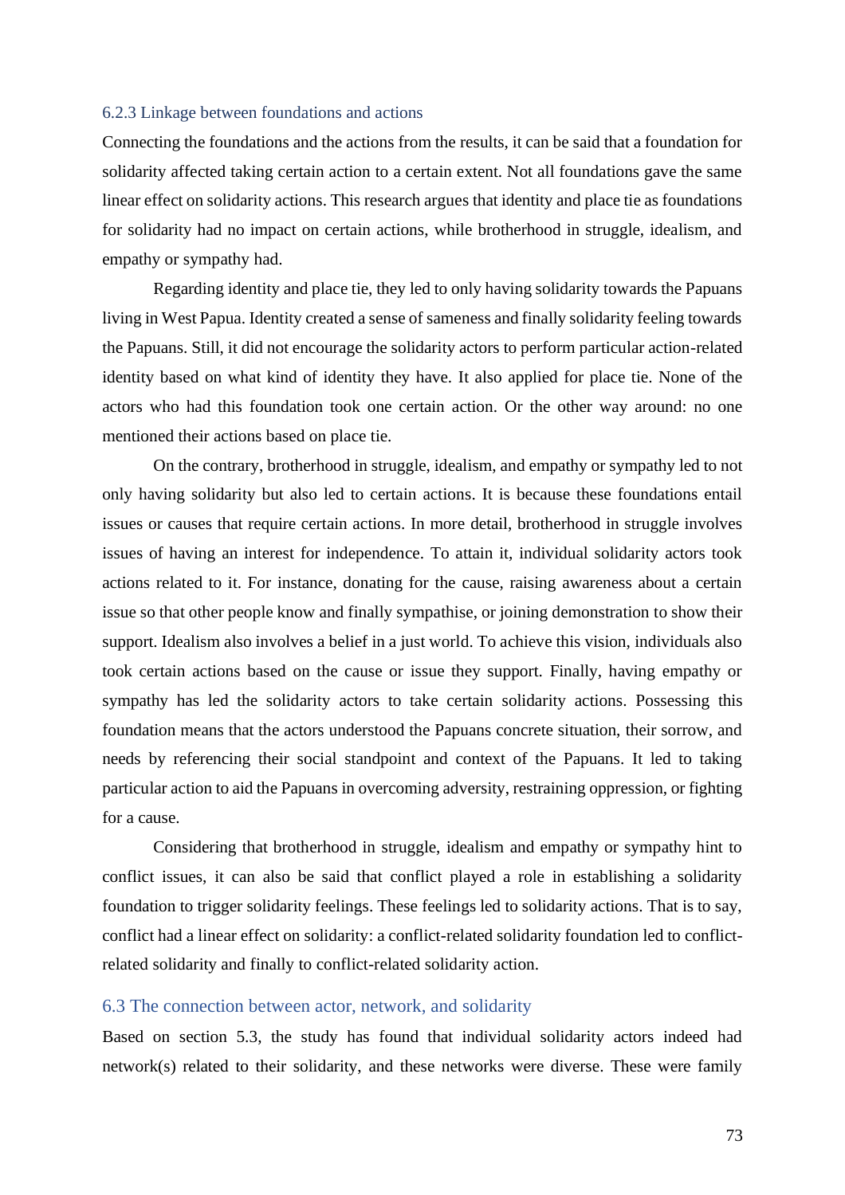### 6.2.3 Linkage between foundations and actions

Connecting the foundations and the actions from the results, it can be said that a foundation for solidarity affected taking certain action to a certain extent. Not all foundations gave the same linear effect on solidarity actions. This research argues that identity and place tie as foundations for solidarity had no impact on certain actions, while brotherhood in struggle, idealism, and empathy or sympathy had.

Regarding identity and place tie, they led to only having solidarity towards the Papuans living in West Papua. Identity created a sense of sameness and finally solidarity feeling towards the Papuans. Still, it did not encourage the solidarity actors to perform particular action-related identity based on what kind of identity they have. It also applied for place tie. None of the actors who had this foundation took one certain action. Or the other way around: no one mentioned their actions based on place tie.

On the contrary, brotherhood in struggle, idealism, and empathy or sympathy led to not only having solidarity but also led to certain actions. It is because these foundations entail issues or causes that require certain actions. In more detail, brotherhood in struggle involves issues of having an interest for independence. To attain it, individual solidarity actors took actions related to it. For instance, donating for the cause, raising awareness about a certain issue so that other people know and finally sympathise, or joining demonstration to show their support. Idealism also involves a belief in a just world. To achieve this vision, individuals also took certain actions based on the cause or issue they support. Finally, having empathy or sympathy has led the solidarity actors to take certain solidarity actions. Possessing this foundation means that the actors understood the Papuans concrete situation, their sorrow, and needs by referencing their social standpoint and context of the Papuans. It led to taking particular action to aid the Papuans in overcoming adversity, restraining oppression, or fighting for a cause.

Considering that brotherhood in struggle, idealism and empathy or sympathy hint to conflict issues, it can also be said that conflict played a role in establishing a solidarity foundation to trigger solidarity feelings. These feelings led to solidarity actions. That is to say, conflict had a linear effect on solidarity: a conflict-related solidarity foundation led to conflict-related solidarity and finally to conflict-related solidarity action.

## 6.3 The connection between actor, network, and solidarity

Based on section 5.3, the study has found that individual solidarity actors indeed had network(s) related to their solidarity, and these networks were diverse. These were family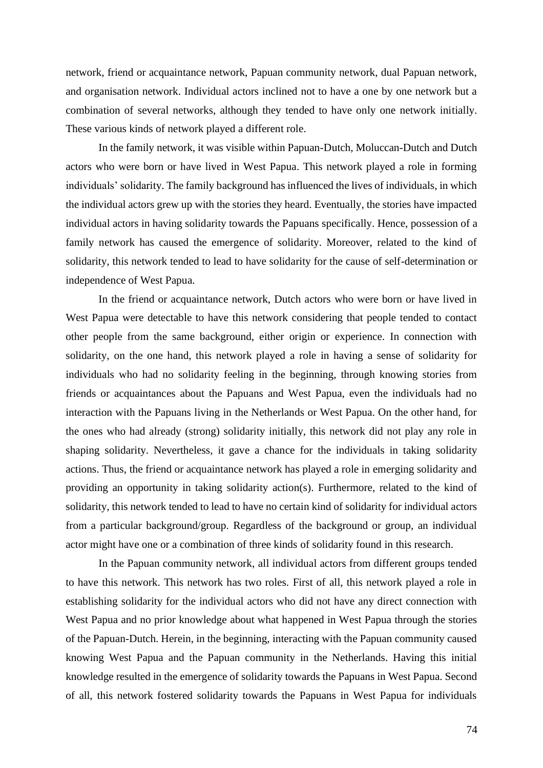network, friend or acquaintance network, Papuan community network, dual Papuan network, and organisation network. Individual actors inclined not to have a one by one network but a combination of several networks, although they tended to have only one network initially. These various kinds of network played a different role.

In the family network, it was visible within Papuan-Dutch, Moluccan-Dutch and Dutch actors who were born or have lived in West Papua. This network played a role in forming individuals' solidarity. The family background has influenced the lives of individuals, in which the individual actors grew up with the stories they heard. Eventually, the stories have impacted individual actors in having solidarity towards the Papuans specifically. Hence, possession of a family network has caused the emergence of solidarity. Moreover, related to the kind of solidarity, this network tended to lead to have solidarity for the cause of self-determination or independence of West Papua.

In the friend or acquaintance network, Dutch actors who were born or have lived in West Papua were detectable to have this network considering that people tended to contact other people from the same background, either origin or experience. In connection with solidarity, on the one hand, this network played a role in having a sense of solidarity for individuals who had no solidarity feeling in the beginning, through knowing stories from friends or acquaintances about the Papuans and West Papua, even the individuals had no interaction with the Papuans living in the Netherlands or West Papua. On the other hand, for the ones who had already (strong) solidarity initially, this network did not play any role in shaping solidarity. Nevertheless, it gave a chance for the individuals in taking solidarity actions. Thus, the friend or acquaintance network has played a role in emerging solidarity and providing an opportunity in taking solidarity action(s). Furthermore, related to the kind of solidarity, this network tended to lead to have no certain kind of solidarity for individual actors from a particular background/group. Regardless of the background or group, an individual actor might have one or a combination of three kinds of solidarity found in this research.

In the Papuan community network, all individual actors from different groups tended to have this network. This network has two roles. First of all, this network played a role in establishing solidarity for the individual actors who did not have any direct connection with West Papua and no prior knowledge about what happened in West Papua through the stories of the Papuan-Dutch. Herein, in the beginning, interacting with the Papuan community caused knowing West Papua and the Papuan community in the Netherlands. Having this initial knowledge resulted in the emergence of solidarity towards the Papuans in West Papua. Second of all, this network fostered solidarity towards the Papuans in West Papua for individuals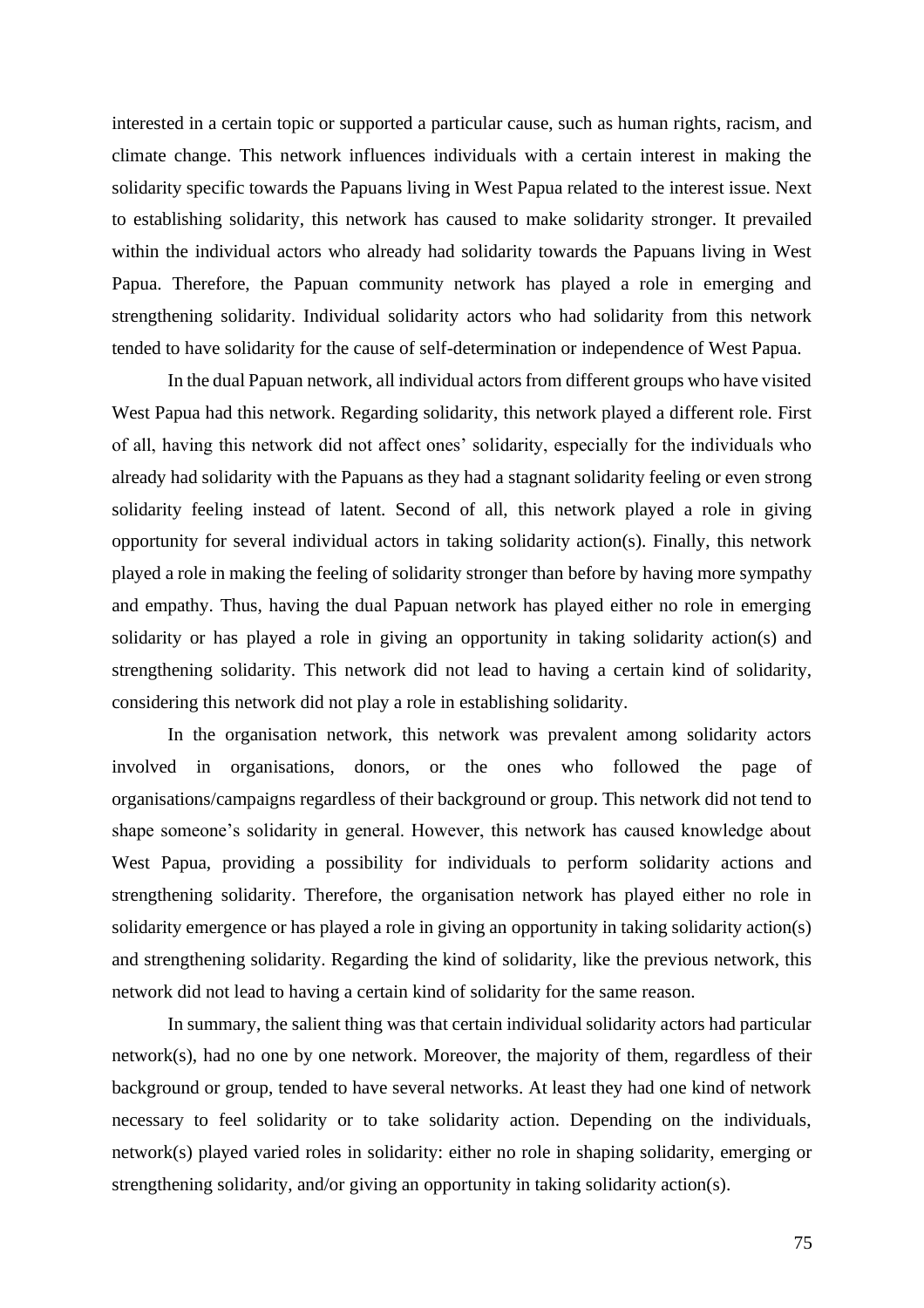interested in a certain topic or supported a particular cause, such as human rights, racism, and climate change. This network influences individuals with a certain interest in making the solidarity specific towards the Papuans living in West Papua related to the interest issue. Next to establishing solidarity, this network has caused to make solidarity stronger. It prevailed within the individual actors who already had solidarity towards the Papuans living in West Papua. Therefore, the Papuan community network has played a role in emerging and strengthening solidarity. Individual solidarity actors who had solidarity from this network tended to have solidarity for the cause of self-determination or independence of West Papua.

In the dual Papuan network, all individual actors from different groups who have visited West Papua had this network. Regarding solidarity, this network played a different role. First of all, having this network did not affect ones' solidarity, especially for the individuals who already had solidarity with the Papuans as they had a stagnant solidarity feeling or even strong solidarity feeling instead of latent. Second of all, this network played a role in giving opportunity for several individual actors in taking solidarity action(s). Finally, this network played a role in making the feeling of solidarity stronger than before by having more sympathy and empathy. Thus, having the dual Papuan network has played either no role in emerging solidarity or has played a role in giving an opportunity in taking solidarity action(s) and strengthening solidarity. This network did not lead to having a certain kind of solidarity, considering this network did not play a role in establishing solidarity.

In the organisation network, this network was prevalent among solidarity actors involved in organisations, donors, or the ones who followed the page of organisations/campaigns regardless of their background or group. This network did not tend to shape someone's solidarity in general. However, this network has caused knowledge about West Papua, providing a possibility for individuals to perform solidarity actions and strengthening solidarity. Therefore, the organisation network has played either no role in solidarity emergence or has played a role in giving an opportunity in taking solidarity action(s) and strengthening solidarity. Regarding the kind of solidarity, like the previous network, this network did not lead to having a certain kind of solidarity for the same reason.

In summary, the salient thing was that certain individual solidarity actors had particular network(s), had no one by one network. Moreover, the majority of them, regardless of their background or group, tended to have several networks. At least they had one kind of network necessary to feel solidarity or to take solidarity action. Depending on the individuals, network(s) played varied roles in solidarity: either no role in shaping solidarity, emerging or strengthening solidarity, and/or giving an opportunity in taking solidarity action(s).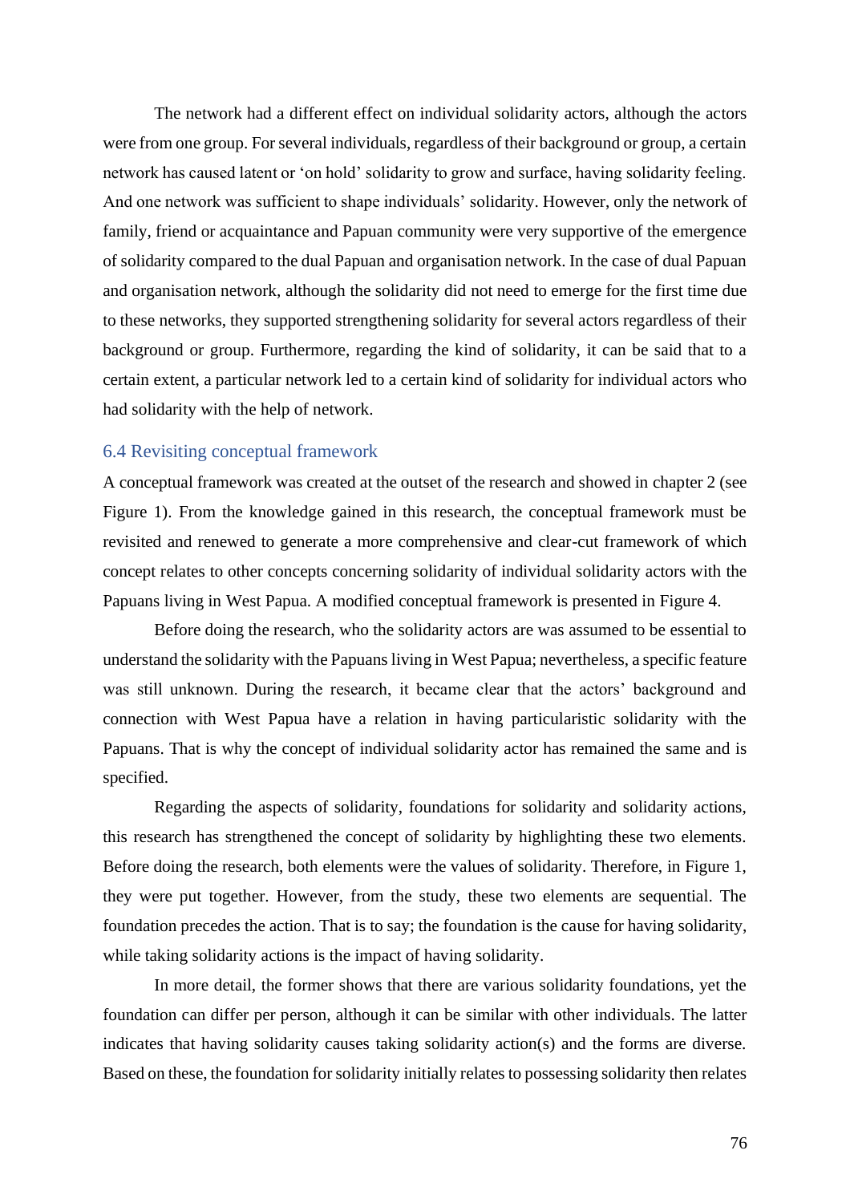The network had a different effect on individual solidarity actors, although the actors were from one group. For several individuals, regardless of their background or group, a certain network has caused latent or 'on hold' solidarity to grow and surface, having solidarity feeling. And one network was sufficient to shape individuals' solidarity. However, only the network of family, friend or acquaintance and Papuan community were very supportive of the emergence of solidarity compared to the dual Papuan and organisation network. In the case of dual Papuan and organisation network, although the solidarity did not need to emerge for the first time due to these networks, they supported strengthening solidarity for several actors regardless of their background or group. Furthermore, regarding the kind of solidarity, it can be said that to a certain extent, a particular network led to a certain kind of solidarity for individual actors who had solidarity with the help of network.

## 6.4 Revisiting conceptual framework

A conceptual framework was created at the outset of the research and showed in chapter 2 (see Figure 1). From the knowledge gained in this research, the conceptual framework must be revisited and renewed to generate a more comprehensive and clear-cut framework of which concept relates to other concepts concerning solidarity of individual solidarity actors with the Papuans living in West Papua. A modified conceptual framework is presented in Figure 4.

Before doing the research, who the solidarity actors are was assumed to be essential to understand the solidarity with the Papuans living in West Papua; nevertheless, a specific feature was still unknown. During the research, it became clear that the actors' background and connection with West Papua have a relation in having particularistic solidarity with the Papuans. That is why the concept of individual solidarity actor has remained the same and is specified.

Regarding the aspects of solidarity, foundations for solidarity and solidarity actions, this research has strengthened the concept of solidarity by highlighting these two elements. Before doing the research, both elements were the values of solidarity. Therefore, in Figure 1, they were put together. However, from the study, these two elements are sequential. The foundation precedes the action. That is to say; the foundation is the cause for having solidarity, while taking solidarity actions is the impact of having solidarity.

In more detail, the former shows that there are various solidarity foundations, yet the foundation can differ per person, although it can be similar with other individuals. The latter indicates that having solidarity causes taking solidarity action(s) and the forms are diverse. Based on these, the foundation for solidarity initially relates to possessing solidarity then relates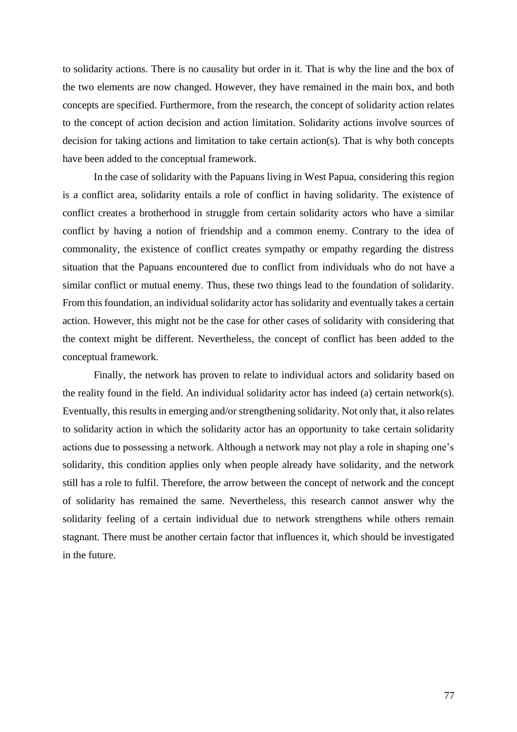to solidarity actions. There is no causality but order in it. That is why the line and the box of the two elements are now changed. However, they have remained in the main box, and both concepts are specified. Furthermore, from the research, the concept of solidarity action relates to the concept of action decision and action limitation. Solidarity actions involve sources of decision for taking actions and limitation to take certain action(s). That is why both concepts have been added to the conceptual framework.

In the case of solidarity with the Papuans living in West Papua, considering this region is a conflict area, solidarity entails a role of conflict in having solidarity. The existence of conflict creates a brotherhood in struggle from certain solidarity actors who have a similar conflict by having a notion of friendship and a common enemy. Contrary to the idea of commonality, the existence of conflict creates sympathy or empathy regarding the distress situation that the Papuans encountered due to conflict from individuals who do not have a similar conflict or mutual enemy. Thus, these two things lead to the foundation of solidarity. From this foundation, an individual solidarity actor has solidarity and eventually takes a certain action. However, this might not be the case for other cases of solidarity with considering that the context might be different. Nevertheless, the concept of conflict has been added to the conceptual framework.

Finally, the network has proven to relate to individual actors and solidarity based on the reality found in the field. An individual solidarity actor has indeed (a) certain network(s). Eventually, this results in emerging and/or strengthening solidarity. Not only that, it also relates to solidarity action in which the solidarity actor has an opportunity to take certain solidarity actions due to possessing a network. Although a network may not play a role in shaping one's solidarity, this condition applies only when people already have solidarity, and the network still has a role to fulfil. Therefore, the arrow between the concept of network and the concept of solidarity has remained the same. Nevertheless, this research cannot answer why the solidarity feeling of a certain individual due to network strengthens while others remain stagnant. There must be another certain factor that influences it, which should be investigated in the future.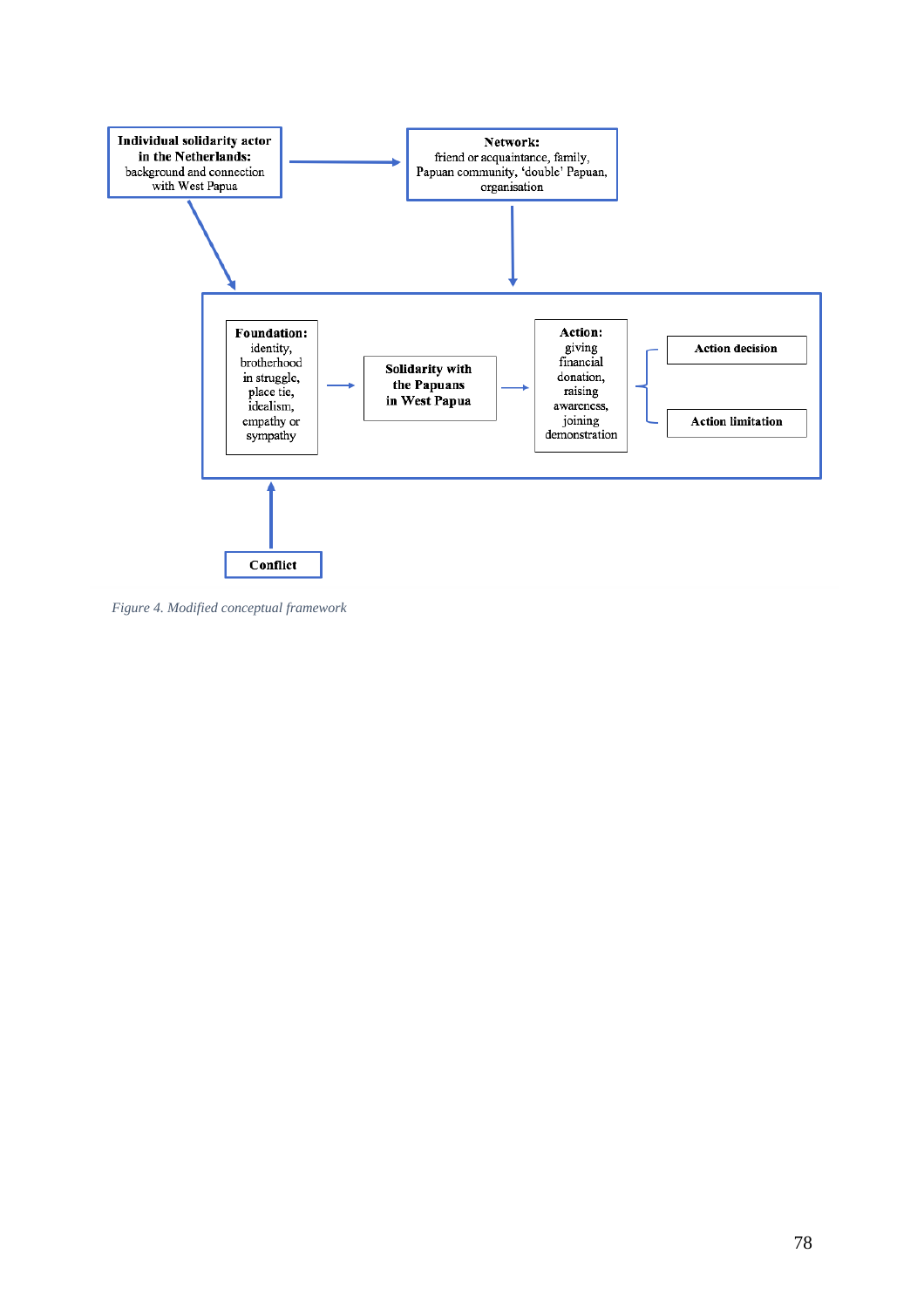**Individual solidarity actor in the Netherlands:** background and connection with West Papua

**Network:** friend or acquaintance, family, Papuan community, 'double' Papuan, organisation

**Foundation:** identity, brotherhood in struggle, place tie, idealism, empathy or sympathy

**Solidarity with the Papuans in West Papua**

**Action:** giving financial donation, raising awareness, joining demonstration

**Action decision**

**Action limitation**

**Conflict**

*Figure 4. Modified conceptual framework*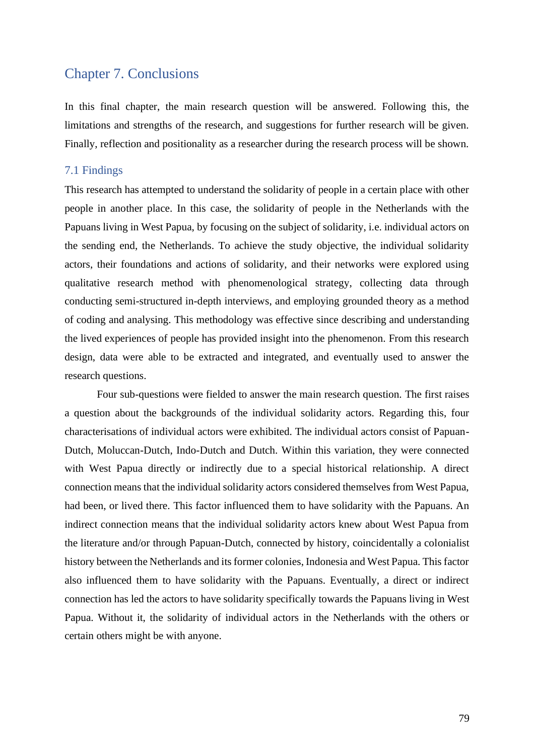# Chapter 7. Conclusions

In this final chapter, the main research question will be answered. Following this, the limitations and strengths of the research, and suggestions for further research will be given. Finally, reflection and positionality as a researcher during the research process will be shown.

## 7.1 Findings

This research has attempted to understand the solidarity of people in a certain place with other people in another place. In this case, the solidarity of people in the Netherlands with the Papuans living in West Papua, by focusing on the subject of solidarity, i.e. individual actors on the sending end, the Netherlands. To achieve the study objective, the individual solidarity actors, their foundations and actions of solidarity, and their networks were explored using qualitative research method with phenomenological strategy, collecting data through conducting semi-structured in-depth interviews, and employing grounded theory as a method of coding and analysing. This methodology was effective since describing and understanding the lived experiences of people has provided insight into the phenomenon. From this research design, data were able to be extracted and integrated, and eventually used to answer the research questions.

Four sub-questions were fielded to answer the main research question. The first raises a question about the backgrounds of the individual solidarity actors. Regarding this, four characterisations of individual actors were exhibited. The individual actors consist of Papuan-Dutch, Moluccan-Dutch, Indo-Dutch and Dutch. Within this variation, they were connected with West Papua directly or indirectly due to a special historical relationship. A direct connection means that the individual solidarity actors considered themselves from West Papua, had been, or lived there. This factor influenced them to have solidarity with the Papuans. An indirect connection means that the individual solidarity actors knew about West Papua from the literature and/or through Papuan-Dutch, connected by history, coincidentally a colonialist history between the Netherlands and its former colonies, Indonesia and West Papua. This factor also influenced them to have solidarity with the Papuans. Eventually, a direct or indirect connection has led the actors to have solidarity specifically towards the Papuans living in West Papua. Without it, the solidarity of individual actors in the Netherlands with the others or certain others might be with anyone.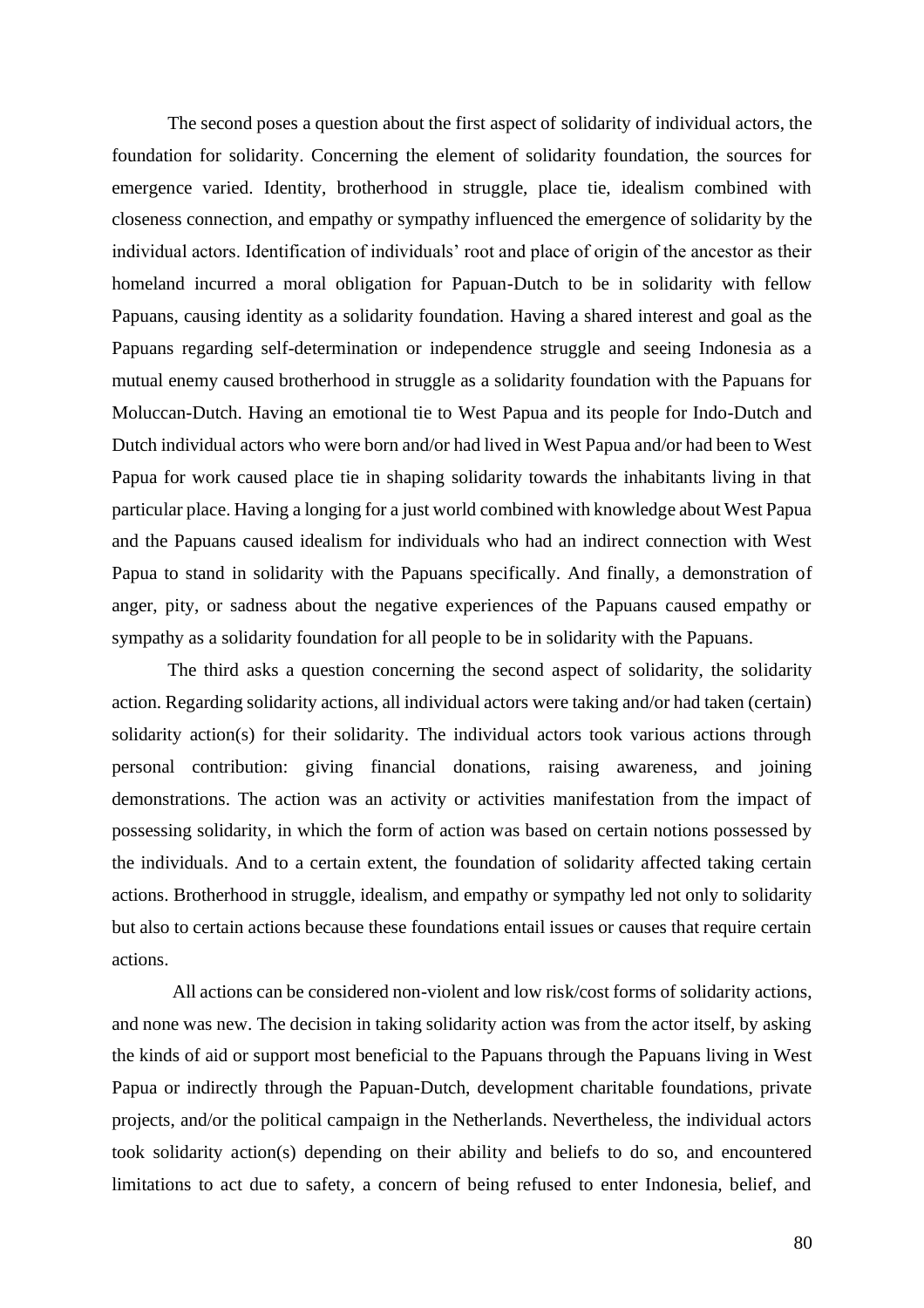The second poses a question about the first aspect of solidarity of individual actors, the foundation for solidarity. Concerning the element of solidarity foundation, the sources for emergence varied. Identity, brotherhood in struggle, place tie, idealism combined with closeness connection, and empathy or sympathy influenced the emergence of solidarity by the individual actors. Identification of individuals' root and place of origin of the ancestor as their homeland incurred a moral obligation for Papuan-Dutch to be in solidarity with fellow Papuans, causing identity as a solidarity foundation. Having a shared interest and goal as the Papuans regarding self-determination or independence struggle and seeing Indonesia as a mutual enemy caused brotherhood in struggle as a solidarity foundation with the Papuans for Moluccan-Dutch. Having an emotional tie to West Papua and its people for Indo-Dutch and Dutch individual actors who were born and/or had lived in West Papua and/or had been to West Papua for work caused place tie in shaping solidarity towards the inhabitants living in that particular place. Having a longing for a just world combined with knowledge about West Papua and the Papuans caused idealism for individuals who had an indirect connection with West Papua to stand in solidarity with the Papuans specifically. And finally, a demonstration of anger, pity, or sadness about the negative experiences of the Papuans caused empathy or sympathy as a solidarity foundation for all people to be in solidarity with the Papuans.

The third asks a question concerning the second aspect of solidarity, the solidarity action. Regarding solidarity actions, all individual actors were taking and/or had taken (certain) solidarity action(s) for their solidarity. The individual actors took various actions through personal contribution: giving financial donations, raising awareness, and joining demonstrations. The action was an activity or activities manifestation from the impact of possessing solidarity, in which the form of action was based on certain notions possessed by the individuals. And to a certain extent, the foundation of solidarity affected taking certain actions. Brotherhood in struggle, idealism, and empathy or sympathy led not only to solidarity but also to certain actions because these foundations entail issues or causes that require certain actions.

All actions can be considered non-violent and low risk/cost forms of solidarity actions, and none was new. The decision in taking solidarity action was from the actor itself, by asking the kinds of aid or support most beneficial to the Papuans through the Papuans living in West Papua or indirectly through the Papuan-Dutch, development charitable foundations, private projects, and/or the political campaign in the Netherlands. Nevertheless, the individual actors took solidarity action(s) depending on their ability and beliefs to do so, and encountered limitations to act due to safety, a concern of being refused to enter Indonesia, belief, and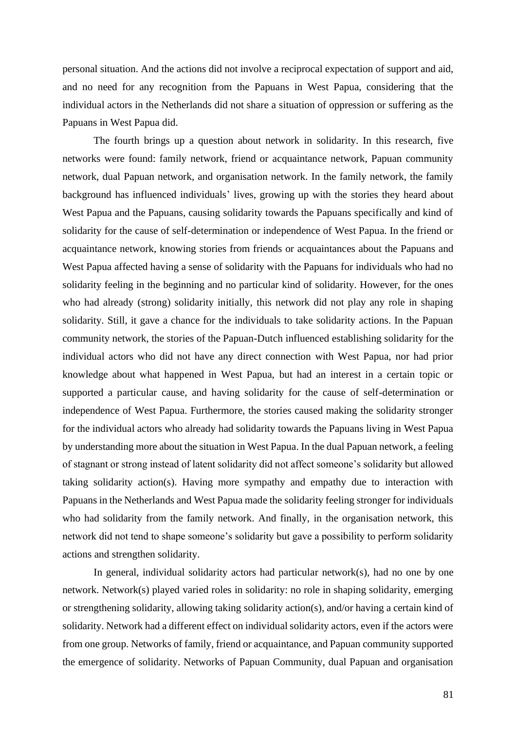personal situation. And the actions did not involve a reciprocal expectation of support and aid, and no need for any recognition from the Papuans in West Papua, considering that the individual actors in the Netherlands did not share a situation of oppression or suffering as the Papuans in West Papua did.

The fourth brings up a question about network in solidarity. In this research, five networks were found: family network, friend or acquaintance network, Papuan community network, dual Papuan network, and organisation network. In the family network, the family background has influenced individuals' lives, growing up with the stories they heard about West Papua and the Papuans, causing solidarity towards the Papuans specifically and kind of solidarity for the cause of self-determination or independence of West Papua. In the friend or acquaintance network, knowing stories from friends or acquaintances about the Papuans and West Papua affected having a sense of solidarity with the Papuans for individuals who had no solidarity feeling in the beginning and no particular kind of solidarity. However, for the ones who had already (strong) solidarity initially, this network did not play any role in shaping solidarity. Still, it gave a chance for the individuals to take solidarity actions. In the Papuan community network, the stories of the Papuan-Dutch influenced establishing solidarity for the individual actors who did not have any direct connection with West Papua, nor had prior knowledge about what happened in West Papua, but had an interest in a certain topic or supported a particular cause, and having solidarity for the cause of self-determination or independence of West Papua. Furthermore, the stories caused making the solidarity stronger for the individual actors who already had solidarity towards the Papuans living in West Papua by understanding more about the situation in West Papua. In the dual Papuan network, a feeling of stagnant or strong instead of latent solidarity did not affect someone's solidarity but allowed taking solidarity action(s). Having more sympathy and empathy due to interaction with Papuans in the Netherlands and West Papua made the solidarity feeling stronger for individuals who had solidarity from the family network. And finally, in the organisation network, this network did not tend to shape someone's solidarity but gave a possibility to perform solidarity actions and strengthen solidarity.

In general, individual solidarity actors had particular network(s), had no one by one network. Network(s) played varied roles in solidarity: no role in shaping solidarity, emerging or strengthening solidarity, allowing taking solidarity action(s), and/or having a certain kind of solidarity. Network had a different effect on individual solidarity actors, even if the actors were from one group. Networks of family, friend or acquaintance, and Papuan community supported the emergence of solidarity. Networks of Papuan Community, dual Papuan and organisation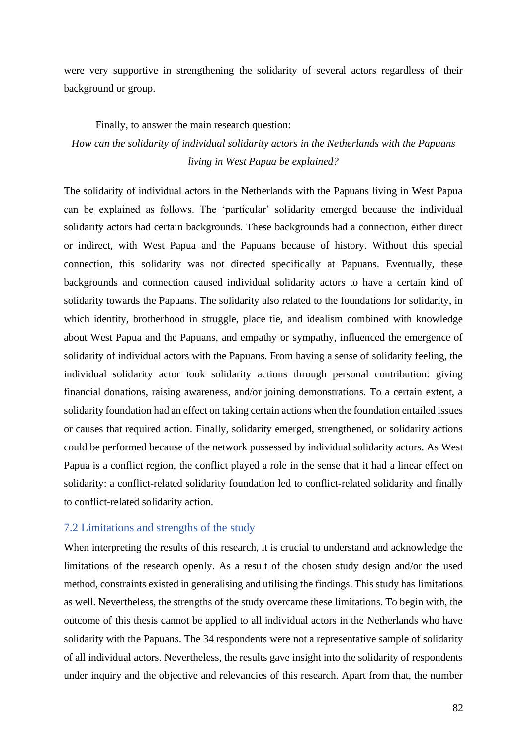were very supportive in strengthening the solidarity of several actors regardless of their background or group.

Finally, to answer the main research question:

*How can the solidarity of individual solidarity actors in the Netherlands with the Papuans living in West Papua be explained?*

The solidarity of individual actors in the Netherlands with the Papuans living in West Papua can be explained as follows. The 'particular' solidarity emerged because the individual solidarity actors had certain backgrounds. These backgrounds had a connection, either direct or indirect, with West Papua and the Papuans because of history. Without this special connection, this solidarity was not directed specifically at Papuans. Eventually, these backgrounds and connection caused individual solidarity actors to have a certain kind of solidarity towards the Papuans. The solidarity also related to the foundations for solidarity, in which identity, brotherhood in struggle, place tie, and idealism combined with knowledge about West Papua and the Papuans, and empathy or sympathy, influenced the emergence of solidarity of individual actors with the Papuans. From having a sense of solidarity feeling, the individual solidarity actor took solidarity actions through personal contribution: giving financial donations, raising awareness, and/or joining demonstrations. To a certain extent, a solidarity foundation had an effect on taking certain actions when the foundation entailed issues or causes that required action. Finally, solidarity emerged, strengthened, or solidarity actions could be performed because of the network possessed by individual solidarity actors. As West Papua is a conflict region, the conflict played a role in the sense that it had a linear effect on solidarity: a conflict-related solidarity foundation led to conflict-related solidarity and finally to conflict-related solidarity action.

## 7.2 Limitations and strengths of the study

When interpreting the results of this research, it is crucial to understand and acknowledge the limitations of the research openly. As a result of the chosen study design and/or the used method, constraints existed in generalising and utilising the findings. This study has limitations as well. Nevertheless, the strengths of the study overcame these limitations. To begin with, the outcome of this thesis cannot be applied to all individual actors in the Netherlands who have solidarity with the Papuans. The 34 respondents were not a representative sample of solidarity of all individual actors. Nevertheless, the results gave insight into the solidarity of respondents under inquiry and the objective and relevancies of this research. Apart from that, the number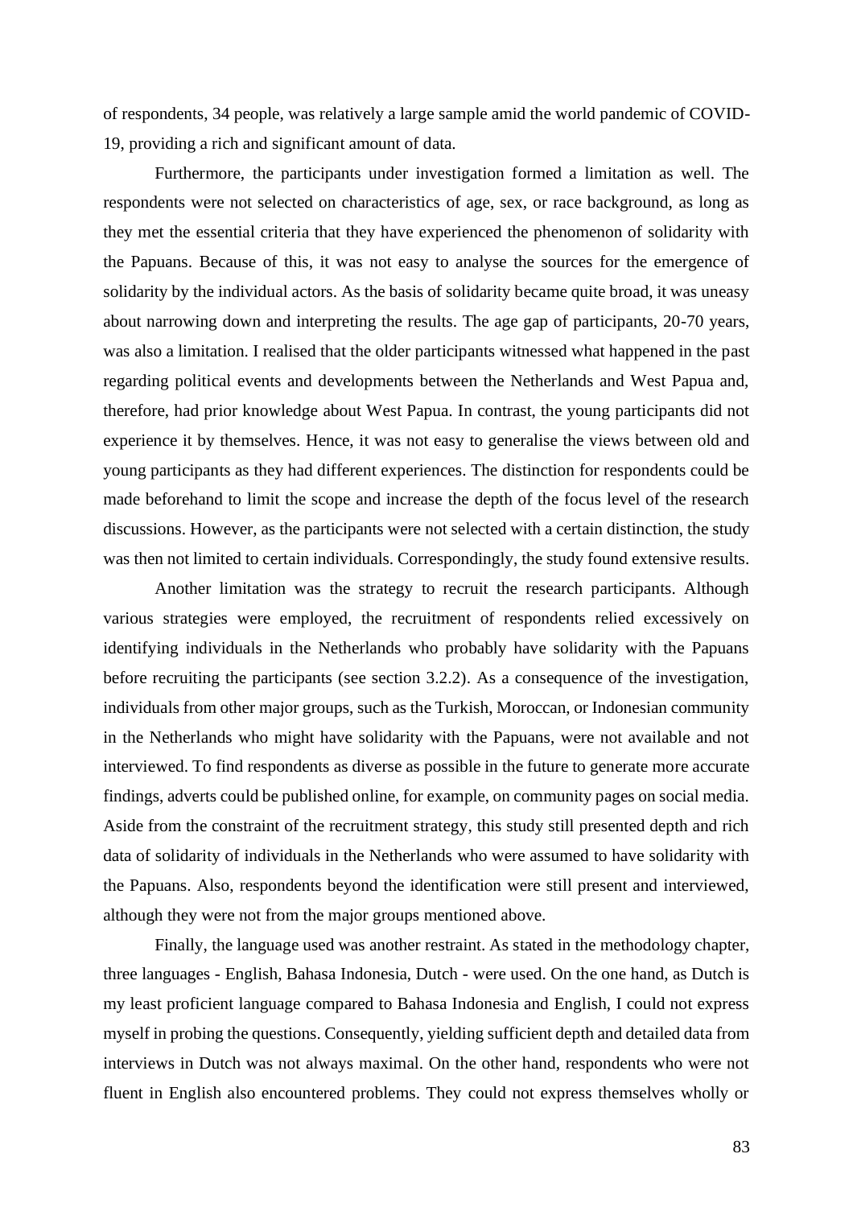of respondents, 34 people, was relatively a large sample amid the world pandemic of COVID-19, providing a rich and significant amount of data.

Furthermore, the participants under investigation formed a limitation as well. The respondents were not selected on characteristics of age, sex, or race background, as long as they met the essential criteria that they have experienced the phenomenon of solidarity with the Papuans. Because of this, it was not easy to analyse the sources for the emergence of solidarity by the individual actors. As the basis of solidarity became quite broad, it was uneasy about narrowing down and interpreting the results. The age gap of participants, 20-70 years, was also a limitation. I realised that the older participants witnessed what happened in the past regarding political events and developments between the Netherlands and West Papua and, therefore, had prior knowledge about West Papua. In contrast, the young participants did not experience it by themselves. Hence, it was not easy to generalise the views between old and young participants as they had different experiences. The distinction for respondents could be made beforehand to limit the scope and increase the depth of the focus level of the research discussions. However, as the participants were not selected with a certain distinction, the study was then not limited to certain individuals. Correspondingly, the study found extensive results.

Another limitation was the strategy to recruit the research participants. Although various strategies were employed, the recruitment of respondents relied excessively on identifying individuals in the Netherlands who probably have solidarity with the Papuans before recruiting the participants (see section 3.2.2). As a consequence of the investigation, individuals from other major groups, such as the Turkish, Moroccan, or Indonesian community in the Netherlands who might have solidarity with the Papuans, were not available and not interviewed. To find respondents as diverse as possible in the future to generate more accurate findings, adverts could be published online, for example, on community pages on social media. Aside from the constraint of the recruitment strategy, this study still presented depth and rich data of solidarity of individuals in the Netherlands who were assumed to have solidarity with the Papuans. Also, respondents beyond the identification were still present and interviewed, although they were not from the major groups mentioned above.

Finally, the language used was another restraint. As stated in the methodology chapter, three languages - English, Bahasa Indonesia, Dutch - were used. On the one hand, as Dutch is my least proficient language compared to Bahasa Indonesia and English, I could not express myself in probing the questions. Consequently, yielding sufficient depth and detailed data from interviews in Dutch was not always maximal. On the other hand, respondents who were not fluent in English also encountered problems. They could not express themselves wholly or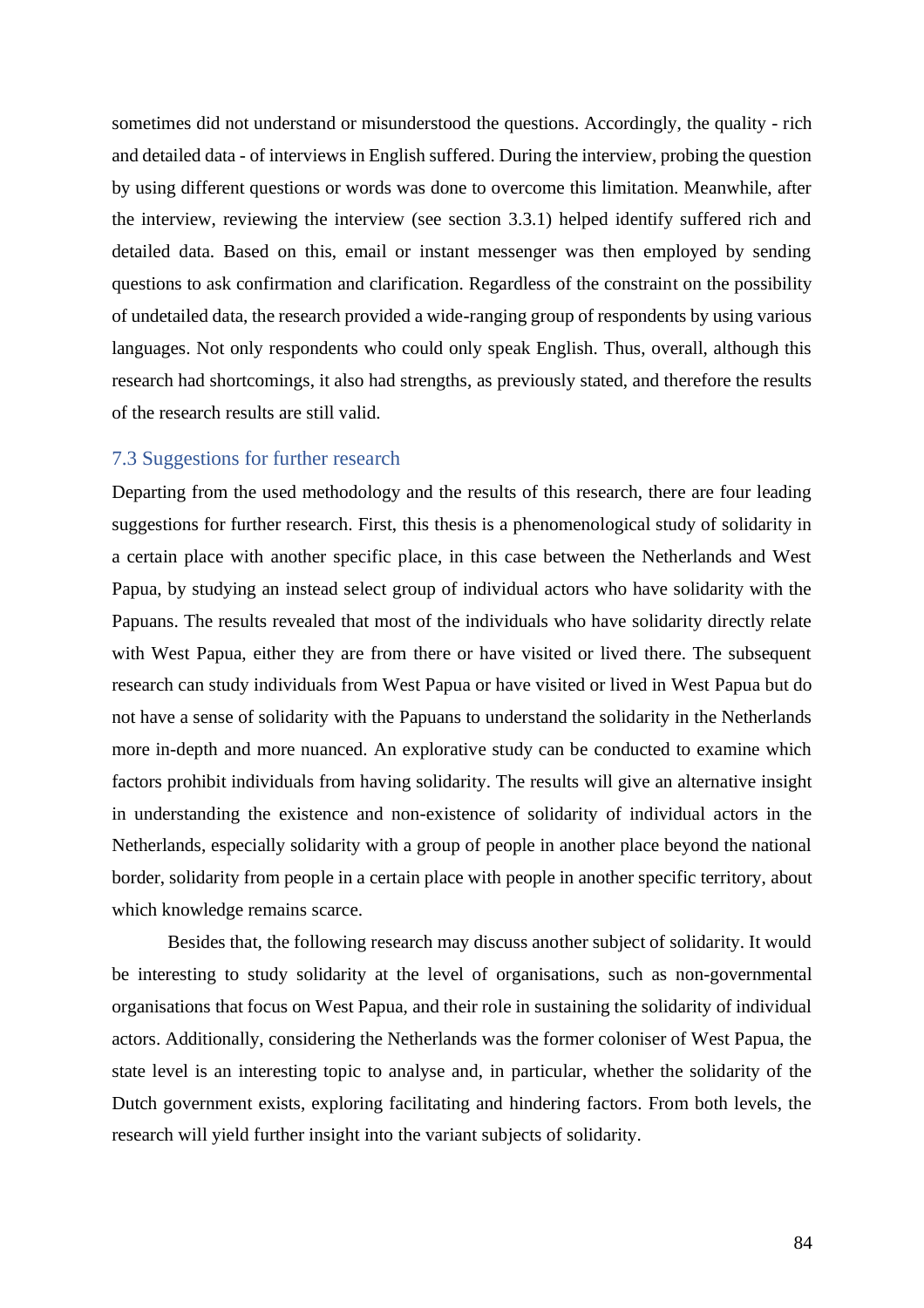sometimes did not understand or misunderstood the questions. Accordingly, the quality - rich and detailed data - of interviews in English suffered. During the interview, probing the question by using different questions or words was done to overcome this limitation. Meanwhile, after the interview, reviewing the interview (see section 3.3.1) helped identify suffered rich and detailed data. Based on this, email or instant messenger was then employed by sending questions to ask confirmation and clarification. Regardless of the constraint on the possibility of undetailed data, the research provided a wide-ranging group of respondents by using various languages. Not only respondents who could only speak English. Thus, overall, although this research had shortcomings, it also had strengths, as previously stated, and therefore the results of the research results are still valid.

## 7.3 Suggestions for further research

Departing from the used methodology and the results of this research, there are four leading suggestions for further research. First, this thesis is a phenomenological study of solidarity in a certain place with another specific place, in this case between the Netherlands and West Papua, by studying an instead select group of individual actors who have solidarity with the Papuans. The results revealed that most of the individuals who have solidarity directly relate with West Papua, either they are from there or have visited or lived there. The subsequent research can study individuals from West Papua or have visited or lived in West Papua but do not have a sense of solidarity with the Papuans to understand the solidarity in the Netherlands more in-depth and more nuanced. An explorative study can be conducted to examine which factors prohibit individuals from having solidarity. The results will give an alternative insight in understanding the existence and non-existence of solidarity of individual actors in the Netherlands, especially solidarity with a group of people in another place beyond the national border, solidarity from people in a certain place with people in another specific territory, about which knowledge remains scarce.

Besides that, the following research may discuss another subject of solidarity. It would be interesting to study solidarity at the level of organisations, such as non-governmental organisations that focus on West Papua, and their role in sustaining the solidarity of individual actors. Additionally, considering the Netherlands was the former coloniser of West Papua, the state level is an interesting topic to analyse and, in particular, whether the solidarity of the Dutch government exists, exploring facilitating and hindering factors. From both levels, the research will yield further insight into the variant subjects of solidarity.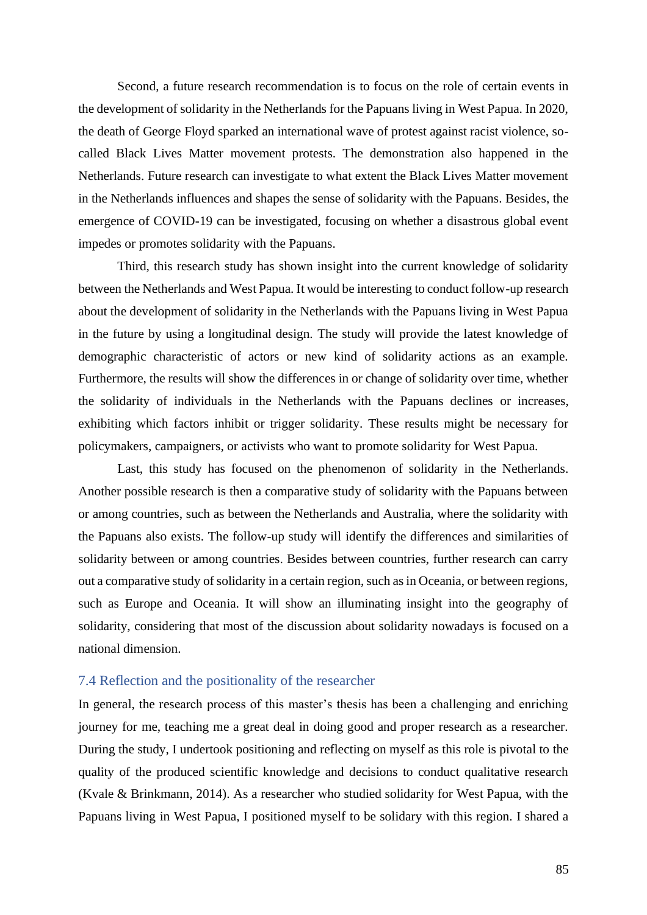Second, a future research recommendation is to focus on the role of certain events in the development of solidarity in the Netherlands for the Papuans living in West Papua. In 2020, the death of George Floyd sparked an international wave of protest against racist violence, so-called Black Lives Matter movement protests. The demonstration also happened in the Netherlands. Future research can investigate to what extent the Black Lives Matter movement in the Netherlands influences and shapes the sense of solidarity with the Papuans. Besides, the emergence of COVID-19 can be investigated, focusing on whether a disastrous global event impedes or promotes solidarity with the Papuans.

Third, this research study has shown insight into the current knowledge of solidarity between the Netherlands and West Papua. It would be interesting to conduct follow-up research about the development of solidarity in the Netherlands with the Papuans living in West Papua in the future by using a longitudinal design. The study will provide the latest knowledge of demographic characteristic of actors or new kind of solidarity actions as an example. Furthermore, the results will show the differences in or change of solidarity over time, whether the solidarity of individuals in the Netherlands with the Papuans declines or increases, exhibiting which factors inhibit or trigger solidarity. These results might be necessary for policymakers, campaigners, or activists who want to promote solidarity for West Papua.

Last, this study has focused on the phenomenon of solidarity in the Netherlands. Another possible research is then a comparative study of solidarity with the Papuans between or among countries, such as between the Netherlands and Australia, where the solidarity with the Papuans also exists. The follow-up study will identify the differences and similarities of solidarity between or among countries. Besides between countries, further research can carry out a comparative study of solidarity in a certain region, such as in Oceania, or between regions, such as Europe and Oceania. It will show an illuminating insight into the geography of solidarity, considering that most of the discussion about solidarity nowadays is focused on a national dimension.

## 7.4 Reflection and the positionality of the researcher

In general, the research process of this master's thesis has been a challenging and enriching journey for me, teaching me a great deal in doing good and proper research as a researcher. During the study, I undertook positioning and reflecting on myself as this role is pivotal to the quality of the produced scientific knowledge and decisions to conduct qualitative research (Kvale & Brinkmann, 2014). As a researcher who studied solidarity for West Papua, with the Papuans living in West Papua, I positioned myself to be solidary with this region. I shared a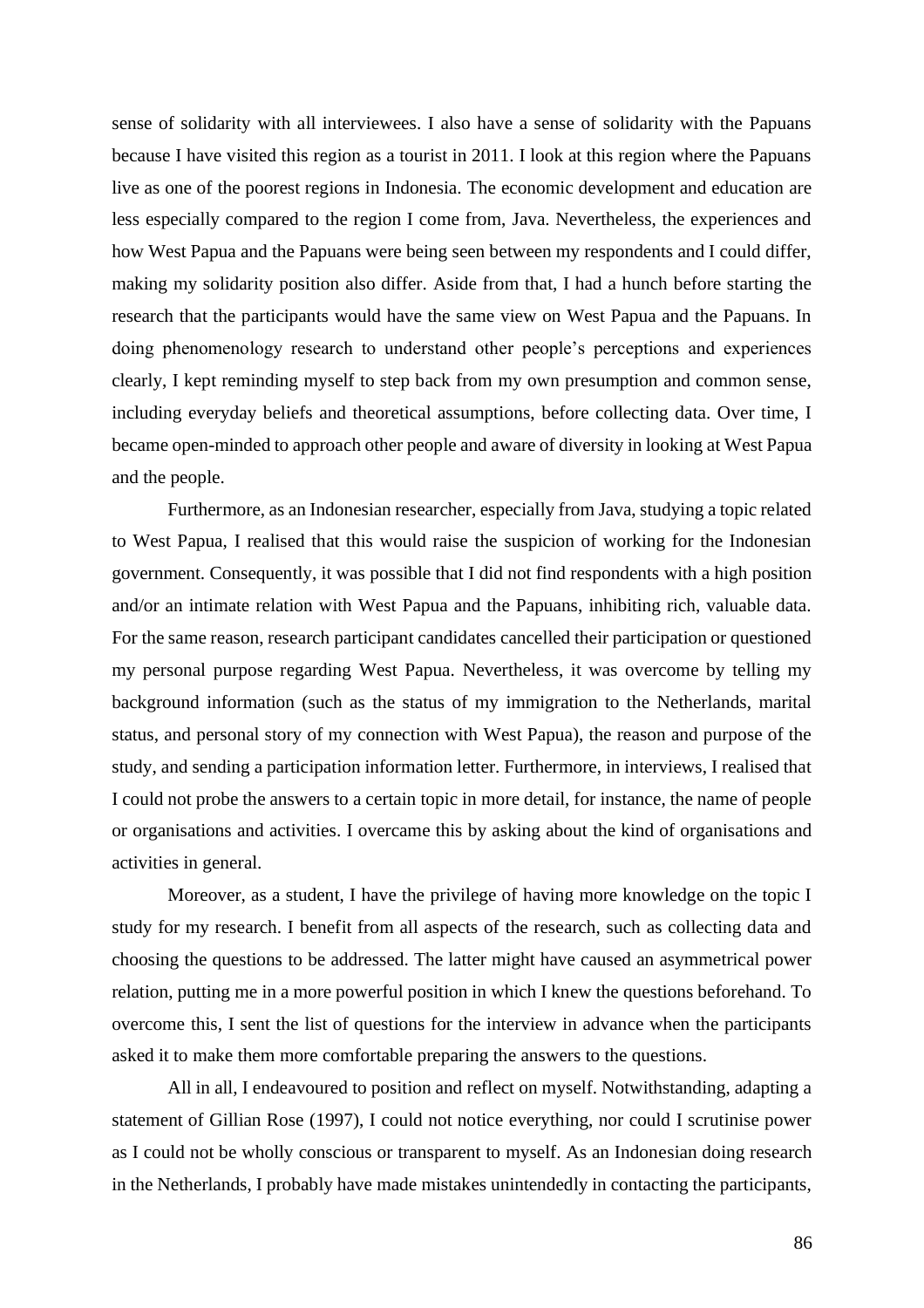sense of solidarity with all interviewees. I also have a sense of solidarity with the Papuans because I have visited this region as a tourist in 2011. I look at this region where the Papuans live as one of the poorest regions in Indonesia. The economic development and education are less especially compared to the region I come from, Java. Nevertheless, the experiences and how West Papua and the Papuans were being seen between my respondents and I could differ, making my solidarity position also differ. Aside from that, I had a hunch before starting the research that the participants would have the same view on West Papua and the Papuans. In doing phenomenology research to understand other people's perceptions and experiences clearly, I kept reminding myself to step back from my own presumption and common sense, including everyday beliefs and theoretical assumptions, before collecting data. Over time, I became open-minded to approach other people and aware of diversity in looking at West Papua and the people.

Furthermore, as an Indonesian researcher, especially from Java, studying a topic related to West Papua, I realised that this would raise the suspicion of working for the Indonesian government. Consequently, it was possible that I did not find respondents with a high position and/or an intimate relation with West Papua and the Papuans, inhibiting rich, valuable data. For the same reason, research participant candidates cancelled their participation or questioned my personal purpose regarding West Papua. Nevertheless, it was overcome by telling my background information (such as the status of my immigration to the Netherlands, marital status, and personal story of my connection with West Papua), the reason and purpose of the study, and sending a participation information letter. Furthermore, in interviews, I realised that I could not probe the answers to a certain topic in more detail, for instance, the name of people or organisations and activities. I overcame this by asking about the kind of organisations and activities in general.

Moreover, as a student, I have the privilege of having more knowledge on the topic I study for my research. I benefit from all aspects of the research, such as collecting data and choosing the questions to be addressed. The latter might have caused an asymmetrical power relation, putting me in a more powerful position in which I knew the questions beforehand. To overcome this, I sent the list of questions for the interview in advance when the participants asked it to make them more comfortable preparing the answers to the questions.

All in all, I endeavoured to position and reflect on myself. Notwithstanding, adapting a statement of Gillian Rose (1997), I could not notice everything, nor could I scrutinise power as I could not be wholly conscious or transparent to myself. As an Indonesian doing research in the Netherlands, I probably have made mistakes unintendedly in contacting the participants,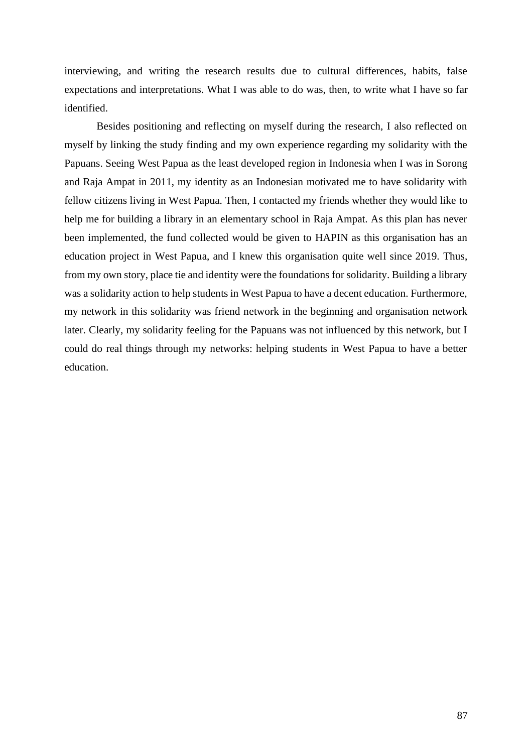interviewing, and writing the research results due to cultural differences, habits, false expectations and interpretations. What I was able to do was, then, to write what I have so far identified.

Besides positioning and reflecting on myself during the research, I also reflected on myself by linking the study finding and my own experience regarding my solidarity with the Papuans. Seeing West Papua as the least developed region in Indonesia when I was in Sorong and Raja Ampat in 2011, my identity as an Indonesian motivated me to have solidarity with fellow citizens living in West Papua. Then, I contacted my friends whether they would like to help me for building a library in an elementary school in Raja Ampat. As this plan has never been implemented, the fund collected would be given to HAPIN as this organisation has an education project in West Papua, and I knew this organisation quite well since 2019. Thus, from my own story, place tie and identity were the foundations for solidarity. Building a library was a solidarity action to help students in West Papua to have a decent education. Furthermore, my network in this solidarity was friend network in the beginning and organisation network later. Clearly, my solidarity feeling for the Papuans was not influenced by this network, but I could do real things through my networks: helping students in West Papua to have a better education.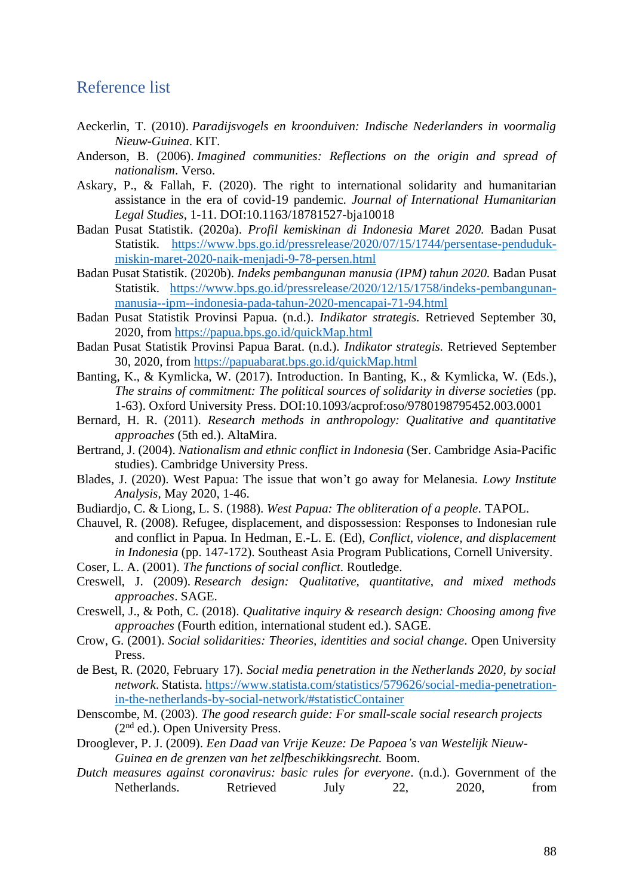## Reference list

Aeckerlin, T. (2010). *Paradijsvogels en kroonduiven: Indische Nederlanders in voormalig Nieuw-Guinea*. KIT.

Anderson, B. (2006). *Imagined communities: Reflections on the origin and spread of nationalism*. Verso.

Askary, P., & Fallah, F. (2020). The right to international solidarity and humanitarian assistance in the era of covid-19 pandemic. *Journal of International Humanitarian Legal Studies*, 1-11. DOI:10.1163/18781527-bja10018

Badan Pusat Statistik. (2020a). *Profil kemiskinan di Indonesia Maret 2020.* Badan Pusat Statistik. https://www.bps.go.id/pressrelease/2020/07/15/1744/persentase-penduduk-miskin-maret-2020-naik-menjadi-9-78-persen.html

Badan Pusat Statistik. (2020b). *Indeks pembangunan manusia (IPM) tahun 2020.* Badan Pusat Statistik. https://www.bps.go.id/pressrelease/2020/12/15/1758/indeks-pembangunan-manusia--ipm--indonesia-pada-tahun-2020-mencapai-71-94.html

Badan Pusat Statistik Provinsi Papua. (n.d.). *Indikator strategis.* Retrieved September 30, 2020, from https://papua.bps.go.id/quickMap.html

Badan Pusat Statistik Provinsi Papua Barat. (n.d.). *Indikator strategis.* Retrieved September 30, 2020, from https://papuabarat.bps.go.id/quickMap.html

Banting, K., & Kymlicka, W. (2017). Introduction. In Banting, K., & Kymlicka, W. (Eds.), *The strains of commitment: The political sources of solidarity in diverse societies* (pp. 1-63). Oxford University Press. DOI:10.1093/acprof:oso/9780198795452.003.0001

Bernard, H. R. (2011). *Research methods in anthropology: Qualitative and quantitative approaches* (5th ed.). AltaMira.

Bertrand, J. (2004). *Nationalism and ethnic conflict in Indonesia* (Ser. Cambridge Asia-Pacific studies). Cambridge University Press.

Blades, J. (2020). West Papua: The issue that won't go away for Melanesia. *Lowy Institute Analysis*, May 2020, 1-46.

Budiardjo, C. & Liong, L. S. (1988). *West Papua: The obliteration of a people*. TAPOL.

Chauvel, R. (2008). Refugee, displacement, and dispossession: Responses to Indonesian rule and conflict in Papua. In Hedman, E.-L. E. (Ed), *Conflict, violence, and displacement in Indonesia* (pp. 147-172). Southeast Asia Program Publications, Cornell University.

Coser, L. A. (2001). *The functions of social conflict*. Routledge.

Creswell, J. (2009). *Research design: Qualitative, quantitative, and mixed methods approaches*. SAGE.

Creswell, J., & Poth, C. (2018). *Qualitative inquiry & research design: Choosing among five approaches* (Fourth edition, international student ed.). SAGE.

Crow, G. (2001). *Social solidarities: Theories, identities and social change*. Open University Press.

de Best, R. (2020, February 17). *Social media penetration in the Netherlands 2020, by social network*. Statista. https://www.statista.com/statistics/579626/social-media-penetration-in-the-netherlands-by-social-network/#statisticContainer

Denscombe, M. (2003). *The good research guide: For small-scale social research projects* (2nd ed.). Open University Press.

Drooglever, P. J. (2009). *Een Daad van Vrije Keuze: De Papoea's van Westelijk Nieuw-Guinea en de grenzen van het zelfbeschikkingsrecht.* Boom.

*Dutch measures against coronavirus: basic rules for everyone*. (n.d.). Government of the Netherlands. Retrieved July 22, 2020, from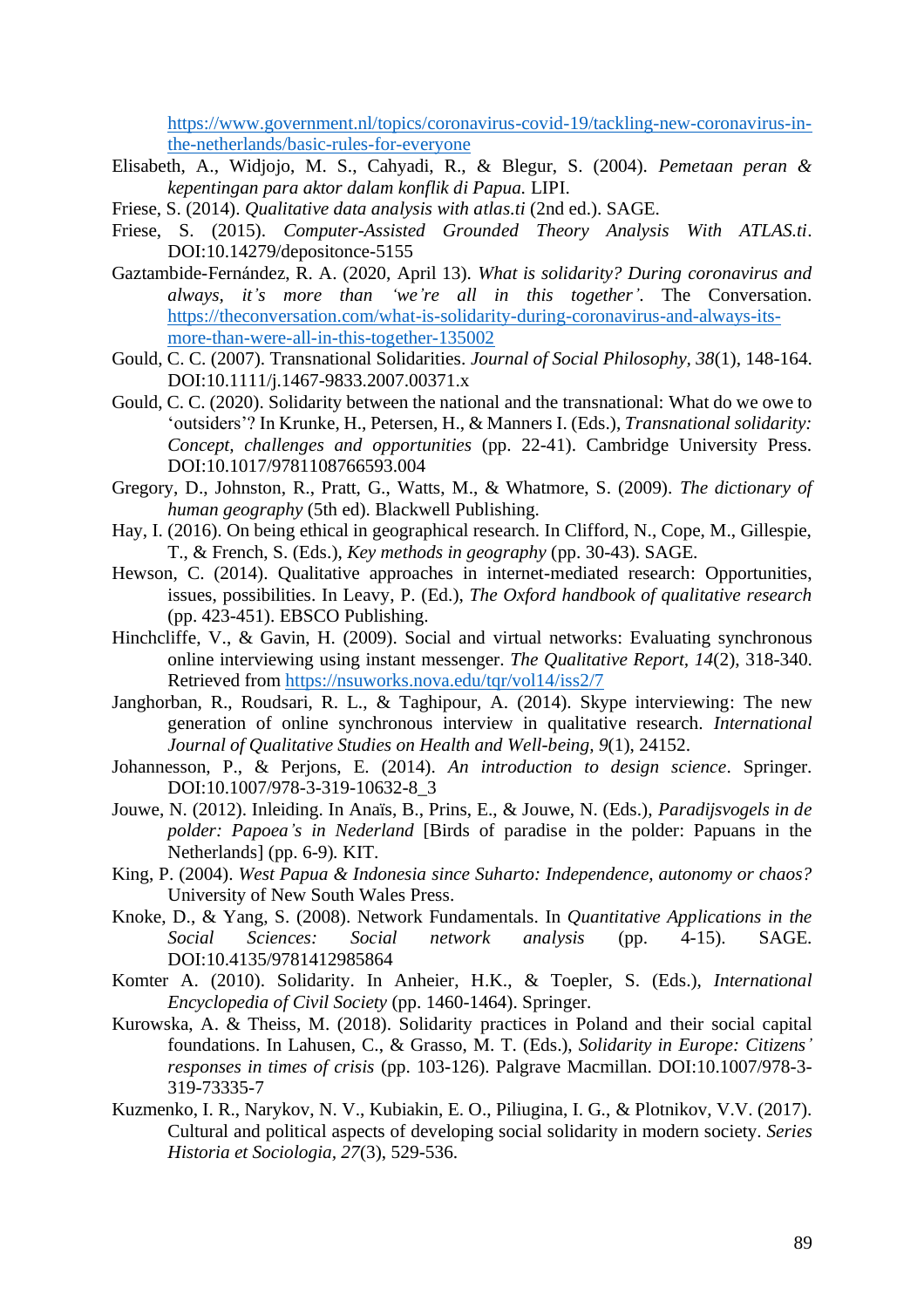https://www.government.nl/topics/coronavirus-covid-19/tackling-new-coronavirus-in-the-netherlands/basic-rules-for-everyone

Elisabeth, A., Widjojo, M. S., Cahyadi, R., & Blegur, S. (2004). *Pemetaan peran & kepentingan para aktor dalam konflik di Papua.* LIPI.

Friese, S. (2014). *Qualitative data analysis with atlas.ti* (2nd ed.). SAGE.

Friese, S. (2015). *Computer-Assisted Grounded Theory Analysis With ATLAS.ti*. DOI:10.14279/depositonce-5155

Gaztambide-Fernández, R. A. (2020, April 13). *What is solidarity? During coronavirus and always, it's more than 'we're all in this together'*. The Conversation. https://theconversation.com/what-is-solidarity-during-coronavirus-and-always-its-more-than-were-all-in-this-together-135002

Gould, C. C. (2007). Transnational Solidarities. *Journal of Social Philosophy*, *38*(1), 148-164. DOI:10.1111/j.1467-9833.2007.00371.x

Gould, C. C. (2020). Solidarity between the national and the transnational: What do we owe to 'outsiders'? In Krunke, H., Petersen, H., & Manners I. (Eds.), *Transnational solidarity: Concept, challenges and opportunities* (pp. 22-41). Cambridge University Press. DOI:10.1017/9781108766593.004

Gregory, D., Johnston, R., Pratt, G., Watts, M., & Whatmore, S. (2009). *The dictionary of human geography* (5th ed). Blackwell Publishing.

Hay, I. (2016). On being ethical in geographical research. In Clifford, N., Cope, M., Gillespie, T., & French, S. (Eds.), *Key methods in geography* (pp. 30-43). SAGE.

Hewson, C. (2014). Qualitative approaches in internet-mediated research: Opportunities, issues, possibilities. In Leavy, P. (Ed.), *The Oxford handbook of qualitative research* (pp. 423-451). EBSCO Publishing.

Hinchcliffe, V., & Gavin, H. (2009). Social and virtual networks: Evaluating synchronous online interviewing using instant messenger. *The Qualitative Report, 14*(2), 318-340. Retrieved from https://nsuworks.nova.edu/tqr/vol14/iss2/7

Janghorban, R., Roudsari, R. L., & Taghipour, A. (2014). Skype interviewing: The new generation of online synchronous interview in qualitative research. *International Journal of Qualitative Studies on Health and Well-being, 9*(1), 24152.

Johannesson, P., & Perjons, E. (2014). *An introduction to design science*. Springer. DOI:10.1007/978-3-319-10632-8_3

Jouwe, N. (2012). Inleiding. In Anaïs, B., Prins, E., & Jouwe, N. (Eds.), *Paradijsvogels in de polder: Papoea's in Nederland* [Birds of paradise in the polder: Papuans in the Netherlands] (pp. 6-9). KIT.

King, P. (2004). *West Papua & Indonesia since Suharto: Independence, autonomy or chaos?* University of New South Wales Press.

Knoke, D., & Yang, S. (2008). Network Fundamentals. In *Quantitative Applications in the Social Sciences: Social network analysis* (pp. 4-15). SAGE. DOI:10.4135/9781412985864

Komter A. (2010). Solidarity. In Anheier, H.K., & Toepler, S. (Eds.), *International Encyclopedia of Civil Society* (pp. 1460-1464). Springer.

Kurowska, A. & Theiss, M. (2018). Solidarity practices in Poland and their social capital foundations. In Lahusen, C., & Grasso, M. T. (Eds.), *Solidarity in Europe: Citizens' responses in times of crisis* (pp. 103-126). Palgrave Macmillan. DOI:10.1007/978-3-319-73335-7

Kuzmenko, I. R., Narykov, N. V., Kubiakin, E. O., Piliugina, I. G., & Plotnikov, V.V. (2017). Cultural and political aspects of developing social solidarity in modern society. *Series Historia et Sociologia*, *27*(3), 529-536.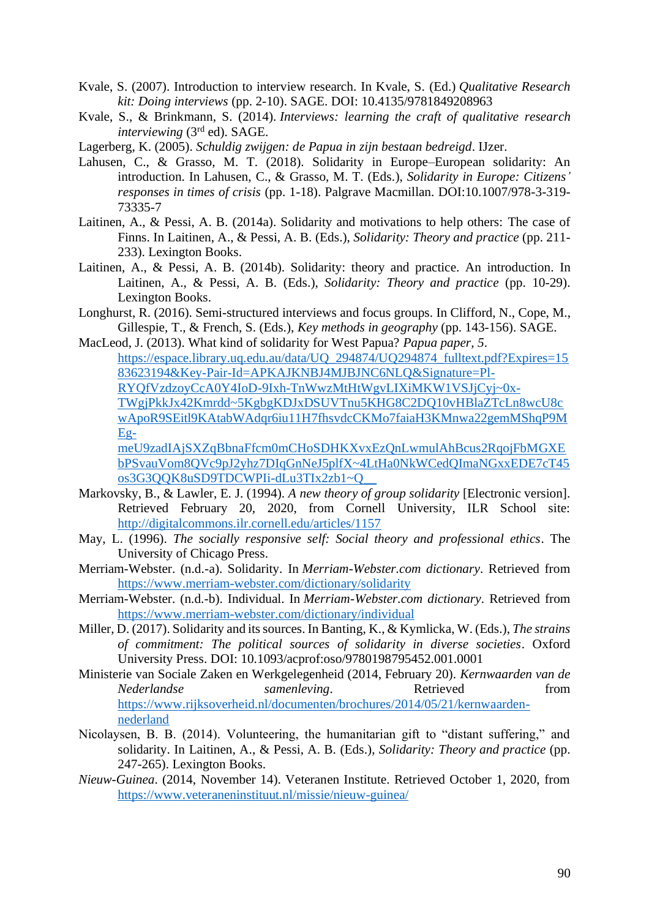Kvale, S. (2007). Introduction to interview research. In Kvale, S. (Ed.) *Qualitative Research kit: Doing interviews* (pp. 2-10). SAGE. DOI: 10.4135/9781849208963

Kvale, S., & Brinkmann, S. (2014). *Interviews: learning the craft of qualitative research interviewing* (3rd ed). SAGE.

Lagerberg, K. (2005). *Schuldig zwijgen: de Papua in zijn bestaan bedreigd*. IJzer.

Lahusen, C., & Grasso, M. T. (2018). Solidarity in Europe–European solidarity: An introduction. In Lahusen, C., & Grasso, M. T. (Eds.), *Solidarity in Europe: Citizens' responses in times of crisis* (pp. 1-18). Palgrave Macmillan. DOI:10.1007/978-3-319-73335-7

Laitinen, A., & Pessi, A. B. (2014a). Solidarity and motivations to help others: The case of Finns. In Laitinen, A., & Pessi, A. B. (Eds.), *Solidarity: Theory and practice* (pp. 211-233). Lexington Books.

Laitinen, A., & Pessi, A. B. (2014b). Solidarity: theory and practice. An introduction. In Laitinen, A., & Pessi, A. B. (Eds.), *Solidarity: Theory and practice* (pp. 10-29). Lexington Books.

Longhurst, R. (2016). Semi-structured interviews and focus groups. In Clifford, N., Cope, M., Gillespie, T., & French, S. (Eds.), *Key methods in geography* (pp. 143-156). SAGE.

MacLeod, J. (2013). What kind of solidarity for West Papua? *Papua paper, 5*. https://espace.library.uq.edu.au/data/UQ_294874/UQ294874_fulltext.pdf?Expires=1583623194&Key-Pair-Id=APKAJKNBJ4MJBJNC6NLQ&Signature=Pl-RYQfVzdzoyCcA0Y4IoD-9Ixh-TnWwzMtHtWgvLIXiMKW1VSJjCyj~0x-TWgjPkkJx42Kmrdd~5KgbgKDJxDSUVTnu5KHG8C2DQ10vHBlaZTcLn8wcU8cwApoR9SEitl9KAtabWAdqr6iu11H7fhsvdcCKMo7faiaH3KMnwa22gemMShqP9MEg-meU9zadIAjSXZqBbnaFfcm0mCHoSDHKXvxEzQnLwmulAhBcus2RqojFbMGXEbPSvauVom8QVc9pJ2yhz7DIqGnNeJ5plfX~4LtHa0NkWCedQImaNGxxEDE7cT45os3G3QQK8uSD9TDCWPIi-dLu3TIx2zb1~Q__

Markovsky, B., & Lawler, E. J. (1994). *A new theory of group solidarity* [Electronic version]. Retrieved February 20, 2020, from Cornell University, ILR School site: http://digitalcommons.ilr.cornell.edu/articles/1157

May, L. (1996). *The socially responsive self: Social theory and professional ethics*. The University of Chicago Press.

Merriam-Webster. (n.d.-a). Solidarity. In *Merriam-Webster.com dictionary*. Retrieved from https://www.merriam-webster.com/dictionary/solidarity

Merriam-Webster. (n.d.-b). Individual. In *Merriam-Webster.com dictionary*. Retrieved from https://www.merriam-webster.com/dictionary/individual

Miller, D. (2017). Solidarity and its sources. In Banting, K., & Kymlicka, W. (Eds.), *The strains of commitment: The political sources of solidarity in diverse societies*. Oxford University Press. DOI: 10.1093/acprof:oso/9780198795452.001.0001

Ministerie van Sociale Zaken en Werkgelegenheid (2014, February 20). *Kernwaarden van de Nederlandse samenleving*. Retrieved from https://www.rijksoverheid.nl/documenten/brochures/2014/05/21/kernwaarden-nederland

Nicolaysen, B. B. (2014). Volunteering, the humanitarian gift to "distant suffering," and solidarity. In Laitinen, A., & Pessi, A. B. (Eds.), *Solidarity: Theory and practice* (pp. 247-265). Lexington Books.

*Nieuw-Guinea*. (2014, November 14). Veteranen Institute. Retrieved October 1, 2020, from https://www.veteraneninstituut.nl/missie/nieuw-guinea/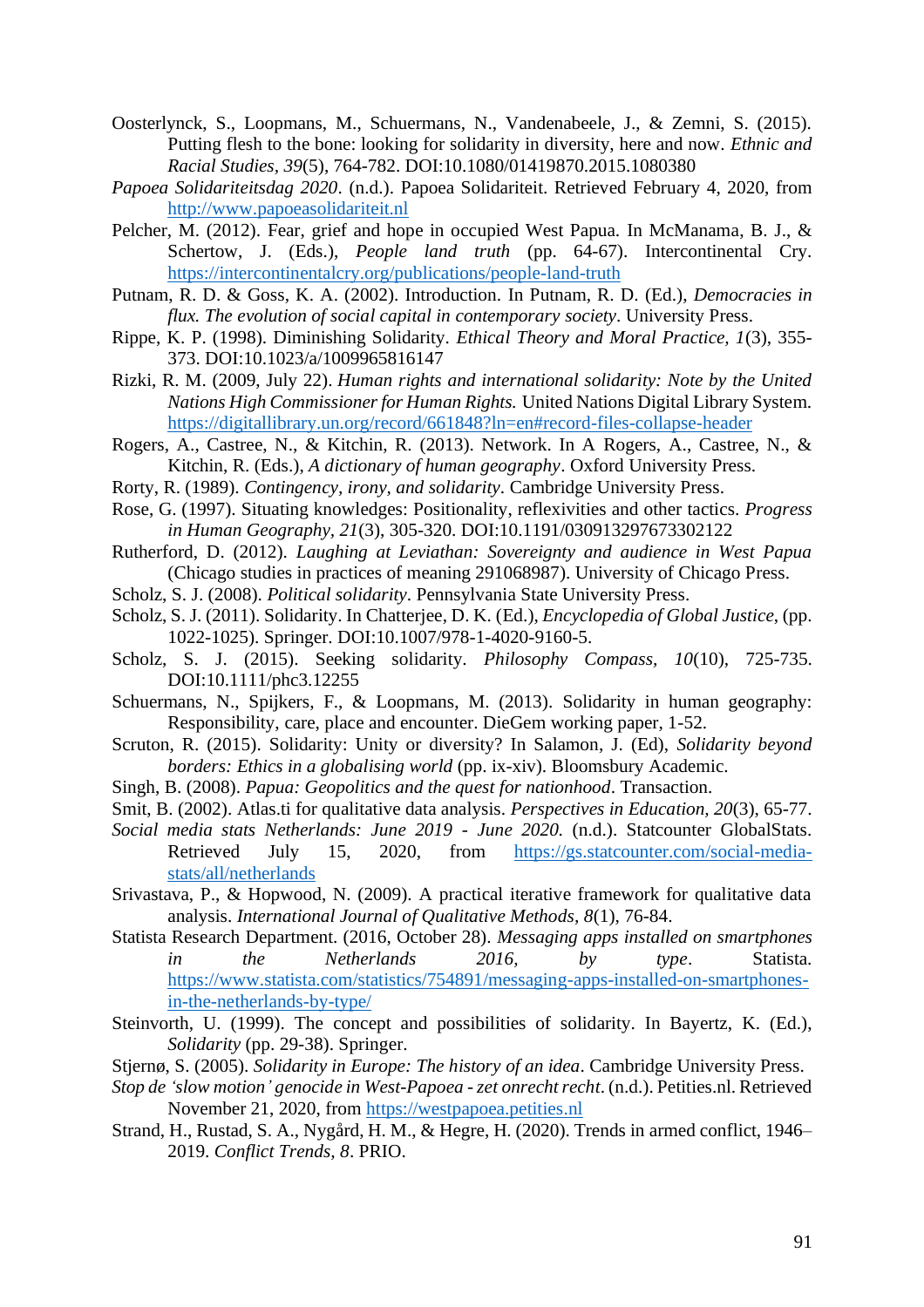Oosterlynck, S., Loopmans, M., Schuermans, N., Vandenabeele, J., & Zemni, S. (2015). Putting flesh to the bone: looking for solidarity in diversity, here and now. *Ethnic and Racial Studies*, *39*(5), 764-782. DOI:10.1080/01419870.2015.1080380

*Papoea Solidariteitsdag 2020*. (n.d.). Papoea Solidariteit. Retrieved February 4, 2020, from http://www.papoeasolidariteit.nl

Pelcher, M. (2012). Fear, grief and hope in occupied West Papua. In McManama, B. J., & Schertow, J. (Eds.), *People land truth* (pp. 64-67). Intercontinental Cry. https://intercontinentalcry.org/publications/people-land-truth

Putnam, R. D. & Goss, K. A. (2002). Introduction. In Putnam, R. D. (Ed.), *Democracies in flux. The evolution of social capital in contemporary society*. University Press.

Rippe, K. P. (1998). Diminishing Solidarity. *Ethical Theory and Moral Practice*, *1*(3), 355-373. DOI:10.1023/a/1009965816147

Rizki, R. M. (2009, July 22). *Human rights and international solidarity: Note by the United Nations High Commissioner for Human Rights.* United Nations Digital Library System. https://digitallibrary.un.org/record/661848?ln=en#record-files-collapse-header

Rogers, A., Castree, N., & Kitchin, R. (2013). Network. In A Rogers, A., Castree, N., & Kitchin, R. (Eds.), *A dictionary of human geography*. Oxford University Press.

Rorty, R. (1989). *Contingency, irony, and solidarity*. Cambridge University Press.

Rose, G. (1997). Situating knowledges: Positionality, reflexivities and other tactics. *Progress in Human Geography*, *21*(3), 305-320. DOI:10.1191/030913297673302122

Rutherford, D. (2012). *Laughing at Leviathan: Sovereignty and audience in West Papua* (Chicago studies in practices of meaning 291068987). University of Chicago Press.

Scholz, S. J. (2008). *Political solidarity*. Pennsylvania State University Press.

Scholz, S. J. (2011). Solidarity. In Chatterjee, D. K. (Ed.), *Encyclopedia of Global Justice*, (pp. 1022-1025). Springer. DOI:10.1007/978-1-4020-9160-5.

Scholz, S. J. (2015). Seeking solidarity. *Philosophy Compass*, *10*(10), 725-735. DOI:10.1111/phc3.12255

Schuermans, N., Spijkers, F., & Loopmans, M. (2013). Solidarity in human geography: Responsibility, care, place and encounter. DieGem working paper, 1-52.

Scruton, R. (2015). Solidarity: Unity or diversity? In Salamon, J. (Ed), *Solidarity beyond borders: Ethics in a globalising world* (pp. ix-xiv). Bloomsbury Academic.

Singh, B. (2008). *Papua: Geopolitics and the quest for nationhood*. Transaction.

Smit, B. (2002). Atlas.ti for qualitative data analysis. *Perspectives in Education*, *20*(3), 65-77.

*Social media stats Netherlands: June 2019 - June 2020.* (n.d.). Statcounter GlobalStats. Retrieved July 15, 2020, from https://gs.statcounter.com/social-media-stats/all/netherlands

Srivastava, P., & Hopwood, N. (2009). A practical iterative framework for qualitative data analysis. *International Journal of Qualitative Methods*, *8*(1), 76-84.

Statista Research Department. (2016, October 28). *Messaging apps installed on smartphones in the Netherlands 2016, by type*. Statista. https://www.statista.com/statistics/754891/messaging-apps-installed-on-smartphones-in-the-netherlands-by-type/

Steinvorth, U. (1999). The concept and possibilities of solidarity. In Bayertz, K. (Ed.), *Solidarity* (pp. 29-38). Springer.

Stjernø, S. (2005). *Solidarity in Europe: The history of an idea*. Cambridge University Press.

*Stop de 'slow motion' genocide in West-Papoea - zet onrecht recht*. (n.d.). Petities.nl. Retrieved November 21, 2020, from https://westpapoea.petities.nl

Strand, H., Rustad, S. A., Nygård, H. M., & Hegre, H. (2020). Trends in armed conflict, 1946–2019. *Conflict Trends*, *8*. PRIO.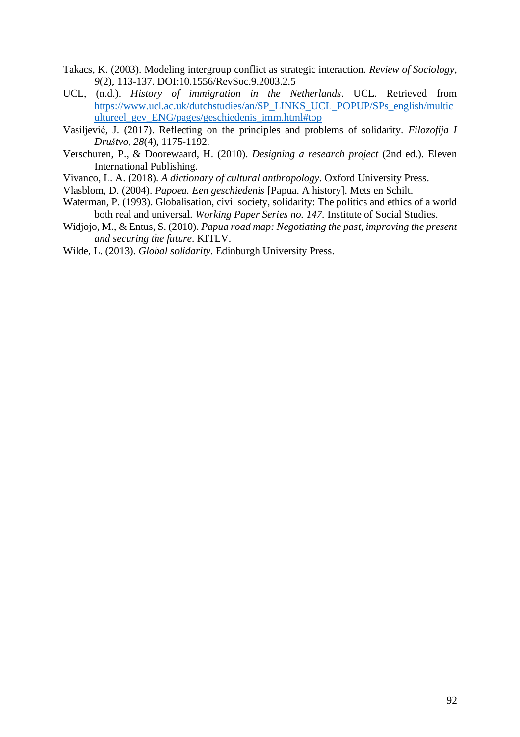Takacs, K. (2003). Modeling intergroup conflict as strategic interaction. *Review of Sociology, 9*(2), 113-137. DOI:10.1556/RevSoc.9.2003.2.5

UCL, (n.d.). *History of immigration in the Netherlands*. UCL. Retrieved from https://www.ucl.ac.uk/dutchstudies/an/SP_LINKS_UCL_POPUP/SPs_english/multicultureel_gev_ENG/pages/geschiedenis_imm.html#top

Vasiljević, J. (2017). Reflecting on the principles and problems of solidarity. *Filozofija I Društvo, 28*(4), 1175-1192.

Verschuren, P., & Doorewaard, H. (2010). *Designing a research project* (2nd ed.). Eleven International Publishing.

Vivanco, L. A. (2018). *A dictionary of cultural anthropology*. Oxford University Press.

Vlasblom, D. (2004). *Papoea. Een geschiedenis* [Papua. A history]. Mets en Schilt.

Waterman, P. (1993). Globalisation, civil society, solidarity: The politics and ethics of a world both real and universal. *Working Paper Series no. 147.* Institute of Social Studies.

Widjojo, M., & Entus, S. (2010). *Papua road map: Negotiating the past, improving the present and securing the future*. KITLV.

Wilde, L. (2013). *Global solidarity*. Edinburgh University Press.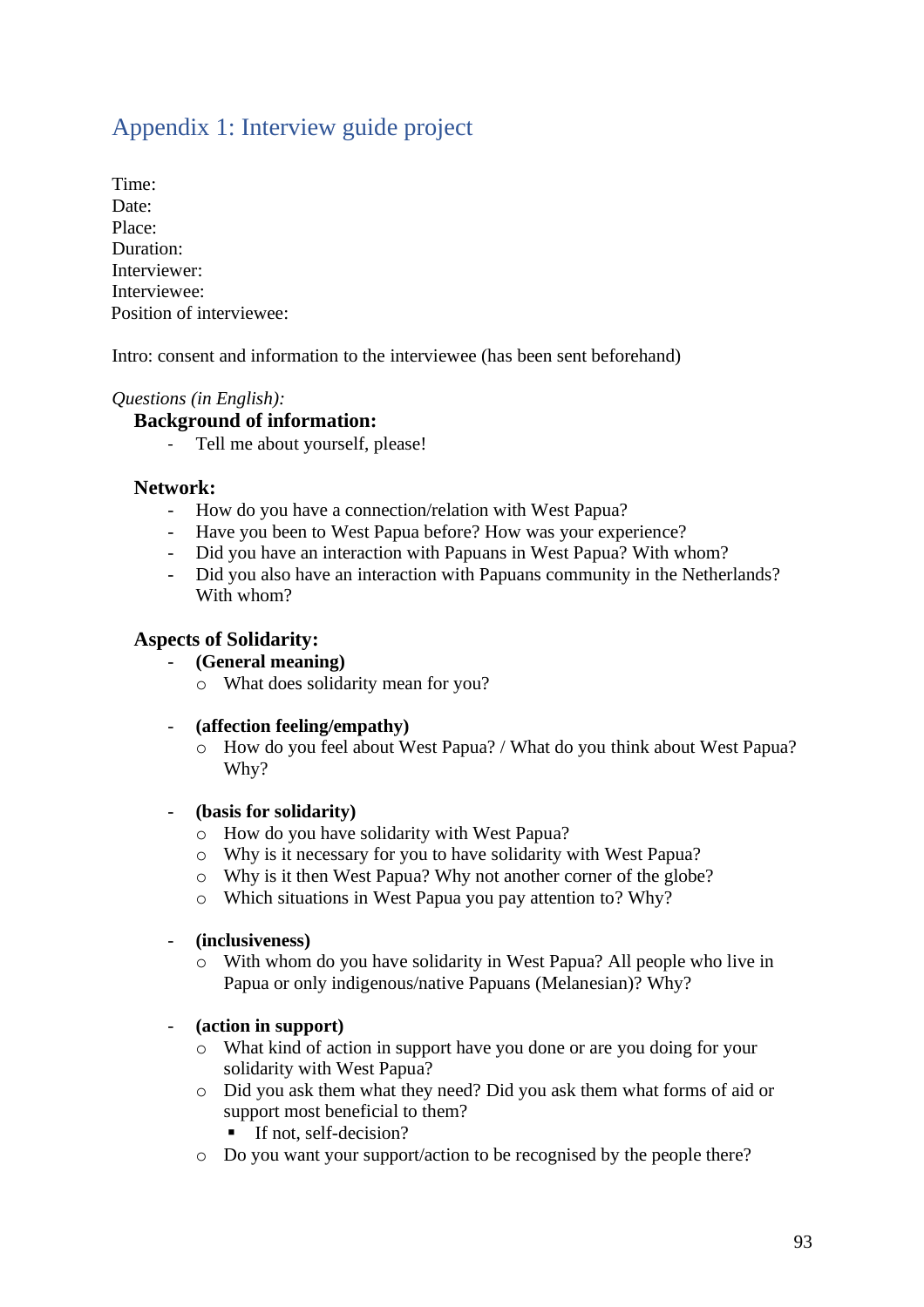# Appendix 1: Interview guide project

Time:
Date:
Place:
Duration:
Interviewer:
Interviewee:
Position of interviewee:

Intro: consent and information to the interviewee (has been sent beforehand)

*Questions (in English):*

**Background of information:**

- Tell me about yourself, please!

**Network:**

- How do you have a connection/relation with West Papua?
- Have you been to West Papua before? How was your experience?
- Did you have an interaction with Papuans in West Papua? With whom?
- Did you also have an interaction with Papuans community in the Netherlands? With whom?

**Aspects of Solidarity:**

- **(General meaning)**
  - What does solidarity mean for you?

- **(affection feeling/empathy)**
  - How do you feel about West Papua? / What do you think about West Papua? Why?

- **(basis for solidarity)**
  - How do you have solidarity with West Papua?
  - Why is it necessary for you to have solidarity with West Papua?
  - Why is it then West Papua? Why not another corner of the globe?
  - Which situations in West Papua you pay attention to? Why?

- **(inclusiveness)**
  - With whom do you have solidarity in West Papua? All people who live in Papua or only indigenous/native Papuans (Melanesian)? Why?

- **(action in support)**
  - What kind of action in support have you done or are you doing for your solidarity with West Papua?
  - Did you ask them what they need? Did you ask them what forms of aid or support most beneficial to them?
    - If not, self-decision?
  - Do you want your support/action to be recognised by the people there?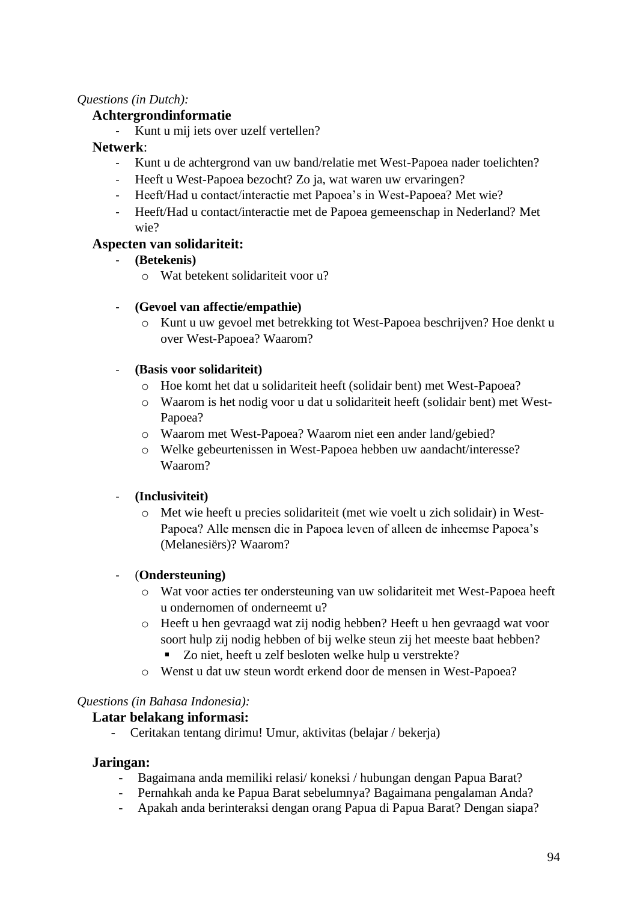*Questions (in Dutch):*

**Achtergrondinformatie**

- Kunt u mij iets over uzelf vertellen?

**Netwerk**:

- Kunt u de achtergrond van uw band/relatie met West-Papoea nader toelichten?
- Heeft u West-Papoea bezocht? Zo ja, wat waren uw ervaringen?
- Heeft/Had u contact/interactie met Papoea's in West-Papoea? Met wie?
- Heeft/Had u contact/interactie met de Papoea gemeenschap in Nederland? Met wie?

**Aspecten van solidariteit:**

- **(Betekenis)**
  - Wat betekent solidariteit voor u?

- **(Gevoel van affectie/empathie)**
  - Kunt u uw gevoel met betrekking tot West-Papoea beschrijven? Hoe denkt u over West-Papoea? Waarom?

- **(Basis voor solidariteit)**
  - Hoe komt het dat u solidariteit heeft (solidair bent) met West-Papoea?
  - Waarom is het nodig voor u dat u solidariteit heeft (solidair bent) met West-Papoea?
  - Waarom met West-Papoea? Waarom niet een ander land/gebied?
  - Welke gebeurtenissen in West-Papoea hebben uw aandacht/interesse? Waarom?

- **(Inclusiviteit)**
  - Met wie heeft u precies solidariteit (met wie voelt u zich solidair) in West-Papoea? Alle mensen die in Papoea leven of alleen de inheemse Papoea's (Melanesiërs)? Waarom?

- (**Ondersteuning)**
  - Wat voor acties ter ondersteuning van uw solidariteit met West-Papoea heeft u ondernomen of onderneemt u?
  - Heeft u hen gevraagd wat zij nodig hebben? Heeft u hen gevraagd wat voor soort hulp zij nodig hebben of bij welke steun zij het meeste baat hebben?
    - Zo niet, heeft u zelf besloten welke hulp u verstrekte?
  - Wenst u dat uw steun wordt erkend door de mensen in West-Papoea?

*Questions (in Bahasa Indonesia):*

**Latar belakang informasi:**

- Ceritakan tentang dirimu! Umur, aktivitas (belajar / bekerja)

**Jaringan:**

- Bagaimana anda memiliki relasi/ koneksi / hubungan dengan Papua Barat?
- Pernahkah anda ke Papua Barat sebelumnya? Bagaimana pengalaman Anda?
- Apakah anda berinteraksi dengan orang Papua di Papua Barat? Dengan siapa?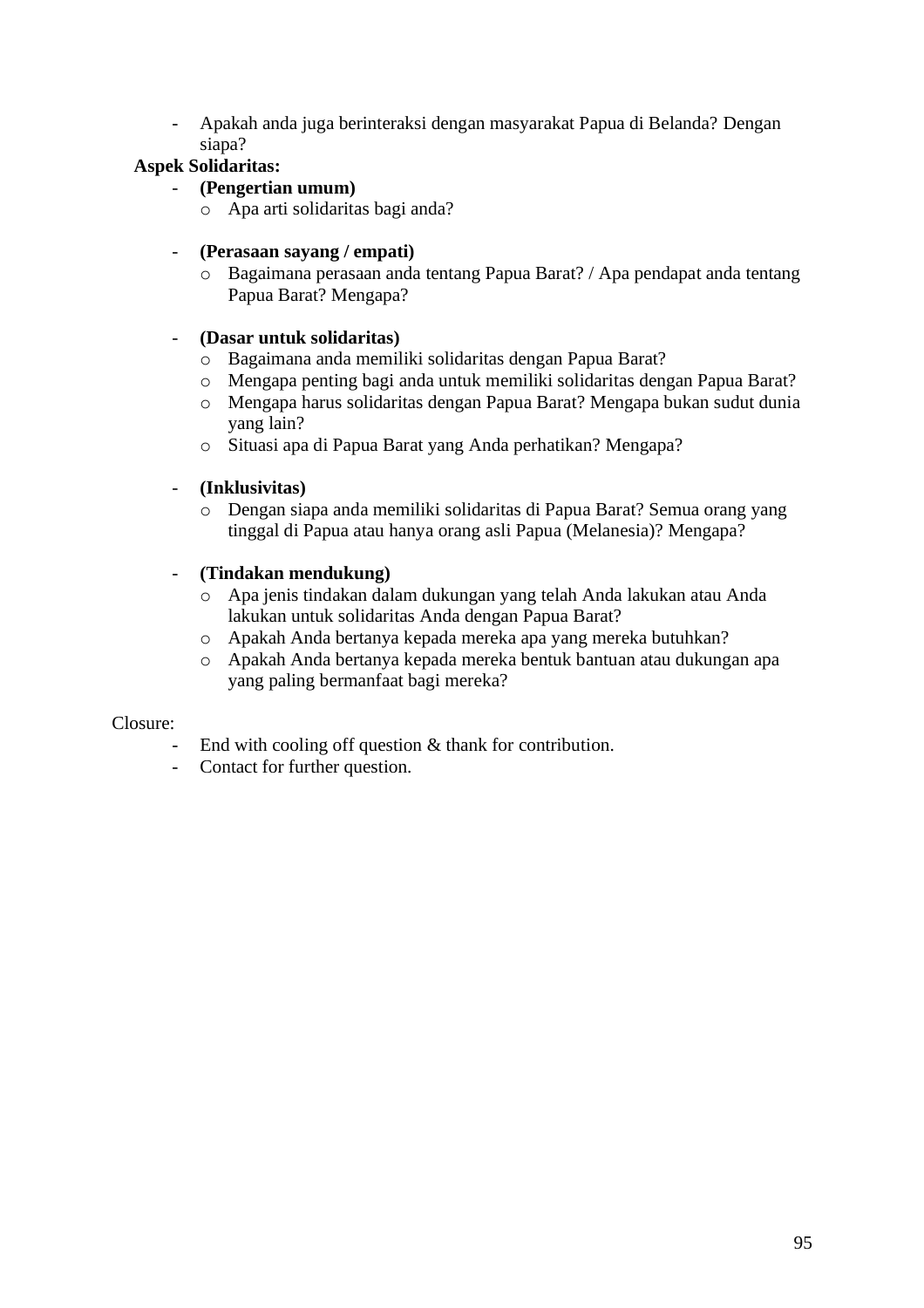- Apakah anda juga berinteraksi dengan masyarakat Papua di Belanda? Dengan siapa?

**Aspek Solidaritas:**

- **(Pengertian umum)**
  - Apa arti solidaritas bagi anda?

- **(Perasaan sayang / empati)**
  - Bagaimana perasaan anda tentang Papua Barat? / Apa pendapat anda tentang Papua Barat? Mengapa?

- **(Dasar untuk solidaritas)**
  - Bagaimana anda memiliki solidaritas dengan Papua Barat?
  - Mengapa penting bagi anda untuk memiliki solidaritas dengan Papua Barat?
  - Mengapa harus solidaritas dengan Papua Barat? Mengapa bukan sudut dunia yang lain?
  - Situasi apa di Papua Barat yang Anda perhatikan? Mengapa?

- **(Inklusivitas)**
  - Dengan siapa anda memiliki solidaritas di Papua Barat? Semua orang yang tinggal di Papua atau hanya orang asli Papua (Melanesia)? Mengapa?

- **(Tindakan mendukung)**
  - Apa jenis tindakan dalam dukungan yang telah Anda lakukan atau Anda lakukan untuk solidaritas Anda dengan Papua Barat?
  - Apakah Anda bertanya kepada mereka apa yang mereka butuhkan?
  - Apakah Anda bertanya kepada mereka bentuk bantuan atau dukungan apa yang paling bermanfaat bagi mereka?

Closure:

- End with cooling off question & thank for contribution.
- Contact for further question.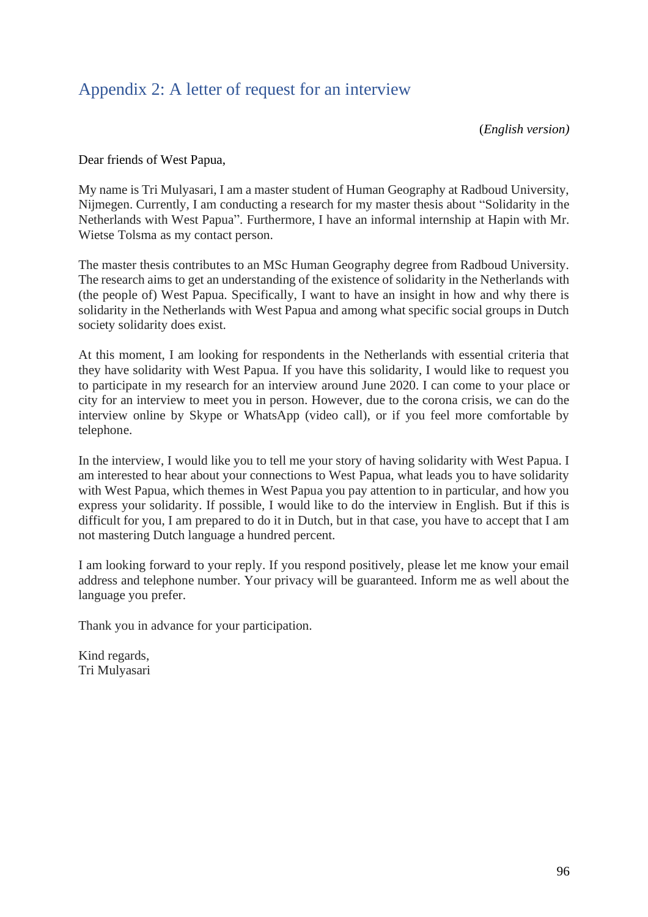## Appendix 2: A letter of request for an interview

(*English version)*

Dear friends of West Papua,

My name is Tri Mulyasari, I am a master student of Human Geography at Radboud University, Nijmegen. Currently, I am conducting a research for my master thesis about "Solidarity in the Netherlands with West Papua". Furthermore, I have an informal internship at Hapin with Mr. Wietse Tolsma as my contact person.

The master thesis contributes to an MSc Human Geography degree from Radboud University. The research aims to get an understanding of the existence of solidarity in the Netherlands with (the people of) West Papua. Specifically, I want to have an insight in how and why there is solidarity in the Netherlands with West Papua and among what specific social groups in Dutch society solidarity does exist.

At this moment, I am looking for respondents in the Netherlands with essential criteria that they have solidarity with West Papua. If you have this solidarity, I would like to request you to participate in my research for an interview around June 2020. I can come to your place or city for an interview to meet you in person. However, due to the corona crisis, we can do the interview online by Skype or WhatsApp (video call), or if you feel more comfortable by telephone.

In the interview, I would like you to tell me your story of having solidarity with West Papua. I am interested to hear about your connections to West Papua, what leads you to have solidarity with West Papua, which themes in West Papua you pay attention to in particular, and how you express your solidarity. If possible, I would like to do the interview in English. But if this is difficult for you, I am prepared to do it in Dutch, but in that case, you have to accept that I am not mastering Dutch language a hundred percent.

I am looking forward to your reply. If you respond positively, please let me know your email address and telephone number. Your privacy will be guaranteed. Inform me as well about the language you prefer.

Thank you in advance for your participation.

Kind regards,
Tri Mulyasari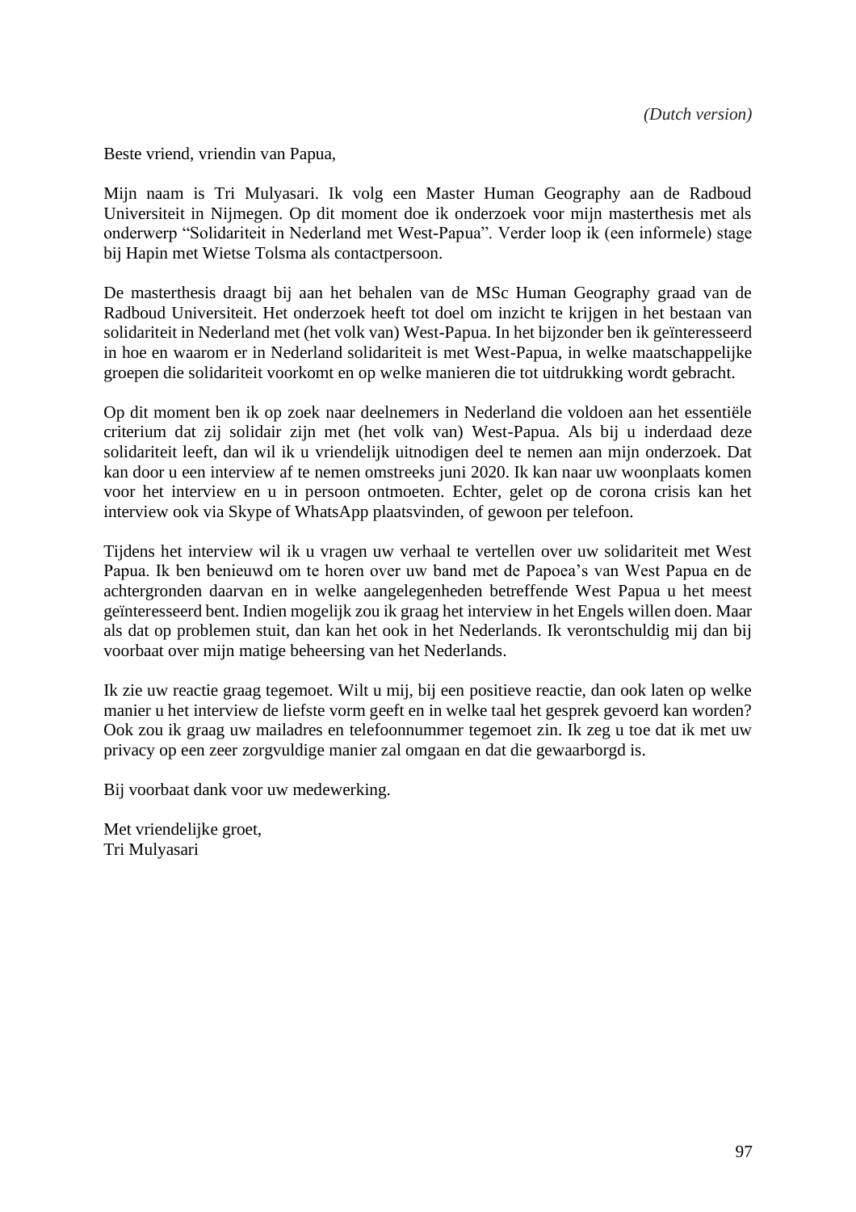*(Dutch version)*

Beste vriend, vriendin van Papua,

Mijn naam is Tri Mulyasari. Ik volg een Master Human Geography aan de Radboud Universiteit in Nijmegen. Op dit moment doe ik onderzoek voor mijn masterthesis met als onderwerp "Solidariteit in Nederland met West-Papua". Verder loop ik (een informele) stage bij Hapin met Wietse Tolsma als contactpersoon.

De masterthesis draagt bij aan het behalen van de MSc Human Geography graad van de Radboud Universiteit. Het onderzoek heeft tot doel om inzicht te krijgen in het bestaan van solidariteit in Nederland met (het volk van) West-Papua. In het bijzonder ben ik geïnteresseerd in hoe en waarom er in Nederland solidariteit is met West-Papua, in welke maatschappelijke groepen die solidariteit voorkomt en op welke manieren die tot uitdrukking wordt gebracht.

Op dit moment ben ik op zoek naar deelnemers in Nederland die voldoen aan het essentiële criterium dat zij solidair zijn met (het volk van) West-Papua. Als bij u inderdaad deze solidariteit leeft, dan wil ik u vriendelijk uitnodigen deel te nemen aan mijn onderzoek. Dat kan door u een interview af te nemen omstreeks juni 2020. Ik kan naar uw woonplaats komen voor het interview en u in persoon ontmoeten. Echter, gelet op de corona crisis kan het interview ook via Skype of WhatsApp plaatsvinden, of gewoon per telefoon.

Tijdens het interview wil ik u vragen uw verhaal te vertellen over uw solidariteit met West Papua. Ik ben benieuwd om te horen over uw band met de Papoea's van West Papua en de achtergronden daarvan en in welke aangelegenheden betreffende West Papua u het meest geïnteresseerd bent. Indien mogelijk zou ik graag het interview in het Engels willen doen. Maar als dat op problemen stuit, dan kan het ook in het Nederlands. Ik verontschuldig mij dan bij voorbaat over mijn matige beheersing van het Nederlands.

Ik zie uw reactie graag tegemoet. Wilt u mij, bij een positieve reactie, dan ook laten op welke manier u het interview de liefste vorm geeft en in welke taal het gesprek gevoerd kan worden? Ook zou ik graag uw mailadres en telefoonnummer tegemoet zin. Ik zeg u toe dat ik met uw privacy op een zeer zorgvuldige manier zal omgaan en dat die gewaarborgd is.

Bij voorbaat dank voor uw medewerking.

Met vriendelijke groet,
Tri Mulyasari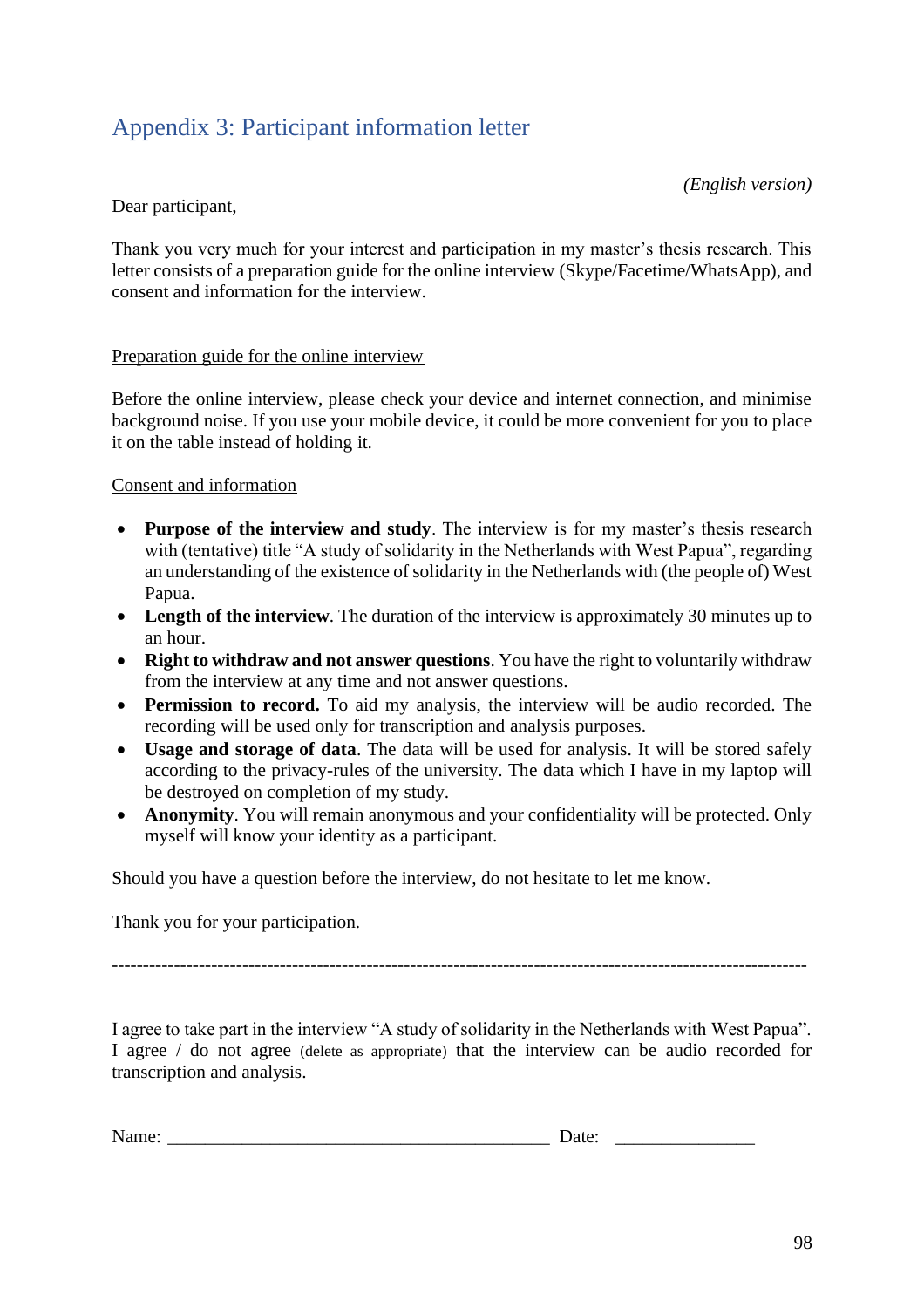## Appendix 3: Participant information letter

*(English version)*

Dear participant,

Thank you very much for your interest and participation in my master's thesis research. This letter consists of a preparation guide for the online interview (Skype/Facetime/WhatsApp), and consent and information for the interview.

<u>Preparation guide for the online interview</u>

Before the online interview, please check your device and internet connection, and minimise background noise. If you use your mobile device, it could be more convenient for you to place it on the table instead of holding it.

<u>Consent and information</u>

- **Purpose of the interview and study**. The interview is for my master's thesis research with (tentative) title "A study of solidarity in the Netherlands with West Papua", regarding an understanding of the existence of solidarity in the Netherlands with (the people of) West Papua.
- **Length of the interview**. The duration of the interview is approximately 30 minutes up to an hour.
- **Right to withdraw and not answer questions**. You have the right to voluntarily withdraw from the interview at any time and not answer questions.
- **Permission to record.** To aid my analysis, the interview will be audio recorded. The recording will be used only for transcription and analysis purposes.
- **Usage and storage of data**. The data will be used for analysis. It will be stored safely according to the privacy-rules of the university. The data which I have in my laptop will be destroyed on completion of my study.
- **Anonymity**. You will remain anonymous and your confidentiality will be protected. Only myself will know your identity as a participant.

Should you have a question before the interview, do not hesitate to let me know.

Thank you for your participation.

---

I agree to take part in the interview "A study of solidarity in the Netherlands with West Papua". I agree / do not agree (delete as appropriate) that the interview can be audio recorded for transcription and analysis.

Name: ________________________________________ Date: _______________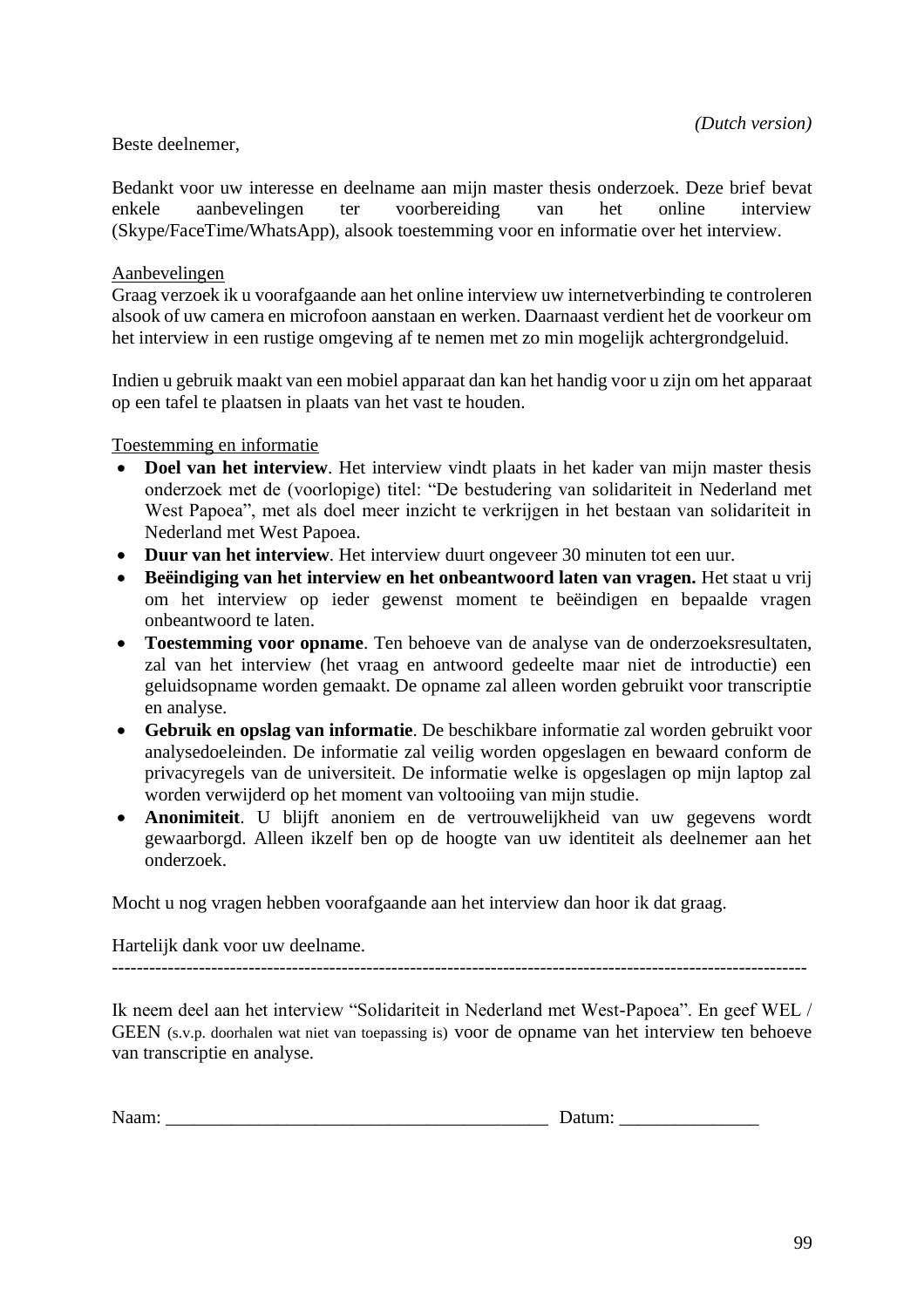*(Dutch version)*

Beste deelnemer,

Bedankt voor uw interesse en deelname aan mijn master thesis onderzoek. Deze brief bevat enkele aanbevelingen ter voorbereiding van het online interview (Skype/FaceTime/WhatsApp), alsook toestemming voor en informatie over het interview.

<u>Aanbevelingen</u>

Graag verzoek ik u voorafgaande aan het online interview uw internetverbinding te controleren alsook of uw camera en microfoon aanstaan en werken. Daarnaast verdient het de voorkeur om het interview in een rustige omgeving af te nemen met zo min mogelijk achtergrondgeluid.

Indien u gebruik maakt van een mobiel apparaat dan kan het handig voor u zijn om het apparaat op een tafel te plaatsen in plaats van het vast te houden.

<u>Toestemming en informatie</u>

- **Doel van het interview**. Het interview vindt plaats in het kader van mijn master thesis onderzoek met de (voorlopige) titel: "De bestudering van solidariteit in Nederland met West Papoea", met als doel meer inzicht te verkrijgen in het bestaan van solidariteit in Nederland met West Papoea.
- **Duur van het interview**. Het interview duurt ongeveer 30 minuten tot een uur.
- **Beëindiging van het interview en het onbeantwoord laten van vragen.** Het staat u vrij om het interview op ieder gewenst moment te beëindigen en bepaalde vragen onbeantwoord te laten.
- **Toestemming voor opname**. Ten behoeve van de analyse van de onderzoeksresultaten, zal van het interview (het vraag en antwoord gedeelte maar niet de introductie) een geluidsopname worden gemaakt. De opname zal alleen worden gebruikt voor transcriptie en analyse.
- **Gebruik en opslag van informatie**. De beschikbare informatie zal worden gebruikt voor analysedoeleinden. De informatie zal veilig worden opgeslagen en bewaard conform de privacyregels van de universiteit. De informatie welke is opgeslagen op mijn laptop zal worden verwijderd op het moment van voltooiing van mijn studie.
- **Anonimiteit**. U blijft anoniem en de vertrouwelijkheid van uw gegevens wordt gewaarborgd. Alleen ikzelf ben op de hoogte van uw identiteit als deelnemer aan het onderzoek.

Mocht u nog vragen hebben voorafgaande aan het interview dan hoor ik dat graag.

Hartelijk dank voor uw deelname.

---

Ik neem deel aan het interview "Solidariteit in Nederland met West-Papoea". En geef WEL / GEEN (s.v.p. doorhalen wat niet van toepassing is) voor de opname van het interview ten behoeve van transcriptie en analyse.

Naam: __________________________________________ Datum: _______________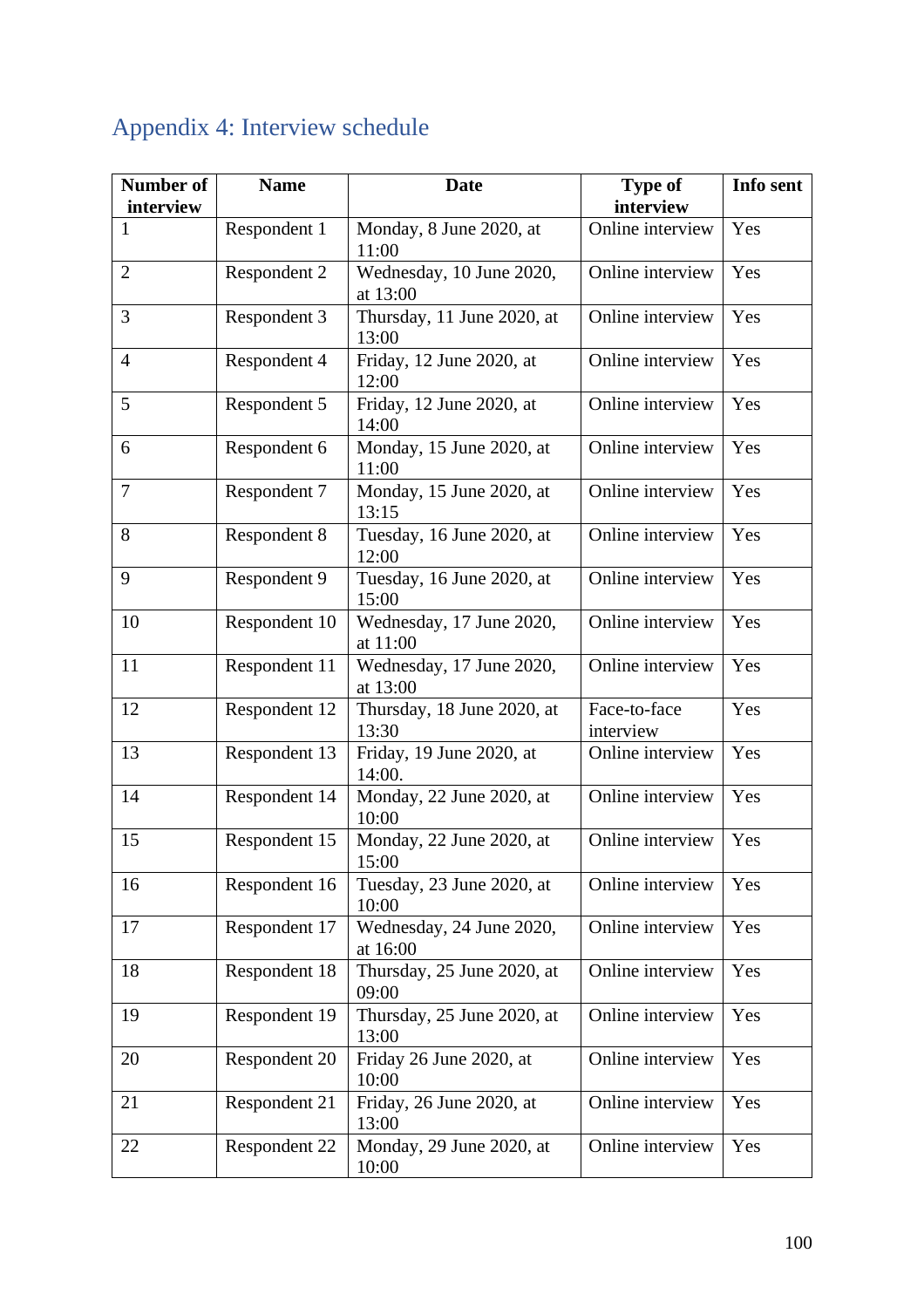## Appendix 4: Interview schedule

| Number of interview | Name | Date | Type of interview | Info sent |
|---|---|---|---|---|
| 1 | Respondent 1 | Monday, 8 June 2020, at 11:00 | Online interview | Yes |
| 2 | Respondent 2 | Wednesday, 10 June 2020, at 13:00 | Online interview | Yes |
| 3 | Respondent 3 | Thursday, 11 June 2020, at 13:00 | Online interview | Yes |
| 4 | Respondent 4 | Friday, 12 June 2020, at 12:00 | Online interview | Yes |
| 5 | Respondent 5 | Friday, 12 June 2020, at 14:00 | Online interview | Yes |
| 6 | Respondent 6 | Monday, 15 June 2020, at 11:00 | Online interview | Yes |
| 7 | Respondent 7 | Monday, 15 June 2020, at 13:15 | Online interview | Yes |
| 8 | Respondent 8 | Tuesday, 16 June 2020, at 12:00 | Online interview | Yes |
| 9 | Respondent 9 | Tuesday, 16 June 2020, at 15:00 | Online interview | Yes |
| 10 | Respondent 10 | Wednesday, 17 June 2020, at 11:00 | Online interview | Yes |
| 11 | Respondent 11 | Wednesday, 17 June 2020, at 13:00 | Online interview | Yes |
| 12 | Respondent 12 | Thursday, 18 June 2020, at 13:30 | Face-to-face interview | Yes |
| 13 | Respondent 13 | Friday, 19 June 2020, at 14:00. | Online interview | Yes |
| 14 | Respondent 14 | Monday, 22 June 2020, at 10:00 | Online interview | Yes |
| 15 | Respondent 15 | Monday, 22 June 2020, at 15:00 | Online interview | Yes |
| 16 | Respondent 16 | Tuesday, 23 June 2020, at 10:00 | Online interview | Yes |
| 17 | Respondent 17 | Wednesday, 24 June 2020, at 16:00 | Online interview | Yes |
| 18 | Respondent 18 | Thursday, 25 June 2020, at 09:00 | Online interview | Yes |
| 19 | Respondent 19 | Thursday, 25 June 2020, at 13:00 | Online interview | Yes |
| 20 | Respondent 20 | Friday 26 June 2020, at 10:00 | Online interview | Yes |
| 21 | Respondent 21 | Friday, 26 June 2020, at 13:00 | Online interview | Yes |
| 22 | Respondent 22 | Monday, 29 June 2020, at 10:00 | Online interview | Yes |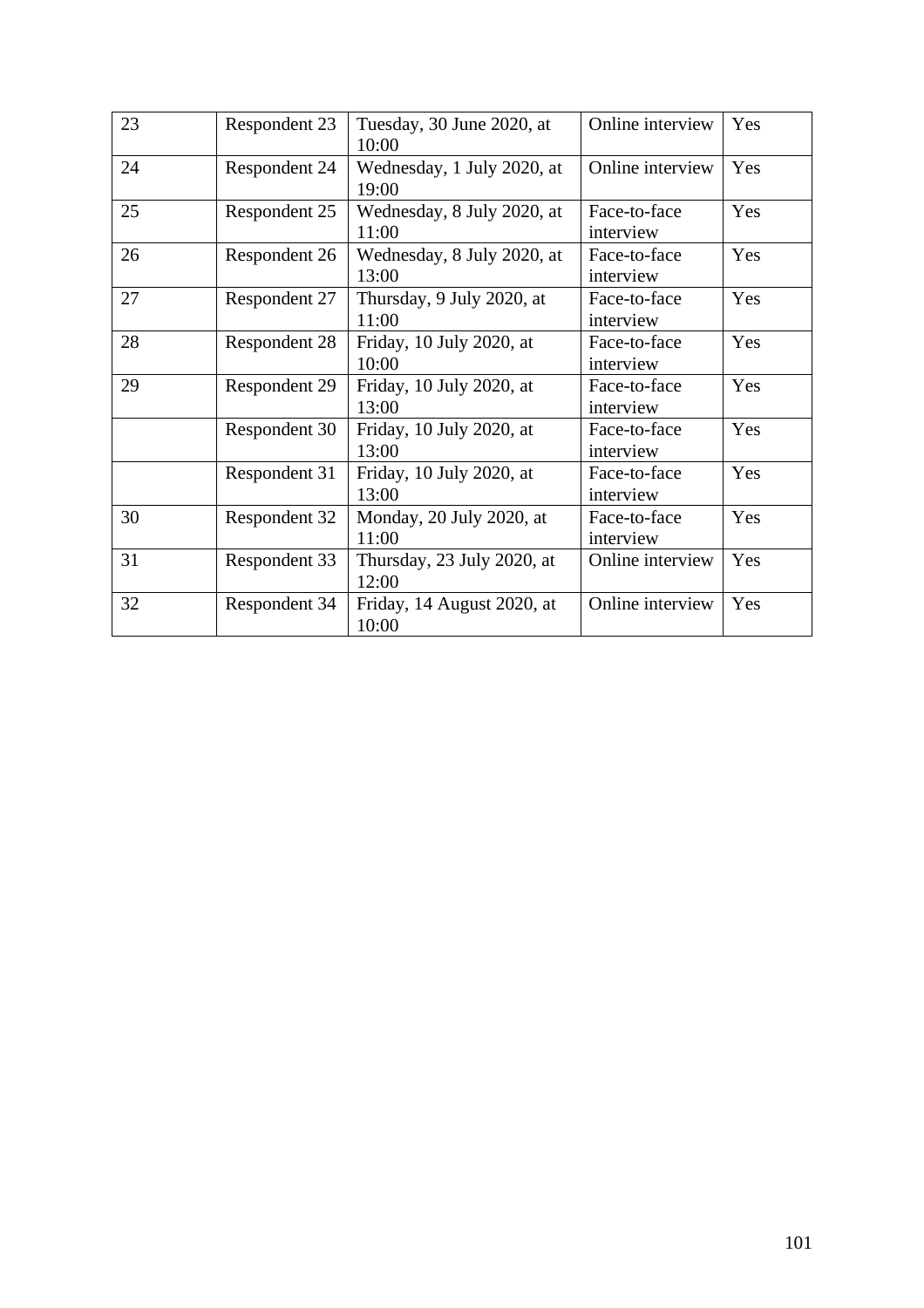| | | | | |
|---|---|---|---|---|
| 23 | Respondent 23 | Tuesday, 30 June 2020, at 10:00 | Online interview | Yes |
| 24 | Respondent 24 | Wednesday, 1 July 2020, at 19:00 | Online interview | Yes |
| 25 | Respondent 25 | Wednesday, 8 July 2020, at 11:00 | Face-to-face interview | Yes |
| 26 | Respondent 26 | Wednesday, 8 July 2020, at 13:00 | Face-to-face interview | Yes |
| 27 | Respondent 27 | Thursday, 9 July 2020, at 11:00 | Face-to-face interview | Yes |
| 28 | Respondent 28 | Friday, 10 July 2020, at 10:00 | Face-to-face interview | Yes |
| 29 | Respondent 29 | Friday, 10 July 2020, at 13:00 | Face-to-face interview | Yes |
| | Respondent 30 | Friday, 10 July 2020, at 13:00 | Face-to-face interview | Yes |
| | Respondent 31 | Friday, 10 July 2020, at 13:00 | Face-to-face interview | Yes |
| 30 | Respondent 32 | Monday, 20 July 2020, at 11:00 | Face-to-face interview | Yes |
| 31 | Respondent 33 | Thursday, 23 July 2020, at 12:00 | Online interview | Yes |
| 32 | Respondent 34 | Friday, 14 August 2020, at 10:00 | Online interview | Yes |